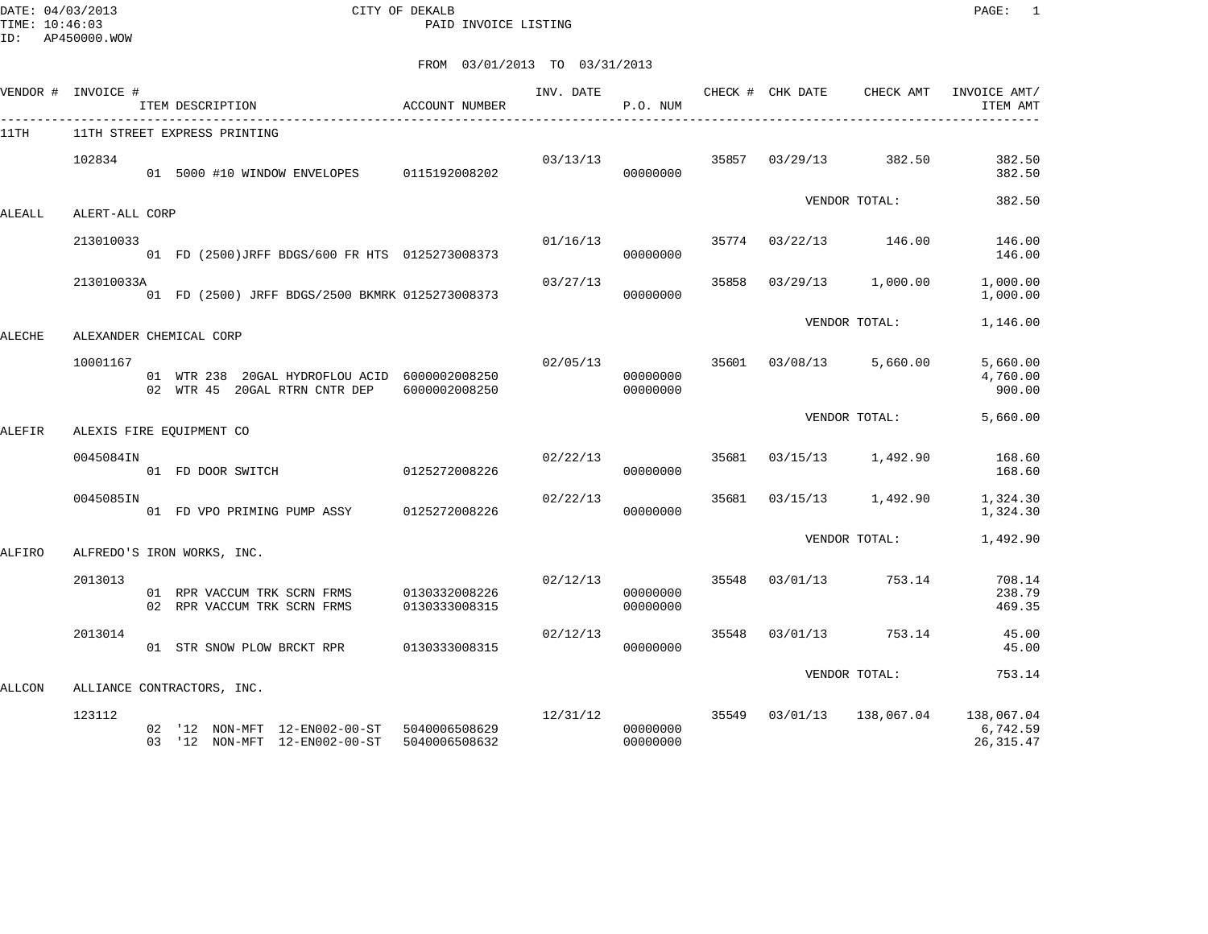DATE: 04/03/2013
TIME: 10:46:03
ID: AP450000.WOW

CITY OF DEKALB
PAID INVOICE LISTING

FROM 03/01/2013 TO 03/31/2013

| VENDOR # | INVOICE # | ITEM DESCRIPTION | ACCOUNT NUMBER | INV. DATE | P.O. NUM | CHECK # | CHK DATE | CHECK AMT | INVOICE AMT/ ITEM AMT |
|---|---|---|---|---|---|---|---|---|---|
| 11TH | 11TH STREET EXPRESS PRINTING | | | | | | | | |
| | 102834 | | | 03/13/13 | | 35857 | 03/29/13 | 382.50 | 382.50 |
| | | 01 5000 #10 WINDOW ENVELOPES | 0115192008202 | | 00000000 | | | | 382.50 |
| | | | | | | | | VENDOR TOTAL: | 382.50 |
| ALEALL | ALERT-ALL CORP | | | | | | | | |
| | 213010033 | | | 01/16/13 | | 35774 | 03/22/13 | 146.00 | 146.00 |
| | | 01 FD (2500)JRFF BDGS/600 FR HTS | 0125273008373 | | 00000000 | | | | 146.00 |
| | 213010033A | | | 03/27/13 | | 35858 | 03/29/13 | 1,000.00 | 1,000.00 |
| | | 01 FD (2500) JRFF BDGS/2500 BKMRK | 0125273008373 | | 00000000 | | | | 1,000.00 |
| | | | | | | | | VENDOR TOTAL: | 1,146.00 |
| ALECHE | ALEXANDER CHEMICAL CORP | | | | | | | | |
| | 10001167 | | | 02/05/13 | | 35601 | 03/08/13 | 5,660.00 | 5,660.00 |
| | | 01 WTR 238 20GAL HYDROFLOU ACID | 6000002008250 | | 00000000 | | | | 4,760.00 |
| | | 02 WTR 45 20GAL RTRN CNTR DEP | 6000002008250 | | 00000000 | | | | 900.00 |
| | | | | | | | | VENDOR TOTAL: | 5,660.00 |
| ALEFIR | ALEXIS FIRE EQUIPMENT CO | | | | | | | | |
| | 0045084IN | | | 02/22/13 | | 35681 | 03/15/13 | 1,492.90 | 168.60 |
| | | 01 FD DOOR SWITCH | 0125272008226 | | 00000000 | | | | 168.60 |
| | 0045085IN | | | 02/22/13 | | 35681 | 03/15/13 | 1,492.90 | 1,324.30 |
| | | 01 FD VPO PRIMING PUMP ASSY | 0125272008226 | | 00000000 | | | | 1,324.30 |
| | | | | | | | | VENDOR TOTAL: | 1,492.90 |
| ALFIRO | ALFREDO'S IRON WORKS, INC. | | | | | | | | |
| | 2013013 | | | 02/12/13 | | 35548 | 03/01/13 | 753.14 | 708.14 |
| | | 01 RPR VACCUM TRK SCRN FRMS | 0130332008226 | | 00000000 | | | | 238.79 |
| | | 02 RPR VACCUM TRK SCRN FRMS | 0130333008315 | | 00000000 | | | | 469.35 |
| | 2013014 | | | 02/12/13 | | 35548 | 03/01/13 | 753.14 | 45.00 |
| | | 01 STR SNOW PLOW BRCKT RPR | 0130333008315 | | 00000000 | | | | 45.00 |
| | | | | | | | | VENDOR TOTAL: | 753.14 |
| ALLCON | ALLIANCE CONTRACTORS, INC. | | | | | | | | |
| | 123112 | | | 12/31/12 | | 35549 | 03/01/13 | 138,067.04 | 138,067.04 |
| | | 02 '12 NON-MFT 12-EN002-00-ST | 5040006508629 | | 00000000 | | | | 6,742.59 |
| | | 03 '12 NON-MFT 12-EN002-00-ST | 5040006508632 | | 00000000 | | | | 26,315.47 |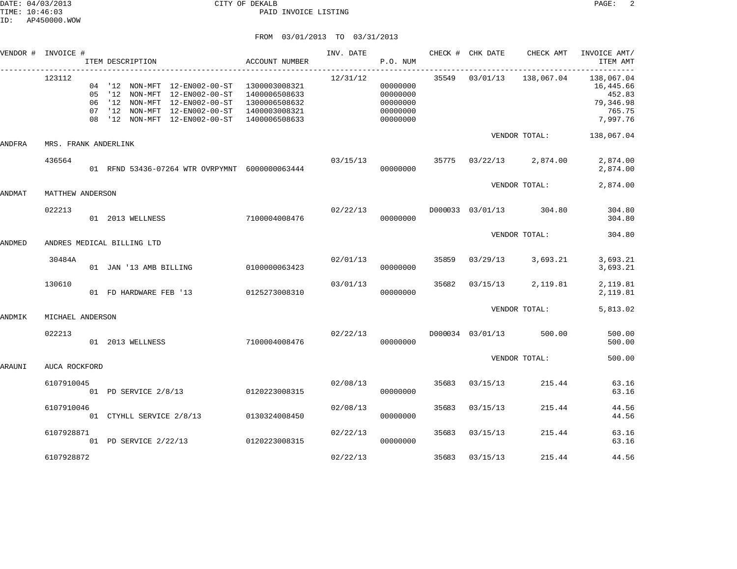CITY OF DEKALB
PAID INVOICE LISTING

DATE: 04/03/2013
TIME: 10:46:03
ID: AP450000.WOW

FROM 03/01/2013 TO 03/31/2013

| VENDOR # | INVOICE # | ITEM DESCRIPTION | ACCOUNT NUMBER | INV. DATE | P.O. NUM | CHECK # | CHK DATE | CHECK AMT | INVOICE AMT/ ITEM AMT |
|---|---|---|---|---|---|---|---|---|---|
| | 123112 | | | 12/31/12 | | 35549 | 03/01/13 | 138,067.04 | 138,067.04 |
| | | 04 '12 NON-MFT 12-EN002-00-ST | 1300003008321 | | 00000000 | | | | 16,445.66 |
| | | 05 '12 NON-MFT 12-EN002-00-ST | 1400006508633 | | 00000000 | | | | 452.83 |
| | | 06 '12 NON-MFT 12-EN002-00-ST | 1300006508632 | | 00000000 | | | | 79,346.98 |
| | | 07 '12 NON-MFT 12-EN002-00-ST | 1400003008321 | | 00000000 | | | | 765.75 |
| | | 08 '12 NON-MFT 12-EN002-00-ST | 1400006508633 | | 00000000 | | | | 7,997.76 |
| | | | | | | | | VENDOR TOTAL: | 138,067.04 |
| ANDFRA | MRS. FRANK ANDERLINK | | | | | | | | |
| | 436564 | | | 03/15/13 | | 35775 | 03/22/13 | 2,874.00 | 2,874.00 |
| | | 01 RFND 53436-07264 WTR OVRPYMNT | 6000000063444 | | 00000000 | | | | 2,874.00 |
| | | | | | | | | VENDOR TOTAL: | 2,874.00 |
| ANDMAT | MATTHEW ANDERSON | | | | | | | | |
| | 022213 | | | 02/22/13 | | D000033 | 03/01/13 | 304.80 | 304.80 |
| | | 01 2013 WELLNESS | 7100004008476 | | 00000000 | | | | 304.80 |
| | | | | | | | | VENDOR TOTAL: | 304.80 |
| ANDMED | ANDRES MEDICAL BILLING LTD | | | | | | | | |
| | 30484A | | | 02/01/13 | | 35859 | 03/29/13 | 3,693.21 | 3,693.21 |
| | | 01 JAN '13 AMB BILLING | 0100000063423 | | 00000000 | | | | 3,693.21 |
| | 130610 | | | 03/01/13 | | 35682 | 03/15/13 | 2,119.81 | 2,119.81 |
| | | 01 FD HARDWARE FEB '13 | 0125273008310 | | 00000000 | | | | 2,119.81 |
| | | | | | | | | VENDOR TOTAL: | 5,813.02 |
| ANDMIK | MICHAEL ANDERSON | | | | | | | | |
| | 022213 | | | 02/22/13 | | D000034 | 03/01/13 | 500.00 | 500.00 |
| | | 01 2013 WELLNESS | 7100004008476 | | 00000000 | | | | 500.00 |
| | | | | | | | | VENDOR TOTAL: | 500.00 |
| ARAUNI | AUCA ROCKFORD | | | | | | | | |
| | 6107910045 | | | 02/08/13 | | 35683 | 03/15/13 | 215.44 | 63.16 |
| | | 01 PD SERVICE 2/8/13 | 0120223008315 | | 00000000 | | | | 63.16 |
| | 6107910046 | | | 02/08/13 | | 35683 | 03/15/13 | 215.44 | 44.56 |
| | | 01 CTYHLL SERVICE 2/8/13 | 0130324008450 | | 00000000 | | | | 44.56 |
| | 6107928871 | | | 02/22/13 | | 35683 | 03/15/13 | 215.44 | 63.16 |
| | | 01 PD SERVICE 2/22/13 | 0120223008315 | | 00000000 | | | | 63.16 |
| | 6107928872 | | | 02/22/13 | | 35683 | 03/15/13 | 215.44 | 44.56 |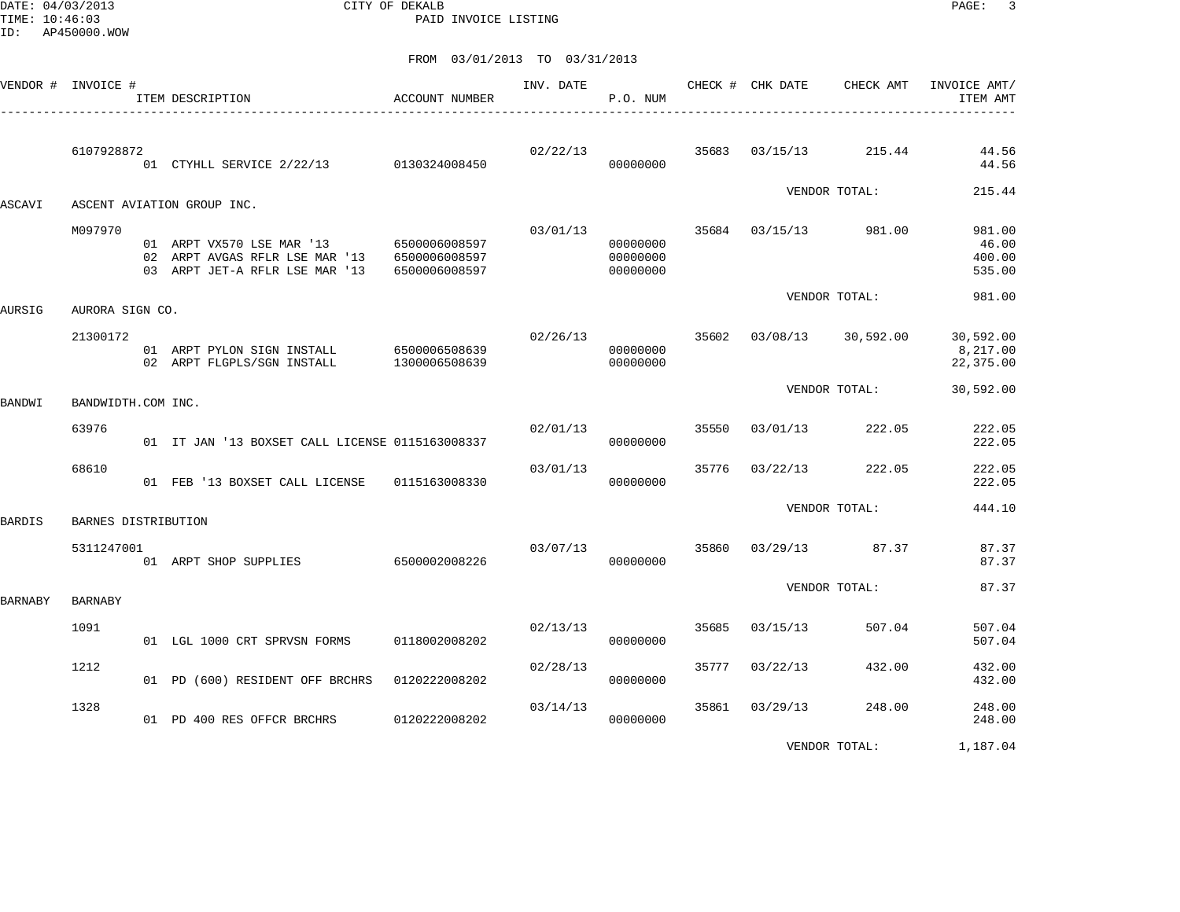CITY OF DEKALB

PAID INVOICE LISTING

FROM 03/01/2013 TO 03/31/2013

| VENDOR # | INVOICE # | ITEM DESCRIPTION | ACCOUNT NUMBER | INV. DATE | P.O. NUM | CHECK # | CHK DATE | CHECK AMT | INVOICE AMT/ ITEM AMT |
|---|---|---|---|---|---|---|---|---|---|
| | 6107928872 | | | 02/22/13 | | 35683 | 03/15/13 | 215.44 | 44.56 |
| | | 01 CTYHLL SERVICE 2/22/13 | 0130324008450 | | 00000000 | | | | 44.56 |
| | | | | | | | | VENDOR TOTAL: | 215.44 |
| ASCAVI | ASCENT AVIATION GROUP INC. | | | | | | | | |
| | M097970 | | | 03/01/13 | | 35684 | 03/15/13 | 981.00 | 981.00 |
| | | 01 ARPT VX570 LSE MAR '13 | 6500006008597 | | 00000000 | | | | 46.00 |
| | | 02 ARPT AVGAS RFLR LSE MAR '13 | 6500006008597 | | 00000000 | | | | 400.00 |
| | | 03 ARPT JET-A RFLR LSE MAR '13 | 6500006008597 | | 00000000 | | | | 535.00 |
| | | | | | | | | VENDOR TOTAL: | 981.00 |
| AURSIG | AURORA SIGN CO. | | | | | | | | |
| | 21300172 | | | 02/26/13 | | 35602 | 03/08/13 | 30,592.00 | 30,592.00 |
| | | 01 ARPT PYLON SIGN INSTALL | 6500006508639 | | 00000000 | | | | 8,217.00 |
| | | 02 ARPT FLGPLS/SGN INSTALL | 1300006508639 | | 00000000 | | | | 22,375.00 |
| | | | | | | | | VENDOR TOTAL: | 30,592.00 |
| BANDWI | BANDWIDTH.COM INC. | | | | | | | | |
| | 63976 | | | 02/01/13 | | 35550 | 03/01/13 | 222.05 | 222.05 |
| | | 01 IT JAN '13 BOXSET CALL LICENSE | 0115163008337 | | 00000000 | | | | 222.05 |
| | 68610 | | | 03/01/13 | | 35776 | 03/22/13 | 222.05 | 222.05 |
| | | 01 FEB '13 BOXSET CALL LICENSE | 0115163008330 | | 00000000 | | | | 222.05 |
| | | | | | | | | VENDOR TOTAL: | 444.10 |
| BARDIS | BARNES DISTRIBUTION | | | | | | | | |
| | 5311247001 | | | 03/07/13 | | 35860 | 03/29/13 | 87.37 | 87.37 |
| | | 01 ARPT SHOP SUPPLIES | 6500002008226 | | 00000000 | | | | 87.37 |
| | | | | | | | | VENDOR TOTAL: | 87.37 |
| BARNABY | BARNABY | | | | | | | | |
| | 1091 | | | 02/13/13 | | 35685 | 03/15/13 | 507.04 | 507.04 |
| | | 01 LGL 1000 CRT SPRVSN FORMS | 0118002008202 | | 00000000 | | | | 507.04 |
| | 1212 | | | 02/28/13 | | 35777 | 03/22/13 | 432.00 | 432.00 |
| | | 01 PD (600) RESIDENT OFF BRCHRS | 0120222008202 | | 00000000 | | | | 432.00 |
| | 1328 | | | 03/14/13 | | 35861 | 03/29/13 | 248.00 | 248.00 |
| | | 01 PD 400 RES OFFCR BRCHRS | 0120222008202 | | 00000000 | | | | 248.00 |
| | | | | | | | | VENDOR TOTAL: | 1,187.04 |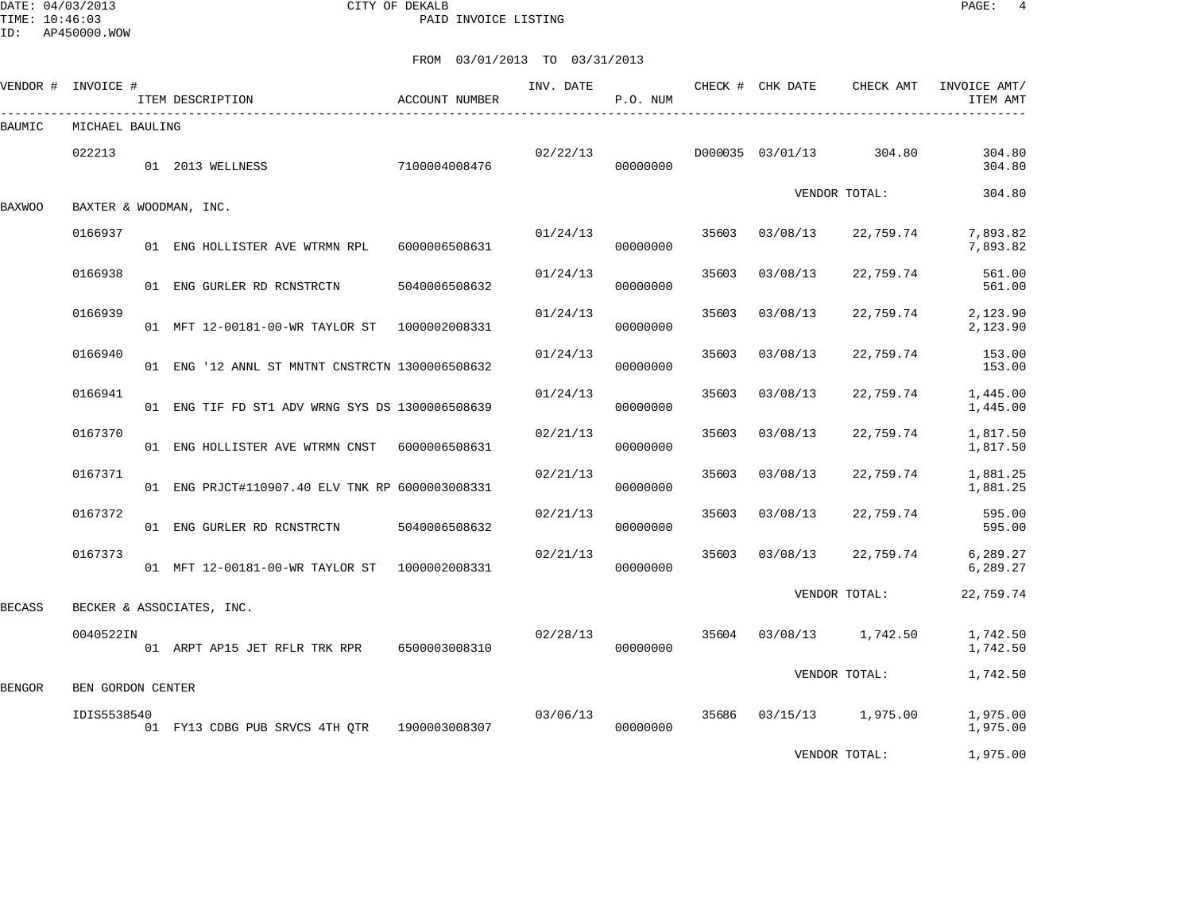DATE: 04/03/2013 CITY OF DEKALB
TIME: 10:46:03 PAID INVOICE LISTING
ID: AP450000.WOW

FROM 03/01/2013 TO 03/31/2013

| VENDOR # | INVOICE # | ITEM DESCRIPTION | ACCOUNT NUMBER | INV. DATE | P.O. NUM | CHECK # | CHK DATE | CHECK AMT | INVOICE AMT/ ITEM AMT |
|---|---|---|---|---|---|---|---|---|---|
| BAUMIC | MICHAEL BAULING | | | | | | | | |
| | 022213 | | | 02/22/13 | | D000035 | 03/01/13 | 304.80 | 304.80 |
| | | 01 2013 WELLNESS | 7100004008476 | | 00000000 | | | | 304.80 |
| | | | | | | | | VENDOR TOTAL: | 304.80 |
| BAXWOO | BAXTER & WOODMAN, INC. | | | | | | | | |
| | 0166937 | | | 01/24/13 | | 35603 | 03/08/13 | 22,759.74 | 7,893.82 |
| | | 01 ENG HOLLISTER AVE WTRMN RPL | 6000006508631 | | 00000000 | | | | 7,893.82 |
| | 0166938 | | | 01/24/13 | | 35603 | 03/08/13 | 22,759.74 | 561.00 |
| | | 01 ENG GURLER RD RCNSTRCTN | 5040006508632 | | 00000000 | | | | 561.00 |
| | 0166939 | | | 01/24/13 | | 35603 | 03/08/13 | 22,759.74 | 2,123.90 |
| | | 01 MFT 12-00181-00-WR TAYLOR ST | 1000002008331 | | 00000000 | | | | 2,123.90 |
| | 0166940 | | | 01/24/13 | | 35603 | 03/08/13 | 22,759.74 | 153.00 |
| | | 01 ENG '12 ANNL ST MNTNT CNSTRCTN | 1300006508632 | | 00000000 | | | | 153.00 |
| | 0166941 | | | 01/24/13 | | 35603 | 03/08/13 | 22,759.74 | 1,445.00 |
| | | 01 ENG TIF FD ST1 ADV WRNG SYS DS | 1300006508639 | | 00000000 | | | | 1,445.00 |
| | 0167370 | | | 02/21/13 | | 35603 | 03/08/13 | 22,759.74 | 1,817.50 |
| | | 01 ENG HOLLISTER AVE WTRMN CNST | 6000006508631 | | 00000000 | | | | 1,817.50 |
| | 0167371 | | | 02/21/13 | | 35603 | 03/08/13 | 22,759.74 | 1,881.25 |
| | | 01 ENG PRJCT#110907.40 ELV TNK RP | 6000003008331 | | 00000000 | | | | 1,881.25 |
| | 0167372 | | | 02/21/13 | | 35603 | 03/08/13 | 22,759.74 | 595.00 |
| | | 01 ENG GURLER RD RCNSTRCTN | 5040006508632 | | 00000000 | | | | 595.00 |
| | 0167373 | | | 02/21/13 | | 35603 | 03/08/13 | 22,759.74 | 6,289.27 |
| | | 01 MFT 12-00181-00-WR TAYLOR ST | 1000002008331 | | 00000000 | | | | 6,289.27 |
| | | | | | | | | VENDOR TOTAL: | 22,759.74 |
| BECASS | BECKER & ASSOCIATES, INC. | | | | | | | | |
| | 0040522IN | | | 02/28/13 | | 35604 | 03/08/13 | 1,742.50 | 1,742.50 |
| | | 01 ARPT AP15 JET RFLR TRK RPR | 6500003008310 | | 00000000 | | | | 1,742.50 |
| | | | | | | | | VENDOR TOTAL: | 1,742.50 |
| BENGOR | BEN GORDON CENTER | | | | | | | | |
| | IDIS5538540 | | | 03/06/13 | | 35686 | 03/15/13 | 1,975.00 | 1,975.00 |
| | | 01 FY13 CDBG PUB SRVCS 4TH QTR | 1900003008307 | | 00000000 | | | | 1,975.00 |
| | | | | | | | | VENDOR TOTAL: | 1,975.00 |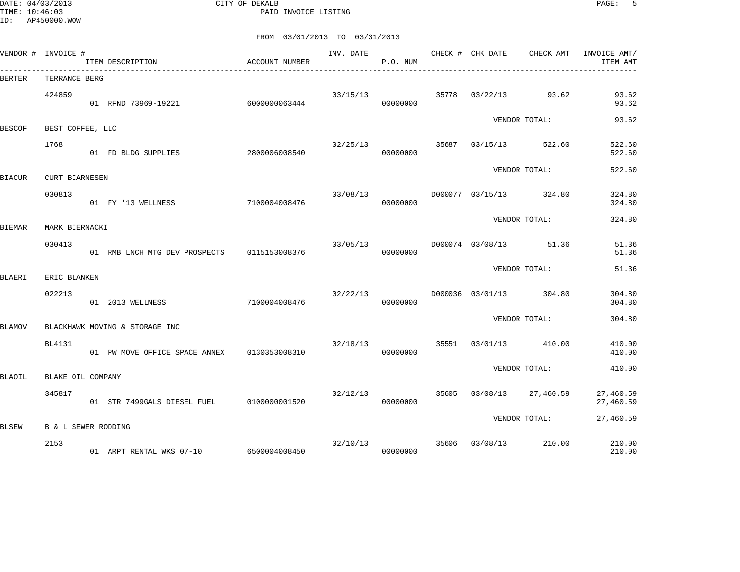CITY OF DEKALB
PAID INVOICE LISTING

DATE: 04/03/2013
TIME: 10:46:03
ID: AP450000.WOW

FROM 03/01/2013 TO 03/31/2013

| VENDOR # | INVOICE # | ITEM DESCRIPTION | ACCOUNT NUMBER | INV. DATE | P.O. NUM | CHECK # | CHK DATE | CHECK AMT | INVOICE AMT/ ITEM AMT |
|---|---|---|---|---|---|---|---|---|---|
| BERTER | TERRANCE BERG | | | | | | | | |
| | 424859 | | | 03/15/13 | | 35778 | 03/22/13 | 93.62 | 93.62 |
| | | 01 RFND 73969-19221 | 6000000063444 | | 00000000 | | | | 93.62 |
| | | | | | | | VENDOR TOTAL: | | 93.62 |
| BESCOF | BEST COFFEE, LLC | | | | | | | | |
| | 1768 | | | 02/25/13 | | 35687 | 03/15/13 | 522.60 | 522.60 |
| | | 01 FD BLDG SUPPLIES | 2800006008540 | | 00000000 | | | | 522.60 |
| | | | | | | | VENDOR TOTAL: | | 522.60 |
| BIACUR | CURT BIARNESEN | | | | | | | | |
| | 030813 | | | 03/08/13 | | D000077 | 03/15/13 | 324.80 | 324.80 |
| | | 01 FY '13 WELLNESS | 7100004008476 | | 00000000 | | | | 324.80 |
| | | | | | | | VENDOR TOTAL: | | 324.80 |
| BIEMAR | MARK BIERNACKI | | | | | | | | |
| | 030413 | | | 03/05/13 | | D000074 | 03/08/13 | 51.36 | 51.36 |
| | | 01 RMB LNCH MTG DEV PROSPECTS | 0115153008376 | | 00000000 | | | | 51.36 |
| | | | | | | | VENDOR TOTAL: | | 51.36 |
| BLAERI | ERIC BLANKEN | | | | | | | | |
| | 022213 | | | 02/22/13 | | D000036 | 03/01/13 | 304.80 | 304.80 |
| | | 01 2013 WELLNESS | 7100004008476 | | 00000000 | | | | 304.80 |
| | | | | | | | VENDOR TOTAL: | | 304.80 |
| BLAMOV | BLACKHAWK MOVING & STORAGE INC | | | | | | | | |
| | BL4131 | | | 02/18/13 | | 35551 | 03/01/13 | 410.00 | 410.00 |
| | | 01 PW MOVE OFFICE SPACE ANNEX | 0130353008310 | | 00000000 | | | | 410.00 |
| | | | | | | | VENDOR TOTAL: | | 410.00 |
| BLAOIL | BLAKE OIL COMPANY | | | | | | | | |
| | 345817 | | | 02/12/13 | | 35605 | 03/08/13 | 27,460.59 | 27,460.59 |
| | | 01 STR 7499GALS DIESEL FUEL | 0100000001520 | | 00000000 | | | | 27,460.59 |
| | | | | | | | VENDOR TOTAL: | | 27,460.59 |
| BLSEW | B & L SEWER RODDING | | | | | | | | |
| | 2153 | | | 02/10/13 | | 35606 | 03/08/13 | 210.00 | 210.00 |
| | | 01 ARPT RENTAL WKS 07-10 | 6500004008450 | | 00000000 | | | | 210.00 |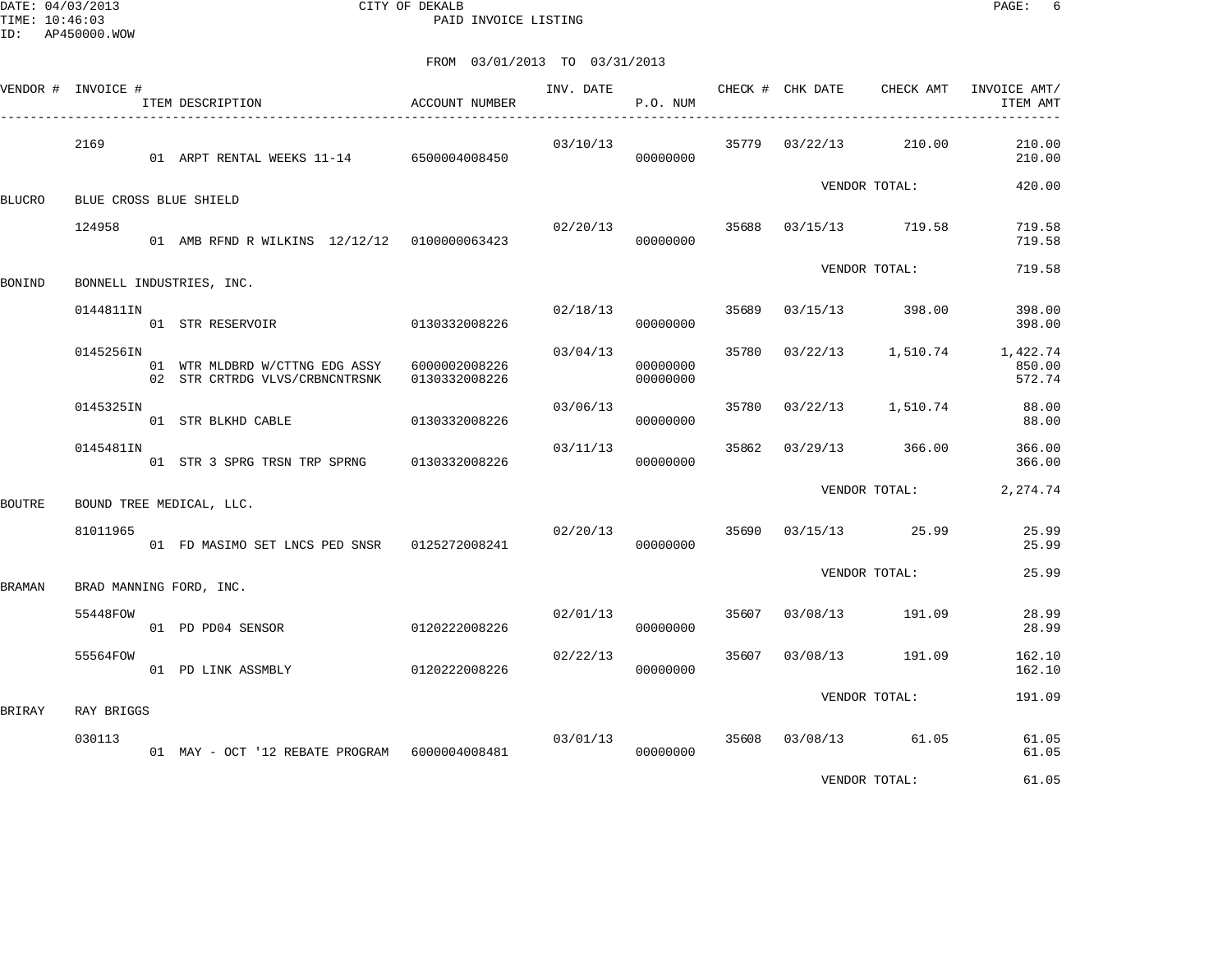CITY OF DEKALB
PAID INVOICE LISTING

DATE: 04/03/2013
TIME: 10:46:03
ID: AP450000.WOW

FROM 03/01/2013 TO 03/31/2013

| VENDOR # | INVOICE # | ITEM DESCRIPTION | ACCOUNT NUMBER | INV. DATE | P.O. NUM | CHECK # | CHK DATE | CHECK AMT | INVOICE AMT/ ITEM AMT |
|---|---|---|---|---|---|---|---|---|---|
| | 2169 | | | 03/10/13 | | 35779 | 03/22/13 | 210.00 | 210.00 |
| | | 01 ARPT RENTAL WEEKS 11-14 | 6500004008450 | | 00000000 | | | | 210.00 |
| | | | | | | | | VENDOR TOTAL: | 420.00 |
| BLUCRO | BLUE CROSS BLUE SHIELD | | | | | | | | |
| | 124958 | | | 02/20/13 | | 35688 | 03/15/13 | 719.58 | 719.58 |
| | | 01 AMB RFND R WILKINS 12/12/12 | 0100000063423 | | 00000000 | | | | 719.58 |
| | | | | | | | | VENDOR TOTAL: | 719.58 |
| BONIND | BONNELL INDUSTRIES, INC. | | | | | | | | |
| | 0144811IN | | | 02/18/13 | | 35689 | 03/15/13 | 398.00 | 398.00 |
| | | 01 STR RESERVOIR | 0130332008226 | | 00000000 | | | | 398.00 |
| | 0145256IN | | | 03/04/13 | | 35780 | 03/22/13 | 1,510.74 | 1,422.74 |
| | | 01 WTR MLDBRD W/CTTNG EDG ASSY | 6000002008226 | | 00000000 | | | | 850.00 |
| | | 02 STR CRTRDG VLVS/CRBNCNTRSNK | 0130332008226 | | 00000000 | | | | 572.74 |
| | 0145325IN | | | 03/06/13 | | 35780 | 03/22/13 | 1,510.74 | 88.00 |
| | | 01 STR BLKHD CABLE | 0130332008226 | | 00000000 | | | | 88.00 |
| | 0145481IN | | | 03/11/13 | | 35862 | 03/29/13 | 366.00 | 366.00 |
| | | 01 STR 3 SPRG TRSN TRP SPRNG | 0130332008226 | | 00000000 | | | | 366.00 |
| | | | | | | | | VENDOR TOTAL: | 2,274.74 |
| BOUTRE | BOUND TREE MEDICAL, LLC. | | | | | | | | |
| | 81011965 | | | 02/20/13 | | 35690 | 03/15/13 | 25.99 | 25.99 |
| | | 01 FD MASIMO SET LNCS PED SNSR | 0125272008241 | | 00000000 | | | | 25.99 |
| | | | | | | | | VENDOR TOTAL: | 25.99 |
| BRAMAN | BRAD MANNING FORD, INC. | | | | | | | | |
| | 55448FOW | | | 02/01/13 | | 35607 | 03/08/13 | 191.09 | 28.99 |
| | | 01 PD PD04 SENSOR | 0120222008226 | | 00000000 | | | | 28.99 |
| | 55564FOW | | | 02/22/13 | | 35607 | 03/08/13 | 191.09 | 162.10 |
| | | 01 PD LINK ASSMBLY | 0120222008226 | | 00000000 | | | | 162.10 |
| | | | | | | | | VENDOR TOTAL: | 191.09 |
| BRIRAY | RAY BRIGGS | | | | | | | | |
| | 030113 | | | 03/01/13 | | 35608 | 03/08/13 | 61.05 | 61.05 |
| | | 01 MAY - OCT '12 REBATE PROGRAM | 6000004008481 | | 00000000 | | | | 61.05 |
| | | | | | | | | VENDOR TOTAL: | 61.05 |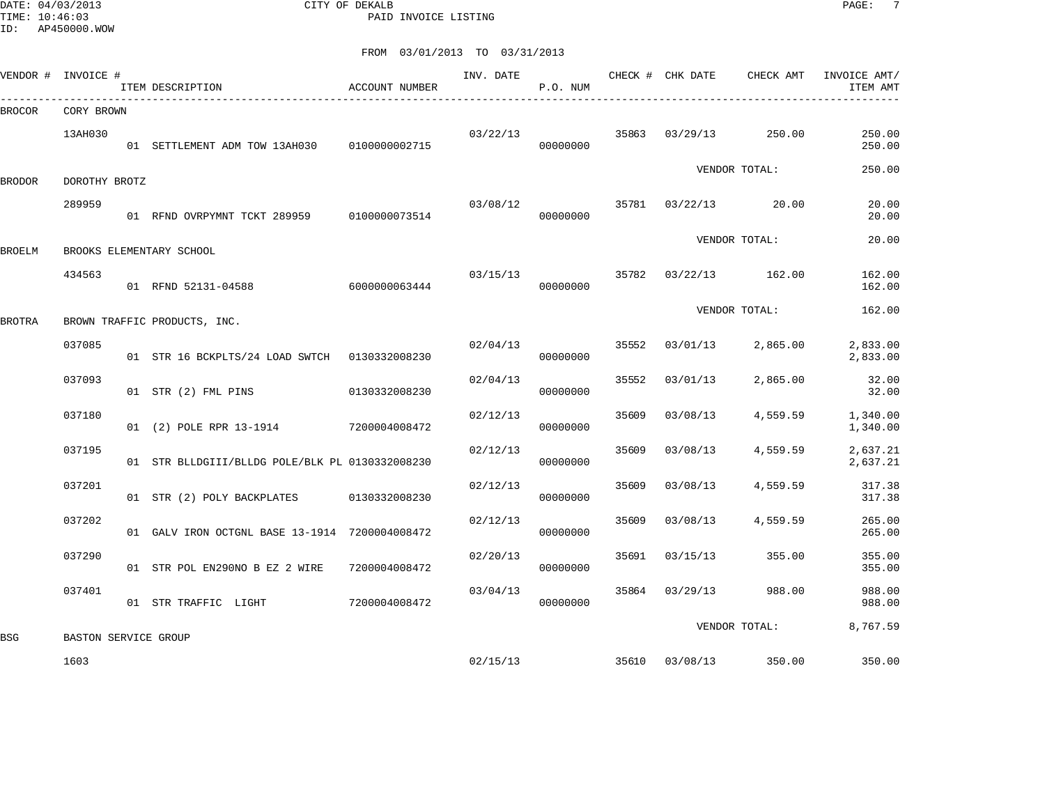CITY OF DEKALB
PAID INVOICE LISTING

DATE: 04/03/2013
TIME: 10:46:03
ID: AP450000.WOW

FROM 03/01/2013 TO 03/31/2013

| VENDOR # | INVOICE # | ITEM DESCRIPTION | ACCOUNT NUMBER | INV. DATE | P.O. NUM | CHECK # | CHK DATE | CHECK AMT | INVOICE AMT/ ITEM AMT |
|---|---|---|---|---|---|---|---|---|---|
| BROCOR | CORY BROWN | | | | | | | | |
| | 13AH030 | | | 03/22/13 | | 35863 | 03/29/13 | 250.00 | 250.00 |
| | | 01 SETTLEMENT ADM TOW 13AH030 | 0100000002715 | | 00000000 | | | | 250.00 |
| | | | | | | | | VENDOR TOTAL: | 250.00 |
| BRODOR | DOROTHY BROTZ | | | | | | | | |
| | 289959 | | | 03/08/12 | | 35781 | 03/22/13 | 20.00 | 20.00 |
| | | 01 RFND OVRPYMNT TCKT 289959 | 0100000073514 | | 00000000 | | | | 20.00 |
| | | | | | | | | VENDOR TOTAL: | 20.00 |
| BROELM | BROOKS ELEMENTARY SCHOOL | | | | | | | | |
| | 434563 | | | 03/15/13 | | 35782 | 03/22/13 | 162.00 | 162.00 |
| | | 01 RFND 52131-04588 | 6000000063444 | | 00000000 | | | | 162.00 |
| | | | | | | | | VENDOR TOTAL: | 162.00 |
| BROTRA | BROWN TRAFFIC PRODUCTS, INC. | | | | | | | | |
| | 037085 | | | 02/04/13 | | 35552 | 03/01/13 | 2,865.00 | 2,833.00 |
| | | 01 STR 16 BCKPLTS/24 LOAD SWTCH | 0130332008230 | | 00000000 | | | | 2,833.00 |
| | 037093 | | | 02/04/13 | | 35552 | 03/01/13 | 2,865.00 | 32.00 |
| | | 01 STR (2) FML PINS | 0130332008230 | | 00000000 | | | | 32.00 |
| | 037180 | | | 02/12/13 | | 35609 | 03/08/13 | 4,559.59 | 1,340.00 |
| | | 01 (2) POLE RPR 13-1914 | 7200004008472 | | 00000000 | | | | 1,340.00 |
| | 037195 | | | 02/12/13 | | 35609 | 03/08/13 | 4,559.59 | 2,637.21 |
| | | 01 STR BLLDGIII/BLLDG POLE/BLK PL | 0130332008230 | | 00000000 | | | | 2,637.21 |
| | 037201 | | | 02/12/13 | | 35609 | 03/08/13 | 4,559.59 | 317.38 |
| | | 01 STR (2) POLY BACKPLATES | 0130332008230 | | 00000000 | | | | 317.38 |
| | 037202 | | | 02/12/13 | | 35609 | 03/08/13 | 4,559.59 | 265.00 |
| | | 01 GALV IRON OCTGNL BASE 13-1914 | 7200004008472 | | 00000000 | | | | 265.00 |
| | 037290 | | | 02/20/13 | | 35691 | 03/15/13 | 355.00 | 355.00 |
| | | 01 STR POL EN290NO B EZ 2 WIRE | 7200004008472 | | 00000000 | | | | 355.00 |
| | 037401 | | | 03/04/13 | | 35864 | 03/29/13 | 988.00 | 988.00 |
| | | 01 STR TRAFFIC LIGHT | 7200004008472 | | 00000000 | | | | 988.00 |
| | | | | | | | | VENDOR TOTAL: | 8,767.59 |
| BSG | BASTON SERVICE GROUP | | | | | | | | |
| | 1603 | | | 02/15/13 | | 35610 | 03/08/13 | 350.00 | 350.00 |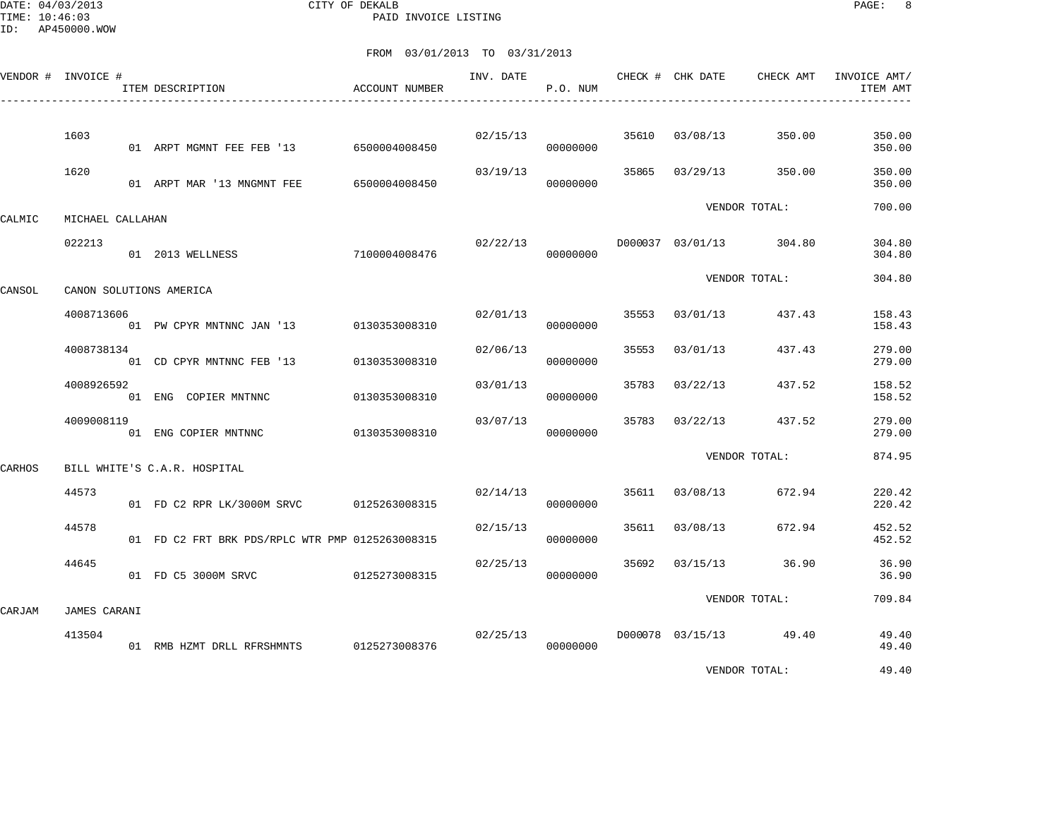CITY OF DEKALB

PAID INVOICE LISTING

FROM 03/01/2013 TO 03/31/2013

| VENDOR # | INVOICE # / ITEM DESCRIPTION | ACCOUNT NUMBER | INV. DATE | P.O. NUM | CHECK # | CHK DATE | CHECK AMT | INVOICE AMT/ ITEM AMT |
|---|---|---|---|---|---|---|---|---|
| | 1603 | | 02/15/13 | | 35610 | 03/08/13 | 350.00 | 350.00 |
| | 01 ARPT MGMNT FEE FEB '13 | 6500004008450 | | 00000000 | | | | 350.00 |
| | 1620 | | 03/19/13 | | 35865 | 03/29/13 | 350.00 | 350.00 |
| | 01 ARPT MAR '13 MNGMNT FEE | 6500004008450 | | 00000000 | | | | 350.00 |
| | | | | | | VENDOR TOTAL: | | 700.00 |
| CALMIC | MICHAEL CALLAHAN | | | | | | | |
| | 022213 | | 02/22/13 | | D000037 | 03/01/13 | 304.80 | 304.80 |
| | 01 2013 WELLNESS | 7100004008476 | | 00000000 | | | | 304.80 |
| | | | | | | VENDOR TOTAL: | | 304.80 |
| CANSOL | CANON SOLUTIONS AMERICA | | | | | | | |
| | 4008713606 | | 02/01/13 | | 35553 | 03/01/13 | 437.43 | 158.43 |
| | 01 PW CPYR MNTNNC JAN '13 | 0130353008310 | | 00000000 | | | | 158.43 |
| | 4008738134 | | 02/06/13 | | 35553 | 03/01/13 | 437.43 | 279.00 |
| | 01 CD CPYR MNTNNC FEB '13 | 0130353008310 | | 00000000 | | | | 279.00 |
| | 4008926592 | | 03/01/13 | | 35783 | 03/22/13 | 437.52 | 158.52 |
| | 01 ENG COPIER MNTNNC | 0130353008310 | | 00000000 | | | | 158.52 |
| | 4009008119 | | 03/07/13 | | 35783 | 03/22/13 | 437.52 | 279.00 |
| | 01 ENG COPIER MNTNNC | 0130353008310 | | 00000000 | | | | 279.00 |
| | | | | | | VENDOR TOTAL: | | 874.95 |
| CARHOS | BILL WHITE'S C.A.R. HOSPITAL | | | | | | | |
| | 44573 | | 02/14/13 | | 35611 | 03/08/13 | 672.94 | 220.42 |
| | 01 FD C2 RPR LK/3000M SRVC | 0125263008315 | | 00000000 | | | | 220.42 |
| | 44578 | | 02/15/13 | | 35611 | 03/08/13 | 672.94 | 452.52 |
| | 01 FD C2 FRT BRK PDS/RPLC WTR PMP | 0125263008315 | | 00000000 | | | | 452.52 |
| | 44645 | | 02/25/13 | | 35692 | 03/15/13 | 36.90 | 36.90 |
| | 01 FD C5 3000M SRVC | 0125273008315 | | 00000000 | | | | 36.90 |
| | | | | | | VENDOR TOTAL: | | 709.84 |
| CARJAM | JAMES CARANI | | | | | | | |
| | 413504 | | 02/25/13 | | D000078 | 03/15/13 | 49.40 | 49.40 |
| | 01 RMB HZMT DRLL RFRSHMNTS | 0125273008376 | | 00000000 | | | | 49.40 |
| | | | | | | VENDOR TOTAL: | | 49.40 |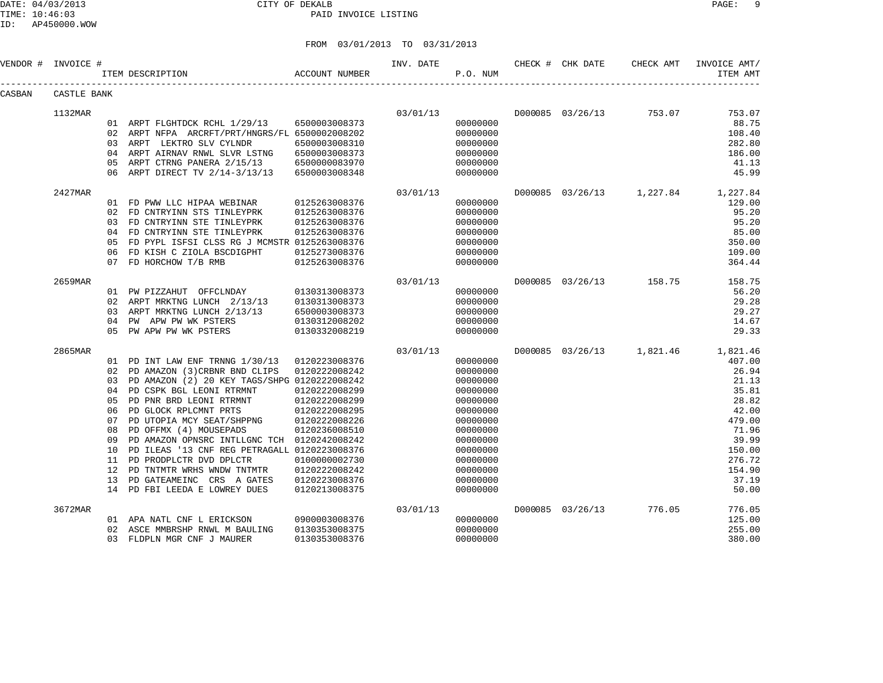CITY OF DEKALB
PAID INVOICE LISTING

FROM 03/01/2013 TO 03/31/2013

| VENDOR # | INVOICE # | ITEM DESCRIPTION | ACCOUNT NUMBER | INV. DATE | P.O. NUM | CHECK # | CHK DATE | CHECK AMT | INVOICE AMT/ ITEM AMT |
|---|---|---|---|---|---|---|---|---|---|
| CASBAN | CASTLE BANK | | | | | | | | |
| | 1132MAR | | | 03/01/13 | | D000085 | 03/26/13 | 753.07 | 753.07 |
| | | 01 ARPT FLGHTDCK RCHL 1/29/13 | 6500003008373 | | 00000000 | | | | 88.75 |
| | | 02 ARPT NFPA ARCRFT/PRT/HNGRS/FL | 6500002008202 | | 00000000 | | | | 108.40 |
| | | 03 ARPT LEKTRO SLV CYLNDR | 6500003008310 | | 00000000 | | | | 282.80 |
| | | 04 ARPT AIRNAV RNWL SLVR LSTNG | 6500003008373 | | 00000000 | | | | 186.00 |
| | | 05 ARPT CTRNG PANERA 2/15/13 | 6500000083970 | | 00000000 | | | | 41.13 |
| | | 06 ARPT DIRECT TV 2/14-3/13/13 | 6500003008348 | | 00000000 | | | | 45.99 |
| | 2427MAR | | | 03/01/13 | | D000085 | 03/26/13 | 1,227.84 | 1,227.84 |
| | | 01 FD PWW LLC HIPAA WEBINAR | 0125263008376 | | 00000000 | | | | 129.00 |
| | | 02 FD CNTRYINN STS TINLEYPRK | 0125263008376 | | 00000000 | | | | 95.20 |
| | | 03 FD CNTRYINN STE TINLEYPRK | 0125263008376 | | 00000000 | | | | 95.20 |
| | | 04 FD CNTRYINN STE TINLEYPRK | 0125263008376 | | 00000000 | | | | 85.00 |
| | | 05 FD PYPL ISFSI CLSS RG J MCMSTR | 0125263008376 | | 00000000 | | | | 350.00 |
| | | 06 FD KISH C ZIOLA BSCDIGPHT | 0125273008376 | | 00000000 | | | | 109.00 |
| | | 07 FD HORCHOW T/B RMB | 0125263008376 | | 00000000 | | | | 364.44 |
| | 2659MAR | | | 03/01/13 | | D000085 | 03/26/13 | 158.75 | 158.75 |
| | | 01 PW PIZZAHUT OFFCLNDAY | 0130313008373 | | 00000000 | | | | 56.20 |
| | | 02 ARPT MRKTNG LUNCH 2/13/13 | 0130313008373 | | 00000000 | | | | 29.28 |
| | | 03 ARPT MRKTNG LUNCH 2/13/13 | 6500003008373 | | 00000000 | | | | 29.27 |
| | | 04 PW APW PW WK PSTERS | 0130312008202 | | 00000000 | | | | 14.67 |
| | | 05 PW APW PW WK PSTERS | 0130332008219 | | 00000000 | | | | 29.33 |
| | 2865MAR | | | 03/01/13 | | D000085 | 03/26/13 | 1,821.46 | 1,821.46 |
| | | 01 PD INT LAW ENF TRNNG 1/30/13 | 0120223008376 | | 00000000 | | | | 407.00 |
| | | 02 PD AMAZON (3)CRBNR BND CLIPS | 0120222008242 | | 00000000 | | | | 26.94 |
| | | 03 PD AMAZON (2) 20 KEY TAGS/SHPG | 0120222008242 | | 00000000 | | | | 21.13 |
| | | 04 PD CSPK BGL LEONI RTRMNT | 0120222008299 | | 00000000 | | | | 35.81 |
| | | 05 PD PNR BRD LEONI RTRMNT | 0120222008299 | | 00000000 | | | | 28.82 |
| | | 06 PD GLOCK RPLCMNT PRTS | 0120222008295 | | 00000000 | | | | 42.00 |
| | | 07 PD UTOPIA MCY SEAT/SHPPNG | 0120222008226 | | 00000000 | | | | 479.00 |
| | | 08 PD OFFMX (4) MOUSEPADS | 0120236008510 | | 00000000 | | | | 71.96 |
| | | 09 PD AMAZON OPNSRC INTLLGNC TCH | 0120242008242 | | 00000000 | | | | 39.99 |
| | | 10 PD ILEAS '13 CNF REG PETRAGALL | 0120223008376 | | 00000000 | | | | 150.00 |
| | | 11 PD PRODPLCTR DVD DPLCTR | 0100000002730 | | 00000000 | | | | 276.72 |
| | | 12 PD TNTMTR WRHS WNDW TNTMTR | 0120222008242 | | 00000000 | | | | 154.90 |
| | | 13 PD GATEAMEINC CRS A GATES | 0120223008376 | | 00000000 | | | | 37.19 |
| | | 14 PD FBI LEEDA E LOWREY DUES | 0120213008375 | | 00000000 | | | | 50.00 |
| | 3672MAR | | | 03/01/13 | | D000085 | 03/26/13 | 776.05 | 776.05 |
| | | 01 APA NATL CNF L ERICKSON | 0900003008376 | | 00000000 | | | | 125.00 |
| | | 02 ASCE MMBRSHP RNWL M BAULING | 0130353008375 | | 00000000 | | | | 255.00 |
| | | 03 FLDPLN MGR CNF J MAURER | 0130353008376 | | 00000000 | | | | 380.00 |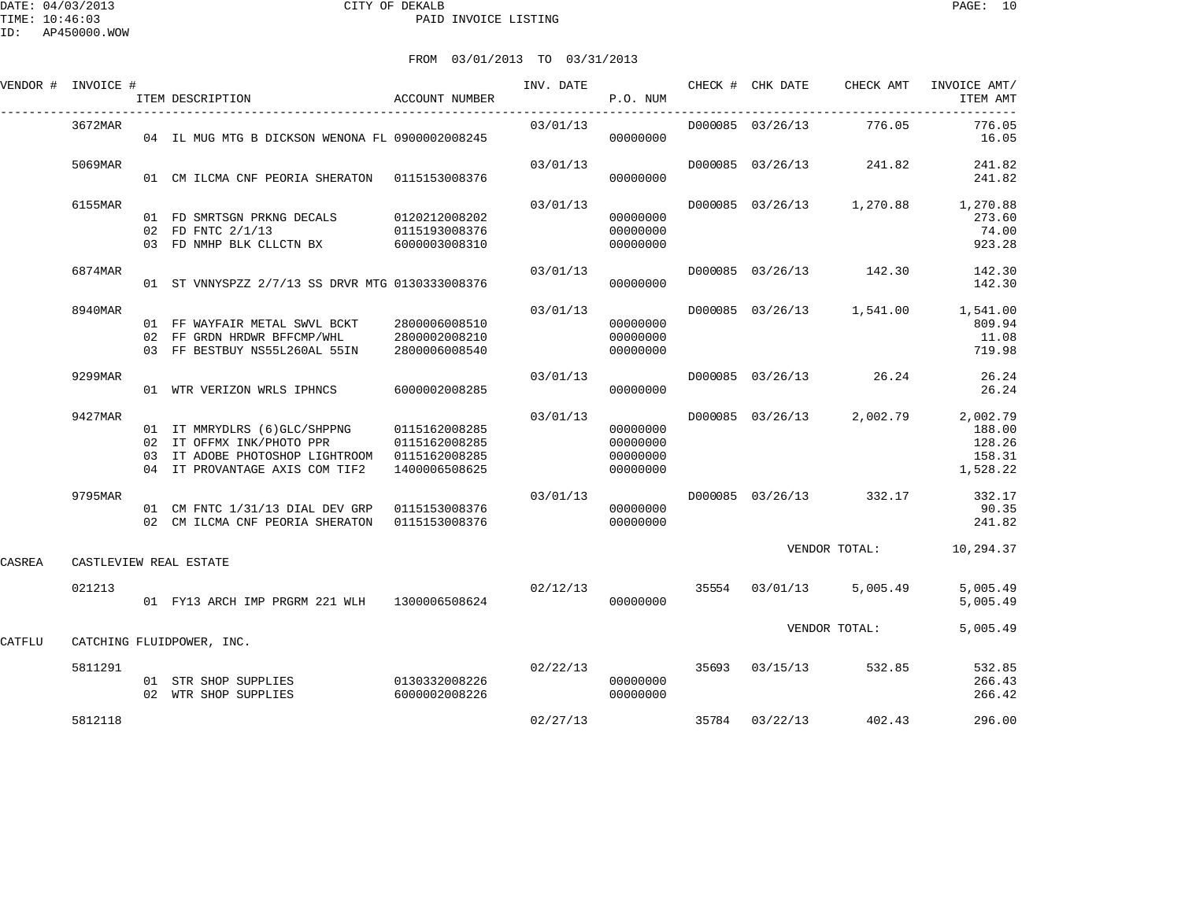DATE: 04/03/2013 CITY OF DEKALB
TIME: 10:46:03 PAID INVOICE LISTING
ID: AP450000.WOW

FROM 03/01/2013 TO 03/31/2013

| VENDOR # | INVOICE # | ITEM DESCRIPTION | ACCOUNT NUMBER | INV. DATE | P.O. NUM | CHECK # | CHK DATE | CHECK AMT | INVOICE AMT/ ITEM AMT |
|---|---|---|---|---|---|---|---|---|---|
| | 3672MAR | | | 03/01/13 | | D000085 | 03/26/13 | 776.05 | 776.05 |
| | | 04 IL MUG MTG B DICKSON WENONA FL | 0900002008245 | | 00000000 | | | | 16.05 |
| | 5069MAR | | | 03/01/13 | | D000085 | 03/26/13 | 241.82 | 241.82 |
| | | 01 CM ILCMA CNF PEORIA SHERATON | 0115153008376 | | 00000000 | | | | 241.82 |
| | 6155MAR | | | 03/01/13 | | D000085 | 03/26/13 | 1,270.88 | 1,270.88 |
| | | 01 FD SMRTSGN PRKNG DECALS | 0120212008202 | | 00000000 | | | | 273.60 |
| | | 02 FD FNTC 2/1/13 | 0115193008376 | | 00000000 | | | | 74.00 |
| | | 03 FD NMHP BLK CLLCTN BX | 6000003008310 | | 00000000 | | | | 923.28 |
| | 6874MAR | | | 03/01/13 | | D000085 | 03/26/13 | 142.30 | 142.30 |
| | | 01 ST VNNYSPZZ 2/7/13 SS DRVR MTG | 0130333008376 | | 00000000 | | | | 142.30 |
| | 8940MAR | | | 03/01/13 | | D000085 | 03/26/13 | 1,541.00 | 1,541.00 |
| | | 01 FF WAYFAIR METAL SWVL BCKT | 2800006008510 | | 00000000 | | | | 809.94 |
| | | 02 FF GRDN HRDWR BFFCMP/WHL | 2800002008210 | | 00000000 | | | | 11.08 |
| | | 03 FF BESTBUY NS55L260AL 55IN | 2800006008540 | | 00000000 | | | | 719.98 |
| | 9299MAR | | | 03/01/13 | | D000085 | 03/26/13 | 26.24 | 26.24 |
| | | 01 WTR VERIZON WRLS IPHNCS | 6000002008285 | | 00000000 | | | | 26.24 |
| | 9427MAR | | | 03/01/13 | | D000085 | 03/26/13 | 2,002.79 | 2,002.79 |
| | | 01 IT MMRYDLRS (6)GLC/SHPPNG | 0115162008285 | | 00000000 | | | | 188.00 |
| | | 02 IT OFFMX INK/PHOTO PPR | 0115162008285 | | 00000000 | | | | 128.26 |
| | | 03 IT ADOBE PHOTOSHOP LIGHTROOM | 0115162008285 | | 00000000 | | | | 158.31 |
| | | 04 IT PROVANTAGE AXIS COM TIF2 | 1400006508625 | | 00000000 | | | | 1,528.22 |
| | 9795MAR | | | 03/01/13 | | D000085 | 03/26/13 | 332.17 | 332.17 |
| | | 01 CM FNTC 1/31/13 DIAL DEV GRP | 0115153008376 | | 00000000 | | | | 90.35 |
| | | 02 CM ILCMA CNF PEORIA SHERATON | 0115153008376 | | 00000000 | | | | 241.82 |
| | | | | | | | VENDOR TOTAL: | | 10,294.37 |
| CASREA | CASTLEVIEW REAL ESTATE | | | | | | | | |
| | 021213 | | | 02/12/13 | | 35554 | 03/01/13 | 5,005.49 | 5,005.49 |
| | | 01 FY13 ARCH IMP PRGRM 221 WLH | 1300006508624 | | 00000000 | | | | 5,005.49 |
| | | | | | | | VENDOR TOTAL: | | 5,005.49 |
| CATFLU | CATCHING FLUIDPOWER, INC. | | | | | | | | |
| | 5811291 | | | 02/22/13 | | 35693 | 03/15/13 | 532.85 | 532.85 |
| | | 01 STR SHOP SUPPLIES | 0130332008226 | | 00000000 | | | | 266.43 |
| | | 02 WTR SHOP SUPPLIES | 6000002008226 | | 00000000 | | | | 266.42 |
| | 5812118 | | | 02/27/13 | | 35784 | 03/22/13 | 402.43 | 296.00 |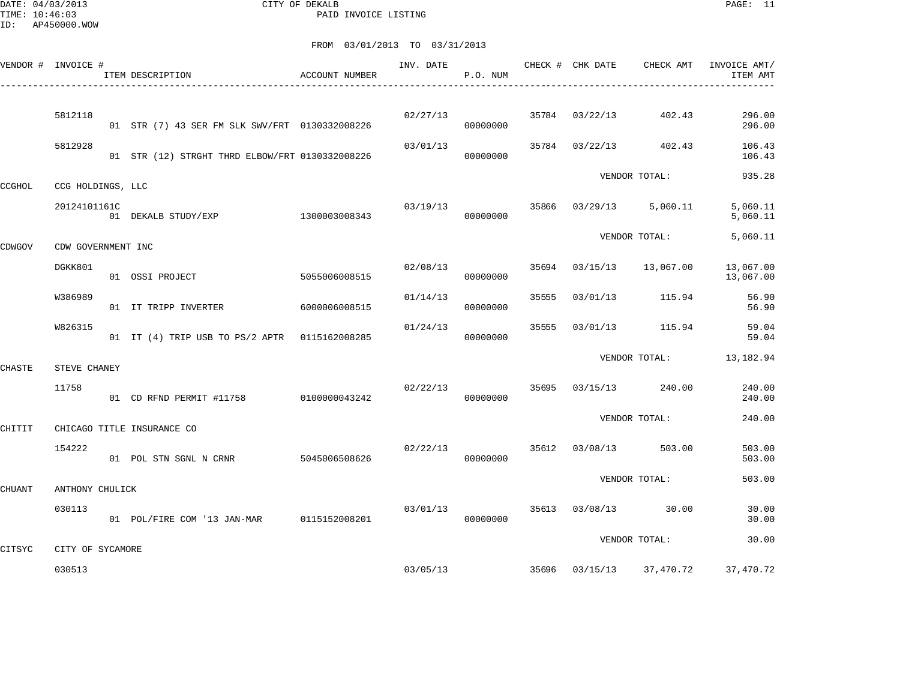CITY OF DEKALB

PAID INVOICE LISTING

DATE: 04/03/2013
TIME: 10:46:03
ID: AP450000.WOW

FROM 03/01/2013 TO 03/31/2013

| VENDOR # | INVOICE # | ITEM DESCRIPTION | ACCOUNT NUMBER | INV. DATE | P.O. NUM | CHECK # | CHK DATE | CHECK AMT | INVOICE AMT/ ITEM AMT |
|---|---|---|---|---|---|---|---|---|---|
| | 5812118 | | | 02/27/13 | | 35784 | 03/22/13 | 402.43 | 296.00 |
| | | 01 STR (7) 43 SER FM SLK SWV/FRT | 0130332008226 | | 00000000 | | | | 296.00 |
| | 5812928 | | | 03/01/13 | | 35784 | 03/22/13 | 402.43 | 106.43 |
| | | 01 STR (12) STRGHT THRD ELBOW/FRT | 0130332008226 | | 00000000 | | | | 106.43 |
| | | | | | | | VENDOR TOTAL: | | 935.28 |
| CCGHOL | CCG HOLDINGS, LLC | | | | | | | | |
| | 20124101161C | | | 03/19/13 | | 35866 | 03/29/13 | 5,060.11 | 5,060.11 |
| | | 01 DEKALB STUDY/EXP | 1300003008343 | | 00000000 | | | | 5,060.11 |
| | | | | | | | VENDOR TOTAL: | | 5,060.11 |
| CDWGOV | CDW GOVERNMENT INC | | | | | | | | |
| | DGKK801 | | | 02/08/13 | | 35694 | 03/15/13 | 13,067.00 | 13,067.00 |
| | | 01 OSSI PROJECT | 5055006008515 | | 00000000 | | | | 13,067.00 |
| | W386989 | | | 01/14/13 | | 35555 | 03/01/13 | 115.94 | 56.90 |
| | | 01 IT TRIPP INVERTER | 6000006008515 | | 00000000 | | | | 56.90 |
| | W826315 | | | 01/24/13 | | 35555 | 03/01/13 | 115.94 | 59.04 |
| | | 01 IT (4) TRIP USB TO PS/2 APTR | 0115162008285 | | 00000000 | | | | 59.04 |
| | | | | | | | VENDOR TOTAL: | | 13,182.94 |
| CHASTE | STEVE CHANEY | | | | | | | | |
| | 11758 | | | 02/22/13 | | 35695 | 03/15/13 | 240.00 | 240.00 |
| | | 01 CD RFND PERMIT #11758 | 0100000043242 | | 00000000 | | | | 240.00 |
| | | | | | | | VENDOR TOTAL: | | 240.00 |
| CHITIT | CHICAGO TITLE INSURANCE CO | | | | | | | | |
| | 154222 | | | 02/22/13 | | 35612 | 03/08/13 | 503.00 | 503.00 |
| | | 01 POL STN SGNL N CRNR | 5045006508626 | | 00000000 | | | | 503.00 |
| | | | | | | | VENDOR TOTAL: | | 503.00 |
| CHUANT | ANTHONY CHULICK | | | | | | | | |
| | 030113 | | | 03/01/13 | | 35613 | 03/08/13 | 30.00 | 30.00 |
| | | 01 POL/FIRE COM '13 JAN-MAR | 0115152008201 | | 00000000 | | | | 30.00 |
| | | | | | | | VENDOR TOTAL: | | 30.00 |
| CITSYC | CITY OF SYCAMORE | | | | | | | | |
| | 030513 | | | 03/05/13 | | 35696 | 03/15/13 | 37,470.72 | 37,470.72 |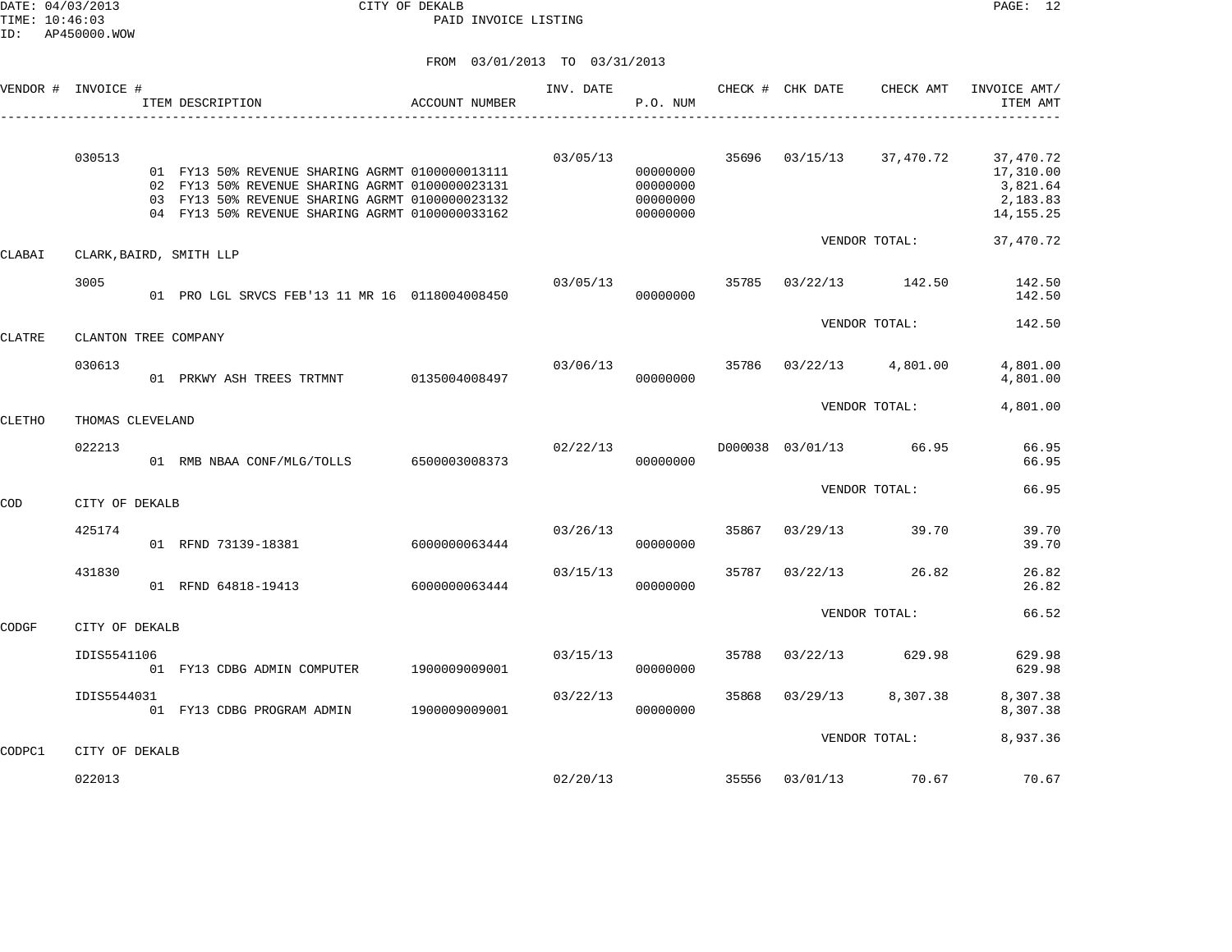CITY OF DEKALB
PAID INVOICE LISTING

DATE: 04/03/2013
TIME: 10:46:03
ID: AP450000.WOW

FROM 03/01/2013 TO 03/31/2013

| VENDOR # | INVOICE # / ITEM DESCRIPTION | ACCOUNT NUMBER | INV. DATE | P.O. NUM | CHECK # | CHK DATE | CHECK AMT | INVOICE AMT/ ITEM AMT |
|---|---|---|---|---|---|---|---|---|
| | 030513 | | 03/05/13 | | 35696 | 03/15/13 | 37,470.72 | 37,470.72 |
| | 01 FY13 50% REVENUE SHARING AGRMT | 0100000013111 | | 00000000 | | | | 17,310.00 |
| | 02 FY13 50% REVENUE SHARING AGRMT | 0100000023131 | | 00000000 | | | | 3,821.64 |
| | 03 FY13 50% REVENUE SHARING AGRMT | 0100000023132 | | 00000000 | | | | 2,183.83 |
| | 04 FY13 50% REVENUE SHARING AGRMT | 0100000033162 | | 00000000 | | | | 14,155.25 |
| | | | | | | VENDOR TOTAL: | | 37,470.72 |
| CLABAI | CLARK,BAIRD, SMITH LLP | | | | | | | |
| | 3005 | | 03/05/13 | | 35785 | 03/22/13 | 142.50 | 142.50 |
| | 01 PRO LGL SRVCS FEB'13 11 MR 16 | 0118004008450 | | 00000000 | | | | 142.50 |
| | | | | | | VENDOR TOTAL: | | 142.50 |
| CLATRE | CLANTON TREE COMPANY | | | | | | | |
| | 030613 | | 03/06/13 | | 35786 | 03/22/13 | 4,801.00 | 4,801.00 |
| | 01 PRKWY ASH TREES TRTMNT | 0135004008497 | | 00000000 | | | | 4,801.00 |
| | | | | | | VENDOR TOTAL: | | 4,801.00 |
| CLETHO | THOMAS CLEVELAND | | | | | | | |
| | 022213 | | 02/22/13 | | D000038 | 03/01/13 | 66.95 | 66.95 |
| | 01 RMB NBAA CONF/MLG/TOLLS | 6500003008373 | | 00000000 | | | | 66.95 |
| | | | | | | VENDOR TOTAL: | | 66.95 |
| COD | CITY OF DEKALB | | | | | | | |
| | 425174 | | 03/26/13 | | 35867 | 03/29/13 | 39.70 | 39.70 |
| | 01 RFND 73139-18381 | 6000000063444 | | 00000000 | | | | 39.70 |
| | 431830 | | 03/15/13 | | 35787 | 03/22/13 | 26.82 | 26.82 |
| | 01 RFND 64818-19413 | 6000000063444 | | 00000000 | | | | 26.82 |
| | | | | | | VENDOR TOTAL: | | 66.52 |
| CODGF | CITY OF DEKALB | | | | | | | |
| | IDIS5541106 | | 03/15/13 | | 35788 | 03/22/13 | 629.98 | 629.98 |
| | 01 FY13 CDBG ADMIN COMPUTER | 1900009009001 | | 00000000 | | | | 629.98 |
| | IDIS5544031 | | 03/22/13 | | 35868 | 03/29/13 | 8,307.38 | 8,307.38 |
| | 01 FY13 CDBG PROGRAM ADMIN | 1900009009001 | | 00000000 | | | | 8,307.38 |
| | | | | | | VENDOR TOTAL: | | 8,937.36 |
| CODPC1 | CITY OF DEKALB | | | | | | | |
| | 022013 | | 02/20/13 | | 35556 | 03/01/13 | 70.67 | 70.67 |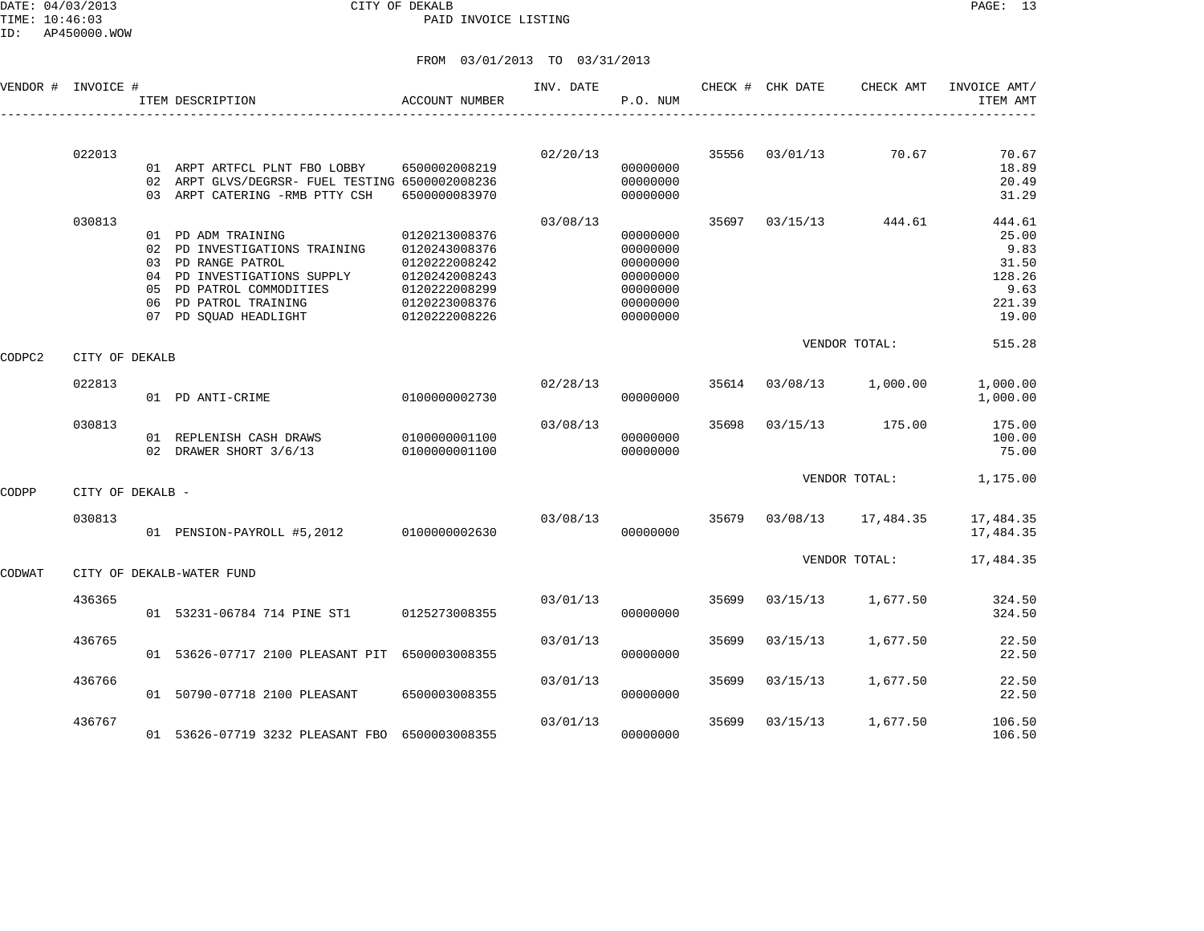CITY OF DEKALB
PAID INVOICE LISTING

DATE: 04/03/2013
TIME: 10:46:03
ID: AP450000.WOW

FROM 03/01/2013 TO 03/31/2013

| VENDOR # | INVOICE # | ITEM DESCRIPTION | ACCOUNT NUMBER | INV. DATE | P.O. NUM | CHECK # | CHK DATE | CHECK AMT | INVOICE AMT/ ITEM AMT |
|---|---|---|---|---|---|---|---|---|---|
| | 022013 | | | 02/20/13 | | 35556 | 03/01/13 | 70.67 | 70.67 |
| | | 01 ARPT ARTFCL PLNT FBO LOBBY | 6500002008219 | | 00000000 | | | | 18.89 |
| | | 02 ARPT GLVS/DEGRSR- FUEL TESTING | 6500002008236 | | 00000000 | | | | 20.49 |
| | | 03 ARPT CATERING -RMB PTTY CSH | 6500000083970 | | 00000000 | | | | 31.29 |
| | 030813 | | | 03/08/13 | | 35697 | 03/15/13 | 444.61 | 444.61 |
| | | 01 PD ADM TRAINING | 0120213008376 | | 00000000 | | | | 25.00 |
| | | 02 PD INVESTIGATIONS TRAINING | 0120243008376 | | 00000000 | | | | 9.83 |
| | | 03 PD RANGE PATROL | 0120222008242 | | 00000000 | | | | 31.50 |
| | | 04 PD INVESTIGATIONS SUPPLY | 0120242008243 | | 00000000 | | | | 128.26 |
| | | 05 PD PATROL COMMODITIES | 0120222008299 | | 00000000 | | | | 9.63 |
| | | 06 PD PATROL TRAINING | 0120223008376 | | 00000000 | | | | 221.39 |
| | | 07 PD SQUAD HEADLIGHT | 0120222008226 | | 00000000 | | | | 19.00 |
| | | | | | | | VENDOR TOTAL: | | 515.28 |
| CODPC2 | CITY OF DEKALB | | | | | | | | |
| | 022813 | | | 02/28/13 | | 35614 | 03/08/13 | 1,000.00 | 1,000.00 |
| | | 01 PD ANTI-CRIME | 0100000002730 | | 00000000 | | | | 1,000.00 |
| | 030813 | | | 03/08/13 | | 35698 | 03/15/13 | 175.00 | 175.00 |
| | | 01 REPLENISH CASH DRAWS | 0100000001100 | | 00000000 | | | | 100.00 |
| | | 02 DRAWER SHORT 3/6/13 | 0100000001100 | | 00000000 | | | | 75.00 |
| | | | | | | | VENDOR TOTAL: | | 1,175.00 |
| CODPP | CITY OF DEKALB - | | | | | | | | |
| | 030813 | | | 03/08/13 | | 35679 | 03/08/13 | 17,484.35 | 17,484.35 |
| | | 01 PENSION-PAYROLL #5,2012 | 0100000002630 | | 00000000 | | | | 17,484.35 |
| | | | | | | | VENDOR TOTAL: | | 17,484.35 |
| CODWAT | CITY OF DEKALB-WATER FUND | | | | | | | | |
| | 436365 | | | 03/01/13 | | 35699 | 03/15/13 | 1,677.50 | 324.50 |
| | | 01 53231-06784 714 PINE ST1 | 0125273008355 | | 00000000 | | | | 324.50 |
| | 436765 | | | 03/01/13 | | 35699 | 03/15/13 | 1,677.50 | 22.50 |
| | | 01 53626-07717 2100 PLEASANT PIT | 6500003008355 | | 00000000 | | | | 22.50 |
| | 436766 | | | 03/01/13 | | 35699 | 03/15/13 | 1,677.50 | 22.50 |
| | | 01 50790-07718 2100 PLEASANT | 6500003008355 | | 00000000 | | | | 22.50 |
| | 436767 | | | 03/01/13 | | 35699 | 03/15/13 | 1,677.50 | 106.50 |
| | | 01 53626-07719 3232 PLEASANT FBO | 6500003008355 | | 00000000 | | | | 106.50 |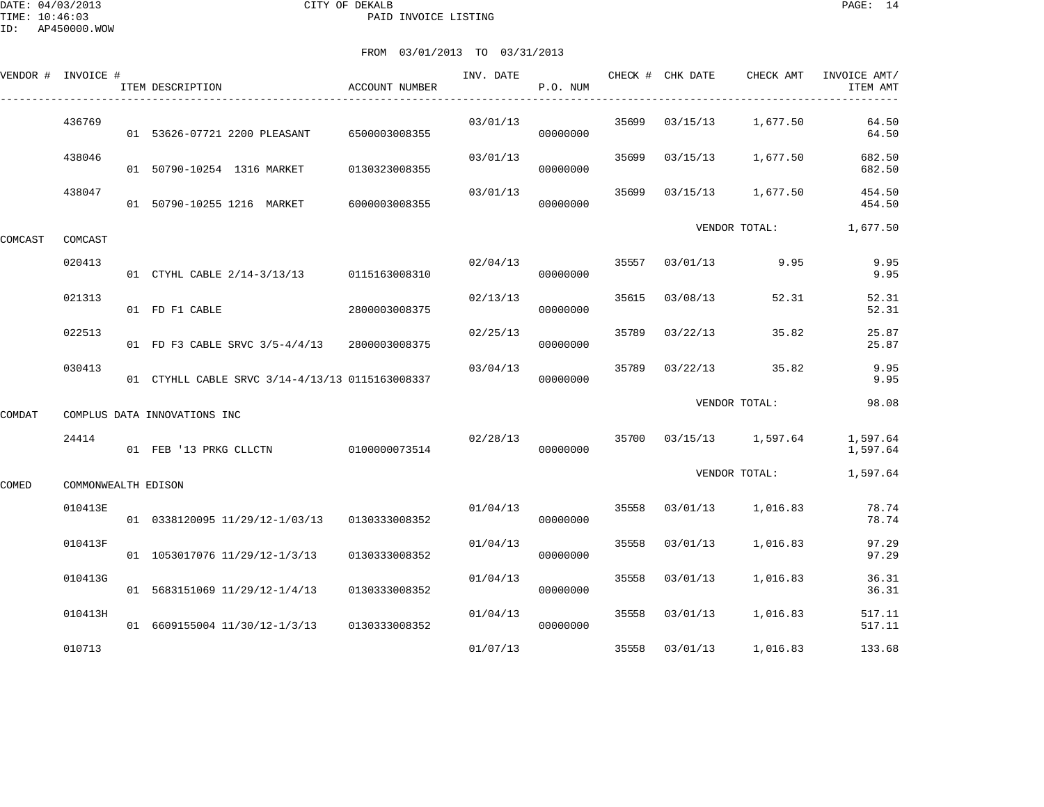CITY OF DEKALB
PAID INVOICE LISTING

FROM 03/01/2013 TO 03/31/2013

| VENDOR # | INVOICE # | ITEM DESCRIPTION | ACCOUNT NUMBER | INV. DATE | P.O. NUM | CHECK # | CHK DATE | CHECK AMT | INVOICE AMT/ ITEM AMT |
|---|---|---|---|---|---|---|---|---|---|
| | 436769 | | | 03/01/13 | | 35699 | 03/15/13 | 1,677.50 | 64.50 |
| | | 01 53626-07721 2200 PLEASANT | 6500003008355 | | 00000000 | | | | 64.50 |
| | 438046 | | | 03/01/13 | | 35699 | 03/15/13 | 1,677.50 | 682.50 |
| | | 01 50790-10254 1316 MARKET | 0130323008355 | | 00000000 | | | | 682.50 |
| | 438047 | | | 03/01/13 | | 35699 | 03/15/13 | 1,677.50 | 454.50 |
| | | 01 50790-10255 1216 MARKET | 6000003008355 | | 00000000 | | | | 454.50 |
| | | | | | | | VENDOR TOTAL: | | 1,677.50 |
| COMCAST | COMCAST | | | | | | | | |
| | 020413 | | | 02/04/13 | | 35557 | 03/01/13 | 9.95 | 9.95 |
| | | 01 CTYHL CABLE 2/14-3/13/13 | 0115163008310 | | 00000000 | | | | 9.95 |
| | 021313 | | | 02/13/13 | | 35615 | 03/08/13 | 52.31 | 52.31 |
| | | 01 FD F1 CABLE | 2800003008375 | | 00000000 | | | | 52.31 |
| | 022513 | | | 02/25/13 | | 35789 | 03/22/13 | 35.82 | 25.87 |
| | | 01 FD F3 CABLE SRVC 3/5-4/4/13 | 2800003008375 | | 00000000 | | | | 25.87 |
| | 030413 | | | 03/04/13 | | 35789 | 03/22/13 | 35.82 | 9.95 |
| | | 01 CTYHLL CABLE SRVC 3/14-4/13/13 | 0115163008337 | | 00000000 | | | | 9.95 |
| | | | | | | | VENDOR TOTAL: | | 98.08 |
| COMDAT | COMPLUS DATA INNOVATIONS INC | | | | | | | | |
| | 24414 | | | 02/28/13 | | 35700 | 03/15/13 | 1,597.64 | 1,597.64 |
| | | 01 FEB '13 PRKG CLLCTN | 0100000073514 | | 00000000 | | | | 1,597.64 |
| | | | | | | | VENDOR TOTAL: | | 1,597.64 |
| COMED | COMMONWEALTH EDISON | | | | | | | | |
| | 010413E | | | 01/04/13 | | 35558 | 03/01/13 | 1,016.83 | 78.74 |
| | | 01 0338120095 11/29/12-1/03/13 | 0130333008352 | | 00000000 | | | | 78.74 |
| | 010413F | | | 01/04/13 | | 35558 | 03/01/13 | 1,016.83 | 97.29 |
| | | 01 1053017076 11/29/12-1/3/13 | 0130333008352 | | 00000000 | | | | 97.29 |
| | 010413G | | | 01/04/13 | | 35558 | 03/01/13 | 1,016.83 | 36.31 |
| | | 01 5683151069 11/29/12-1/4/13 | 0130333008352 | | 00000000 | | | | 36.31 |
| | 010413H | | | 01/04/13 | | 35558 | 03/01/13 | 1,016.83 | 517.11 |
| | | 01 6609155004 11/30/12-1/3/13 | 0130333008352 | | 00000000 | | | | 517.11 |
| | 010713 | | | 01/07/13 | | 35558 | 03/01/13 | 1,016.83 | 133.68 |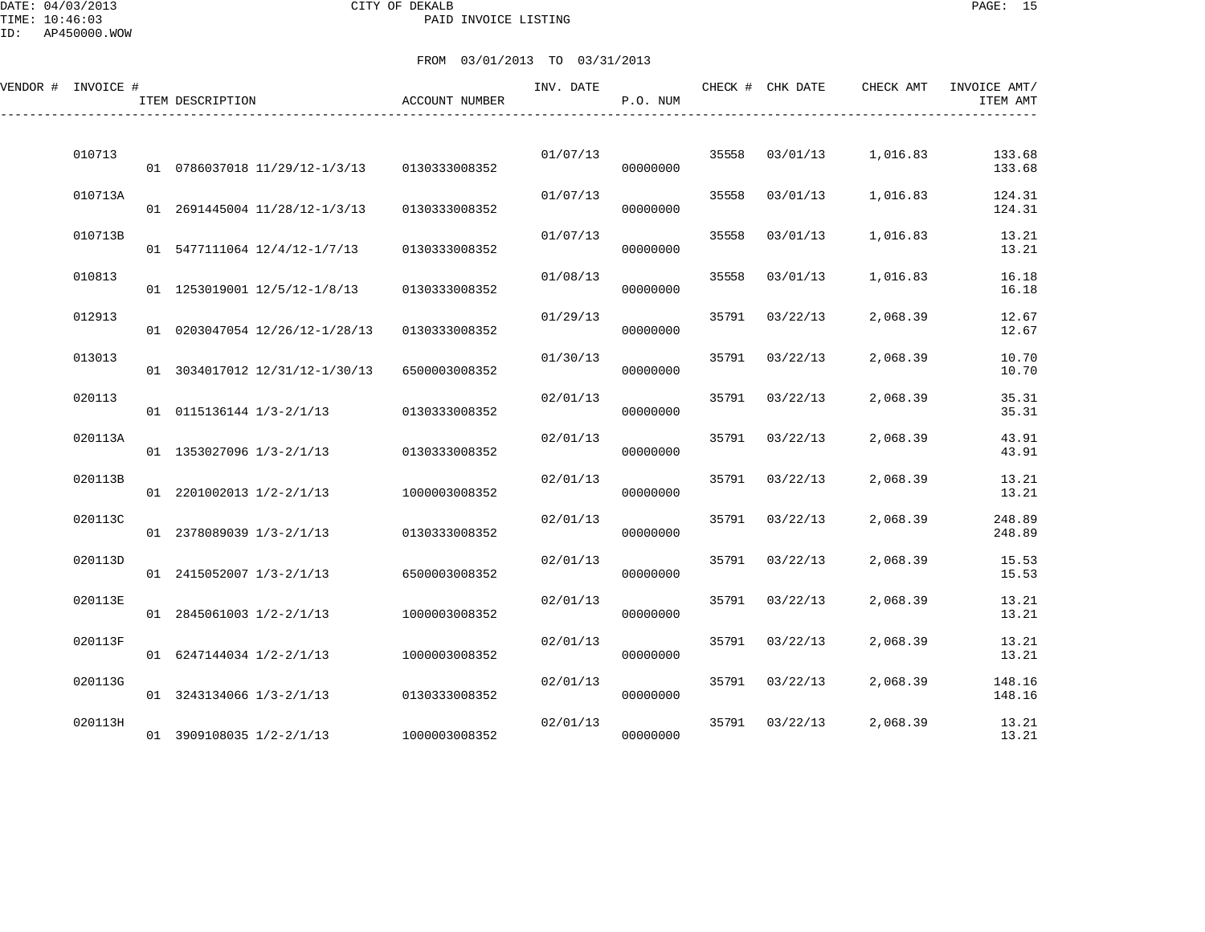CITY OF DEKALB

PAID INVOICE LISTING

DATE: 04/03/2013
TIME: 10:46:03
ID: AP450000.WOW

FROM 03/01/2013 TO 03/31/2013

| VENDOR # | INVOICE # | ITEM DESCRIPTION | ACCOUNT NUMBER | INV. DATE | P.O. NUM | CHECK # | CHK DATE | CHECK AMT | INVOICE AMT/ ITEM AMT |
|---|---|---|---|---|---|---|---|---|---|
| | 010713 | | | 01/07/13 | | 35558 | 03/01/13 | 1,016.83 | 133.68 |
| | | 01 0786037018 11/29/12-1/3/13 | 0130333008352 | | 00000000 | | | | 133.68 |
| | 010713A | | | 01/07/13 | | 35558 | 03/01/13 | 1,016.83 | 124.31 |
| | | 01 2691445004 11/28/12-1/3/13 | 0130333008352 | | 00000000 | | | | 124.31 |
| | 010713B | | | 01/07/13 | | 35558 | 03/01/13 | 1,016.83 | 13.21 |
| | | 01 5477111064 12/4/12-1/7/13 | 0130333008352 | | 00000000 | | | | 13.21 |
| | 010813 | | | 01/08/13 | | 35558 | 03/01/13 | 1,016.83 | 16.18 |
| | | 01 1253019001 12/5/12-1/8/13 | 0130333008352 | | 00000000 | | | | 16.18 |
| | 012913 | | | 01/29/13 | | 35791 | 03/22/13 | 2,068.39 | 12.67 |
| | | 01 0203047054 12/26/12-1/28/13 | 0130333008352 | | 00000000 | | | | 12.67 |
| | 013013 | | | 01/30/13 | | 35791 | 03/22/13 | 2,068.39 | 10.70 |
| | | 01 3034017012 12/31/12-1/30/13 | 6500003008352 | | 00000000 | | | | 10.70 |
| | 020113 | | | 02/01/13 | | 35791 | 03/22/13 | 2,068.39 | 35.31 |
| | | 01 0115136144 1/3-2/1/13 | 0130333008352 | | 00000000 | | | | 35.31 |
| | 020113A | | | 02/01/13 | | 35791 | 03/22/13 | 2,068.39 | 43.91 |
| | | 01 1353027096 1/3-2/1/13 | 0130333008352 | | 00000000 | | | | 43.91 |
| | 020113B | | | 02/01/13 | | 35791 | 03/22/13 | 2,068.39 | 13.21 |
| | | 01 2201002013 1/2-2/1/13 | 1000003008352 | | 00000000 | | | | 13.21 |
| | 020113C | | | 02/01/13 | | 35791 | 03/22/13 | 2,068.39 | 248.89 |
| | | 01 2378089039 1/3-2/1/13 | 0130333008352 | | 00000000 | | | | 248.89 |
| | 020113D | | | 02/01/13 | | 35791 | 03/22/13 | 2,068.39 | 15.53 |
| | | 01 2415052007 1/3-2/1/13 | 6500003008352 | | 00000000 | | | | 15.53 |
| | 020113E | | | 02/01/13 | | 35791 | 03/22/13 | 2,068.39 | 13.21 |
| | | 01 2845061003 1/2-2/1/13 | 1000003008352 | | 00000000 | | | | 13.21 |
| | 020113F | | | 02/01/13 | | 35791 | 03/22/13 | 2,068.39 | 13.21 |
| | | 01 6247144034 1/2-2/1/13 | 1000003008352 | | 00000000 | | | | 13.21 |
| | 020113G | | | 02/01/13 | | 35791 | 03/22/13 | 2,068.39 | 148.16 |
| | | 01 3243134066 1/3-2/1/13 | 0130333008352 | | 00000000 | | | | 148.16 |
| | 020113H | | | 02/01/13 | | 35791 | 03/22/13 | 2,068.39 | 13.21 |
| | | 01 3909108035 1/2-2/1/13 | 1000003008352 | | 00000000 | | | | 13.21 |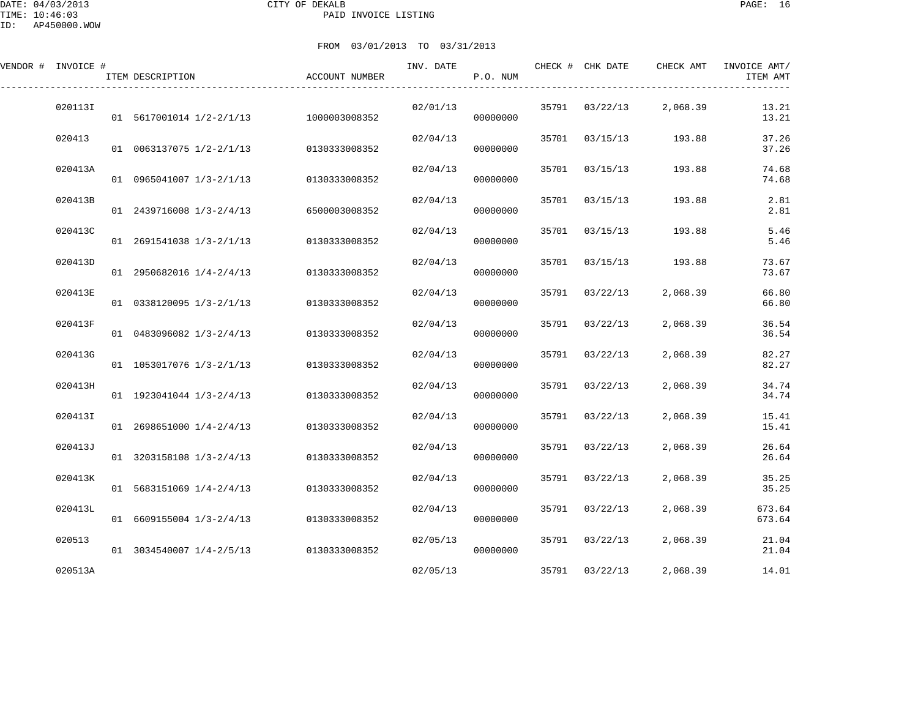DATE: 04/03/2013
TIME: 10:46:03
ID: AP450000.WOW

# CITY OF DEKALB
## PAID INVOICE LISTING

FROM 03/01/2013 TO 03/31/2013

| VENDOR # | INVOICE # | ITEM DESCRIPTION | ACCOUNT NUMBER | INV. DATE | P.O. NUM | CHECK # | CHK DATE | CHECK AMT | INVOICE AMT/ ITEM AMT |
|---|---|---|---|---|---|---|---|---|---|
| | 020113I | | | 02/01/13 | | 35791 | 03/22/13 | 2,068.39 | 13.21 |
| | | 01 5617001014 1/2-2/1/13 | 1000003008352 | | 00000000 | | | | 13.21 |
| | 020413 | | | 02/04/13 | | 35701 | 03/15/13 | 193.88 | 37.26 |
| | | 01 0063137075 1/2-2/1/13 | 0130333008352 | | 00000000 | | | | 37.26 |
| | 020413A | | | 02/04/13 | | 35701 | 03/15/13 | 193.88 | 74.68 |
| | | 01 0965041007 1/3-2/1/13 | 0130333008352 | | 00000000 | | | | 74.68 |
| | 020413B | | | 02/04/13 | | 35701 | 03/15/13 | 193.88 | 2.81 |
| | | 01 2439716008 1/3-2/4/13 | 6500003008352 | | 00000000 | | | | 2.81 |
| | 020413C | | | 02/04/13 | | 35701 | 03/15/13 | 193.88 | 5.46 |
| | | 01 2691541038 1/3-2/1/13 | 0130333008352 | | 00000000 | | | | 5.46 |
| | 020413D | | | 02/04/13 | | 35701 | 03/15/13 | 193.88 | 73.67 |
| | | 01 2950682016 1/4-2/4/13 | 0130333008352 | | 00000000 | | | | 73.67 |
| | 020413E | | | 02/04/13 | | 35791 | 03/22/13 | 2,068.39 | 66.80 |
| | | 01 0338120095 1/3-2/1/13 | 0130333008352 | | 00000000 | | | | 66.80 |
| | 020413F | | | 02/04/13 | | 35791 | 03/22/13 | 2,068.39 | 36.54 |
| | | 01 0483096082 1/3-2/4/13 | 0130333008352 | | 00000000 | | | | 36.54 |
| | 020413G | | | 02/04/13 | | 35791 | 03/22/13 | 2,068.39 | 82.27 |
| | | 01 1053017076 1/3-2/1/13 | 0130333008352 | | 00000000 | | | | 82.27 |
| | 020413H | | | 02/04/13 | | 35791 | 03/22/13 | 2,068.39 | 34.74 |
| | | 01 1923041044 1/3-2/4/13 | 0130333008352 | | 00000000 | | | | 34.74 |
| | 020413I | | | 02/04/13 | | 35791 | 03/22/13 | 2,068.39 | 15.41 |
| | | 01 2698651000 1/4-2/4/13 | 0130333008352 | | 00000000 | | | | 15.41 |
| | 020413J | | | 02/04/13 | | 35791 | 03/22/13 | 2,068.39 | 26.64 |
| | | 01 3203158108 1/3-2/4/13 | 0130333008352 | | 00000000 | | | | 26.64 |
| | 020413K | | | 02/04/13 | | 35791 | 03/22/13 | 2,068.39 | 35.25 |
| | | 01 5683151069 1/4-2/4/13 | 0130333008352 | | 00000000 | | | | 35.25 |
| | 020413L | | | 02/04/13 | | 35791 | 03/22/13 | 2,068.39 | 673.64 |
| | | 01 6609155004 1/3-2/4/13 | 0130333008352 | | 00000000 | | | | 673.64 |
| | 020513 | | | 02/05/13 | | 35791 | 03/22/13 | 2,068.39 | 21.04 |
| | | 01 3034540007 1/4-2/5/13 | 0130333008352 | | 00000000 | | | | 21.04 |
| | 020513A | | | 02/05/13 | | 35791 | 03/22/13 | 2,068.39 | 14.01 |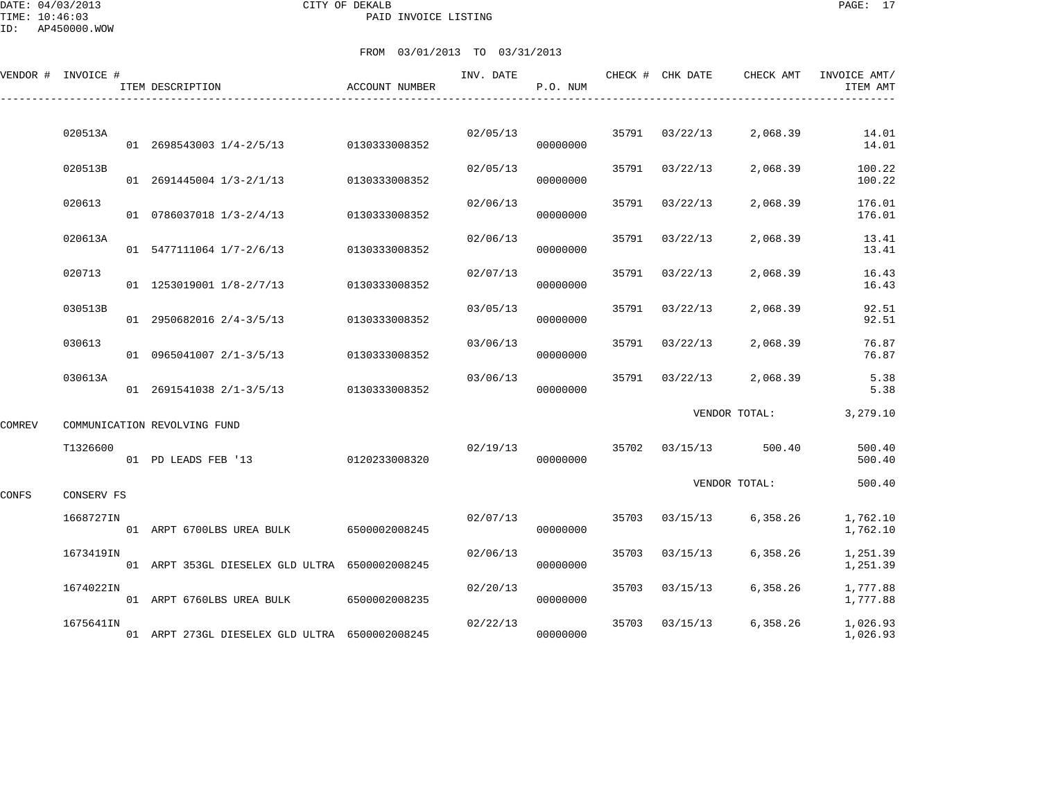CITY OF DEKALB

PAID INVOICE LISTING

FROM 03/01/2013 TO 03/31/2013

| VENDOR # | INVOICE # | ITEM DESCRIPTION | ACCOUNT NUMBER | INV. DATE | P.O. NUM | CHECK # | CHK DATE | CHECK AMT | INVOICE AMT/ ITEM AMT |
|---|---|---|---|---|---|---|---|---|---|
| | 020513A | | | 02/05/13 | | 35791 | 03/22/13 | 2,068.39 | 14.01 |
| | | 01 2698543003 1/4-2/5/13 | 0130333008352 | | 00000000 | | | | 14.01 |
| | 020513B | | | 02/05/13 | | 35791 | 03/22/13 | 2,068.39 | 100.22 |
| | | 01 2691445004 1/3-2/1/13 | 0130333008352 | | 00000000 | | | | 100.22 |
| | 020613 | | | 02/06/13 | | 35791 | 03/22/13 | 2,068.39 | 176.01 |
| | | 01 0786037018 1/3-2/4/13 | 0130333008352 | | 00000000 | | | | 176.01 |
| | 020613A | | | 02/06/13 | | 35791 | 03/22/13 | 2,068.39 | 13.41 |
| | | 01 5477111064 1/7-2/6/13 | 0130333008352 | | 00000000 | | | | 13.41 |
| | 020713 | | | 02/07/13 | | 35791 | 03/22/13 | 2,068.39 | 16.43 |
| | | 01 1253019001 1/8-2/7/13 | 0130333008352 | | 00000000 | | | | 16.43 |
| | 030513B | | | 03/05/13 | | 35791 | 03/22/13 | 2,068.39 | 92.51 |
| | | 01 2950682016 2/4-3/5/13 | 0130333008352 | | 00000000 | | | | 92.51 |
| | 030613 | | | 03/06/13 | | 35791 | 03/22/13 | 2,068.39 | 76.87 |
| | | 01 0965041007 2/1-3/5/13 | 0130333008352 | | 00000000 | | | | 76.87 |
| | 030613A | | | 03/06/13 | | 35791 | 03/22/13 | 2,068.39 | 5.38 |
| | | 01 2691541038 2/1-3/5/13 | 0130333008352 | | 00000000 | | | | 5.38 |
| | | | | | | | VENDOR TOTAL: | | 3,279.10 |
| COMREV | COMMUNICATION REVOLVING FUND | | | | | | | | |
| | T1326600 | | | 02/19/13 | | 35702 | 03/15/13 | 500.40 | 500.40 |
| | | 01 PD LEADS FEB '13 | 0120233008320 | | 00000000 | | | | 500.40 |
| | | | | | | | VENDOR TOTAL: | | 500.40 |
| CONFS | CONSERV FS | | | | | | | | |
| | 1668727IN | | | 02/07/13 | | 35703 | 03/15/13 | 6,358.26 | 1,762.10 |
| | | 01 ARPT 6700LBS UREA BULK | 6500002008245 | | 00000000 | | | | 1,762.10 |
| | 1673419IN | | | 02/06/13 | | 35703 | 03/15/13 | 6,358.26 | 1,251.39 |
| | | 01 ARPT 353GL DIESELEX GLD ULTRA | 6500002008245 | | 00000000 | | | | 1,251.39 |
| | 1674022IN | | | 02/20/13 | | 35703 | 03/15/13 | 6,358.26 | 1,777.88 |
| | | 01 ARPT 6760LBS UREA BULK | 6500002008235 | | 00000000 | | | | 1,777.88 |
| | 1675641IN | | | 02/22/13 | | 35703 | 03/15/13 | 6,358.26 | 1,026.93 |
| | | 01 ARPT 273GL DIESELEX GLD ULTRA | 6500002008245 | | 00000000 | | | | 1,026.93 |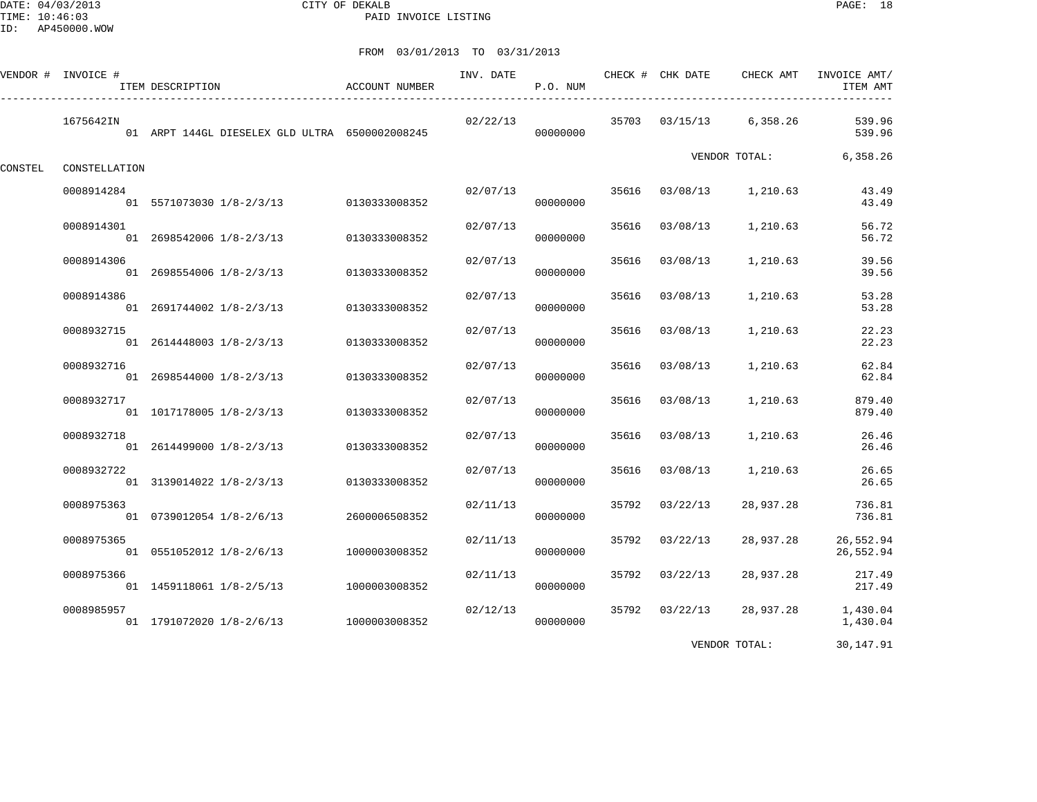CITY OF DEKALB

PAID INVOICE LISTING

DATE: 04/03/2013
TIME: 10:46:03
ID: AP450000.WOW

FROM 03/01/2013 TO 03/31/2013

| VENDOR # | INVOICE # | ITEM DESCRIPTION | ACCOUNT NUMBER | INV. DATE | P.O. NUM | CHECK # | CHK DATE | CHECK AMT | INVOICE AMT/ ITEM AMT |
|---|---|---|---|---|---|---|---|---|---|
| | 1675642IN | | | 02/22/13 | | 35703 | 03/15/13 | 6,358.26 | 539.96 |
| | | 01 ARPT 144GL DIESELEX GLD ULTRA | 6500002008245 | | 00000000 | | | | 539.96 |
| | | | | | | | | VENDOR TOTAL: | 6,358.26 |
| CONSTEL | CONSTELLATION | | | | | | | | |
| | 0008914284 | | | 02/07/13 | | 35616 | 03/08/13 | 1,210.63 | 43.49 |
| | | 01 5571073030 1/8-2/3/13 | 0130333008352 | | 00000000 | | | | 43.49 |
| | 0008914301 | | | 02/07/13 | | 35616 | 03/08/13 | 1,210.63 | 56.72 |
| | | 01 2698542006 1/8-2/3/13 | 0130333008352 | | 00000000 | | | | 56.72 |
| | 0008914306 | | | 02/07/13 | | 35616 | 03/08/13 | 1,210.63 | 39.56 |
| | | 01 2698554006 1/8-2/3/13 | 0130333008352 | | 00000000 | | | | 39.56 |
| | 0008914386 | | | 02/07/13 | | 35616 | 03/08/13 | 1,210.63 | 53.28 |
| | | 01 2691744002 1/8-2/3/13 | 0130333008352 | | 00000000 | | | | 53.28 |
| | 0008932715 | | | 02/07/13 | | 35616 | 03/08/13 | 1,210.63 | 22.23 |
| | | 01 2614448003 1/8-2/3/13 | 0130333008352 | | 00000000 | | | | 22.23 |
| | 0008932716 | | | 02/07/13 | | 35616 | 03/08/13 | 1,210.63 | 62.84 |
| | | 01 2698544000 1/8-2/3/13 | 0130333008352 | | 00000000 | | | | 62.84 |
| | 0008932717 | | | 02/07/13 | | 35616 | 03/08/13 | 1,210.63 | 879.40 |
| | | 01 1017178005 1/8-2/3/13 | 0130333008352 | | 00000000 | | | | 879.40 |
| | 0008932718 | | | 02/07/13 | | 35616 | 03/08/13 | 1,210.63 | 26.46 |
| | | 01 2614499000 1/8-2/3/13 | 0130333008352 | | 00000000 | | | | 26.46 |
| | 0008932722 | | | 02/07/13 | | 35616 | 03/08/13 | 1,210.63 | 26.65 |
| | | 01 3139014022 1/8-2/3/13 | 0130333008352 | | 00000000 | | | | 26.65 |
| | 0008975363 | | | 02/11/13 | | 35792 | 03/22/13 | 28,937.28 | 736.81 |
| | | 01 0739012054 1/8-2/6/13 | 2600006508352 | | 00000000 | | | | 736.81 |
| | 0008975365 | | | 02/11/13 | | 35792 | 03/22/13 | 28,937.28 | 26,552.94 |
| | | 01 0551052012 1/8-2/6/13 | 1000003008352 | | 00000000 | | | | 26,552.94 |
| | 0008975366 | | | 02/11/13 | | 35792 | 03/22/13 | 28,937.28 | 217.49 |
| | | 01 1459118061 1/8-2/5/13 | 1000003008352 | | 00000000 | | | | 217.49 |
| | 0008985957 | | | 02/12/13 | | 35792 | 03/22/13 | 28,937.28 | 1,430.04 |
| | | 01 1791072020 1/8-2/6/13 | 1000003008352 | | 00000000 | | | | 1,430.04 |
| | | | | | | | | VENDOR TOTAL: | 30,147.91 |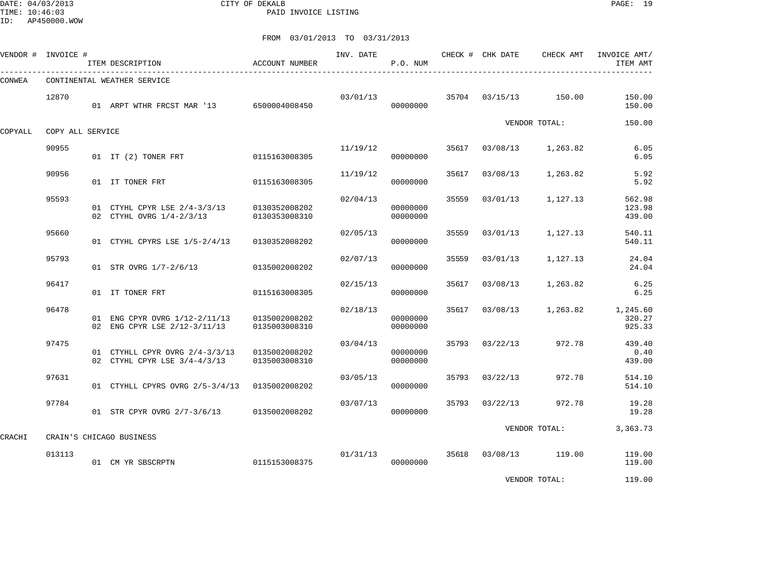DATE: 04/03/2013
TIME: 10:46:03
ID: AP450000.WOW

CITY OF DEKALB
PAID INVOICE LISTING

FROM 03/01/2013 TO 03/31/2013

| VENDOR # | INVOICE # | ITEM DESCRIPTION | ACCOUNT NUMBER | INV. DATE | P.O. NUM | CHECK # | CHK DATE | CHECK AMT | INVOICE AMT/ ITEM AMT |
|---|---|---|---|---|---|---|---|---|---|
| CONWEA | CONTINENTAL WEATHER SERVICE | | | | | | | | |
| | 12870 | | | 03/01/13 | | 35704 | 03/15/13 | 150.00 | 150.00 |
| | | 01 ARPT WTHR FRCST MAR '13 | 6500004008450 | | 00000000 | | | | 150.00 |
| | | | | | | | | VENDOR TOTAL: | 150.00 |
| COPYALL | COPY ALL SERVICE | | | | | | | | |
| | 90955 | | | 11/19/12 | | 35617 | 03/08/13 | 1,263.82 | 6.05 |
| | | 01 IT (2) TONER FRT | 0115163008305 | | 00000000 | | | | 6.05 |
| | 90956 | | | 11/19/12 | | 35617 | 03/08/13 | 1,263.82 | 5.92 |
| | | 01 IT TONER FRT | 0115163008305 | | 00000000 | | | | 5.92 |
| | 95593 | | | 02/04/13 | | 35559 | 03/01/13 | 1,127.13 | 562.98 |
| | | 01 CTYHL CPYR LSE 2/4-3/3/13 | 0130352008202 | | 00000000 | | | | 123.98 |
| | | 02 CTYHL OVRG 1/4-2/3/13 | 0130353008310 | | 00000000 | | | | 439.00 |
| | 95660 | | | 02/05/13 | | 35559 | 03/01/13 | 1,127.13 | 540.11 |
| | | 01 CTYHL CPYRS LSE 1/5-2/4/13 | 0130352008202 | | 00000000 | | | | 540.11 |
| | 95793 | | | 02/07/13 | | 35559 | 03/01/13 | 1,127.13 | 24.04 |
| | | 01 STR OVRG 1/7-2/6/13 | 0135002008202 | | 00000000 | | | | 24.04 |
| | 96417 | | | 02/15/13 | | 35617 | 03/08/13 | 1,263.82 | 6.25 |
| | | 01 IT TONER FRT | 0115163008305 | | 00000000 | | | | 6.25 |
| | 96478 | | | 02/18/13 | | 35617 | 03/08/13 | 1,263.82 | 1,245.60 |
| | | 01 ENG CPYR OVRG 1/12-2/11/13 | 0135002008202 | | 00000000 | | | | 320.27 |
| | | 02 ENG CPYR LSE 2/12-3/11/13 | 0135003008310 | | 00000000 | | | | 925.33 |
| | 97475 | | | 03/04/13 | | 35793 | 03/22/13 | 972.78 | 439.40 |
| | | 01 CTYHLL CPYR OVRG 2/4-3/3/13 | 0135002008202 | | 00000000 | | | | 0.40 |
| | | 02 CTYHL CPYR LSE 3/4-4/3/13 | 0135003008310 | | 00000000 | | | | 439.00 |
| | 97631 | | | 03/05/13 | | 35793 | 03/22/13 | 972.78 | 514.10 |
| | | 01 CTYHLL CPYRS OVRG 2/5-3/4/13 | 0135002008202 | | 00000000 | | | | 514.10 |
| | 97784 | | | 03/07/13 | | 35793 | 03/22/13 | 972.78 | 19.28 |
| | | 01 STR CPYR OVRG 2/7-3/6/13 | 0135002008202 | | 00000000 | | | | 19.28 |
| | | | | | | | | VENDOR TOTAL: | 3,363.73 |
| CRACHI | CRAIN'S CHICAGO BUSINESS | | | | | | | | |
| | 013113 | | | 01/31/13 | | 35618 | 03/08/13 | 119.00 | 119.00 |
| | | 01 CM YR SBSCRPTN | 0115153008375 | | 00000000 | | | | 119.00 |
| | | | | | | | | VENDOR TOTAL: | 119.00 |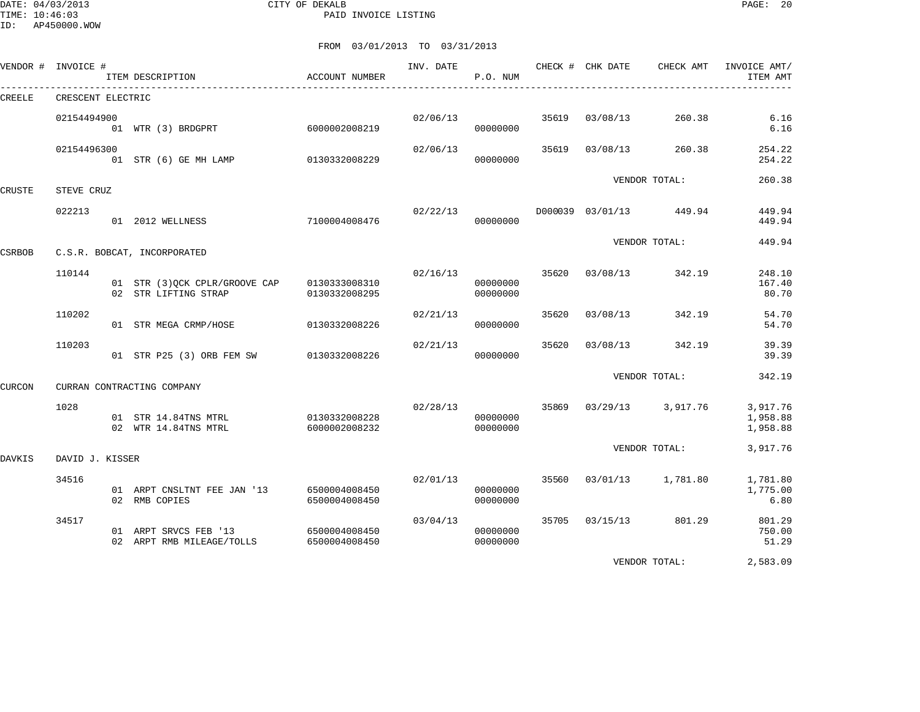CITY OF DEKALB
PAID INVOICE LISTING

FROM 03/01/2013 TO 03/31/2013

| VENDOR # | INVOICE # | ITEM DESCRIPTION | ACCOUNT NUMBER | INV. DATE | P.O. NUM | CHECK # | CHK DATE | CHECK AMT | INVOICE AMT/ ITEM AMT |
|---|---|---|---|---|---|---|---|---|---|
| CREELE | CRESCENT ELECTRIC | | | | | | | | |
| | 02154494900 | | | 02/06/13 | | 35619 | 03/08/13 | 260.38 | 6.16 |
| | | 01 WTR (3) BRDGPRT | 6000002008219 | | 00000000 | | | | 6.16 |
| | 02154496300 | | | 02/06/13 | | 35619 | 03/08/13 | 260.38 | 254.22 |
| | | 01 STR (6) GE MH LAMP | 0130332008229 | | 00000000 | | | | 254.22 |
| | | | | | | | VENDOR TOTAL: | | 260.38 |
| CRUSTE | STEVE CRUZ | | | | | | | | |
| | 022213 | | | 02/22/13 | | D000039 | 03/01/13 | 449.94 | 449.94 |
| | | 01 2012 WELLNESS | 7100004008476 | | 00000000 | | | | 449.94 |
| | | | | | | | VENDOR TOTAL: | | 449.94 |
| CSRBOB | C.S.R. BOBCAT, INCORPORATED | | | | | | | | |
| | 110144 | | | 02/16/13 | | 35620 | 03/08/13 | 342.19 | 248.10 |
| | | 01 STR (3)QCK CPLR/GROOVE CAP | 0130333008310 | | 00000000 | | | | 167.40 |
| | | 02 STR LIFTING STRAP | 0130332008295 | | 00000000 | | | | 80.70 |
| | 110202 | | | 02/21/13 | | 35620 | 03/08/13 | 342.19 | 54.70 |
| | | 01 STR MEGA CRMP/HOSE | 0130332008226 | | 00000000 | | | | 54.70 |
| | 110203 | | | 02/21/13 | | 35620 | 03/08/13 | 342.19 | 39.39 |
| | | 01 STR P25 (3) ORB FEM SW | 0130332008226 | | 00000000 | | | | 39.39 |
| | | | | | | | VENDOR TOTAL: | | 342.19 |
| CURCON | CURRAN CONTRACTING COMPANY | | | | | | | | |
| | 1028 | | | 02/28/13 | | 35869 | 03/29/13 | 3,917.76 | 3,917.76 |
| | | 01 STR 14.84TNS MTRL | 0130332008228 | | 00000000 | | | | 1,958.88 |
| | | 02 WTR 14.84TNS MTRL | 6000002008232 | | 00000000 | | | | 1,958.88 |
| | | | | | | | VENDOR TOTAL: | | 3,917.76 |
| DAVKIS | DAVID J. KISSER | | | | | | | | |
| | 34516 | | | 02/01/13 | | 35560 | 03/01/13 | 1,781.80 | 1,781.80 |
| | | 01 ARPT CNSLTNT FEE JAN '13 | 6500004008450 | | 00000000 | | | | 1,775.00 |
| | | 02 RMB COPIES | 6500004008450 | | 00000000 | | | | 6.80 |
| | 34517 | | | 03/04/13 | | 35705 | 03/15/13 | 801.29 | 801.29 |
| | | 01 ARPT SRVCS FEB '13 | 6500004008450 | | 00000000 | | | | 750.00 |
| | | 02 ARPT RMB MILEAGE/TOLLS | 6500004008450 | | 00000000 | | | | 51.29 |
| | | | | | | | VENDOR TOTAL: | | 2,583.09 |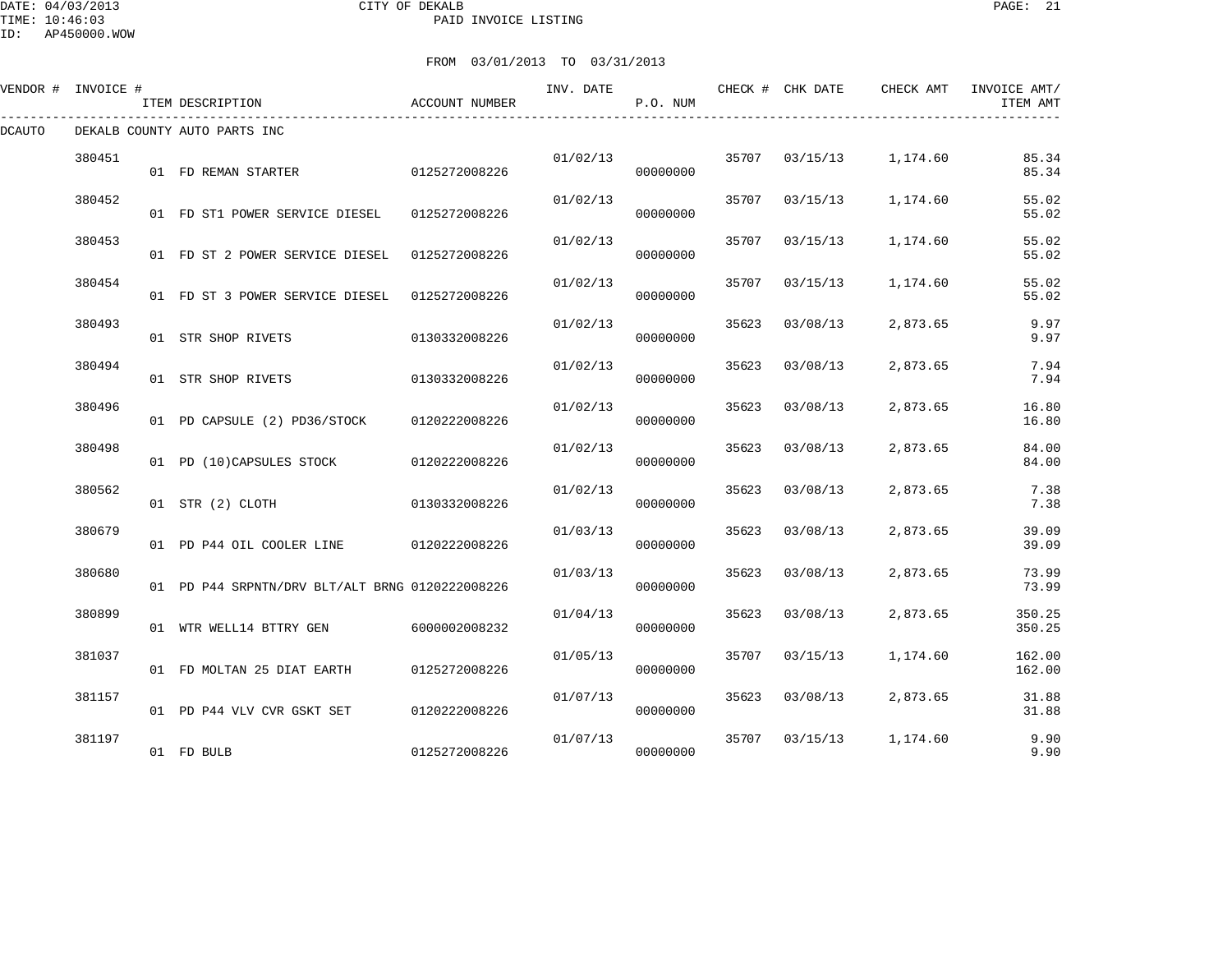CITY OF DEKALB
PAID INVOICE LISTING

DATE: 04/03/2013
TIME: 10:46:03
ID: AP450000.WOW

FROM 03/01/2013 TO 03/31/2013

| VENDOR # | INVOICE # | ITEM DESCRIPTION | ACCOUNT NUMBER | INV. DATE | P.O. NUM | CHECK # | CHK DATE | CHECK AMT | INVOICE AMT/ ITEM AMT |
|---|---|---|---|---|---|---|---|---|---|
| DCAUTO | DEKALB COUNTY AUTO PARTS INC | | | | | | | | |
| | 380451 | | | 01/02/13 | | 35707 | 03/15/13 | 1,174.60 | 85.34 |
| | | 01 FD REMAN STARTER | 0125272008226 | | 00000000 | | | | 85.34 |
| | 380452 | | | 01/02/13 | | 35707 | 03/15/13 | 1,174.60 | 55.02 |
| | | 01 FD ST1 POWER SERVICE DIESEL | 0125272008226 | | 00000000 | | | | 55.02 |
| | 380453 | | | 01/02/13 | | 35707 | 03/15/13 | 1,174.60 | 55.02 |
| | | 01 FD ST 2 POWER SERVICE DIESEL | 0125272008226 | | 00000000 | | | | 55.02 |
| | 380454 | | | 01/02/13 | | 35707 | 03/15/13 | 1,174.60 | 55.02 |
| | | 01 FD ST 3 POWER SERVICE DIESEL | 0125272008226 | | 00000000 | | | | 55.02 |
| | 380493 | | | 01/02/13 | | 35623 | 03/08/13 | 2,873.65 | 9.97 |
| | | 01 STR SHOP RIVETS | 0130332008226 | | 00000000 | | | | 9.97 |
| | 380494 | | | 01/02/13 | | 35623 | 03/08/13 | 2,873.65 | 7.94 |
| | | 01 STR SHOP RIVETS | 0130332008226 | | 00000000 | | | | 7.94 |
| | 380496 | | | 01/02/13 | | 35623 | 03/08/13 | 2,873.65 | 16.80 |
| | | 01 PD CAPSULE (2) PD36/STOCK | 0120222008226 | | 00000000 | | | | 16.80 |
| | 380498 | | | 01/02/13 | | 35623 | 03/08/13 | 2,873.65 | 84.00 |
| | | 01 PD (10)CAPSULES STOCK | 0120222008226 | | 00000000 | | | | 84.00 |
| | 380562 | | | 01/02/13 | | 35623 | 03/08/13 | 2,873.65 | 7.38 |
| | | 01 STR (2) CLOTH | 0130332008226 | | 00000000 | | | | 7.38 |
| | 380679 | | | 01/03/13 | | 35623 | 03/08/13 | 2,873.65 | 39.09 |
| | | 01 PD P44 OIL COOLER LINE | 0120222008226 | | 00000000 | | | | 39.09 |
| | 380680 | | | 01/03/13 | | 35623 | 03/08/13 | 2,873.65 | 73.99 |
| | | 01 PD P44 SRPNTN/DRV BLT/ALT BRNG | 0120222008226 | | 00000000 | | | | 73.99 |
| | 380899 | | | 01/04/13 | | 35623 | 03/08/13 | 2,873.65 | 350.25 |
| | | 01 WTR WELL14 BTTRY GEN | 6000002008232 | | 00000000 | | | | 350.25 |
| | 381037 | | | 01/05/13 | | 35707 | 03/15/13 | 1,174.60 | 162.00 |
| | | 01 FD MOLTAN 25 DIAT EARTH | 0125272008226 | | 00000000 | | | | 162.00 |
| | 381157 | | | 01/07/13 | | 35623 | 03/08/13 | 2,873.65 | 31.88 |
| | | 01 PD P44 VLV CVR GSKT SET | 0120222008226 | | 00000000 | | | | 31.88 |
| | 381197 | | | 01/07/13 | | 35707 | 03/15/13 | 1,174.60 | 9.90 |
| | | 01 FD BULB | 0125272008226 | | 00000000 | | | | 9.90 |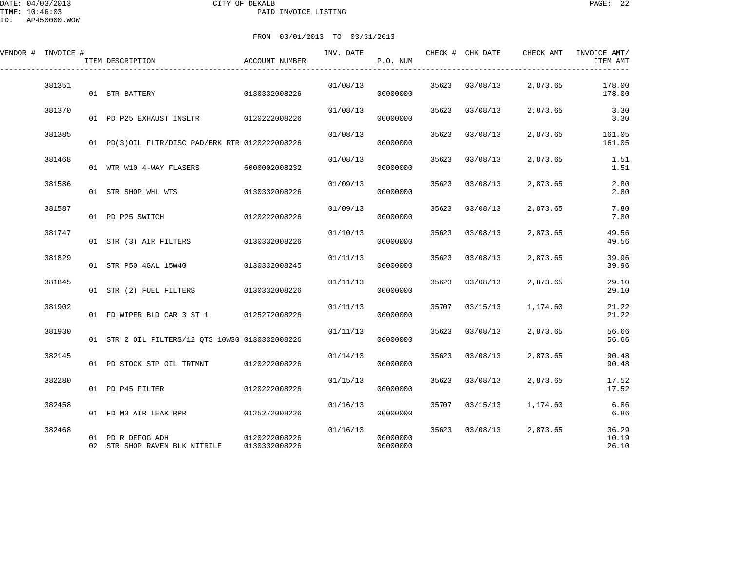CITY OF DEKALB
PAID INVOICE LISTING

DATE: 04/03/2013
TIME: 10:46:03
ID: AP450000.WOW

FROM 03/01/2013 TO 03/31/2013

| VENDOR # | INVOICE # | ITEM DESCRIPTION | ACCOUNT NUMBER | INV. DATE | P.O. NUM | CHECK # | CHK DATE | CHECK AMT | INVOICE AMT/ ITEM AMT |
|---|---|---|---|---|---|---|---|---|---|
| | 381351 | | | 01/08/13 | | 35623 | 03/08/13 | 2,873.65 | 178.00 |
| | | 01 STR BATTERY | 0130332008226 | | 00000000 | | | | 178.00 |
| | 381370 | | | 01/08/13 | | 35623 | 03/08/13 | 2,873.65 | 3.30 |
| | | 01 PD P25 EXHAUST INSLTR | 0120222008226 | | 00000000 | | | | 3.30 |
| | 381385 | | | 01/08/13 | | 35623 | 03/08/13 | 2,873.65 | 161.05 |
| | | 01 PD(3)OIL FLTR/DISC PAD/BRK RTR | 0120222008226 | | 00000000 | | | | 161.05 |
| | 381468 | | | 01/08/13 | | 35623 | 03/08/13 | 2,873.65 | 1.51 |
| | | 01 WTR W10 4-WAY FLASERS | 6000002008232 | | 00000000 | | | | 1.51 |
| | 381586 | | | 01/09/13 | | 35623 | 03/08/13 | 2,873.65 | 2.80 |
| | | 01 STR SHOP WHL WTS | 0130332008226 | | 00000000 | | | | 2.80 |
| | 381587 | | | 01/09/13 | | 35623 | 03/08/13 | 2,873.65 | 7.80 |
| | | 01 PD P25 SWITCH | 0120222008226 | | 00000000 | | | | 7.80 |
| | 381747 | | | 01/10/13 | | 35623 | 03/08/13 | 2,873.65 | 49.56 |
| | | 01 STR (3) AIR FILTERS | 0130332008226 | | 00000000 | | | | 49.56 |
| | 381829 | | | 01/11/13 | | 35623 | 03/08/13 | 2,873.65 | 39.96 |
| | | 01 STR P50 4GAL 15W40 | 0130332008245 | | 00000000 | | | | 39.96 |
| | 381845 | | | 01/11/13 | | 35623 | 03/08/13 | 2,873.65 | 29.10 |
| | | 01 STR (2) FUEL FILTERS | 0130332008226 | | 00000000 | | | | 29.10 |
| | 381902 | | | 01/11/13 | | 35707 | 03/15/13 | 1,174.60 | 21.22 |
| | | 01 FD WIPER BLD CAR 3 ST 1 | 0125272008226 | | 00000000 | | | | 21.22 |
| | 381930 | | | 01/11/13 | | 35623 | 03/08/13 | 2,873.65 | 56.66 |
| | | 01 STR 2 OIL FILTERS/12 QTS 10W30 | 0130332008226 | | 00000000 | | | | 56.66 |
| | 382145 | | | 01/14/13 | | 35623 | 03/08/13 | 2,873.65 | 90.48 |
| | | 01 PD STOCK STP OIL TRTMNT | 0120222008226 | | 00000000 | | | | 90.48 |
| | 382280 | | | 01/15/13 | | 35623 | 03/08/13 | 2,873.65 | 17.52 |
| | | 01 PD P45 FILTER | 0120222008226 | | 00000000 | | | | 17.52 |
| | 382458 | | | 01/16/13 | | 35707 | 03/15/13 | 1,174.60 | 6.86 |
| | | 01 FD M3 AIR LEAK RPR | 0125272008226 | | 00000000 | | | | 6.86 |
| | 382468 | | | 01/16/13 | | 35623 | 03/08/13 | 2,873.65 | 36.29 |
| | | 01 PD R DEFOG ADH | 0120222008226 | | 00000000 | | | | 10.19 |
| | | 02 STR SHOP RAVEN BLK NITRILE | 0130332008226 | | 00000000 | | | | 26.10 |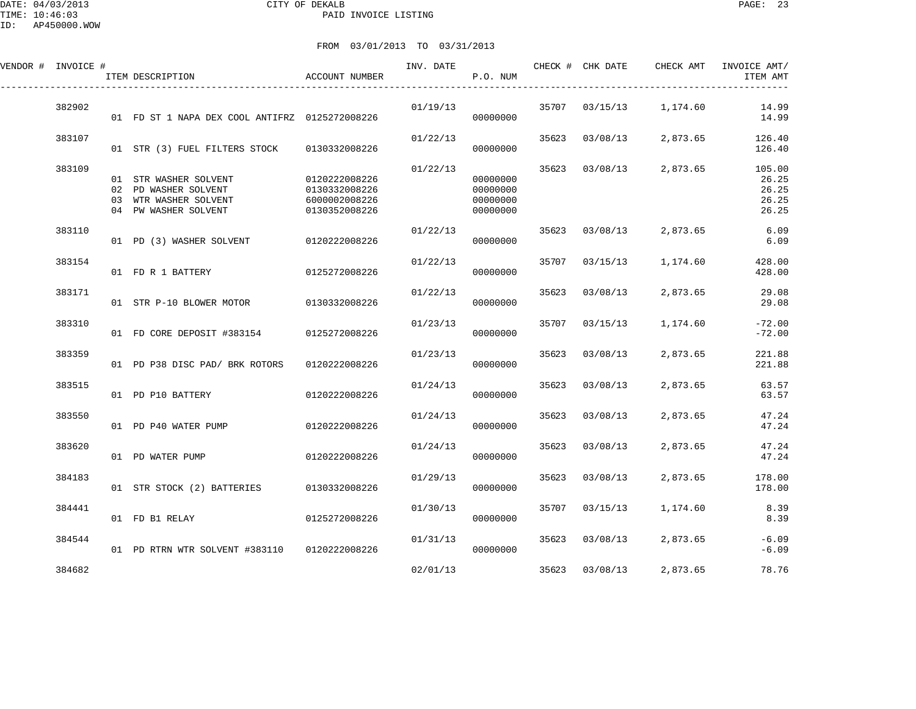CITY OF DEKALB
PAID INVOICE LISTING

DATE: 04/03/2013
TIME: 10:46:03
ID: AP450000.WOW

FROM 03/01/2013 TO 03/31/2013

| VENDOR # | INVOICE # | ITEM DESCRIPTION | ACCOUNT NUMBER | INV. DATE | P.O. NUM | CHECK # | CHK DATE | CHECK AMT | INVOICE AMT/ ITEM AMT |
|---|---|---|---|---|---|---|---|---|---|
| | 382902 | | | 01/19/13 | | 35707 | 03/15/13 | 1,174.60 | 14.99 |
| | | 01 FD ST 1 NAPA DEX COOL ANTIFRZ | 0125272008226 | | 00000000 | | | | 14.99 |
| | 383107 | | | 01/22/13 | | 35623 | 03/08/13 | 2,873.65 | 126.40 |
| | | 01 STR (3) FUEL FILTERS STOCK | 0130332008226 | | 00000000 | | | | 126.40 |
| | 383109 | | | 01/22/13 | | 35623 | 03/08/13 | 2,873.65 | 105.00 |
| | | 01 STR WASHER SOLVENT | 0120222008226 | | 00000000 | | | | 26.25 |
| | | 02 PD WASHER SOLVENT | 0130332008226 | | 00000000 | | | | 26.25 |
| | | 03 WTR WASHER SOLVENT | 6000002008226 | | 00000000 | | | | 26.25 |
| | | 04 PW WASHER SOLVENT | 0130352008226 | | 00000000 | | | | 26.25 |
| | 383110 | | | 01/22/13 | | 35623 | 03/08/13 | 2,873.65 | 6.09 |
| | | 01 PD (3) WASHER SOLVENT | 0120222008226 | | 00000000 | | | | 6.09 |
| | 383154 | | | 01/22/13 | | 35707 | 03/15/13 | 1,174.60 | 428.00 |
| | | 01 FD R 1 BATTERY | 0125272008226 | | 00000000 | | | | 428.00 |
| | 383171 | | | 01/22/13 | | 35623 | 03/08/13 | 2,873.65 | 29.08 |
| | | 01 STR P-10 BLOWER MOTOR | 0130332008226 | | 00000000 | | | | 29.08 |
| | 383310 | | | 01/23/13 | | 35707 | 03/15/13 | 1,174.60 | -72.00 |
| | | 01 FD CORE DEPOSIT #383154 | 0125272008226 | | 00000000 | | | | -72.00 |
| | 383359 | | | 01/23/13 | | 35623 | 03/08/13 | 2,873.65 | 221.88 |
| | | 01 PD P38 DISC PAD/ BRK ROTORS | 0120222008226 | | 00000000 | | | | 221.88 |
| | 383515 | | | 01/24/13 | | 35623 | 03/08/13 | 2,873.65 | 63.57 |
| | | 01 PD P10 BATTERY | 0120222008226 | | 00000000 | | | | 63.57 |
| | 383550 | | | 01/24/13 | | 35623 | 03/08/13 | 2,873.65 | 47.24 |
| | | 01 PD P40 WATER PUMP | 0120222008226 | | 00000000 | | | | 47.24 |
| | 383620 | | | 01/24/13 | | 35623 | 03/08/13 | 2,873.65 | 47.24 |
| | | 01 PD WATER PUMP | 0120222008226 | | 00000000 | | | | 47.24 |
| | 384183 | | | 01/29/13 | | 35623 | 03/08/13 | 2,873.65 | 178.00 |
| | | 01 STR STOCK (2) BATTERIES | 0130332008226 | | 00000000 | | | | 178.00 |
| | 384441 | | | 01/30/13 | | 35707 | 03/15/13 | 1,174.60 | 8.39 |
| | | 01 FD B1 RELAY | 0125272008226 | | 00000000 | | | | 8.39 |
| | 384544 | | | 01/31/13 | | 35623 | 03/08/13 | 2,873.65 | -6.09 |
| | | 01 PD RTRN WTR SOLVENT #383110 | 0120222008226 | | 00000000 | | | | -6.09 |
| | 384682 | | | 02/01/13 | | 35623 | 03/08/13 | 2,873.65 | 78.76 |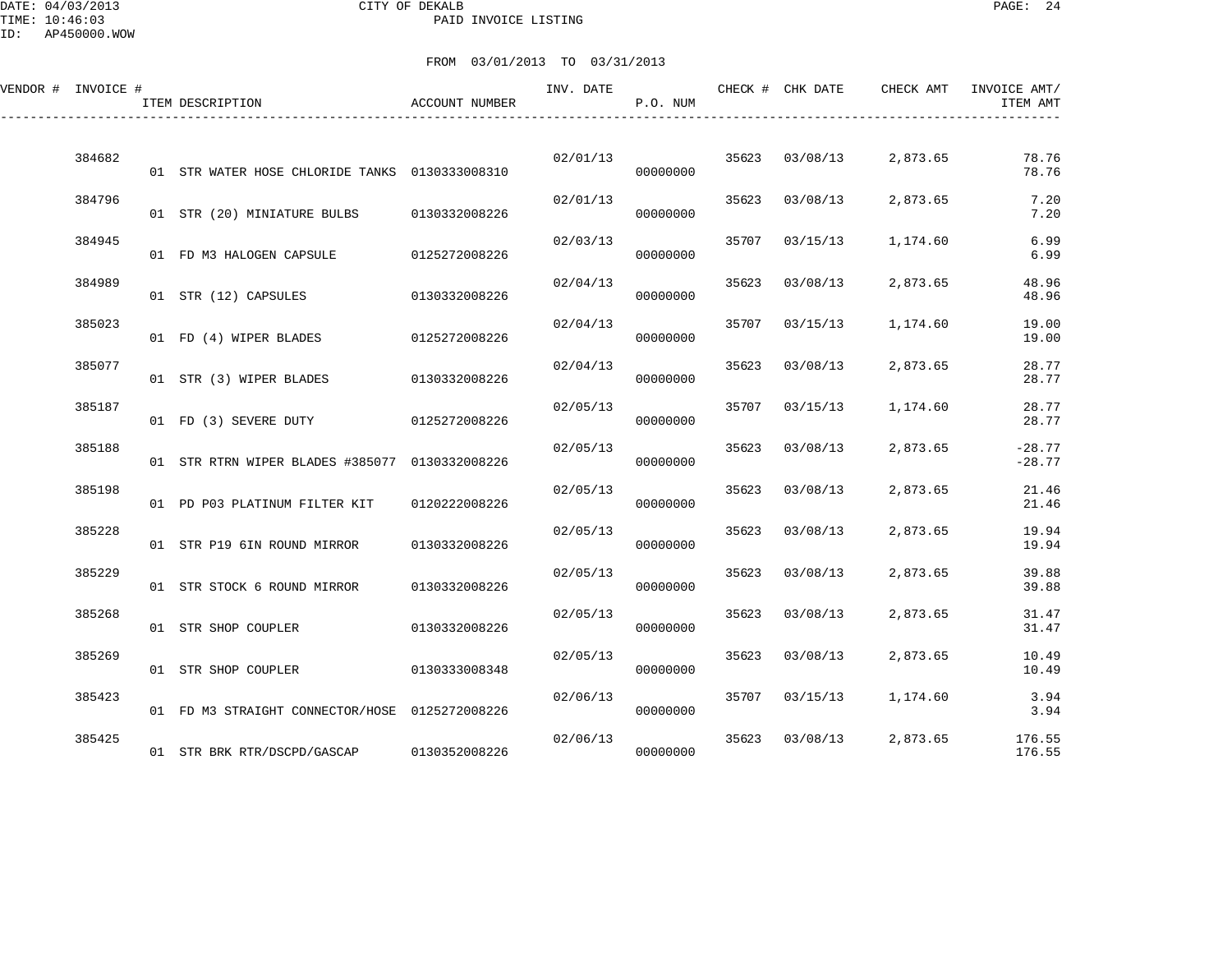CITY OF DEKALB

PAID INVOICE LISTING

DATE: 04/03/2013
TIME: 10:46:03
ID: AP450000.WOW

FROM 03/01/2013 TO 03/31/2013

| VENDOR # | INVOICE # | ITEM DESCRIPTION | ACCOUNT NUMBER | INV. DATE | P.O. NUM | CHECK # | CHK DATE | CHECK AMT | INVOICE AMT/ ITEM AMT |
|---|---|---|---|---|---|---|---|---|---|
| | 384682 | | | 02/01/13 | | 35623 | 03/08/13 | 2,873.65 | 78.76 |
| | | 01 STR WATER HOSE CHLORIDE TANKS | 0130333008310 | | 00000000 | | | | 78.76 |
| | 384796 | | | 02/01/13 | | 35623 | 03/08/13 | 2,873.65 | 7.20 |
| | | 01 STR (20) MINIATURE BULBS | 0130332008226 | | 00000000 | | | | 7.20 |
| | 384945 | | | 02/03/13 | | 35707 | 03/15/13 | 1,174.60 | 6.99 |
| | | 01 FD M3 HALOGEN CAPSULE | 0125272008226 | | 00000000 | | | | 6.99 |
| | 384989 | | | 02/04/13 | | 35623 | 03/08/13 | 2,873.65 | 48.96 |
| | | 01 STR (12) CAPSULES | 0130332008226 | | 00000000 | | | | 48.96 |
| | 385023 | | | 02/04/13 | | 35707 | 03/15/13 | 1,174.60 | 19.00 |
| | | 01 FD (4) WIPER BLADES | 0125272008226 | | 00000000 | | | | 19.00 |
| | 385077 | | | 02/04/13 | | 35623 | 03/08/13 | 2,873.65 | 28.77 |
| | | 01 STR (3) WIPER BLADES | 0130332008226 | | 00000000 | | | | 28.77 |
| | 385187 | | | 02/05/13 | | 35707 | 03/15/13 | 1,174.60 | 28.77 |
| | | 01 FD (3) SEVERE DUTY | 0125272008226 | | 00000000 | | | | 28.77 |
| | 385188 | | | 02/05/13 | | 35623 | 03/08/13 | 2,873.65 | -28.77 |
| | | 01 STR RTRN WIPER BLADES #385077 | 0130332008226 | | 00000000 | | | | -28.77 |
| | 385198 | | | 02/05/13 | | 35623 | 03/08/13 | 2,873.65 | 21.46 |
| | | 01 PD P03 PLATINUM FILTER KIT | 0120222008226 | | 00000000 | | | | 21.46 |
| | 385228 | | | 02/05/13 | | 35623 | 03/08/13 | 2,873.65 | 19.94 |
| | | 01 STR P19 6IN ROUND MIRROR | 0130332008226 | | 00000000 | | | | 19.94 |
| | 385229 | | | 02/05/13 | | 35623 | 03/08/13 | 2,873.65 | 39.88 |
| | | 01 STR STOCK 6 ROUND MIRROR | 0130332008226 | | 00000000 | | | | 39.88 |
| | 385268 | | | 02/05/13 | | 35623 | 03/08/13 | 2,873.65 | 31.47 |
| | | 01 STR SHOP COUPLER | 0130332008226 | | 00000000 | | | | 31.47 |
| | 385269 | | | 02/05/13 | | 35623 | 03/08/13 | 2,873.65 | 10.49 |
| | | 01 STR SHOP COUPLER | 0130333008348 | | 00000000 | | | | 10.49 |
| | 385423 | | | 02/06/13 | | 35707 | 03/15/13 | 1,174.60 | 3.94 |
| | | 01 FD M3 STRAIGHT CONNECTOR/HOSE | 0125272008226 | | 00000000 | | | | 3.94 |
| | 385425 | | | 02/06/13 | | 35623 | 03/08/13 | 2,873.65 | 176.55 |
| | | 01 STR BRK RTR/DSCPD/GASCAP | 0130352008226 | | 00000000 | | | | 176.55 |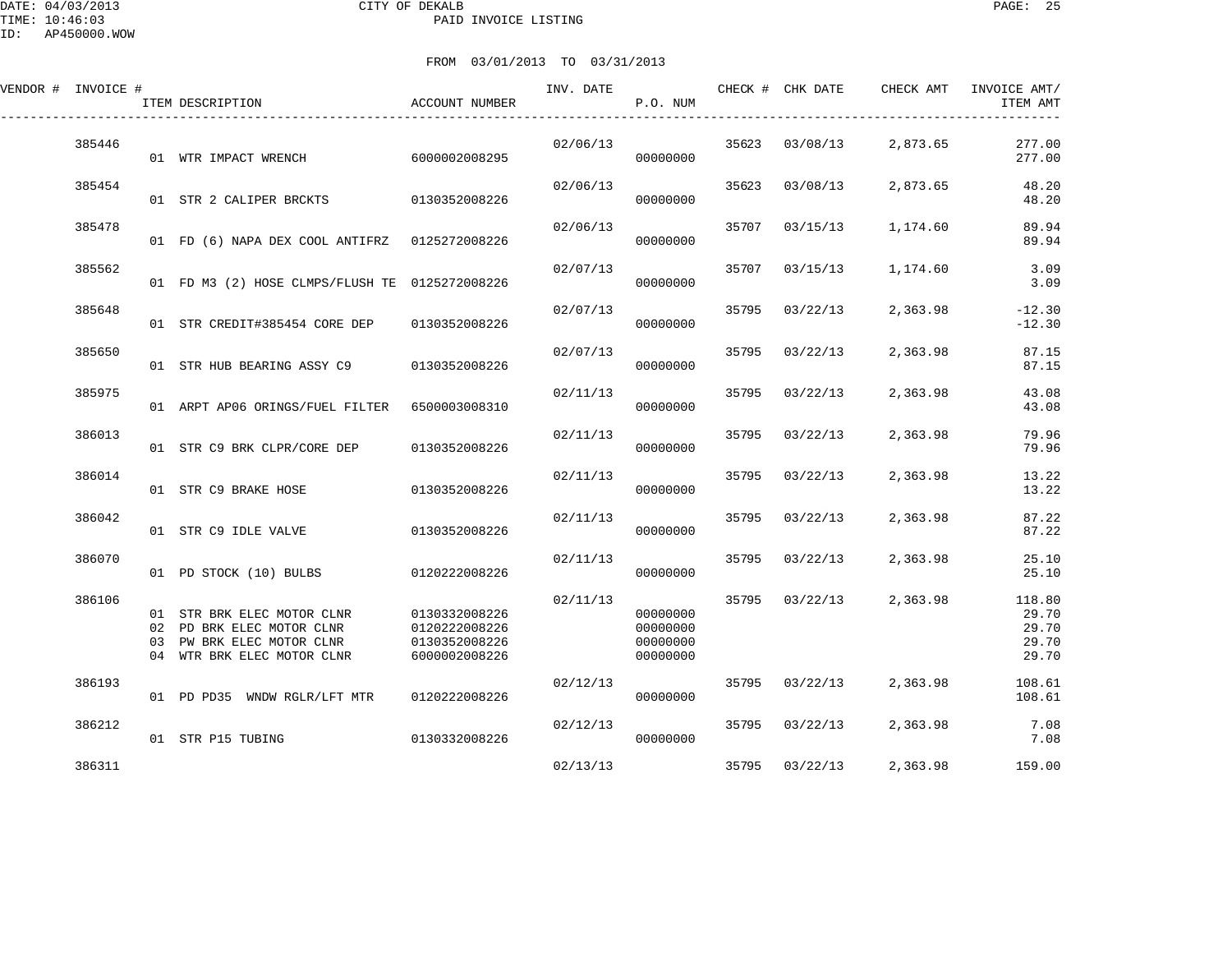DATE: 04/03/2013
TIME: 10:46:03
ID: AP450000.WOW

CITY OF DEKALB
PAID INVOICE LISTING

FROM 03/01/2013 TO 03/31/2013

| VENDOR # | INVOICE # | ITEM DESCRIPTION | ACCOUNT NUMBER | INV. DATE | P.O. NUM | CHECK # | CHK DATE | CHECK AMT | INVOICE AMT/ ITEM AMT |
|---|---|---|---|---|---|---|---|---|---|
| | 385446 | | | 02/06/13 | | 35623 | 03/08/13 | 2,873.65 | 277.00 |
| | | 01 WTR IMPACT WRENCH | 6000002008295 | | 00000000 | | | | 277.00 |
| | 385454 | | | 02/06/13 | | 35623 | 03/08/13 | 2,873.65 | 48.20 |
| | | 01 STR 2 CALIPER BRCKTS | 0130352008226 | | 00000000 | | | | 48.20 |
| | 385478 | | | 02/06/13 | | 35707 | 03/15/13 | 1,174.60 | 89.94 |
| | | 01 FD (6) NAPA DEX COOL ANTIFRZ | 0125272008226 | | 00000000 | | | | 89.94 |
| | 385562 | | | 02/07/13 | | 35707 | 03/15/13 | 1,174.60 | 3.09 |
| | | 01 FD M3 (2) HOSE CLMPS/FLUSH TE | 0125272008226 | | 00000000 | | | | 3.09 |
| | 385648 | | | 02/07/13 | | 35795 | 03/22/13 | 2,363.98 | -12.30 |
| | | 01 STR CREDIT#385454 CORE DEP | 0130352008226 | | 00000000 | | | | -12.30 |
| | 385650 | | | 02/07/13 | | 35795 | 03/22/13 | 2,363.98 | 87.15 |
| | | 01 STR HUB BEARING ASSY C9 | 0130352008226 | | 00000000 | | | | 87.15 |
| | 385975 | | | 02/11/13 | | 35795 | 03/22/13 | 2,363.98 | 43.08 |
| | | 01 ARPT AP06 ORINGS/FUEL FILTER | 6500003008310 | | 00000000 | | | | 43.08 |
| | 386013 | | | 02/11/13 | | 35795 | 03/22/13 | 2,363.98 | 79.96 |
| | | 01 STR C9 BRK CLPR/CORE DEP | 0130352008226 | | 00000000 | | | | 79.96 |
| | 386014 | | | 02/11/13 | | 35795 | 03/22/13 | 2,363.98 | 13.22 |
| | | 01 STR C9 BRAKE HOSE | 0130352008226 | | 00000000 | | | | 13.22 |
| | 386042 | | | 02/11/13 | | 35795 | 03/22/13 | 2,363.98 | 87.22 |
| | | 01 STR C9 IDLE VALVE | 0130352008226 | | 00000000 | | | | 87.22 |
| | 386070 | | | 02/11/13 | | 35795 | 03/22/13 | 2,363.98 | 25.10 |
| | | 01 PD STOCK (10) BULBS | 0120222008226 | | 00000000 | | | | 25.10 |
| | 386106 | | | 02/11/13 | | 35795 | 03/22/13 | 2,363.98 | 118.80 |
| | | 01 STR BRK ELEC MOTOR CLNR | 0130332008226 | | 00000000 | | | | 29.70 |
| | | 02 PD BRK ELEC MOTOR CLNR | 0120222008226 | | 00000000 | | | | 29.70 |
| | | 03 PW BRK ELEC MOTOR CLNR | 0130352008226 | | 00000000 | | | | 29.70 |
| | | 04 WTR BRK ELEC MOTOR CLNR | 6000002008226 | | 00000000 | | | | 29.70 |
| | 386193 | | | 02/12/13 | | 35795 | 03/22/13 | 2,363.98 | 108.61 |
| | | 01 PD PD35 WNDW RGLR/LFT MTR | 0120222008226 | | 00000000 | | | | 108.61 |
| | 386212 | | | 02/12/13 | | 35795 | 03/22/13 | 2,363.98 | 7.08 |
| | | 01 STR P15 TUBING | 0130332008226 | | 00000000 | | | | 7.08 |
| | 386311 | | | 02/13/13 | | 35795 | 03/22/13 | 2,363.98 | 159.00 |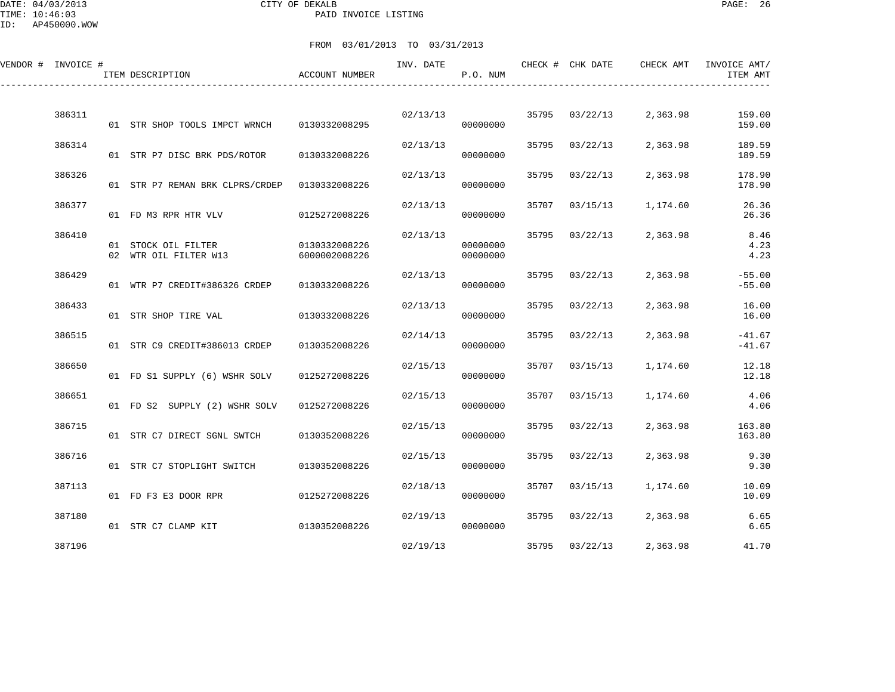CITY OF DEKALB
PAID INVOICE LISTING

DATE: 04/03/2013
TIME: 10:46:03
ID: AP450000.WOW

FROM 03/01/2013 TO 03/31/2013

| VENDOR # | INVOICE # | ITEM DESCRIPTION | ACCOUNT NUMBER | INV. DATE | P.O. NUM | CHECK # | CHK DATE | CHECK AMT | INVOICE AMT/ ITEM AMT |
|---|---|---|---|---|---|---|---|---|---|
| | 386311 | | | 02/13/13 | | 35795 | 03/22/13 | 2,363.98 | 159.00 |
| | | 01 STR SHOP TOOLS IMPCT WRNCH | 0130332008295 | | 00000000 | | | | 159.00 |
| | 386314 | | | 02/13/13 | | 35795 | 03/22/13 | 2,363.98 | 189.59 |
| | | 01 STR P7 DISC BRK PDS/ROTOR | 0130332008226 | | 00000000 | | | | 189.59 |
| | 386326 | | | 02/13/13 | | 35795 | 03/22/13 | 2,363.98 | 178.90 |
| | | 01 STR P7 REMAN BRK CLPRS/CRDEP | 0130332008226 | | 00000000 | | | | 178.90 |
| | 386377 | | | 02/13/13 | | 35707 | 03/15/13 | 1,174.60 | 26.36 |
| | | 01 FD M3 RPR HTR VLV | 0125272008226 | | 00000000 | | | | 26.36 |
| | 386410 | | | 02/13/13 | | 35795 | 03/22/13 | 2,363.98 | 8.46 |
| | | 01 STOCK OIL FILTER | 0130332008226 | | 00000000 | | | | 4.23 |
| | | 02 WTR OIL FILTER W13 | 6000002008226 | | 00000000 | | | | 4.23 |
| | 386429 | | | 02/13/13 | | 35795 | 03/22/13 | 2,363.98 | -55.00 |
| | | 01 WTR P7 CREDIT#386326 CRDEP | 0130332008226 | | 00000000 | | | | -55.00 |
| | 386433 | | | 02/13/13 | | 35795 | 03/22/13 | 2,363.98 | 16.00 |
| | | 01 STR SHOP TIRE VAL | 0130332008226 | | 00000000 | | | | 16.00 |
| | 386515 | | | 02/14/13 | | 35795 | 03/22/13 | 2,363.98 | -41.67 |
| | | 01 STR C9 CREDIT#386013 CRDEP | 0130352008226 | | 00000000 | | | | -41.67 |
| | 386650 | | | 02/15/13 | | 35707 | 03/15/13 | 1,174.60 | 12.18 |
| | | 01 FD S1 SUPPLY (6) WSHR SOLV | 0125272008226 | | 00000000 | | | | 12.18 |
| | 386651 | | | 02/15/13 | | 35707 | 03/15/13 | 1,174.60 | 4.06 |
| | | 01 FD S2 SUPPLY (2) WSHR SOLV | 0125272008226 | | 00000000 | | | | 4.06 |
| | 386715 | | | 02/15/13 | | 35795 | 03/22/13 | 2,363.98 | 163.80 |
| | | 01 STR C7 DIRECT SGNL SWTCH | 0130352008226 | | 00000000 | | | | 163.80 |
| | 386716 | | | 02/15/13 | | 35795 | 03/22/13 | 2,363.98 | 9.30 |
| | | 01 STR C7 STOPLIGHT SWITCH | 0130352008226 | | 00000000 | | | | 9.30 |
| | 387113 | | | 02/18/13 | | 35707 | 03/15/13 | 1,174.60 | 10.09 |
| | | 01 FD F3 E3 DOOR RPR | 0125272008226 | | 00000000 | | | | 10.09 |
| | 387180 | | | 02/19/13 | | 35795 | 03/22/13 | 2,363.98 | 6.65 |
| | | 01 STR C7 CLAMP KIT | 0130352008226 | | 00000000 | | | | 6.65 |
| | 387196 | | | 02/19/13 | | 35795 | 03/22/13 | 2,363.98 | 41.70 |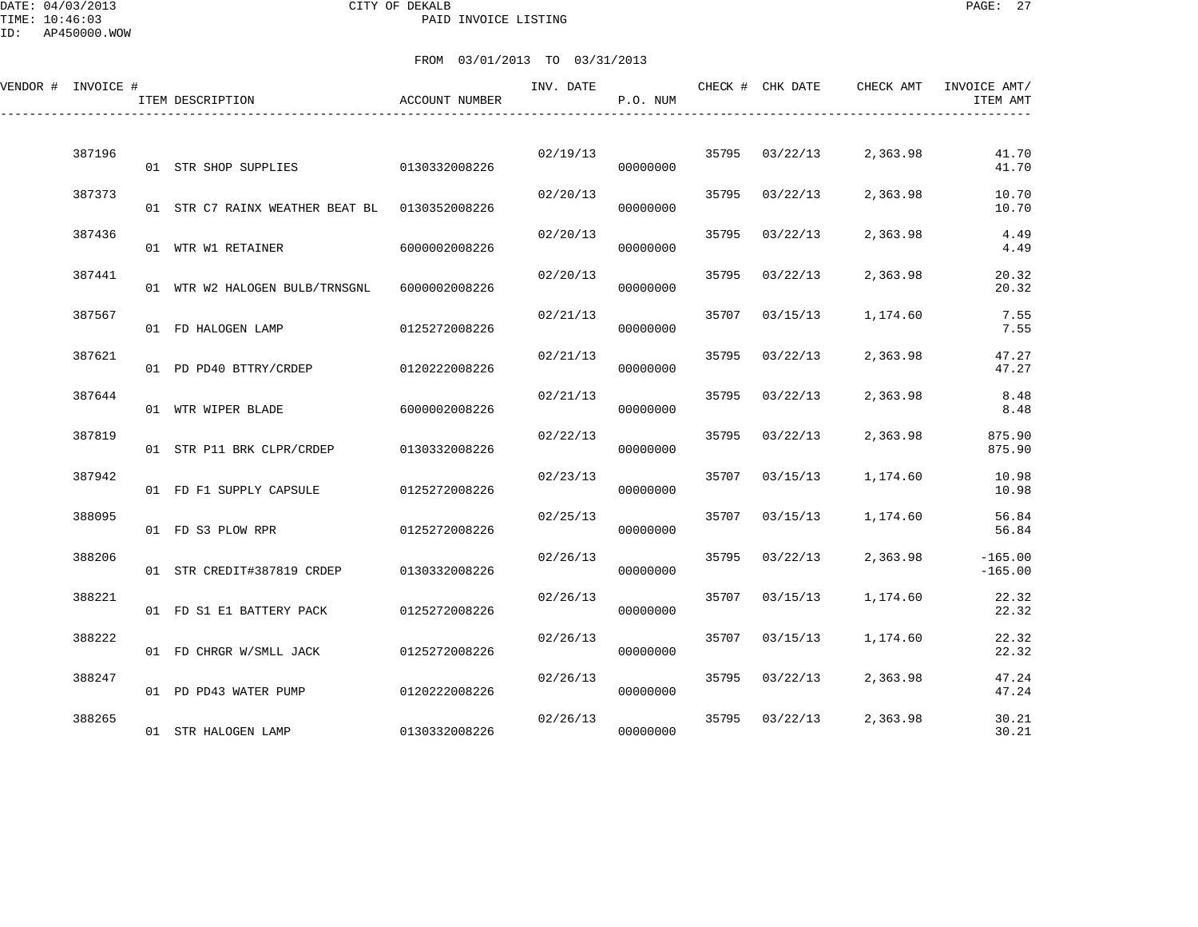DATE: 04/03/2013
TIME: 10:46:03
ID: AP450000.WOW

CITY OF DEKALB
PAID INVOICE LISTING

FROM 03/01/2013 TO 03/31/2013

| VENDOR # | INVOICE # | ITEM DESCRIPTION | ACCOUNT NUMBER | INV. DATE | P.O. NUM | CHECK # | CHK DATE | CHECK AMT | INVOICE AMT/ ITEM AMT |
|---|---|---|---|---|---|---|---|---|---|
| | 387196 | | | 02/19/13 | | 35795 | 03/22/13 | 2,363.98 | 41.70 |
| | | 01 STR SHOP SUPPLIES | 0130332008226 | | 00000000 | | | | 41.70 |
| | 387373 | | | 02/20/13 | | 35795 | 03/22/13 | 2,363.98 | 10.70 |
| | | 01 STR C7 RAINX WEATHER BEAT BL | 0130352008226 | | 00000000 | | | | 10.70 |
| | 387436 | | | 02/20/13 | | 35795 | 03/22/13 | 2,363.98 | 4.49 |
| | | 01 WTR W1 RETAINER | 6000002008226 | | 00000000 | | | | 4.49 |
| | 387441 | | | 02/20/13 | | 35795 | 03/22/13 | 2,363.98 | 20.32 |
| | | 01 WTR W2 HALOGEN BULB/TRNSGNL | 6000002008226 | | 00000000 | | | | 20.32 |
| | 387567 | | | 02/21/13 | | 35707 | 03/15/13 | 1,174.60 | 7.55 |
| | | 01 FD HALOGEN LAMP | 0125272008226 | | 00000000 | | | | 7.55 |
| | 387621 | | | 02/21/13 | | 35795 | 03/22/13 | 2,363.98 | 47.27 |
| | | 01 PD PD40 BTTRY/CRDEP | 0120222008226 | | 00000000 | | | | 47.27 |
| | 387644 | | | 02/21/13 | | 35795 | 03/22/13 | 2,363.98 | 8.48 |
| | | 01 WTR WIPER BLADE | 6000002008226 | | 00000000 | | | | 8.48 |
| | 387819 | | | 02/22/13 | | 35795 | 03/22/13 | 2,363.98 | 875.90 |
| | | 01 STR P11 BRK CLPR/CRDEP | 0130332008226 | | 00000000 | | | | 875.90 |
| | 387942 | | | 02/23/13 | | 35707 | 03/15/13 | 1,174.60 | 10.98 |
| | | 01 FD F1 SUPPLY CAPSULE | 0125272008226 | | 00000000 | | | | 10.98 |
| | 388095 | | | 02/25/13 | | 35707 | 03/15/13 | 1,174.60 | 56.84 |
| | | 01 FD S3 PLOW RPR | 0125272008226 | | 00000000 | | | | 56.84 |
| | 388206 | | | 02/26/13 | | 35795 | 03/22/13 | 2,363.98 | -165.00 |
| | | 01 STR CREDIT#387819 CRDEP | 0130332008226 | | 00000000 | | | | -165.00 |
| | 388221 | | | 02/26/13 | | 35707 | 03/15/13 | 1,174.60 | 22.32 |
| | | 01 FD S1 E1 BATTERY PACK | 0125272008226 | | 00000000 | | | | 22.32 |
| | 388222 | | | 02/26/13 | | 35707 | 03/15/13 | 1,174.60 | 22.32 |
| | | 01 FD CHRGR W/SMLL JACK | 0125272008226 | | 00000000 | | | | 22.32 |
| | 388247 | | | 02/26/13 | | 35795 | 03/22/13 | 2,363.98 | 47.24 |
| | | 01 PD PD43 WATER PUMP | 0120222008226 | | 00000000 | | | | 47.24 |
| | 388265 | | | 02/26/13 | | 35795 | 03/22/13 | 2,363.98 | 30.21 |
| | | 01 STR HALOGEN LAMP | 0130332008226 | | 00000000 | | | | 30.21 |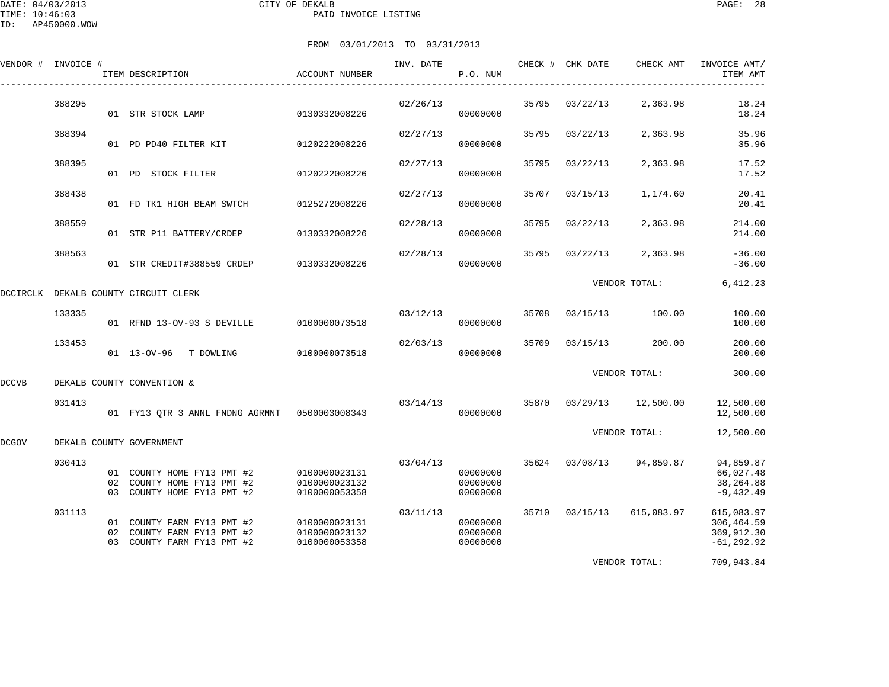CITY OF DEKALB

PAID INVOICE LISTING

FROM 03/01/2013 TO 03/31/2013

| VENDOR # | INVOICE # | ITEM DESCRIPTION | ACCOUNT NUMBER | INV. DATE | P.O. NUM | CHECK # | CHK DATE | CHECK AMT | INVOICE AMT/ ITEM AMT |
|---|---|---|---|---|---|---|---|---|---|
| | 388295 | | | 02/26/13 | | 35795 | 03/22/13 | 2,363.98 | 18.24 |
| | | 01 STR STOCK LAMP | 0130332008226 | | 00000000 | | | | 18.24 |
| | 388394 | | | 02/27/13 | | 35795 | 03/22/13 | 2,363.98 | 35.96 |
| | | 01 PD PD40 FILTER KIT | 0120222008226 | | 00000000 | | | | 35.96 |
| | 388395 | | | 02/27/13 | | 35795 | 03/22/13 | 2,363.98 | 17.52 |
| | | 01 PD STOCK FILTER | 0120222008226 | | 00000000 | | | | 17.52 |
| | 388438 | | | 02/27/13 | | 35707 | 03/15/13 | 1,174.60 | 20.41 |
| | | 01 FD TK1 HIGH BEAM SWTCH | 0125272008226 | | 00000000 | | | | 20.41 |
| | 388559 | | | 02/28/13 | | 35795 | 03/22/13 | 2,363.98 | 214.00 |
| | | 01 STR P11 BATTERY/CRDEP | 0130332008226 | | 00000000 | | | | 214.00 |
| | 388563 | | | 02/28/13 | | 35795 | 03/22/13 | 2,363.98 | -36.00 |
| | | 01 STR CREDIT#388559 CRDEP | 0130332008226 | | 00000000 | | | | -36.00 |
| | | | | | | | VENDOR TOTAL: | | 6,412.23 |
| DCCIRCLK | DEKALB COUNTY CIRCUIT CLERK | | | | | | | | |
| | 133335 | | | 03/12/13 | | 35708 | 03/15/13 | 100.00 | 100.00 |
| | | 01 RFND 13-OV-93 S DEVILLE | 0100000073518 | | 00000000 | | | | 100.00 |
| | 133453 | | | 02/03/13 | | 35709 | 03/15/13 | 200.00 | 200.00 |
| | | 01 13-OV-96 T DOWLING | 0100000073518 | | 00000000 | | | | 200.00 |
| | | | | | | | VENDOR TOTAL: | | 300.00 |
| DCCVB | DEKALB COUNTY CONVENTION & | | | | | | | | |
| | 031413 | | | 03/14/13 | | 35870 | 03/29/13 | 12,500.00 | 12,500.00 |
| | | 01 FY13 QTR 3 ANNL FNDNG AGRMNT | 0500003008343 | | 00000000 | | | | 12,500.00 |
| | | | | | | | VENDOR TOTAL: | | 12,500.00 |
| DCGOV | DEKALB COUNTY GOVERNMENT | | | | | | | | |
| | 030413 | | | 03/04/13 | | 35624 | 03/08/13 | 94,859.87 | 94,859.87 |
| | | 01 COUNTY HOME FY13 PMT #2 | 0100000023131 | | 00000000 | | | | 66,027.48 |
| | | 02 COUNTY HOME FY13 PMT #2 | 0100000023132 | | 00000000 | | | | 38,264.88 |
| | | 03 COUNTY HOME FY13 PMT #2 | 0100000053358 | | 00000000 | | | | -9,432.49 |
| | 031113 | | | 03/11/13 | | 35710 | 03/15/13 | 615,083.97 | 615,083.97 |
| | | 01 COUNTY FARM FY13 PMT #2 | 0100000023131 | | 00000000 | | | | 306,464.59 |
| | | 02 COUNTY FARM FY13 PMT #2 | 0100000023132 | | 00000000 | | | | 369,912.30 |
| | | 03 COUNTY FARM FY13 PMT #2 | 0100000053358 | | 00000000 | | | | -61,292.92 |
| | | | | | | | VENDOR TOTAL: | | 709,943.84 |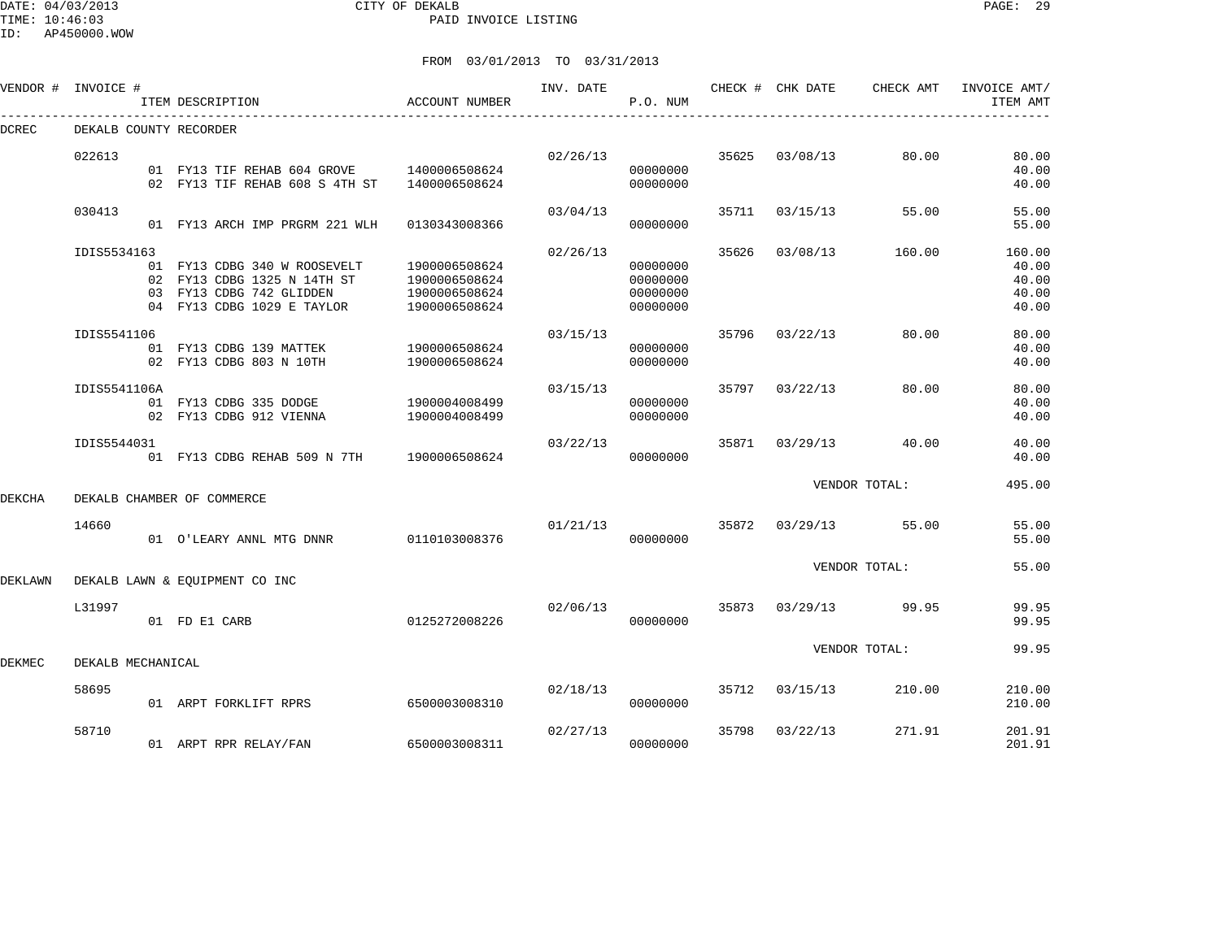CITY OF DEKALB
PAID INVOICE LISTING

DATE: 04/03/2013
TIME: 10:46:03
ID: AP450000.WOW

FROM 03/01/2013 TO 03/31/2013

| VENDOR # | INVOICE # | ITEM DESCRIPTION | ACCOUNT NUMBER | INV. DATE | P.O. NUM | CHECK # | CHK DATE | CHECK AMT | INVOICE AMT/ ITEM AMT |
|---|---|---|---|---|---|---|---|---|---|
| DCREC | DEKALB COUNTY RECORDER | | | | | | | | |
| | 022613 | | | 02/26/13 | | 35625 | 03/08/13 | 80.00 | 80.00 |
| | | 01 FY13 TIF REHAB 604 GROVE | 1400006508624 | | 00000000 | | | | 40.00 |
| | | 02 FY13 TIF REHAB 608 S 4TH ST | 1400006508624 | | 00000000 | | | | 40.00 |
| | 030413 | | | 03/04/13 | | 35711 | 03/15/13 | 55.00 | 55.00 |
| | | 01 FY13 ARCH IMP PRGRM 221 WLH | 0130343008366 | | 00000000 | | | | 55.00 |
| | IDIS5534163 | | | 02/26/13 | | 35626 | 03/08/13 | 160.00 | 160.00 |
| | | 01 FY13 CDBG 340 W ROOSEVELT | 1900006508624 | | 00000000 | | | | 40.00 |
| | | 02 FY13 CDBG 1325 N 14TH ST | 1900006508624 | | 00000000 | | | | 40.00 |
| | | 03 FY13 CDBG 742 GLIDDEN | 1900006508624 | | 00000000 | | | | 40.00 |
| | | 04 FY13 CDBG 1029 E TAYLOR | 1900006508624 | | 00000000 | | | | 40.00 |
| | IDIS5541106 | | | 03/15/13 | | 35796 | 03/22/13 | 80.00 | 80.00 |
| | | 01 FY13 CDBG 139 MATTEK | 1900006508624 | | 00000000 | | | | 40.00 |
| | | 02 FY13 CDBG 803 N 10TH | 1900006508624 | | 00000000 | | | | 40.00 |
| | IDIS5541106A | | | 03/15/13 | | 35797 | 03/22/13 | 80.00 | 80.00 |
| | | 01 FY13 CDBG 335 DODGE | 1900004008499 | | 00000000 | | | | 40.00 |
| | | 02 FY13 CDBG 912 VIENNA | 1900004008499 | | 00000000 | | | | 40.00 |
| | IDIS5544031 | | | 03/22/13 | | 35871 | 03/29/13 | 40.00 | 40.00 |
| | | 01 FY13 CDBG REHAB 509 N 7TH | 1900006508624 | | 00000000 | | | | 40.00 |
| | | | | | | | VENDOR TOTAL: | | 495.00 |
| DEKCHA | DEKALB CHAMBER OF COMMERCE | | | | | | | | |
| | 14660 | | | 01/21/13 | | 35872 | 03/29/13 | 55.00 | 55.00 |
| | | 01 O'LEARY ANNL MTG DNNR | 0110103008376 | | 00000000 | | | | 55.00 |
| | | | | | | | VENDOR TOTAL: | | 55.00 |
| DEKLAWN | DEKALB LAWN & EQUIPMENT CO INC | | | | | | | | |
| | L31997 | | | 02/06/13 | | 35873 | 03/29/13 | 99.95 | 99.95 |
| | | 01 FD E1 CARB | 0125272008226 | | 00000000 | | | | 99.95 |
| | | | | | | | VENDOR TOTAL: | | 99.95 |
| DEKMEC | DEKALB MECHANICAL | | | | | | | | |
| | 58695 | | | 02/18/13 | | 35712 | 03/15/13 | 210.00 | 210.00 |
| | | 01 ARPT FORKLIFT RPRS | 6500003008310 | | 00000000 | | | | 210.00 |
| | 58710 | | | 02/27/13 | | 35798 | 03/22/13 | 271.91 | 201.91 |
| | | 01 ARPT RPR RELAY/FAN | 6500003008311 | | 00000000 | | | | 201.91 |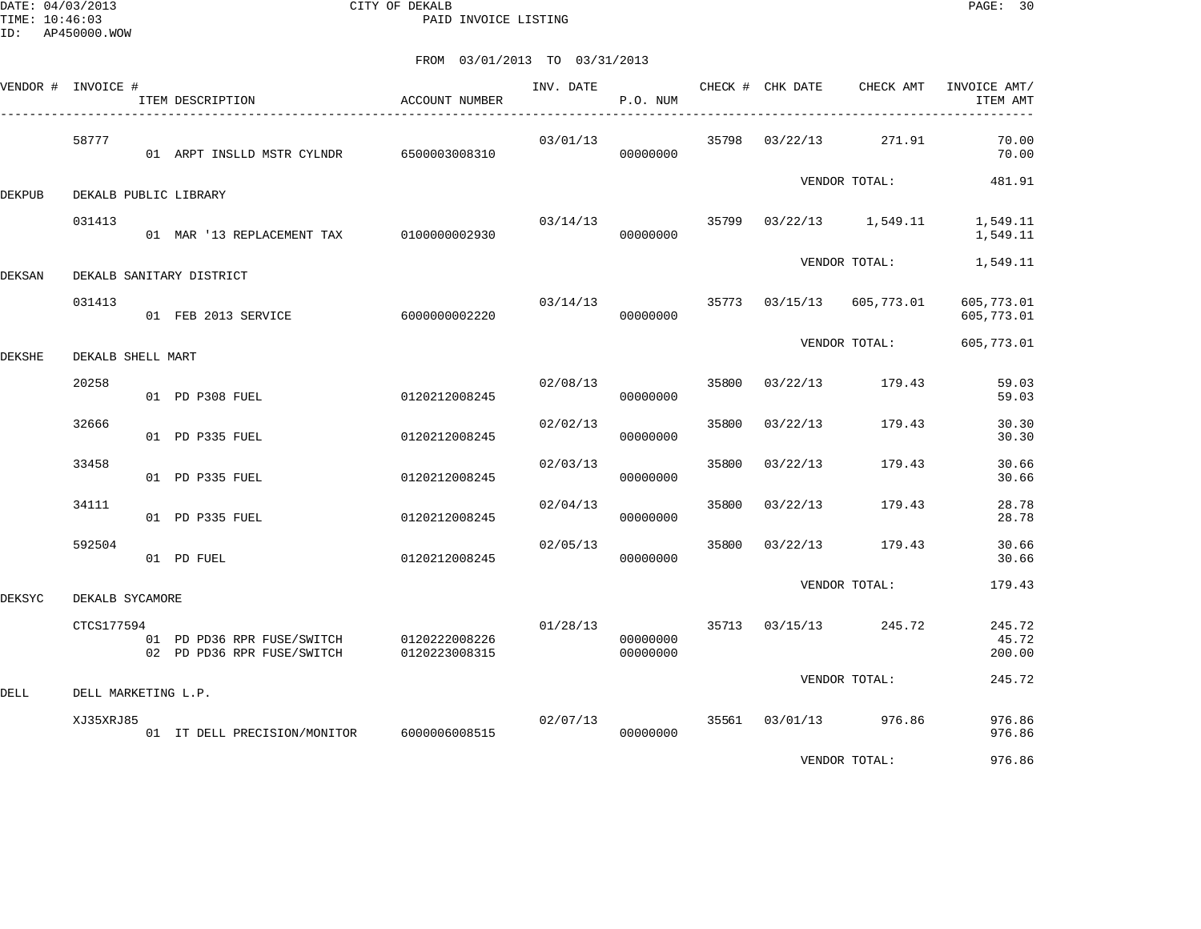CITY OF DEKALB
PAID INVOICE LISTING

DATE: 04/03/2013
TIME: 10:46:03
ID: AP450000.WOW

FROM 03/01/2013 TO 03/31/2013

| VENDOR # | INVOICE # | ITEM DESCRIPTION | ACCOUNT NUMBER | INV. DATE | P.O. NUM | CHECK # | CHK DATE | CHECK AMT | INVOICE AMT/ ITEM AMT |
|---|---|---|---|---|---|---|---|---|---|
| | 58777 | | | 03/01/13 | | 35798 | 03/22/13 | 271.91 | 70.00 |
| | | 01 ARPT INSLLD MSTR CYLNDR | 6500003008310 | | 00000000 | | | | 70.00 |
| | | | | | | | | VENDOR TOTAL: | 481.91 |
| DEKPUB | DEKALB PUBLIC LIBRARY | | | | | | | | |
| | 031413 | | | 03/14/13 | | 35799 | 03/22/13 | 1,549.11 | 1,549.11 |
| | | 01 MAR '13 REPLACEMENT TAX | 0100000002930 | | 00000000 | | | | 1,549.11 |
| | | | | | | | | VENDOR TOTAL: | 1,549.11 |
| DEKSAN | DEKALB SANITARY DISTRICT | | | | | | | | |
| | 031413 | | | 03/14/13 | | 35773 | 03/15/13 | 605,773.01 | 605,773.01 |
| | | 01 FEB 2013 SERVICE | 6000000002220 | | 00000000 | | | | 605,773.01 |
| | | | | | | | | VENDOR TOTAL: | 605,773.01 |
| DEKSHE | DEKALB SHELL MART | | | | | | | | |
| | 20258 | | | 02/08/13 | | 35800 | 03/22/13 | 179.43 | 59.03 |
| | | 01 PD P308 FUEL | 0120212008245 | | 00000000 | | | | 59.03 |
| | 32666 | | | 02/02/13 | | 35800 | 03/22/13 | 179.43 | 30.30 |
| | | 01 PD P335 FUEL | 0120212008245 | | 00000000 | | | | 30.30 |
| | 33458 | | | 02/03/13 | | 35800 | 03/22/13 | 179.43 | 30.66 |
| | | 01 PD P335 FUEL | 0120212008245 | | 00000000 | | | | 30.66 |
| | 34111 | | | 02/04/13 | | 35800 | 03/22/13 | 179.43 | 28.78 |
| | | 01 PD P335 FUEL | 0120212008245 | | 00000000 | | | | 28.78 |
| | 592504 | | | 02/05/13 | | 35800 | 03/22/13 | 179.43 | 30.66 |
| | | 01 PD FUEL | 0120212008245 | | 00000000 | | | | 30.66 |
| | | | | | | | | VENDOR TOTAL: | 179.43 |
| DEKSYC | DEKALB SYCAMORE | | | | | | | | |
| | CTCS177594 | | | 01/28/13 | | 35713 | 03/15/13 | 245.72 | 245.72 |
| | | 01 PD PD36 RPR FUSE/SWITCH | 0120222008226 | | 00000000 | | | | 45.72 |
| | | 02 PD PD36 RPR FUSE/SWITCH | 0120223008315 | | 00000000 | | | | 200.00 |
| | | | | | | | | VENDOR TOTAL: | 245.72 |
| DELL | DELL MARKETING L.P. | | | | | | | | |
| | XJ35XRJ85 | | | 02/07/13 | | 35561 | 03/01/13 | 976.86 | 976.86 |
| | | 01 IT DELL PRECISION/MONITOR | 6000006008515 | | 00000000 | | | | 976.86 |
| | | | | | | | | VENDOR TOTAL: | 976.86 |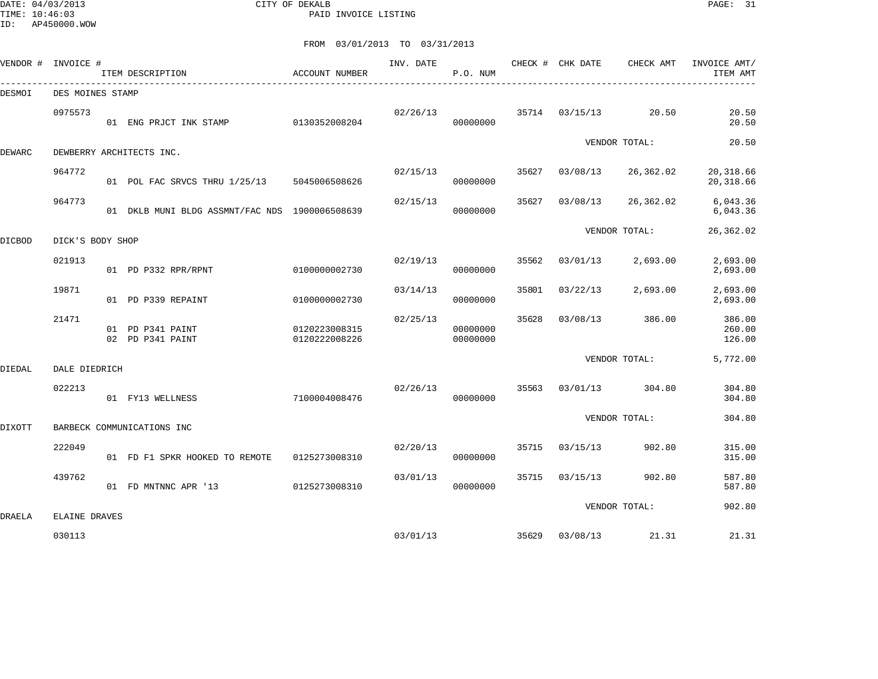CITY OF DEKALB
PAID INVOICE LISTING

DATE: 04/03/2013
TIME: 10:46:03
ID: AP450000.WOW

FROM 03/01/2013 TO 03/31/2013

| VENDOR # | INVOICE # | ITEM DESCRIPTION | ACCOUNT NUMBER | INV. DATE | P.O. NUM | CHECK # | CHK DATE | CHECK AMT | INVOICE AMT/ ITEM AMT |
|---|---|---|---|---|---|---|---|---|---|
| DESMOI | DES MOINES STAMP | | | | | | | | |
| | 0975573 | | | 02/26/13 | | 35714 | 03/15/13 | 20.50 | 20.50 |
| | | 01 ENG PRJCT INK STAMP | 0130352008204 | | 00000000 | | | | 20.50 |
| | | | | | | | | VENDOR TOTAL: | 20.50 |
| DEWARC | DEWBERRY ARCHITECTS INC. | | | | | | | | |
| | 964772 | | | 02/15/13 | | 35627 | 03/08/13 | 26,362.02 | 20,318.66 |
| | | 01 POL FAC SRVCS THRU 1/25/13 | 5045006508626 | | 00000000 | | | | 20,318.66 |
| | 964773 | | | 02/15/13 | | 35627 | 03/08/13 | 26,362.02 | 6,043.36 |
| | | 01 DKLB MUNI BLDG ASSMNT/FAC NDS | 1900006508639 | | 00000000 | | | | 6,043.36 |
| | | | | | | | | VENDOR TOTAL: | 26,362.02 |
| DICBOD | DICK'S BODY SHOP | | | | | | | | |
| | 021913 | | | 02/19/13 | | 35562 | 03/01/13 | 2,693.00 | 2,693.00 |
| | | 01 PD P332 RPR/RPNT | 0100000002730 | | 00000000 | | | | 2,693.00 |
| | 19871 | | | 03/14/13 | | 35801 | 03/22/13 | 2,693.00 | 2,693.00 |
| | | 01 PD P339 REPAINT | 0100000002730 | | 00000000 | | | | 2,693.00 |
| | 21471 | | | 02/25/13 | | 35628 | 03/08/13 | 386.00 | 386.00 |
| | | 01 PD P341 PAINT | 0120223008315 | | 00000000 | | | | 260.00 |
| | | 02 PD P341 PAINT | 0120222008226 | | 00000000 | | | | 126.00 |
| | | | | | | | | VENDOR TOTAL: | 5,772.00 |
| DIEDAL | DALE DIEDRICH | | | | | | | | |
| | 022213 | | | 02/26/13 | | 35563 | 03/01/13 | 304.80 | 304.80 |
| | | 01 FY13 WELLNESS | 7100004008476 | | 00000000 | | | | 304.80 |
| | | | | | | | | VENDOR TOTAL: | 304.80 |
| DIXOTT | BARBECK COMMUNICATIONS INC | | | | | | | | |
| | 222049 | | | 02/20/13 | | 35715 | 03/15/13 | 902.80 | 315.00 |
| | | 01 FD F1 SPKR HOOKED TO REMOTE | 0125273008310 | | 00000000 | | | | 315.00 |
| | 439762 | | | 03/01/13 | | 35715 | 03/15/13 | 902.80 | 587.80 |
| | | 01 FD MNTNNC APR '13 | 0125273008310 | | 00000000 | | | | 587.80 |
| | | | | | | | | VENDOR TOTAL: | 902.80 |
| DRAELA | ELAINE DRAVES | | | | | | | | |
| | 030113 | | | 03/01/13 | | 35629 | 03/08/13 | 21.31 | 21.31 |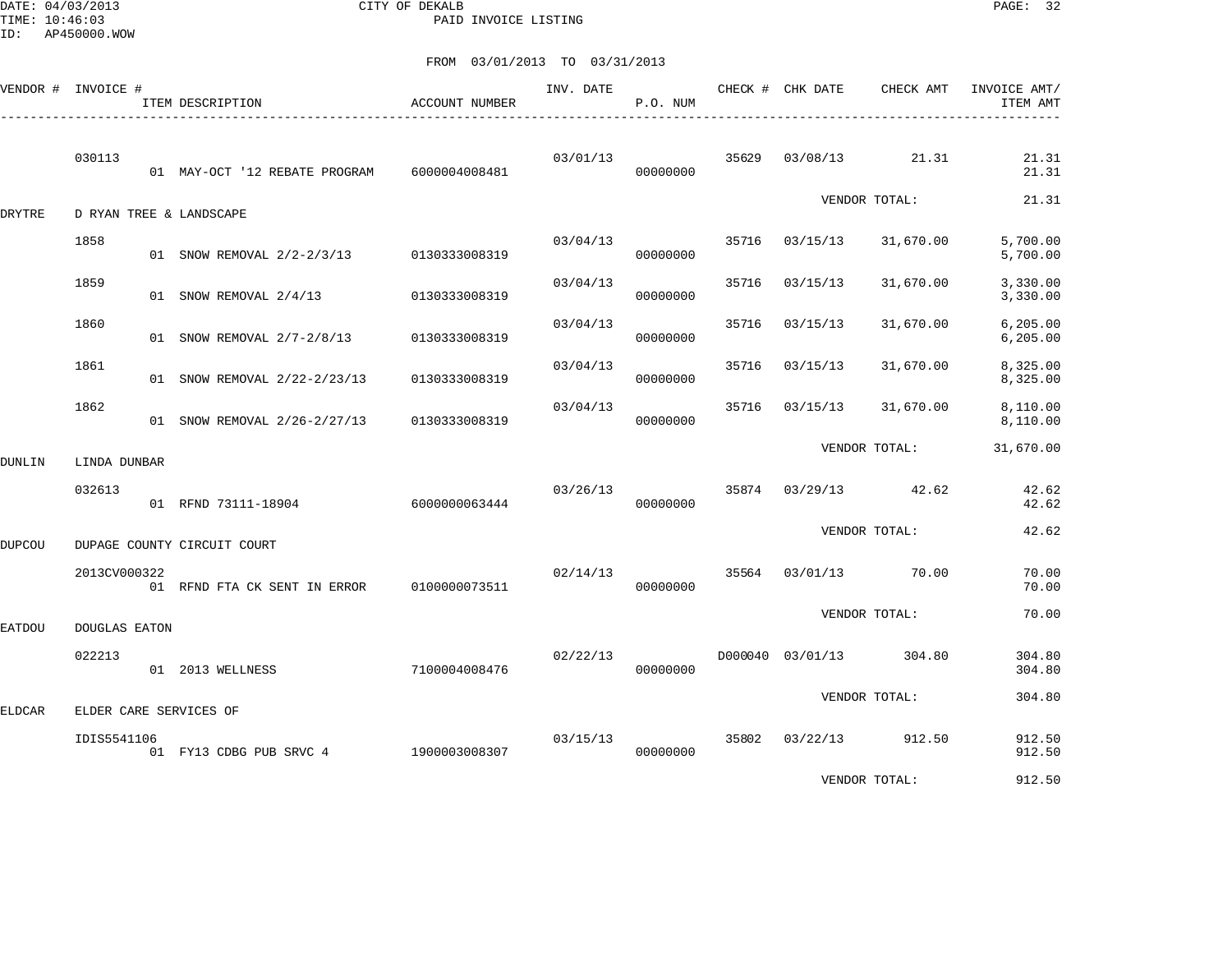CITY OF DEKALB
PAID INVOICE LISTING

DATE: 04/03/2013
TIME: 10:46:03
ID: AP450000.WOW

FROM 03/01/2013 TO 03/31/2013

| VENDOR # | INVOICE # | ITEM DESCRIPTION | ACCOUNT NUMBER | INV. DATE | P.O. NUM | CHECK # | CHK DATE | CHECK AMT | INVOICE AMT/ ITEM AMT |
|---|---|---|---|---|---|---|---|---|---|
| | 030113 | | | 03/01/13 | | 35629 | 03/08/13 | 21.31 | 21.31 |
| | | 01 MAY-OCT '12 REBATE PROGRAM | 6000004008481 | | 00000000 | | | | 21.31 |
| | | | | | | | VENDOR TOTAL: | | 21.31 |
| DRYTRE | D RYAN TREE & LANDSCAPE | | | | | | | | |
| | 1858 | | | 03/04/13 | | 35716 | 03/15/13 | 31,670.00 | 5,700.00 |
| | | 01 SNOW REMOVAL 2/2-2/3/13 | 0130333008319 | | 00000000 | | | | 5,700.00 |
| | 1859 | | | 03/04/13 | | 35716 | 03/15/13 | 31,670.00 | 3,330.00 |
| | | 01 SNOW REMOVAL 2/4/13 | 0130333008319 | | 00000000 | | | | 3,330.00 |
| | 1860 | | | 03/04/13 | | 35716 | 03/15/13 | 31,670.00 | 6,205.00 |
| | | 01 SNOW REMOVAL 2/7-2/8/13 | 0130333008319 | | 00000000 | | | | 6,205.00 |
| | 1861 | | | 03/04/13 | | 35716 | 03/15/13 | 31,670.00 | 8,325.00 |
| | | 01 SNOW REMOVAL 2/22-2/23/13 | 0130333008319 | | 00000000 | | | | 8,325.00 |
| | 1862 | | | 03/04/13 | | 35716 | 03/15/13 | 31,670.00 | 8,110.00 |
| | | 01 SNOW REMOVAL 2/26-2/27/13 | 0130333008319 | | 00000000 | | | | 8,110.00 |
| | | | | | | | VENDOR TOTAL: | | 31,670.00 |
| DUNLIN | LINDA DUNBAR | | | | | | | | |
| | 032613 | | | 03/26/13 | | 35874 | 03/29/13 | 42.62 | 42.62 |
| | | 01 RFND 73111-18904 | 6000000063444 | | 00000000 | | | | 42.62 |
| | | | | | | | VENDOR TOTAL: | | 42.62 |
| DUPCOU | DUPAGE COUNTY CIRCUIT COURT | | | | | | | | |
| | 2013CV000322 | | | 02/14/13 | | 35564 | 03/01/13 | 70.00 | 70.00 |
| | | 01 RFND FTA CK SENT IN ERROR | 0100000073511 | | 00000000 | | | | 70.00 |
| | | | | | | | VENDOR TOTAL: | | 70.00 |
| EATDOU | DOUGLAS EATON | | | | | | | | |
| | 022213 | | | 02/22/13 | | D000040 | 03/01/13 | 304.80 | 304.80 |
| | | 01 2013 WELLNESS | 7100004008476 | | 00000000 | | | | 304.80 |
| | | | | | | | VENDOR TOTAL: | | 304.80 |
| ELDCAR | ELDER CARE SERVICES OF | | | | | | | | |
| | IDIS5541106 | | | 03/15/13 | | 35802 | 03/22/13 | 912.50 | 912.50 |
| | | 01 FY13 CDBG PUB SRVC 4 | 1900003008307 | | 00000000 | | | | 912.50 |
| | | | | | | | VENDOR TOTAL: | | 912.50 |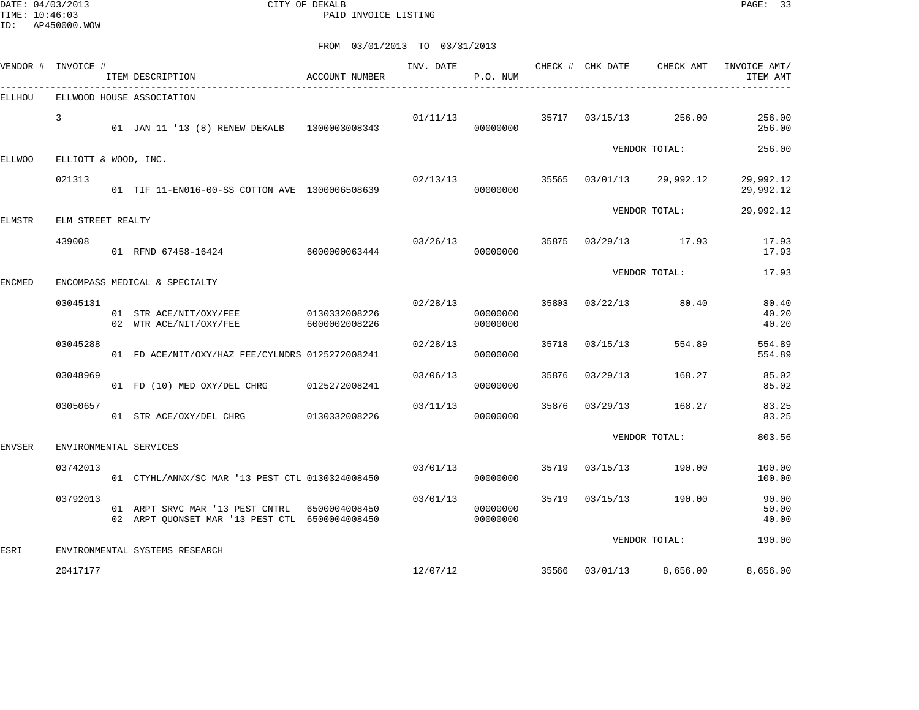CITY OF DEKALB

PAID INVOICE LISTING

FROM 03/01/2013 TO 03/31/2013

| VENDOR # | INVOICE # | ITEM DESCRIPTION | ACCOUNT NUMBER | INV. DATE | P.O. NUM | CHECK # | CHK DATE | CHECK AMT | INVOICE AMT/ ITEM AMT |
|---|---|---|---|---|---|---|---|---|---|
| ELLHOU | ELLWOOD HOUSE ASSOCIATION | | | | | | | | |
| | 3 | | | 01/11/13 | | 35717 | 03/15/13 | 256.00 | 256.00 |
| | | 01 JAN 11 '13 (8) RENEW DEKALB | 1300003008343 | | 00000000 | | | | 256.00 |
| | | | | | | | | VENDOR TOTAL: | 256.00 |
| ELLWOO | ELLIOTT & WOOD, INC. | | | | | | | | |
| | 021313 | | | 02/13/13 | | 35565 | 03/01/13 | 29,992.12 | 29,992.12 |
| | | 01 TIF 11-EN016-00-SS COTTON AVE | 1300006508639 | | 00000000 | | | | 29,992.12 |
| | | | | | | | | VENDOR TOTAL: | 29,992.12 |
| ELMSTR | ELM STREET REALTY | | | | | | | | |
| | 439008 | | | 03/26/13 | | 35875 | 03/29/13 | 17.93 | 17.93 |
| | | 01 RFND 67458-16424 | 6000000063444 | | 00000000 | | | | 17.93 |
| | | | | | | | | VENDOR TOTAL: | 17.93 |
| ENCMED | ENCOMPASS MEDICAL & SPECIALTY | | | | | | | | |
| | 03045131 | | | 02/28/13 | | 35803 | 03/22/13 | 80.40 | 80.40 |
| | | 01 STR ACE/NIT/OXY/FEE | 0130332008226 | | 00000000 | | | | 40.20 |
| | | 02 WTR ACE/NIT/OXY/FEE | 6000002008226 | | 00000000 | | | | 40.20 |
| | 03045288 | | | 02/28/13 | | 35718 | 03/15/13 | 554.89 | 554.89 |
| | | 01 FD ACE/NIT/OXY/HAZ FEE/CYLNDRS | 0125272008241 | | 00000000 | | | | 554.89 |
| | 03048969 | | | 03/06/13 | | 35876 | 03/29/13 | 168.27 | 85.02 |
| | | 01 FD (10) MED OXY/DEL CHRG | 0125272008241 | | 00000000 | | | | 85.02 |
| | 03050657 | | | 03/11/13 | | 35876 | 03/29/13 | 168.27 | 83.25 |
| | | 01 STR ACE/OXY/DEL CHRG | 0130332008226 | | 00000000 | | | | 83.25 |
| | | | | | | | | VENDOR TOTAL: | 803.56 |
| ENVSER | ENVIRONMENTAL SERVICES | | | | | | | | |
| | 03742013 | | | 03/01/13 | | 35719 | 03/15/13 | 190.00 | 100.00 |
| | | 01 CTYHL/ANNX/SC MAR '13 PEST CTL | 0130324008450 | | 00000000 | | | | 100.00 |
| | 03792013 | | | 03/01/13 | | 35719 | 03/15/13 | 190.00 | 90.00 |
| | | 01 ARPT SRVC MAR '13 PEST CNTRL | 6500004008450 | | 00000000 | | | | 50.00 |
| | | 02 ARPT QUONSET MAR '13 PEST CTL | 6500004008450 | | 00000000 | | | | 40.00 |
| | | | | | | | | VENDOR TOTAL: | 190.00 |
| ESRI | ENVIRONMENTAL SYSTEMS RESEARCH | | | | | | | | |
| | 20417177 | | | 12/07/12 | | 35566 | 03/01/13 | 8,656.00 | 8,656.00 |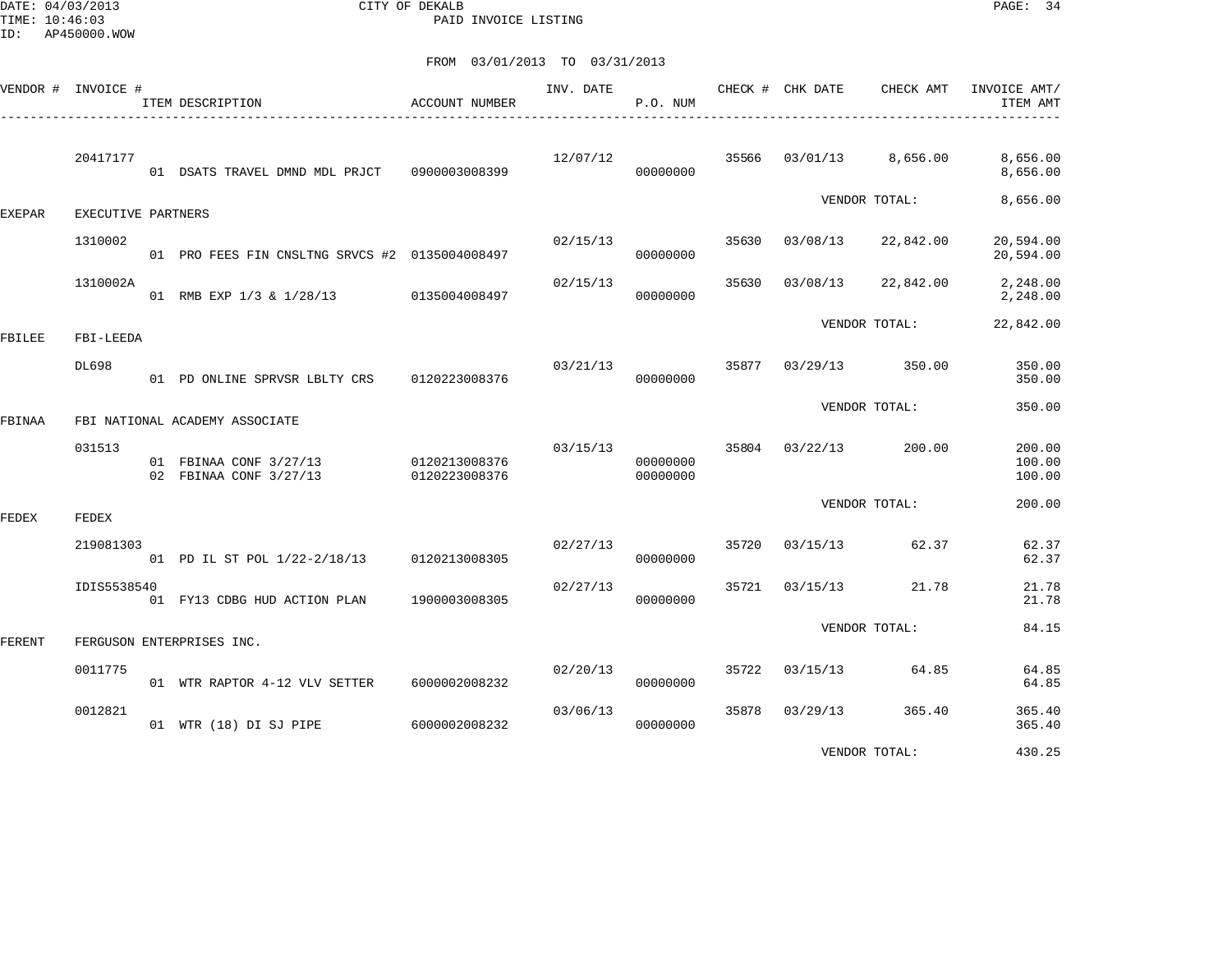CITY OF DEKALB
PAID INVOICE LISTING

DATE: 04/03/2013
TIME: 10:46:03
ID: AP450000.WOW

FROM 03/01/2013 TO 03/31/2013

| VENDOR # | INVOICE # | ITEM DESCRIPTION | ACCOUNT NUMBER | INV. DATE | P.O. NUM | CHECK # | CHK DATE | CHECK AMT | INVOICE AMT/ ITEM AMT |
|---|---|---|---|---|---|---|---|---|---|
| | 20417177 | | | 12/07/12 | | 35566 | 03/01/13 | 8,656.00 | 8,656.00 |
| | | 01 DSATS TRAVEL DMND MDL PRJCT | 0900003008399 | | 00000000 | | | | 8,656.00 |
| | | | | | | | | VENDOR TOTAL: | 8,656.00 |
| EXEPAR | EXECUTIVE PARTNERS | | | | | | | | |
| | 1310002 | | | 02/15/13 | | 35630 | 03/08/13 | 22,842.00 | 20,594.00 |
| | | 01 PRO FEES FIN CNSLTNG SRVCS #2 | 0135004008497 | | 00000000 | | | | 20,594.00 |
| | 1310002A | | | 02/15/13 | | 35630 | 03/08/13 | 22,842.00 | 2,248.00 |
| | | 01 RMB EXP 1/3 & 1/28/13 | 0135004008497 | | 00000000 | | | | 2,248.00 |
| | | | | | | | | VENDOR TOTAL: | 22,842.00 |
| FBILEE | FBI-LEEDA | | | | | | | | |
| | DL698 | | | 03/21/13 | | 35877 | 03/29/13 | 350.00 | 350.00 |
| | | 01 PD ONLINE SPRVSR LBLTY CRS | 0120223008376 | | 00000000 | | | | 350.00 |
| | | | | | | | | VENDOR TOTAL: | 350.00 |
| FBINAA | FBI NATIONAL ACADEMY ASSOCIATE | | | | | | | | |
| | 031513 | | | 03/15/13 | | 35804 | 03/22/13 | 200.00 | 200.00 |
| | | 01 FBINAA CONF 3/27/13 | 0120213008376 | | 00000000 | | | | 100.00 |
| | | 02 FBINAA CONF 3/27/13 | 0120223008376 | | 00000000 | | | | 100.00 |
| | | | | | | | | VENDOR TOTAL: | 200.00 |
| FEDEX | FEDEX | | | | | | | | |
| | 219081303 | | | 02/27/13 | | 35720 | 03/15/13 | 62.37 | 62.37 |
| | | 01 PD IL ST POL 1/22-2/18/13 | 0120213008305 | | 00000000 | | | | 62.37 |
| | IDIS5538540 | | | 02/27/13 | | 35721 | 03/15/13 | 21.78 | 21.78 |
| | | 01 FY13 CDBG HUD ACTION PLAN | 1900003008305 | | 00000000 | | | | 21.78 |
| | | | | | | | | VENDOR TOTAL: | 84.15 |
| FERENT | FERGUSON ENTERPRISES INC. | | | | | | | | |
| | 0011775 | | | 02/20/13 | | 35722 | 03/15/13 | 64.85 | 64.85 |
| | | 01 WTR RAPTOR 4-12 VLV SETTER | 6000002008232 | | 00000000 | | | | 64.85 |
| | 0012821 | | | 03/06/13 | | 35878 | 03/29/13 | 365.40 | 365.40 |
| | | 01 WTR (18) DI SJ PIPE | 6000002008232 | | 00000000 | | | | 365.40 |
| | | | | | | | | VENDOR TOTAL: | 430.25 |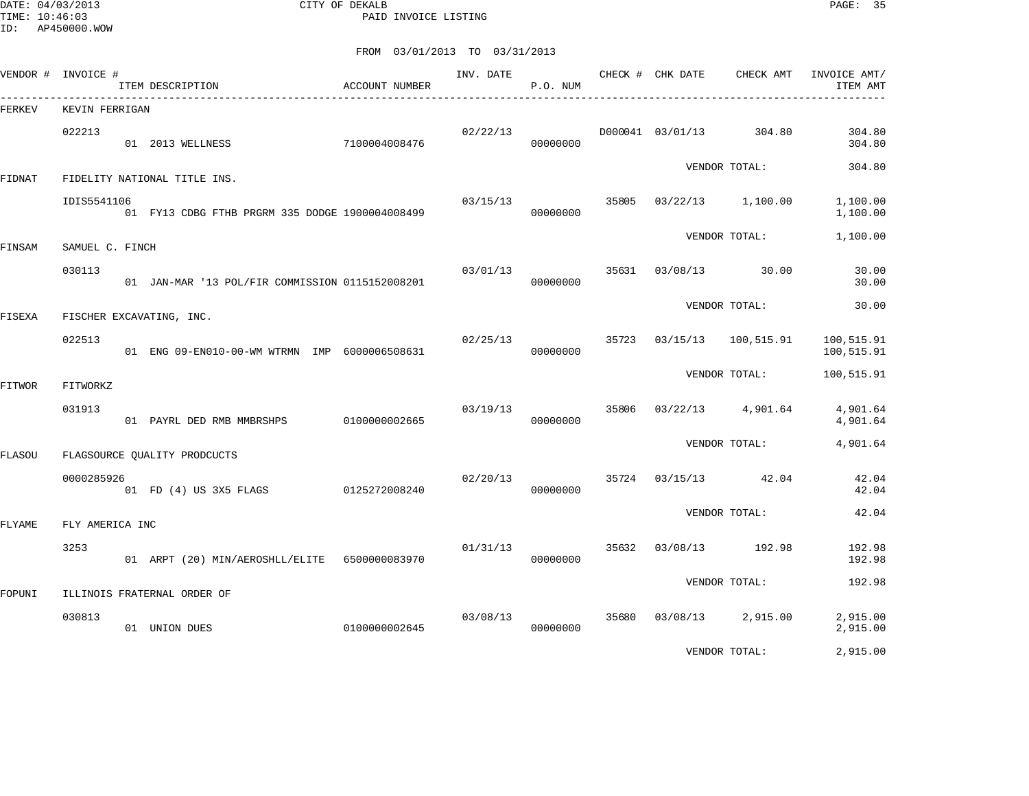DATE: 04/03/2013
TIME: 10:46:03
ID: AP450000.WOW

CITY OF DEKALB
PAID INVOICE LISTING

FROM 03/01/2013 TO 03/31/2013

| VENDOR # | INVOICE # / ITEM DESCRIPTION | ACCOUNT NUMBER | INV. DATE | P.O. NUM | CHECK # | CHK DATE | CHECK AMT | INVOICE AMT/ ITEM AMT |
|---|---|---|---|---|---|---|---|---|
| FERKEV | KEVIN FERRIGAN | | | | | | | |
| | 022213 | | 02/22/13 | | D000041 | 03/01/13 | 304.80 | 304.80 |
| | 01 2013 WELLNESS | 7100004008476 | | 00000000 | | | | 304.80 |
| | | | | | | VENDOR TOTAL: | | 304.80 |
| FIDNAT | FIDELITY NATIONAL TITLE INS. | | | | | | | |
| | IDIS5541106 | | 03/15/13 | | 35805 | 03/22/13 | 1,100.00 | 1,100.00 |
| | 01 FY13 CDBG FTHB PRGRM 335 DODGE | 1900004008499 | | 00000000 | | | | 1,100.00 |
| | | | | | | VENDOR TOTAL: | | 1,100.00 |
| FINSAM | SAMUEL C. FINCH | | | | | | | |
| | 030113 | | 03/01/13 | | 35631 | 03/08/13 | 30.00 | 30.00 |
| | 01 JAN-MAR '13 POL/FIR COMMISSION | 0115152008201 | | 00000000 | | | | 30.00 |
| | | | | | | VENDOR TOTAL: | | 30.00 |
| FISEXA | FISCHER EXCAVATING, INC. | | | | | | | |
| | 022513 | | 02/25/13 | | 35723 | 03/15/13 | 100,515.91 | 100,515.91 |
| | 01 ENG 09-EN010-00-WM WTRMN IMP | 6000006508631 | | 00000000 | | | | 100,515.91 |
| | | | | | | VENDOR TOTAL: | | 100,515.91 |
| FITWOR | FITWORKZ | | | | | | | |
| | 031913 | | 03/19/13 | | 35806 | 03/22/13 | 4,901.64 | 4,901.64 |
| | 01 PAYRL DED RMB MMBRSHPS | 0100000002665 | | 00000000 | | | | 4,901.64 |
| | | | | | | VENDOR TOTAL: | | 4,901.64 |
| FLASOU | FLAGSOURCE QUALITY PRODCUCTS | | | | | | | |
| | 0000285926 | | 02/20/13 | | 35724 | 03/15/13 | 42.04 | 42.04 |
| | 01 FD (4) US 3X5 FLAGS | 0125272008240 | | 00000000 | | | | 42.04 |
| | | | | | | VENDOR TOTAL: | | 42.04 |
| FLYAME | FLY AMERICA INC | | | | | | | |
| | 3253 | | 01/31/13 | | 35632 | 03/08/13 | 192.98 | 192.98 |
| | 01 ARPT (20) MIN/AEROSHLL/ELITE | 6500000083970 | | 00000000 | | | | 192.98 |
| | | | | | | VENDOR TOTAL: | | 192.98 |
| FOPUNI | ILLINOIS FRATERNAL ORDER OF | | | | | | | |
| | 030813 | | 03/08/13 | | 35680 | 03/08/13 | 2,915.00 | 2,915.00 |
| | 01 UNION DUES | 0100000002645 | | 00000000 | | | | 2,915.00 |
| | | | | | | VENDOR TOTAL: | | 2,915.00 |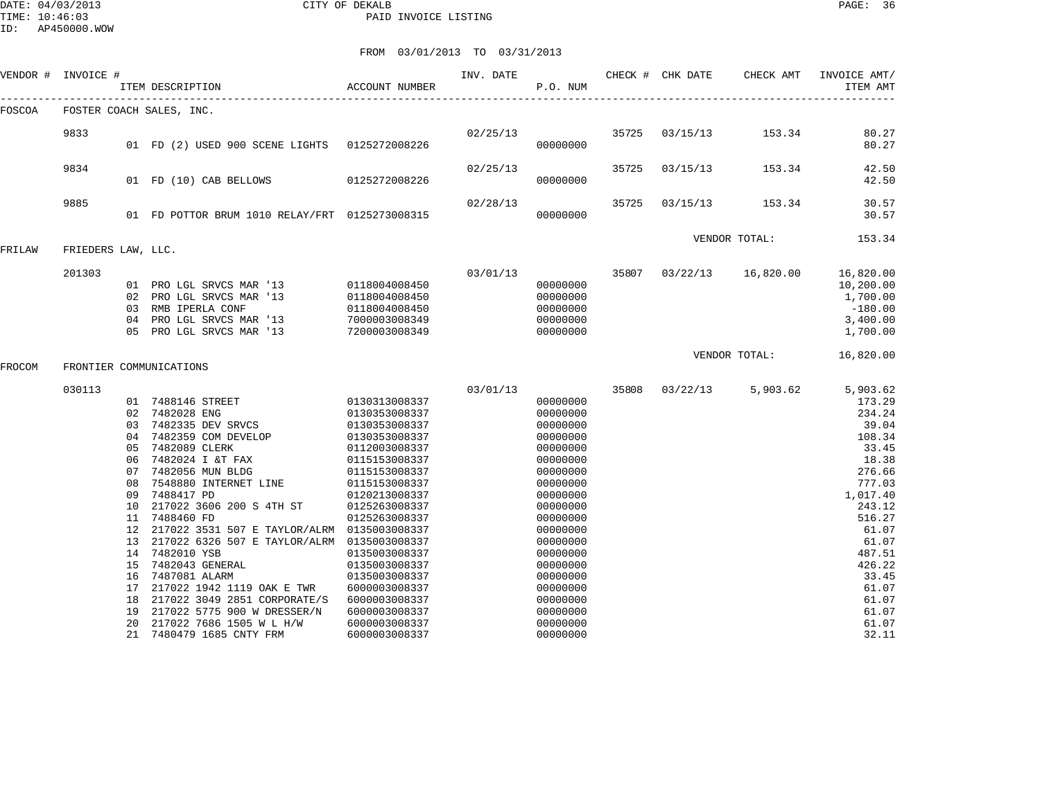DATE: 04/03/2013 CITY OF DEKALB
TIME: 10:46:03 PAID INVOICE LISTING
ID: AP450000.WOW

FROM 03/01/2013 TO 03/31/2013

| VENDOR # | INVOICE # | ITEM DESCRIPTION | ACCOUNT NUMBER | INV. DATE | P.O. NUM | CHECK # | CHK DATE | CHECK AMT | INVOICE AMT/ ITEM AMT |
|---|---|---|---|---|---|---|---|---|---|
| FOSCOA | FOSTER COACH SALES, INC. | | | | | | | | |
| | 9833 | | | 02/25/13 | | 35725 | 03/15/13 | 153.34 | 80.27 |
| | | 01 FD (2) USED 900 SCENE LIGHTS | 0125272008226 | | 00000000 | | | | 80.27 |
| | 9834 | | | 02/25/13 | | 35725 | 03/15/13 | 153.34 | 42.50 |
| | | 01 FD (10) CAB BELLOWS | 0125272008226 | | 00000000 | | | | 42.50 |
| | 9885 | | | 02/28/13 | | 35725 | 03/15/13 | 153.34 | 30.57 |
| | | 01 FD POTTOR BRUM 1010 RELAY/FRT | 0125273008315 | | 00000000 | | | | 30.57 |
| | | | | | | | VENDOR TOTAL: | | 153.34 |
| FRILAW | FRIEDERS LAW, LLC. | | | | | | | | |
| | 201303 | | | 03/01/13 | | 35807 | 03/22/13 | 16,820.00 | 16,820.00 |
| | | 01 PRO LGL SRVCS MAR '13 | 0118004008450 | | 00000000 | | | | 10,200.00 |
| | | 02 PRO LGL SRVCS MAR '13 | 0118004008450 | | 00000000 | | | | 1,700.00 |
| | | 03 RMB IPERLA CONF | 0118004008450 | | 00000000 | | | | -180.00 |
| | | 04 PRO LGL SRVCS MAR '13 | 7000003008349 | | 00000000 | | | | 3,400.00 |
| | | 05 PRO LGL SRVCS MAR '13 | 7200003008349 | | 00000000 | | | | 1,700.00 |
| | | | | | | | VENDOR TOTAL: | | 16,820.00 |
| FROCOM | FRONTIER COMMUNICATIONS | | | | | | | | |
| | 030113 | | | 03/01/13 | | 35808 | 03/22/13 | 5,903.62 | 5,903.62 |
| | | 01 7488146 STREET | 0130313008337 | | 00000000 | | | | 173.29 |
| | | 02 7482028 ENG | 0130353008337 | | 00000000 | | | | 234.24 |
| | | 03 7482335 DEV SRVCS | 0130353008337 | | 00000000 | | | | 39.04 |
| | | 04 7482359 COM DEVELOP | 0130353008337 | | 00000000 | | | | 108.34 |
| | | 05 7482089 CLERK | 0112003008337 | | 00000000 | | | | 33.45 |
| | | 06 7482024 I &T FAX | 0115153008337 | | 00000000 | | | | 18.38 |
| | | 07 7482056 MUN BLDG | 0115153008337 | | 00000000 | | | | 276.66 |
| | | 08 7548880 INTERNET LINE | 0115153008337 | | 00000000 | | | | 777.03 |
| | | 09 7488417 PD | 0120213008337 | | 00000000 | | | | 1,017.40 |
| | | 10 217022 3606 200 S 4TH ST | 0125263008337 | | 00000000 | | | | 243.12 |
| | | 11 7488460 FD | 0125263008337 | | 00000000 | | | | 516.27 |
| | | 12 217022 3531 507 E TAYLOR/ALRM | 0135003008337 | | 00000000 | | | | 61.07 |
| | | 13 217022 6326 507 E TAYLOR/ALRM | 0135003008337 | | 00000000 | | | | 61.07 |
| | | 14 7482010 YSB | 0135003008337 | | 00000000 | | | | 487.51 |
| | | 15 7482043 GENERAL | 0135003008337 | | 00000000 | | | | 426.22 |
| | | 16 7487081 ALARM | 0135003008337 | | 00000000 | | | | 33.45 |
| | | 17 217022 1942 1119 OAK E TWR | 6000003008337 | | 00000000 | | | | 61.07 |
| | | 18 217022 3049 2851 CORPORATE/S | 6000003008337 | | 00000000 | | | | 61.07 |
| | | 19 217022 5775 900 W DRESSER/N | 6000003008337 | | 00000000 | | | | 61.07 |
| | | 20 217022 7686 1505 W L H/W | 6000003008337 | | 00000000 | | | | 61.07 |
| | | 21 7480479 1685 CNTY FRM | 6000003008337 | | 00000000 | | | | 32.11 |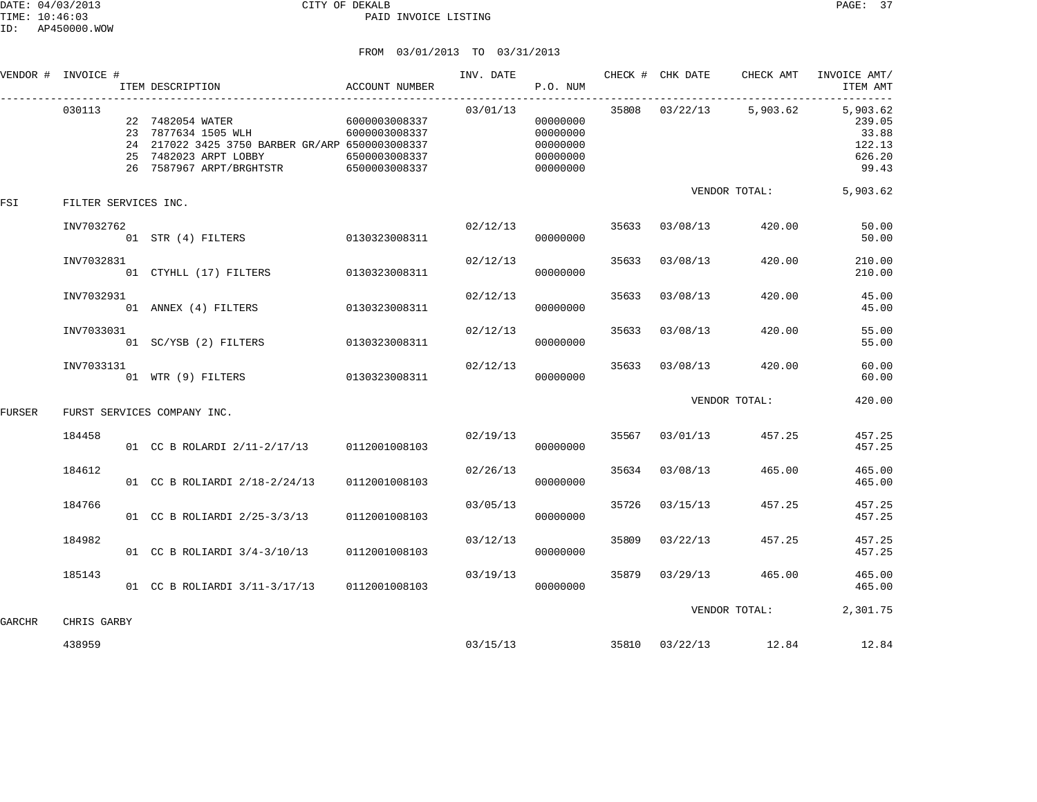DATE: 04/03/2013 CITY OF DEKALB
TIME: 10:46:03 PAID INVOICE LISTING
ID: AP450000.WOW

FROM 03/01/2013 TO 03/31/2013

| VENDOR # | INVOICE # | ITEM DESCRIPTION | ACCOUNT NUMBER | INV. DATE | P.O. NUM | CHECK # | CHK DATE | CHECK AMT | INVOICE AMT/ ITEM AMT |
|---|---|---|---|---|---|---|---|---|---|
| | 030113 | | | 03/01/13 | | 35808 | 03/22/13 | 5,903.62 | 5,903.62 |
| | | 22 7482054 WATER | 6000003008337 | | 00000000 | | | | 239.05 |
| | | 23 7877634 1505 WLH | 6000003008337 | | 00000000 | | | | 33.88 |
| | | 24 217022 3425 3750 BARBER GR/ARP | 6500003008337 | | 00000000 | | | | 122.13 |
| | | 25 7482023 ARPT LOBBY | 6500003008337 | | 00000000 | | | | 626.20 |
| | | 26 7587967 ARPT/BRGHTSTR | 6500003008337 | | 00000000 | | | | 99.43 |
| | | | | | | | VENDOR TOTAL: | | 5,903.62 |
| FSI | FILTER SERVICES INC. | | | | | | | | |
| | INV7032762 | | | 02/12/13 | | 35633 | 03/08/13 | 420.00 | 50.00 |
| | | 01 STR (4) FILTERS | 0130323008311 | | 00000000 | | | | 50.00 |
| | INV7032831 | | | 02/12/13 | | 35633 | 03/08/13 | 420.00 | 210.00 |
| | | 01 CTYHLL (17) FILTERS | 0130323008311 | | 00000000 | | | | 210.00 |
| | INV7032931 | | | 02/12/13 | | 35633 | 03/08/13 | 420.00 | 45.00 |
| | | 01 ANNEX (4) FILTERS | 0130323008311 | | 00000000 | | | | 45.00 |
| | INV7033031 | | | 02/12/13 | | 35633 | 03/08/13 | 420.00 | 55.00 |
| | | 01 SC/YSB (2) FILTERS | 0130323008311 | | 00000000 | | | | 55.00 |
| | INV7033131 | | | 02/12/13 | | 35633 | 03/08/13 | 420.00 | 60.00 |
| | | 01 WTR (9) FILTERS | 0130323008311 | | 00000000 | | | | 60.00 |
| | | | | | | | VENDOR TOTAL: | | 420.00 |
| FURSER | FURST SERVICES COMPANY INC. | | | | | | | | |
| | 184458 | | | 02/19/13 | | 35567 | 03/01/13 | 457.25 | 457.25 |
| | | 01 CC B ROLARDI 2/11-2/17/13 | 0112001008103 | | 00000000 | | | | 457.25 |
| | 184612 | | | 02/26/13 | | 35634 | 03/08/13 | 465.00 | 465.00 |
| | | 01 CC B ROLIARDI 2/18-2/24/13 | 0112001008103 | | 00000000 | | | | 465.00 |
| | 184766 | | | 03/05/13 | | 35726 | 03/15/13 | 457.25 | 457.25 |
| | | 01 CC B ROLIARDI 2/25-3/3/13 | 0112001008103 | | 00000000 | | | | 457.25 |
| | 184982 | | | 03/12/13 | | 35809 | 03/22/13 | 457.25 | 457.25 |
| | | 01 CC B ROLIARDI 3/4-3/10/13 | 0112001008103 | | 00000000 | | | | 457.25 |
| | 185143 | | | 03/19/13 | | 35879 | 03/29/13 | 465.00 | 465.00 |
| | | 01 CC B ROLIARDI 3/11-3/17/13 | 0112001008103 | | 00000000 | | | | 465.00 |
| | | | | | | | VENDOR TOTAL: | | 2,301.75 |
| GARCHR | CHRIS GARBY | | | | | | | | |
| | 438959 | | | 03/15/13 | | 35810 | 03/22/13 | 12.84 | 12.84 |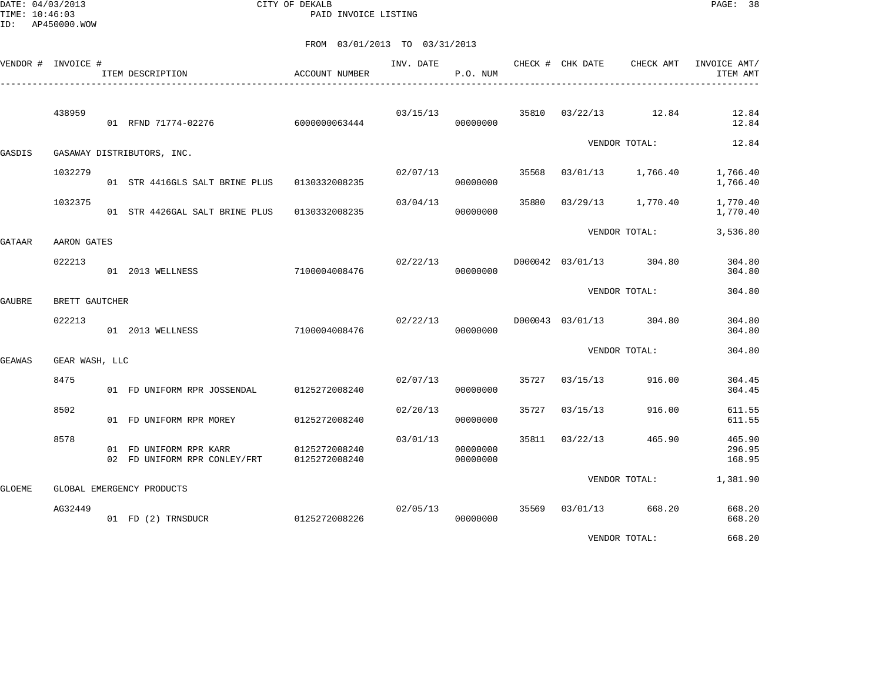CITY OF DEKALB
PAID INVOICE LISTING

DATE: 04/03/2013
TIME: 10:46:03
ID: AP450000.WOW

FROM 03/01/2013 TO 03/31/2013

| VENDOR # | INVOICE # | ITEM DESCRIPTION | ACCOUNT NUMBER | INV. DATE | P.O. NUM | CHECK # | CHK DATE | CHECK AMT | INVOICE AMT/ ITEM AMT |
|---|---|---|---|---|---|---|---|---|---|
| | 438959 | | | 03/15/13 | | 35810 | 03/22/13 | 12.84 | 12.84 |
| | | 01 RFND 71774-02276 | 6000000063444 | | 00000000 | | | | 12.84 |
| | | | | | | | VENDOR TOTAL: | | 12.84 |
| GASDIS | GASAWAY DISTRIBUTORS, INC. | | | | | | | | |
| | 1032279 | | | 02/07/13 | | 35568 | 03/01/13 | 1,766.40 | 1,766.40 |
| | | 01 STR 4416GLS SALT BRINE PLUS | 0130332008235 | | 00000000 | | | | 1,766.40 |
| | 1032375 | | | 03/04/13 | | 35880 | 03/29/13 | 1,770.40 | 1,770.40 |
| | | 01 STR 4426GAL SALT BRINE PLUS | 0130332008235 | | 00000000 | | | | 1,770.40 |
| | | | | | | | VENDOR TOTAL: | | 3,536.80 |
| GATAAR | AARON GATES | | | | | | | | |
| | 022213 | | | 02/22/13 | | D000042 | 03/01/13 | 304.80 | 304.80 |
| | | 01 2013 WELLNESS | 7100004008476 | | 00000000 | | | | 304.80 |
| | | | | | | | VENDOR TOTAL: | | 304.80 |
| GAUBRE | BRETT GAUTCHER | | | | | | | | |
| | 022213 | | | 02/22/13 | | D000043 | 03/01/13 | 304.80 | 304.80 |
| | | 01 2013 WELLNESS | 7100004008476 | | 00000000 | | | | 304.80 |
| | | | | | | | VENDOR TOTAL: | | 304.80 |
| GEAWAS | GEAR WASH, LLC | | | | | | | | |
| | 8475 | | | 02/07/13 | | 35727 | 03/15/13 | 916.00 | 304.45 |
| | | 01 FD UNIFORM RPR JOSSENDAL | 0125272008240 | | 00000000 | | | | 304.45 |
| | 8502 | | | 02/20/13 | | 35727 | 03/15/13 | 916.00 | 611.55 |
| | | 01 FD UNIFORM RPR MOREY | 0125272008240 | | 00000000 | | | | 611.55 |
| | 8578 | | | 03/01/13 | | 35811 | 03/22/13 | 465.90 | 465.90 |
| | | 01 FD UNIFORM RPR KARR | 0125272008240 | | 00000000 | | | | 296.95 |
| | | 02 FD UNIFORM RPR CONLEY/FRT | 0125272008240 | | 00000000 | | | | 168.95 |
| | | | | | | | VENDOR TOTAL: | | 1,381.90 |
| GLOEME | GLOBAL EMERGENCY PRODUCTS | | | | | | | | |
| | AG32449 | | | 02/05/13 | | 35569 | 03/01/13 | 668.20 | 668.20 |
| | | 01 FD (2) TRNSDUCR | 0125272008226 | | 00000000 | | | | 668.20 |
| | | | | | | | VENDOR TOTAL: | | 668.20 |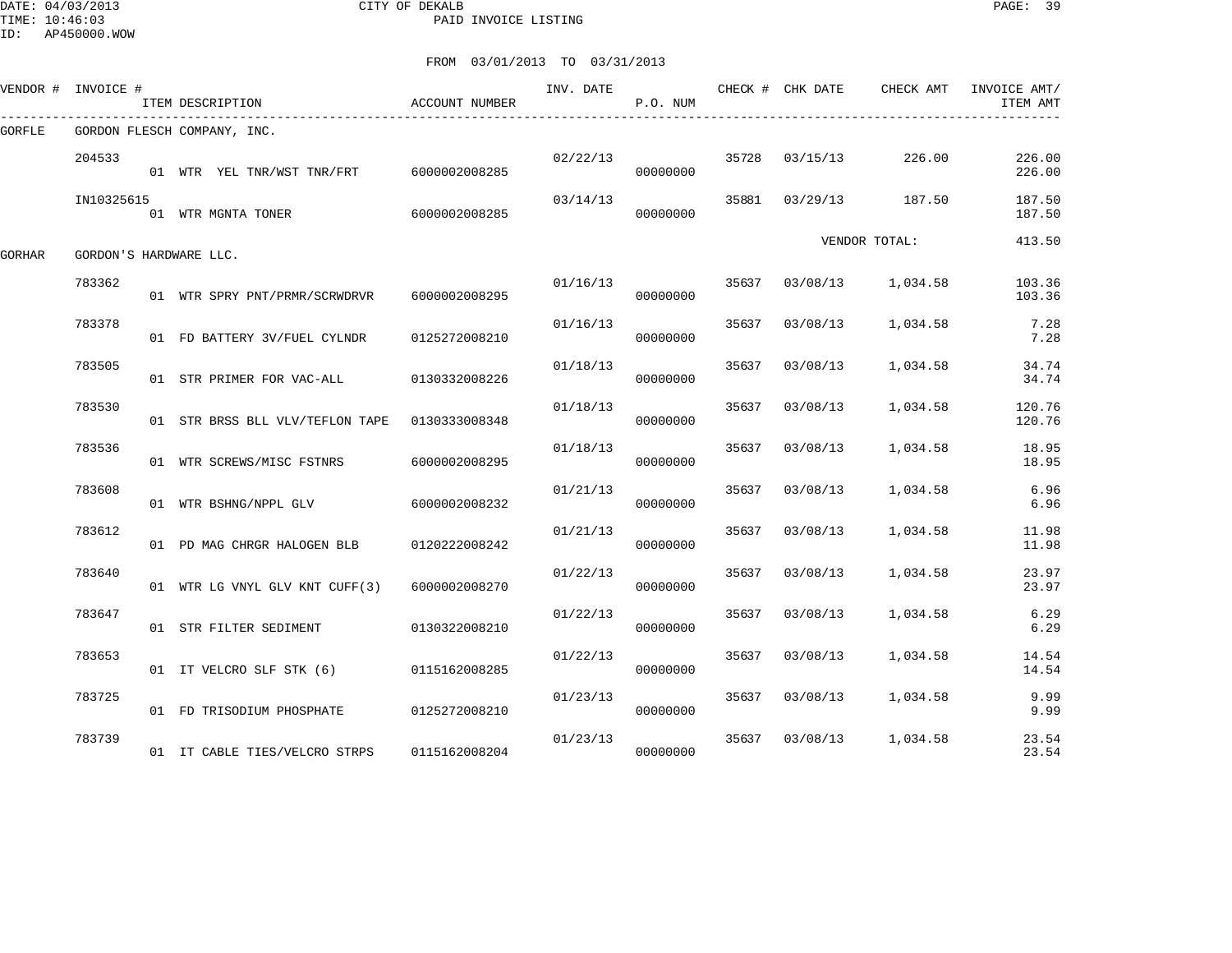CITY OF DEKALB

PAID INVOICE LISTING

FROM 03/01/2013 TO 03/31/2013

| VENDOR # | INVOICE # | ITEM DESCRIPTION | ACCOUNT NUMBER | INV. DATE | P.O. NUM | CHECK # | CHK DATE | CHECK AMT | INVOICE AMT/ ITEM AMT |
|---|---|---|---|---|---|---|---|---|---|
| GORFLE | GORDON FLESCH COMPANY, INC. | | | | | | | | |
| | 204533 | | | 02/22/13 | | 35728 | 03/15/13 | 226.00 | 226.00 |
| | | 01 WTR YEL TNR/WST TNR/FRT | 6000002008285 | | 00000000 | | | | 226.00 |
| | IN10325615 | | | 03/14/13 | | 35881 | 03/29/13 | 187.50 | 187.50 |
| | | 01 WTR MGNTA TONER | 6000002008285 | | 00000000 | | | | 187.50 |
| | | | | | | | | VENDOR TOTAL: | 413.50 |
| GORHAR | GORDON'S HARDWARE LLC. | | | | | | | | |
| | 783362 | | | 01/16/13 | | 35637 | 03/08/13 | 1,034.58 | 103.36 |
| | | 01 WTR SPRY PNT/PRMR/SCRWDRVR | 6000002008295 | | 00000000 | | | | 103.36 |
| | 783378 | | | 01/16/13 | | 35637 | 03/08/13 | 1,034.58 | 7.28 |
| | | 01 FD BATTERY 3V/FUEL CYLNDR | 0125272008210 | | 00000000 | | | | 7.28 |
| | 783505 | | | 01/18/13 | | 35637 | 03/08/13 | 1,034.58 | 34.74 |
| | | 01 STR PRIMER FOR VAC-ALL | 0130332008226 | | 00000000 | | | | 34.74 |
| | 783530 | | | 01/18/13 | | 35637 | 03/08/13 | 1,034.58 | 120.76 |
| | | 01 STR BRSS BLL VLV/TEFLON TAPE | 0130333008348 | | 00000000 | | | | 120.76 |
| | 783536 | | | 01/18/13 | | 35637 | 03/08/13 | 1,034.58 | 18.95 |
| | | 01 WTR SCREWS/MISC FSTNRS | 6000002008295 | | 00000000 | | | | 18.95 |
| | 783608 | | | 01/21/13 | | 35637 | 03/08/13 | 1,034.58 | 6.96 |
| | | 01 WTR BSHNG/NPPL GLV | 6000002008232 | | 00000000 | | | | 6.96 |
| | 783612 | | | 01/21/13 | | 35637 | 03/08/13 | 1,034.58 | 11.98 |
| | | 01 PD MAG CHRGR HALOGEN BLB | 0120222008242 | | 00000000 | | | | 11.98 |
| | 783640 | | | 01/22/13 | | 35637 | 03/08/13 | 1,034.58 | 23.97 |
| | | 01 WTR LG VNYL GLV KNT CUFF(3) | 6000002008270 | | 00000000 | | | | 23.97 |
| | 783647 | | | 01/22/13 | | 35637 | 03/08/13 | 1,034.58 | 6.29 |
| | | 01 STR FILTER SEDIMENT | 0130322008210 | | 00000000 | | | | 6.29 |
| | 783653 | | | 01/22/13 | | 35637 | 03/08/13 | 1,034.58 | 14.54 |
| | | 01 IT VELCRO SLF STK (6) | 0115162008285 | | 00000000 | | | | 14.54 |
| | 783725 | | | 01/23/13 | | 35637 | 03/08/13 | 1,034.58 | 9.99 |
| | | 01 FD TRISODIUM PHOSPHATE | 0125272008210 | | 00000000 | | | | 9.99 |
| | 783739 | | | 01/23/13 | | 35637 | 03/08/13 | 1,034.58 | 23.54 |
| | | 01 IT CABLE TIES/VELCRO STRPS | 0115162008204 | | 00000000 | | | | 23.54 |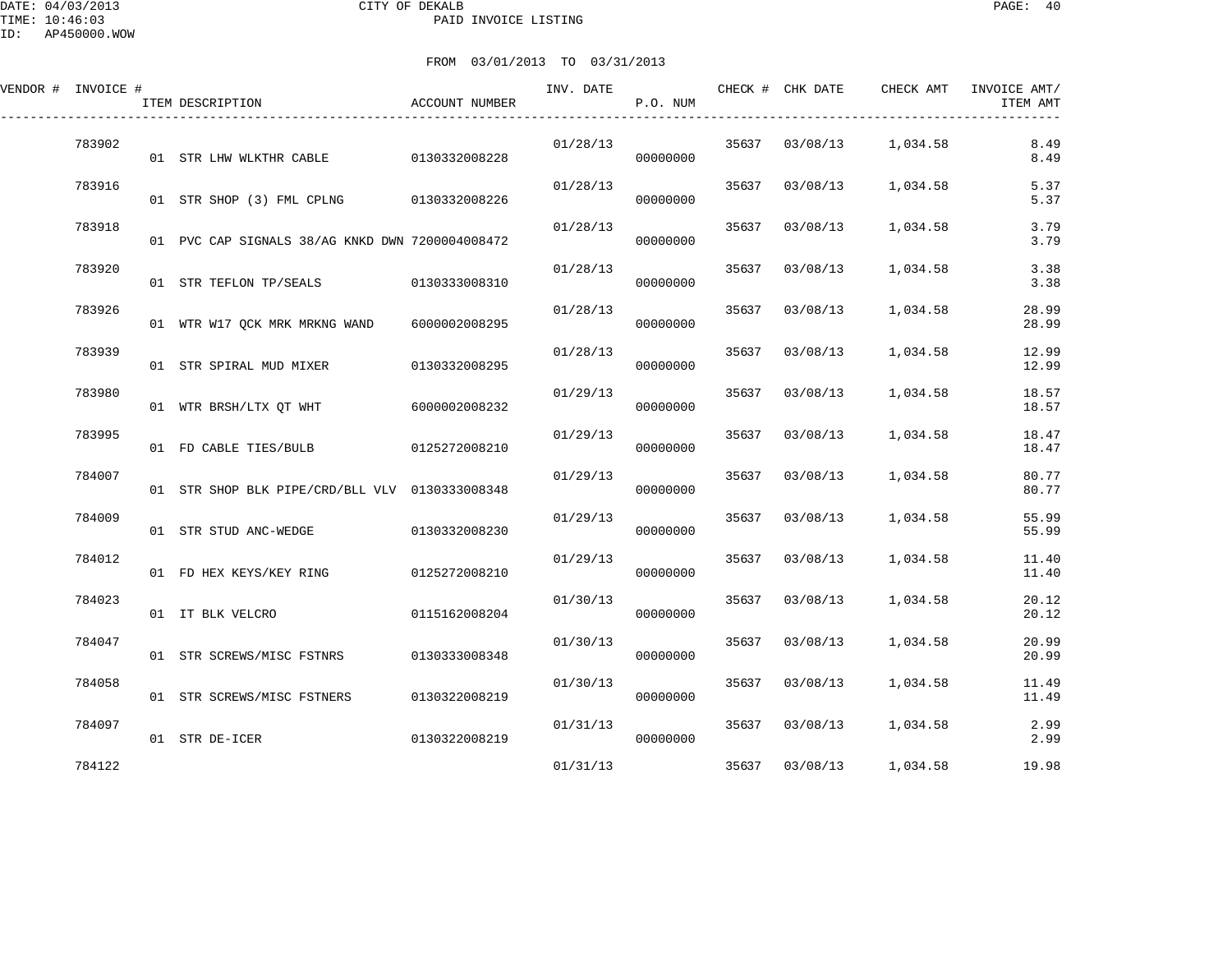CITY OF DEKALB
PAID INVOICE LISTING

DATE: 04/03/2013
TIME: 10:46:03
ID: AP450000.WOW

FROM 03/01/2013 TO 03/31/2013

| VENDOR # | INVOICE # | ITEM DESCRIPTION | ACCOUNT NUMBER | INV. DATE | P.O. NUM | CHECK # | CHK DATE | CHECK AMT | INVOICE AMT/ ITEM AMT |
|---|---|---|---|---|---|---|---|---|---|
| | 783902 | | | 01/28/13 | | 35637 | 03/08/13 | 1,034.58 | 8.49 |
| | | 01 STR LHW WLKTHR CABLE | 0130332008228 | | 00000000 | | | | 8.49 |
| | 783916 | | | 01/28/13 | | 35637 | 03/08/13 | 1,034.58 | 5.37 |
| | | 01 STR SHOP (3) FML CPLNG | 0130332008226 | | 00000000 | | | | 5.37 |
| | 783918 | | | 01/28/13 | | 35637 | 03/08/13 | 1,034.58 | 3.79 |
| | | 01 PVC CAP SIGNALS 38/AG KNKD DWN | 7200004008472 | | 00000000 | | | | 3.79 |
| | 783920 | | | 01/28/13 | | 35637 | 03/08/13 | 1,034.58 | 3.38 |
| | | 01 STR TEFLON TP/SEALS | 0130333008310 | | 00000000 | | | | 3.38 |
| | 783926 | | | 01/28/13 | | 35637 | 03/08/13 | 1,034.58 | 28.99 |
| | | 01 WTR W17 QCK MRK MRKNG WAND | 6000002008295 | | 00000000 | | | | 28.99 |
| | 783939 | | | 01/28/13 | | 35637 | 03/08/13 | 1,034.58 | 12.99 |
| | | 01 STR SPIRAL MUD MIXER | 0130332008295 | | 00000000 | | | | 12.99 |
| | 783980 | | | 01/29/13 | | 35637 | 03/08/13 | 1,034.58 | 18.57 |
| | | 01 WTR BRSH/LTX QT WHT | 6000002008232 | | 00000000 | | | | 18.57 |
| | 783995 | | | 01/29/13 | | 35637 | 03/08/13 | 1,034.58 | 18.47 |
| | | 01 FD CABLE TIES/BULB | 0125272008210 | | 00000000 | | | | 18.47 |
| | 784007 | | | 01/29/13 | | 35637 | 03/08/13 | 1,034.58 | 80.77 |
| | | 01 STR SHOP BLK PIPE/CRD/BLL VLV | 0130333008348 | | 00000000 | | | | 80.77 |
| | 784009 | | | 01/29/13 | | 35637 | 03/08/13 | 1,034.58 | 55.99 |
| | | 01 STR STUD ANC-WEDGE | 0130332008230 | | 00000000 | | | | 55.99 |
| | 784012 | | | 01/29/13 | | 35637 | 03/08/13 | 1,034.58 | 11.40 |
| | | 01 FD HEX KEYS/KEY RING | 0125272008210 | | 00000000 | | | | 11.40 |
| | 784023 | | | 01/30/13 | | 35637 | 03/08/13 | 1,034.58 | 20.12 |
| | | 01 IT BLK VELCRO | 0115162008204 | | 00000000 | | | | 20.12 |
| | 784047 | | | 01/30/13 | | 35637 | 03/08/13 | 1,034.58 | 20.99 |
| | | 01 STR SCREWS/MISC FSTNRS | 0130333008348 | | 00000000 | | | | 20.99 |
| | 784058 | | | 01/30/13 | | 35637 | 03/08/13 | 1,034.58 | 11.49 |
| | | 01 STR SCREWS/MISC FSTNERS | 0130322008219 | | 00000000 | | | | 11.49 |
| | 784097 | | | 01/31/13 | | 35637 | 03/08/13 | 1,034.58 | 2.99 |
| | | 01 STR DE-ICER | 0130322008219 | | 00000000 | | | | 2.99 |
| | 784122 | | | 01/31/13 | | 35637 | 03/08/13 | 1,034.58 | 19.98 |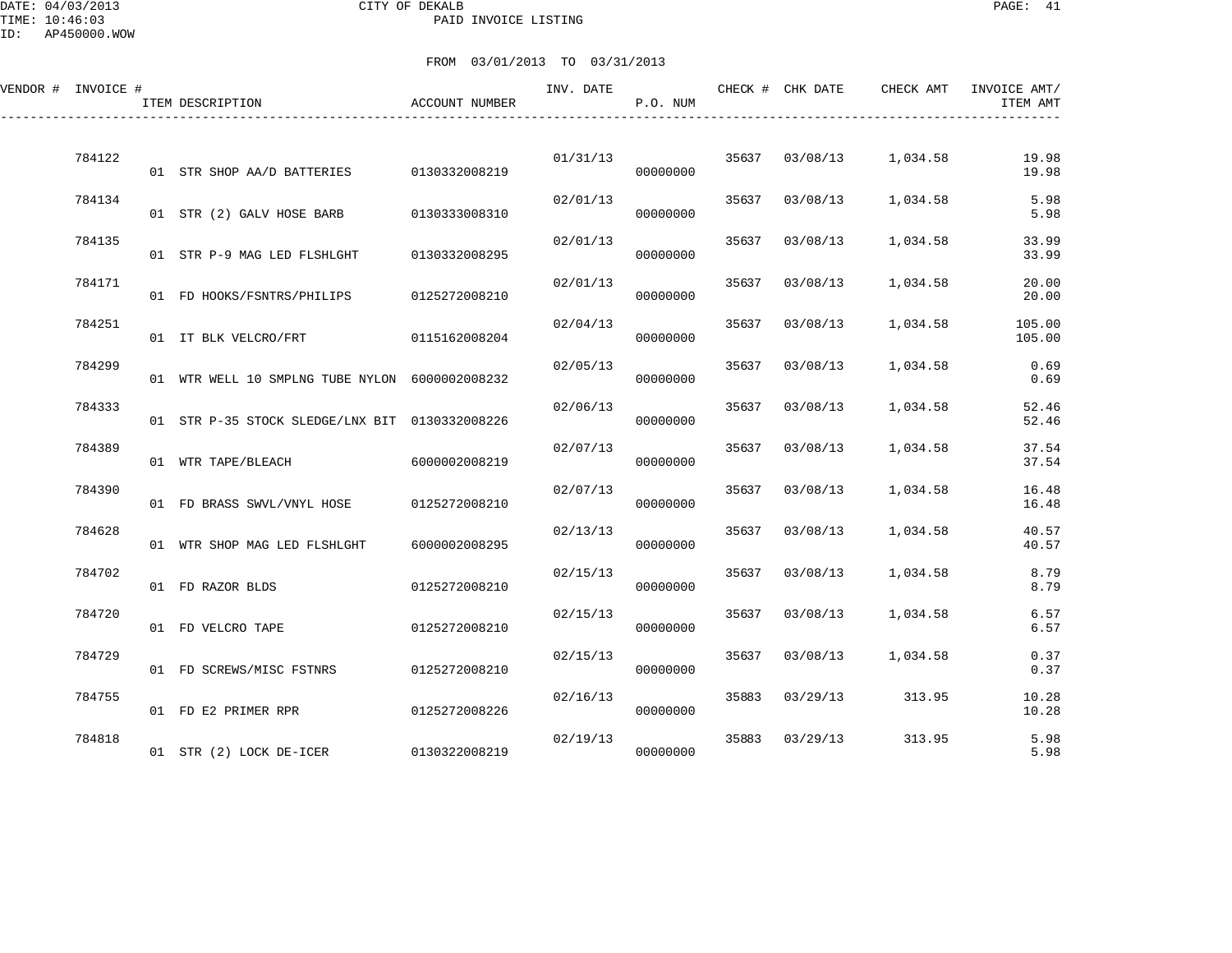CITY OF DEKALB
PAID INVOICE LISTING

FROM 03/01/2013 TO 03/31/2013

| VENDOR # | INVOICE # | ITEM DESCRIPTION | ACCOUNT NUMBER | INV. DATE | P.O. NUM | CHECK # | CHK DATE | CHECK AMT | INVOICE AMT/ ITEM AMT |
|---|---|---|---|---|---|---|---|---|---|
| | 784122 | | | 01/31/13 | | 35637 | 03/08/13 | 1,034.58 | 19.98 |
| | | 01 STR SHOP AA/D BATTERIES | 0130332008219 | | 00000000 | | | | 19.98 |
| | 784134 | | | 02/01/13 | | 35637 | 03/08/13 | 1,034.58 | 5.98 |
| | | 01 STR (2) GALV HOSE BARB | 0130333008310 | | 00000000 | | | | 5.98 |
| | 784135 | | | 02/01/13 | | 35637 | 03/08/13 | 1,034.58 | 33.99 |
| | | 01 STR P-9 MAG LED FLSHLGHT | 0130332008295 | | 00000000 | | | | 33.99 |
| | 784171 | | | 02/01/13 | | 35637 | 03/08/13 | 1,034.58 | 20.00 |
| | | 01 FD HOOKS/FSNTRS/PHILIPS | 0125272008210 | | 00000000 | | | | 20.00 |
| | 784251 | | | 02/04/13 | | 35637 | 03/08/13 | 1,034.58 | 105.00 |
| | | 01 IT BLK VELCRO/FRT | 0115162008204 | | 00000000 | | | | 105.00 |
| | 784299 | | | 02/05/13 | | 35637 | 03/08/13 | 1,034.58 | 0.69 |
| | | 01 WTR WELL 10 SMPLNG TUBE NYLON | 6000002008232 | | 00000000 | | | | 0.69 |
| | 784333 | | | 02/06/13 | | 35637 | 03/08/13 | 1,034.58 | 52.46 |
| | | 01 STR P-35 STOCK SLEDGE/LNX BIT | 0130332008226 | | 00000000 | | | | 52.46 |
| | 784389 | | | 02/07/13 | | 35637 | 03/08/13 | 1,034.58 | 37.54 |
| | | 01 WTR TAPE/BLEACH | 6000002008219 | | 00000000 | | | | 37.54 |
| | 784390 | | | 02/07/13 | | 35637 | 03/08/13 | 1,034.58 | 16.48 |
| | | 01 FD BRASS SWVL/VNYL HOSE | 0125272008210 | | 00000000 | | | | 16.48 |
| | 784628 | | | 02/13/13 | | 35637 | 03/08/13 | 1,034.58 | 40.57 |
| | | 01 WTR SHOP MAG LED FLSHLGHT | 6000002008295 | | 00000000 | | | | 40.57 |
| | 784702 | | | 02/15/13 | | 35637 | 03/08/13 | 1,034.58 | 8.79 |
| | | 01 FD RAZOR BLDS | 0125272008210 | | 00000000 | | | | 8.79 |
| | 784720 | | | 02/15/13 | | 35637 | 03/08/13 | 1,034.58 | 6.57 |
| | | 01 FD VELCRO TAPE | 0125272008210 | | 00000000 | | | | 6.57 |
| | 784729 | | | 02/15/13 | | 35637 | 03/08/13 | 1,034.58 | 0.37 |
| | | 01 FD SCREWS/MISC FSTNRS | 0125272008210 | | 00000000 | | | | 0.37 |
| | 784755 | | | 02/16/13 | | 35883 | 03/29/13 | 313.95 | 10.28 |
| | | 01 FD E2 PRIMER RPR | 0125272008226 | | 00000000 | | | | 10.28 |
| | 784818 | | | 02/19/13 | | 35883 | 03/29/13 | 313.95 | 5.98 |
| | | 01 STR (2) LOCK DE-ICER | 0130322008219 | | 00000000 | | | | 5.98 |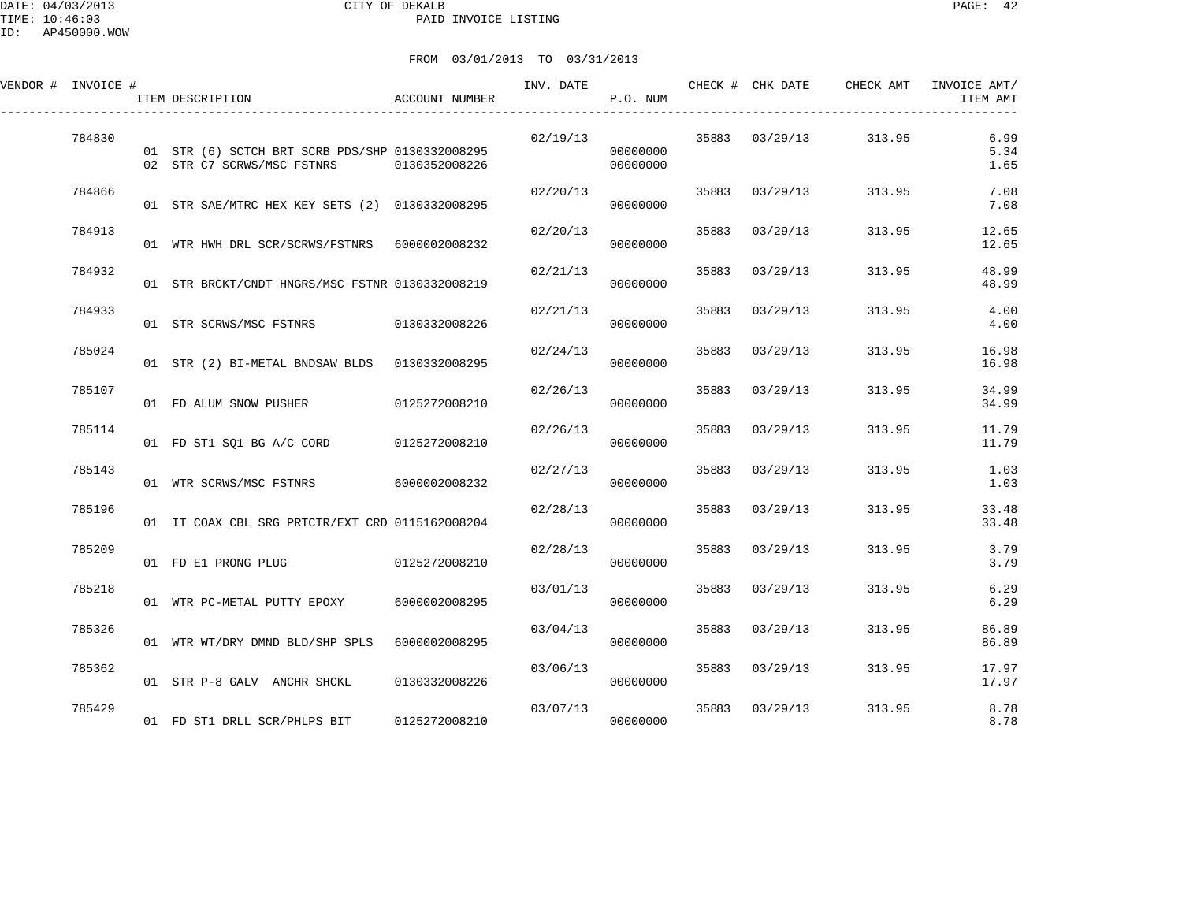CITY OF DEKALB

PAID INVOICE LISTING

DATE: 04/03/2013
TIME: 10:46:03
ID: AP450000.WOW

FROM 03/01/2013 TO 03/31/2013

| VENDOR # | INVOICE # | ITEM DESCRIPTION | ACCOUNT NUMBER | INV. DATE | P.O. NUM | CHECK # | CHK DATE | CHECK AMT | INVOICE AMT/ ITEM AMT |
|---|---|---|---|---|---|---|---|---|---|
| | 784830 | | | 02/19/13 | | 35883 | 03/29/13 | 313.95 | 6.99 |
| | | 01 STR (6) SCTCH BRT SCRB PDS/SHP | 0130332008295 | | 00000000 | | | | 5.34 |
| | | 02 STR C7 SCRWS/MSC FSTNRS | 0130352008226 | | 00000000 | | | | 1.65 |
| | 784866 | | | 02/20/13 | | 35883 | 03/29/13 | 313.95 | 7.08 |
| | | 01 STR SAE/MTRC HEX KEY SETS (2) | 0130332008295 | | 00000000 | | | | 7.08 |
| | 784913 | | | 02/20/13 | | 35883 | 03/29/13 | 313.95 | 12.65 |
| | | 01 WTR HWH DRL SCR/SCRWS/FSTNRS | 6000002008232 | | 00000000 | | | | 12.65 |
| | 784932 | | | 02/21/13 | | 35883 | 03/29/13 | 313.95 | 48.99 |
| | | 01 STR BRCKT/CNDT HNGRS/MSC FSTNR | 0130332008219 | | 00000000 | | | | 48.99 |
| | 784933 | | | 02/21/13 | | 35883 | 03/29/13 | 313.95 | 4.00 |
| | | 01 STR SCRWS/MSC FSTNRS | 0130332008226 | | 00000000 | | | | 4.00 |
| | 785024 | | | 02/24/13 | | 35883 | 03/29/13 | 313.95 | 16.98 |
| | | 01 STR (2) BI-METAL BNDSAW BLDS | 0130332008295 | | 00000000 | | | | 16.98 |
| | 785107 | | | 02/26/13 | | 35883 | 03/29/13 | 313.95 | 34.99 |
| | | 01 FD ALUM SNOW PUSHER | 0125272008210 | | 00000000 | | | | 34.99 |
| | 785114 | | | 02/26/13 | | 35883 | 03/29/13 | 313.95 | 11.79 |
| | | 01 FD ST1 SQ1 BG A/C CORD | 0125272008210 | | 00000000 | | | | 11.79 |
| | 785143 | | | 02/27/13 | | 35883 | 03/29/13 | 313.95 | 1.03 |
| | | 01 WTR SCRWS/MSC FSTNRS | 6000002008232 | | 00000000 | | | | 1.03 |
| | 785196 | | | 02/28/13 | | 35883 | 03/29/13 | 313.95 | 33.48 |
| | | 01 IT COAX CBL SRG PRTCTR/EXT CRD | 0115162008204 | | 00000000 | | | | 33.48 |
| | 785209 | | | 02/28/13 | | 35883 | 03/29/13 | 313.95 | 3.79 |
| | | 01 FD E1 PRONG PLUG | 0125272008210 | | 00000000 | | | | 3.79 |
| | 785218 | | | 03/01/13 | | 35883 | 03/29/13 | 313.95 | 6.29 |
| | | 01 WTR PC-METAL PUTTY EPOXY | 6000002008295 | | 00000000 | | | | 6.29 |
| | 785326 | | | 03/04/13 | | 35883 | 03/29/13 | 313.95 | 86.89 |
| | | 01 WTR WT/DRY DMND BLD/SHP SPLS | 6000002008295 | | 00000000 | | | | 86.89 |
| | 785362 | | | 03/06/13 | | 35883 | 03/29/13 | 313.95 | 17.97 |
| | | 01 STR P-8 GALV ANCHR SHCKL | 0130332008226 | | 00000000 | | | | 17.97 |
| | 785429 | | | 03/07/13 | | 35883 | 03/29/13 | 313.95 | 8.78 |
| | | 01 FD ST1 DRLL SCR/PHLPS BIT | 0125272008210 | | 00000000 | | | | 8.78 |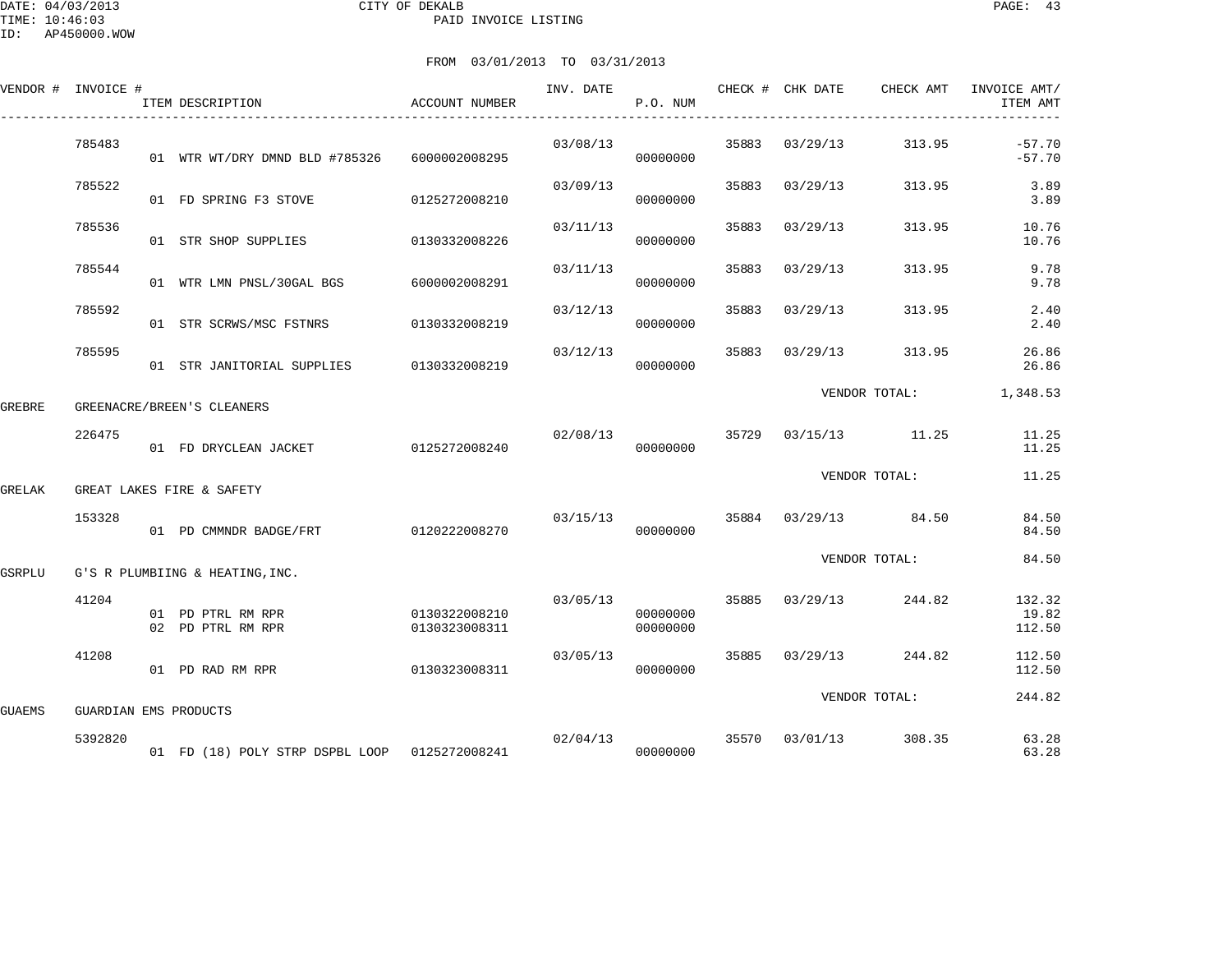CITY OF DEKALB
PAID INVOICE LISTING

FROM 03/01/2013 TO 03/31/2013

| VENDOR # | INVOICE # | ITEM DESCRIPTION | ACCOUNT NUMBER | INV. DATE | P.O. NUM | CHECK # | CHK DATE | CHECK AMT | INVOICE AMT/ ITEM AMT |
|---|---|---|---|---|---|---|---|---|---|
| | 785483 | | | 03/08/13 | | 35883 | 03/29/13 | 313.95 | -57.70 |
| | | 01 WTR WT/DRY DMND BLD #785326 | 6000002008295 | | 00000000 | | | | -57.70 |
| | 785522 | | | 03/09/13 | | 35883 | 03/29/13 | 313.95 | 3.89 |
| | | 01 FD SPRING F3 STOVE | 0125272008210 | | 00000000 | | | | 3.89 |
| | 785536 | | | 03/11/13 | | 35883 | 03/29/13 | 313.95 | 10.76 |
| | | 01 STR SHOP SUPPLIES | 0130332008226 | | 00000000 | | | | 10.76 |
| | 785544 | | | 03/11/13 | | 35883 | 03/29/13 | 313.95 | 9.78 |
| | | 01 WTR LMN PNSL/30GAL BGS | 6000002008291 | | 00000000 | | | | 9.78 |
| | 785592 | | | 03/12/13 | | 35883 | 03/29/13 | 313.95 | 2.40 |
| | | 01 STR SCRWS/MSC FSTNRS | 0130332008219 | | 00000000 | | | | 2.40 |
| | 785595 | | | 03/12/13 | | 35883 | 03/29/13 | 313.95 | 26.86 |
| | | 01 STR JANITORIAL SUPPLIES | 0130332008219 | | 00000000 | | | | 26.86 |
| | | | | | | | VENDOR TOTAL: | | 1,348.53 |
| GREBRE | GREENACRE/BREEN'S CLEANERS | | | | | | | | |
| | 226475 | | | 02/08/13 | | 35729 | 03/15/13 | 11.25 | 11.25 |
| | | 01 FD DRYCLEAN JACKET | 0125272008240 | | 00000000 | | | | 11.25 |
| | | | | | | | VENDOR TOTAL: | | 11.25 |
| GRELAK | GREAT LAKES FIRE & SAFETY | | | | | | | | |
| | 153328 | | | 03/15/13 | | 35884 | 03/29/13 | 84.50 | 84.50 |
| | | 01 PD CMMNDR BADGE/FRT | 0120222008270 | | 00000000 | | | | 84.50 |
| | | | | | | | VENDOR TOTAL: | | 84.50 |
| GSRPLU | G'S R PLUMBIING & HEATING,INC. | | | | | | | | |
| | 41204 | | | 03/05/13 | | 35885 | 03/29/13 | 244.82 | 132.32 |
| | | 01 PD PTRL RM RPR | 0130322008210 | | 00000000 | | | | 19.82 |
| | | 02 PD PTRL RM RPR | 0130323008311 | | 00000000 | | | | 112.50 |
| | 41208 | | | 03/05/13 | | 35885 | 03/29/13 | 244.82 | 112.50 |
| | | 01 PD RAD RM RPR | 0130323008311 | | 00000000 | | | | 112.50 |
| | | | | | | | VENDOR TOTAL: | | 244.82 |
| GUAEMS | GUARDIAN EMS PRODUCTS | | | | | | | | |
| | 5392820 | | | 02/04/13 | | 35570 | 03/01/13 | 308.35 | 63.28 |
| | | 01 FD (18) POLY STRP DSPBL LOOP | 0125272008241 | | 00000000 | | | | 63.28 |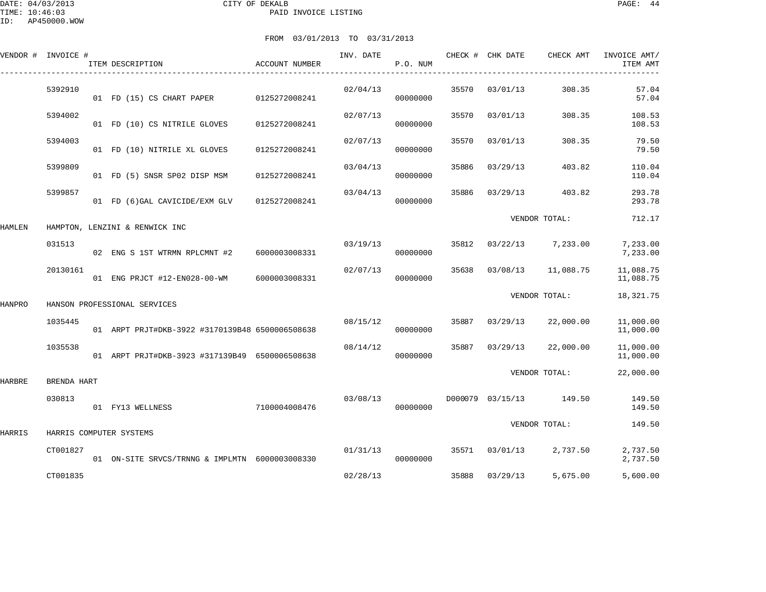CITY OF DEKALB

PAID INVOICE LISTING

FROM 03/01/2013 TO 03/31/2013

| VENDOR # | INVOICE # | ITEM DESCRIPTION | ACCOUNT NUMBER | INV. DATE | P.O. NUM | CHECK # | CHK DATE | CHECK AMT | INVOICE AMT/ ITEM AMT |
|---|---|---|---|---|---|---|---|---|---|
| | 5392910 | | | 02/04/13 | | 35570 | 03/01/13 | 308.35 | 57.04 |
| | | 01 FD (15) CS CHART PAPER | 0125272008241 | | 00000000 | | | | 57.04 |
| | 5394002 | | | 02/07/13 | | 35570 | 03/01/13 | 308.35 | 108.53 |
| | | 01 FD (10) CS NITRILE GLOVES | 0125272008241 | | 00000000 | | | | 108.53 |
| | 5394003 | | | 02/07/13 | | 35570 | 03/01/13 | 308.35 | 79.50 |
| | | 01 FD (10) NITRILE XL GLOVES | 0125272008241 | | 00000000 | | | | 79.50 |
| | 5399809 | | | 03/04/13 | | 35886 | 03/29/13 | 403.82 | 110.04 |
| | | 01 FD (5) SNSR SP02 DISP MSM | 0125272008241 | | 00000000 | | | | 110.04 |
| | 5399857 | | | 03/04/13 | | 35886 | 03/29/13 | 403.82 | 293.78 |
| | | 01 FD (6)GAL CAVICIDE/EXM GLV | 0125272008241 | | 00000000 | | | | 293.78 |
| | | | | | | | | VENDOR TOTAL: | 712.17 |
| HAMLEN | HAMPTON, LENZINI & RENWICK INC | | | | | | | | |
| | 031513 | | | 03/19/13 | | 35812 | 03/22/13 | 7,233.00 | 7,233.00 |
| | | 02 ENG S 1ST WTRMN RPLCMNT #2 | 6000003008331 | | 00000000 | | | | 7,233.00 |
| | 20130161 | | | 02/07/13 | | 35638 | 03/08/13 | 11,088.75 | 11,088.75 |
| | | 01 ENG PRJCT #12-EN028-00-WM | 6000003008331 | | 00000000 | | | | 11,088.75 |
| | | | | | | | | VENDOR TOTAL: | 18,321.75 |
| HANPRO | HANSON PROFESSIONAL SERVICES | | | | | | | | |
| | 1035445 | | | 08/15/12 | | 35887 | 03/29/13 | 22,000.00 | 11,000.00 |
| | | 01 ARPT PRJT#DKB-3922 #3170139B48 | 6500006508638 | | 00000000 | | | | 11,000.00 |
| | 1035538 | | | 08/14/12 | | 35887 | 03/29/13 | 22,000.00 | 11,000.00 |
| | | 01 ARPT PRJT#DKB-3923 #317139B49 | 6500006508638 | | 00000000 | | | | 11,000.00 |
| | | | | | | | | VENDOR TOTAL: | 22,000.00 |
| HARBRE | BRENDA HART | | | | | | | | |
| | 030813 | | | 03/08/13 | | D000079 | 03/15/13 | 149.50 | 149.50 |
| | | 01 FY13 WELLNESS | 7100004008476 | | 00000000 | | | | 149.50 |
| | | | | | | | | VENDOR TOTAL: | 149.50 |
| HARRIS | HARRIS COMPUTER SYSTEMS | | | | | | | | |
| | CT001827 | | | 01/31/13 | | 35571 | 03/01/13 | 2,737.50 | 2,737.50 |
| | | 01 ON-SITE SRVCS/TRNNG & IMPLMTN | 6000003008330 | | 00000000 | | | | 2,737.50 |
| | CT001835 | | | 02/28/13 | | 35888 | 03/29/13 | 5,675.00 | 5,600.00 |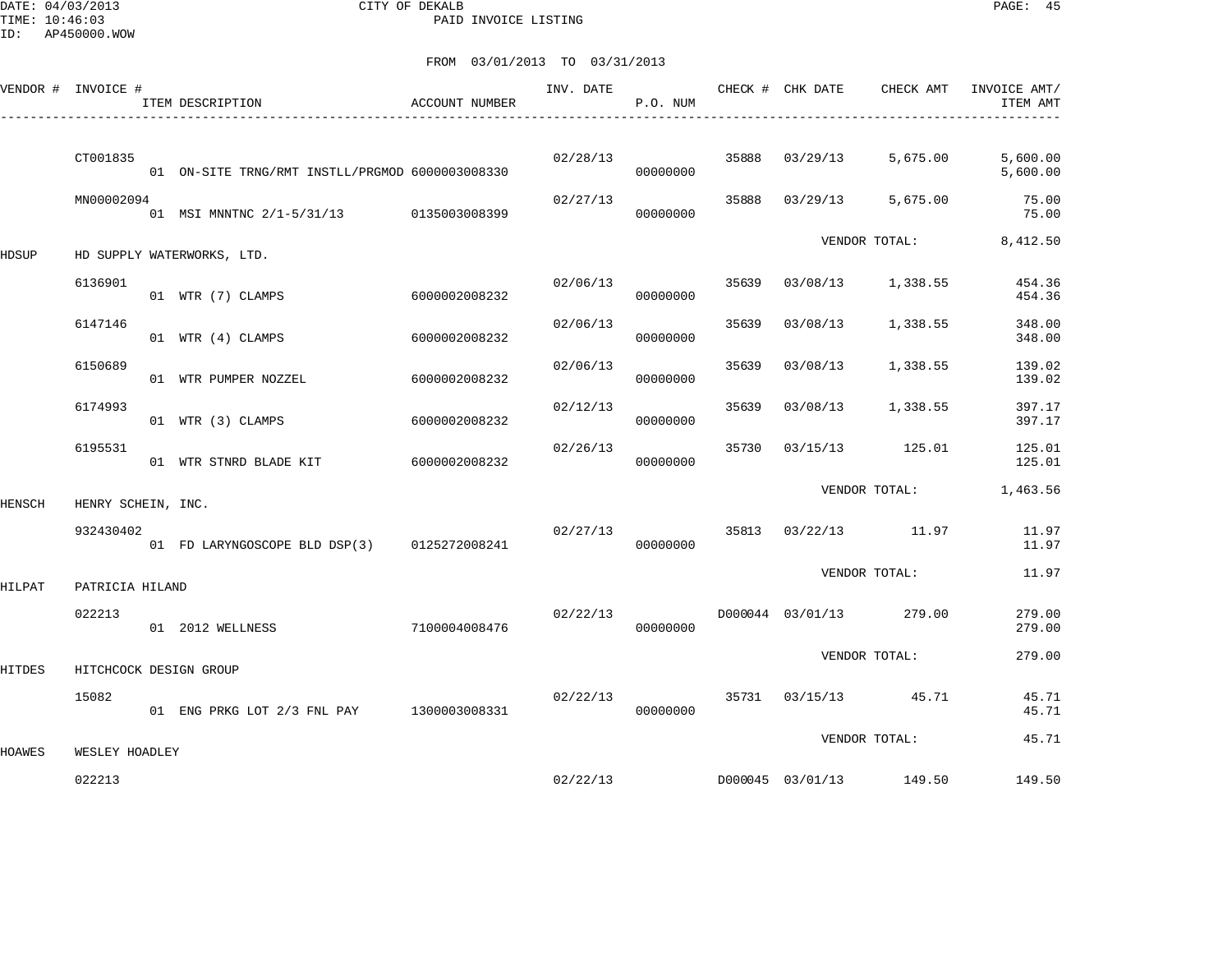CITY OF DEKALB
PAID INVOICE LISTING

DATE: 04/03/2013
TIME: 10:46:03
ID: AP450000.WOW

FROM 03/01/2013 TO 03/31/2013

| VENDOR # | INVOICE # | ITEM DESCRIPTION | ACCOUNT NUMBER | INV. DATE | P.O. NUM | CHECK # | CHK DATE | CHECK AMT | INVOICE AMT/ ITEM AMT |
|---|---|---|---|---|---|---|---|---|---|
| | CT001835 | | | 02/28/13 | | 35888 | 03/29/13 | 5,675.00 | 5,600.00 |
| | | 01 ON-SITE TRNG/RMT INSTLL/PRGMOD | 6000003008330 | | 00000000 | | | | 5,600.00 |
| | MN00002094 | | | 02/27/13 | | 35888 | 03/29/13 | 5,675.00 | 75.00 |
| | | 01 MSI MNNTNC 2/1-5/31/13 | 0135003008399 | | 00000000 | | | | 75.00 |
| | | | | | | | VENDOR TOTAL: | | 8,412.50 |
| HDSUP | HD SUPPLY WATERWORKS, LTD. | | | | | | | | |
| | 6136901 | | | 02/06/13 | | 35639 | 03/08/13 | 1,338.55 | 454.36 |
| | | 01 WTR (7) CLAMPS | 6000002008232 | | 00000000 | | | | 454.36 |
| | 6147146 | | | 02/06/13 | | 35639 | 03/08/13 | 1,338.55 | 348.00 |
| | | 01 WTR (4) CLAMPS | 6000002008232 | | 00000000 | | | | 348.00 |
| | 6150689 | | | 02/06/13 | | 35639 | 03/08/13 | 1,338.55 | 139.02 |
| | | 01 WTR PUMPER NOZZEL | 6000002008232 | | 00000000 | | | | 139.02 |
| | 6174993 | | | 02/12/13 | | 35639 | 03/08/13 | 1,338.55 | 397.17 |
| | | 01 WTR (3) CLAMPS | 6000002008232 | | 00000000 | | | | 397.17 |
| | 6195531 | | | 02/26/13 | | 35730 | 03/15/13 | 125.01 | 125.01 |
| | | 01 WTR STNRD BLADE KIT | 6000002008232 | | 00000000 | | | | 125.01 |
| | | | | | | | VENDOR TOTAL: | | 1,463.56 |
| HENSCH | HENRY SCHEIN, INC. | | | | | | | | |
| | 932430402 | | | 02/27/13 | | 35813 | 03/22/13 | 11.97 | 11.97 |
| | | 01 FD LARYNGOSCOPE BLD DSP(3) | 0125272008241 | | 00000000 | | | | 11.97 |
| | | | | | | | VENDOR TOTAL: | | 11.97 |
| HILPAT | PATRICIA HILAND | | | | | | | | |
| | 022213 | | | 02/22/13 | | D000044 | 03/01/13 | 279.00 | 279.00 |
| | | 01 2012 WELLNESS | 7100004008476 | | 00000000 | | | | 279.00 |
| | | | | | | | VENDOR TOTAL: | | 279.00 |
| HITDES | HITCHCOCK DESIGN GROUP | | | | | | | | |
| | 15082 | | | 02/22/13 | | 35731 | 03/15/13 | 45.71 | 45.71 |
| | | 01 ENG PRKG LOT 2/3 FNL PAY | 1300003008331 | | 00000000 | | | | 45.71 |
| | | | | | | | VENDOR TOTAL: | | 45.71 |
| HOAWES | WESLEY HOADLEY | | | | | | | | |
| | 022213 | | | 02/22/13 | | D000045 | 03/01/13 | 149.50 | 149.50 |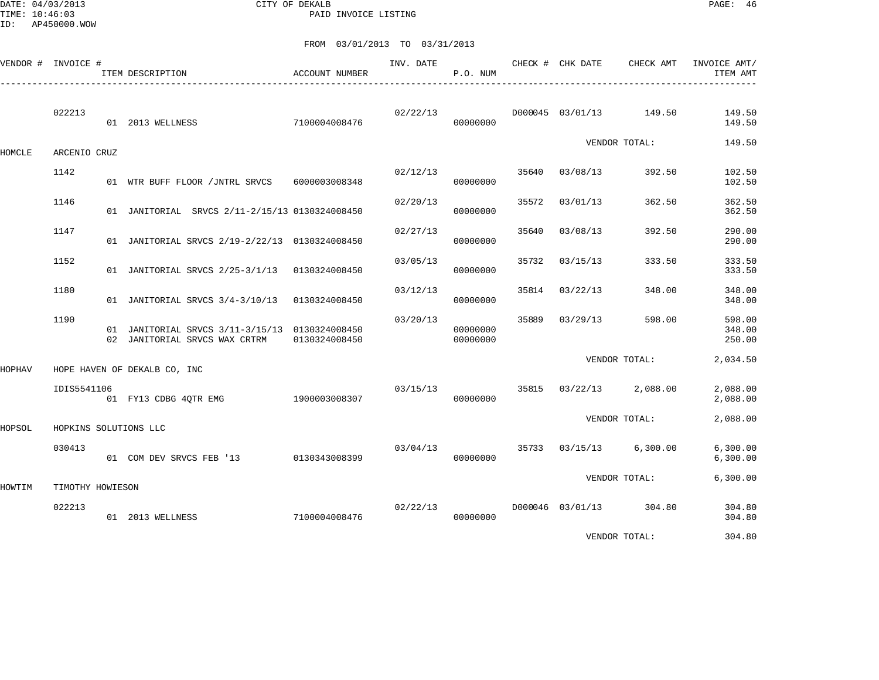DATE: 04/03/2013 CITY OF DEKALB
TIME: 10:46:03 PAID INVOICE LISTING
ID: AP450000.WOW

FROM 03/01/2013 TO 03/31/2013

| VENDOR # | INVOICE # | ITEM DESCRIPTION | ACCOUNT NUMBER | INV. DATE | P.O. NUM | CHECK # | CHK DATE | CHECK AMT | INVOICE AMT/ ITEM AMT |
|---|---|---|---|---|---|---|---|---|---|
| | 022213 | | | 02/22/13 | | D000045 | 03/01/13 | 149.50 | 149.50 |
| | | 01 2013 WELLNESS | 7100004008476 | | 00000000 | | | | 149.50 |
| | | | | | | | | VENDOR TOTAL: | 149.50 |
| HOMCLE | ARCENIO CRUZ | | | | | | | | |
| | 1142 | | | 02/12/13 | | 35640 | 03/08/13 | 392.50 | 102.50 |
| | | 01 WTR BUFF FLOOR /JNTRL SRVCS | 6000003008348 | | 00000000 | | | | 102.50 |
| | 1146 | | | 02/20/13 | | 35572 | 03/01/13 | 362.50 | 362.50 |
| | | 01 JANITORIAL SRVCS 2/11-2/15/13 | 0130324008450 | | 00000000 | | | | 362.50 |
| | 1147 | | | 02/27/13 | | 35640 | 03/08/13 | 392.50 | 290.00 |
| | | 01 JANITORIAL SRVCS 2/19-2/22/13 | 0130324008450 | | 00000000 | | | | 290.00 |
| | 1152 | | | 03/05/13 | | 35732 | 03/15/13 | 333.50 | 333.50 |
| | | 01 JANITORIAL SRVCS 2/25-3/1/13 | 0130324008450 | | 00000000 | | | | 333.50 |
| | 1180 | | | 03/12/13 | | 35814 | 03/22/13 | 348.00 | 348.00 |
| | | 01 JANITORIAL SRVCS 3/4-3/10/13 | 0130324008450 | | 00000000 | | | | 348.00 |
| | 1190 | | | 03/20/13 | | 35889 | 03/29/13 | 598.00 | 598.00 |
| | | 01 JANITORIAL SRVCS 3/11-3/15/13 | 0130324008450 | | 00000000 | | | | 348.00 |
| | | 02 JANITORIAL SRVCS WAX CRTRM | 0130324008450 | | 00000000 | | | | 250.00 |
| | | | | | | | | VENDOR TOTAL: | 2,034.50 |
| HOPHAV | HOPE HAVEN OF DEKALB CO, INC | | | | | | | | |
| | IDIS5541106 | | | 03/15/13 | | 35815 | 03/22/13 | 2,088.00 | 2,088.00 |
| | | 01 FY13 CDBG 4QTR EMG | 1900003008307 | | 00000000 | | | | 2,088.00 |
| | | | | | | | | VENDOR TOTAL: | 2,088.00 |
| HOPSOL | HOPKINS SOLUTIONS LLC | | | | | | | | |
| | 030413 | | | 03/04/13 | | 35733 | 03/15/13 | 6,300.00 | 6,300.00 |
| | | 01 COM DEV SRVCS FEB '13 | 0130343008399 | | 00000000 | | | | 6,300.00 |
| | | | | | | | | VENDOR TOTAL: | 6,300.00 |
| HOWTIM | TIMOTHY HOWIESON | | | | | | | | |
| | 022213 | | | 02/22/13 | | D000046 | 03/01/13 | 304.80 | 304.80 |
| | | 01 2013 WELLNESS | 7100004008476 | | 00000000 | | | | 304.80 |
| | | | | | | | | VENDOR TOTAL: | 304.80 |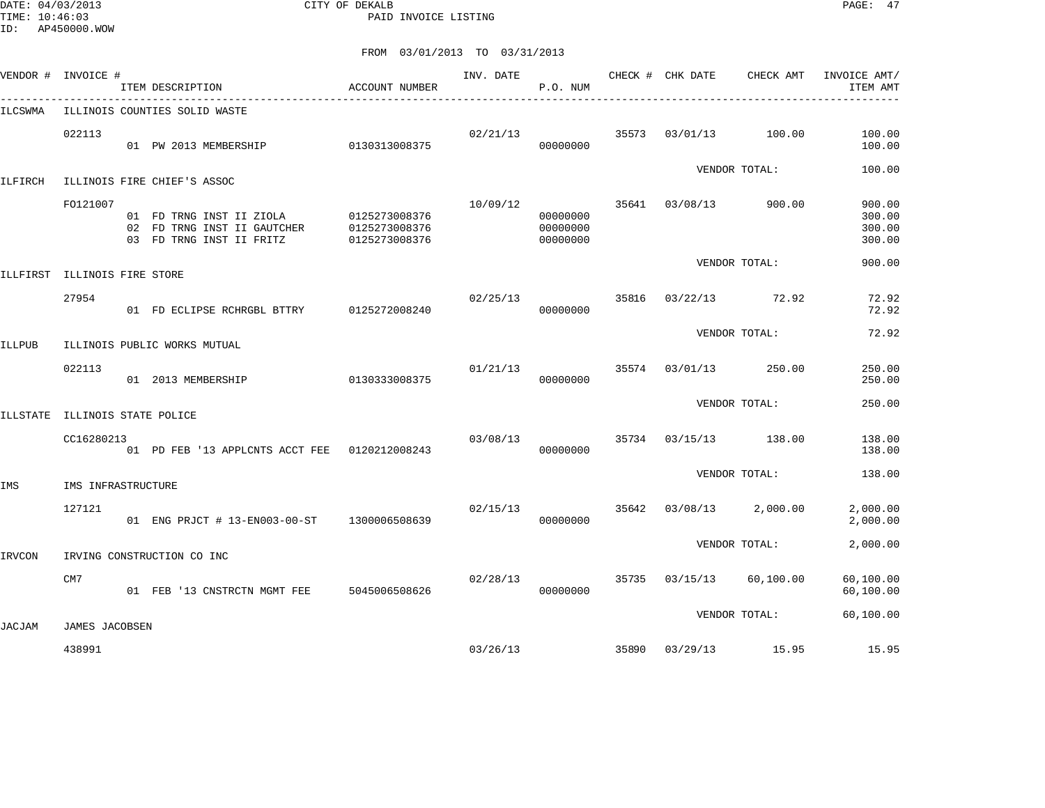DATE: 04/03/2013 CITY OF DEKALB
TIME: 10:46:03 PAID INVOICE LISTING
ID: AP450000.WOW

FROM 03/01/2013 TO 03/31/2013

| VENDOR # | INVOICE # | ITEM DESCRIPTION | ACCOUNT NUMBER | INV. DATE | P.O. NUM | CHECK # | CHK DATE | CHECK AMT | INVOICE AMT/ ITEM AMT |
|---|---|---|---|---|---|---|---|---|---|
| ILCSWMA | ILLINOIS COUNTIES SOLID WASTE | | | | | | | | |
| | 022113 | | | 02/21/13 | | 35573 | 03/01/13 | 100.00 | 100.00 |
| | | 01 PW 2013 MEMBERSHIP | 0130313008375 | | 00000000 | | | | 100.00 |
| | | | | | | | | VENDOR TOTAL: | 100.00 |
| ILFIRCH | ILLINOIS FIRE CHIEF'S ASSOC | | | | | | | | |
| | FO121007 | | | 10/09/12 | | 35641 | 03/08/13 | 900.00 | 900.00 |
| | | 01 FD TRNG INST II ZIOLA | 0125273008376 | | 00000000 | | | | 300.00 |
| | | 02 FD TRNG INST II GAUTCHER | 0125273008376 | | 00000000 | | | | 300.00 |
| | | 03 FD TRNG INST II FRITZ | 0125273008376 | | 00000000 | | | | 300.00 |
| | | | | | | | | VENDOR TOTAL: | 900.00 |
| ILLFIRST | ILLINOIS FIRE STORE | | | | | | | | |
| | 27954 | | | 02/25/13 | | 35816 | 03/22/13 | 72.92 | 72.92 |
| | | 01 FD ECLIPSE RCHRGBL BTTRY | 0125272008240 | | 00000000 | | | | 72.92 |
| | | | | | | | | VENDOR TOTAL: | 72.92 |
| ILLPUB | ILLINOIS PUBLIC WORKS MUTUAL | | | | | | | | |
| | 022113 | | | 01/21/13 | | 35574 | 03/01/13 | 250.00 | 250.00 |
| | | 01 2013 MEMBERSHIP | 0130333008375 | | 00000000 | | | | 250.00 |
| | | | | | | | | VENDOR TOTAL: | 250.00 |
| ILLSTATE | ILLINOIS STATE POLICE | | | | | | | | |
| | CC16280213 | | | 03/08/13 | | 35734 | 03/15/13 | 138.00 | 138.00 |
| | | 01 PD FEB '13 APPLCNTS ACCT FEE | 0120212008243 | | 00000000 | | | | 138.00 |
| | | | | | | | | VENDOR TOTAL: | 138.00 |
| IMS | IMS INFRASTRUCTURE | | | | | | | | |
| | 127121 | | | 02/15/13 | | 35642 | 03/08/13 | 2,000.00 | 2,000.00 |
| | | 01 ENG PRJCT # 13-EN003-00-ST | 1300006508639 | | 00000000 | | | | 2,000.00 |
| | | | | | | | | VENDOR TOTAL: | 2,000.00 |
| IRVCON | IRVING CONSTRUCTION CO INC | | | | | | | | |
| | CM7 | | | 02/28/13 | | 35735 | 03/15/13 | 60,100.00 | 60,100.00 |
| | | 01 FEB '13 CNSTRCTN MGMT FEE | 5045006508626 | | 00000000 | | | | 60,100.00 |
| | | | | | | | | VENDOR TOTAL: | 60,100.00 |
| JACJAM | JAMES JACOBSEN | | | | | | | | |
| | 438991 | | | 03/26/13 | | 35890 | 03/29/13 | 15.95 | 15.95 |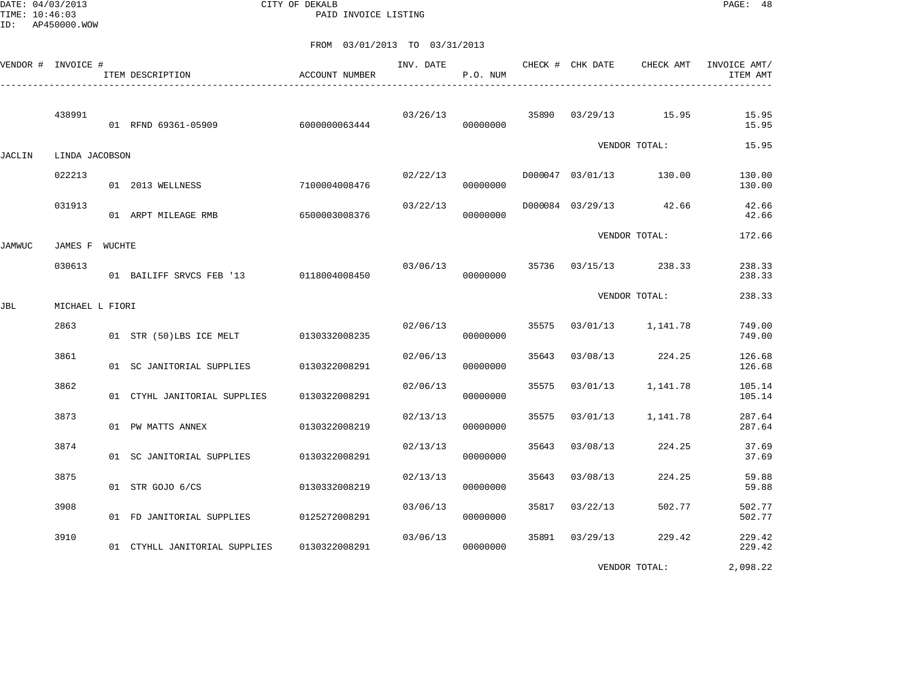DATE: 04/03/2013 CITY OF DEKALB
TIME: 10:46:03 PAID INVOICE LISTING
ID: AP450000.WOW

FROM 03/01/2013 TO 03/31/2013

| VENDOR # | INVOICE # | ITEM DESCRIPTION | ACCOUNT NUMBER | INV. DATE | P.O. NUM | CHECK # | CHK DATE | CHECK AMT | INVOICE AMT/ ITEM AMT |
|---|---|---|---|---|---|---|---|---|---|
| | 438991 | | | 03/26/13 | | 35890 | 03/29/13 | 15.95 | 15.95 |
| | | 01 RFND 69361-05909 | 6000000063444 | | 00000000 | | | | 15.95 |
| | | | | | | | | VENDOR TOTAL: | 15.95 |
| JACLIN | LINDA JACOBSON | | | | | | | | |
| | 022213 | | | 02/22/13 | | D000047 | 03/01/13 | 130.00 | 130.00 |
| | | 01 2013 WELLNESS | 7100004008476 | | 00000000 | | | | 130.00 |
| | 031913 | | | 03/22/13 | | D000084 | 03/29/13 | 42.66 | 42.66 |
| | | 01 ARPT MILEAGE RMB | 6500003008376 | | 00000000 | | | | 42.66 |
| | | | | | | | | VENDOR TOTAL: | 172.66 |
| JAMWUC | JAMES F WUCHTE | | | | | | | | |
| | 030613 | | | 03/06/13 | | 35736 | 03/15/13 | 238.33 | 238.33 |
| | | 01 BAILIFF SRVCS FEB '13 | 0118004008450 | | 00000000 | | | | 238.33 |
| | | | | | | | | VENDOR TOTAL: | 238.33 |
| JBL | MICHAEL L FIORI | | | | | | | | |
| | 2863 | | | 02/06/13 | | 35575 | 03/01/13 | 1,141.78 | 749.00 |
| | | 01 STR (50)LBS ICE MELT | 0130332008235 | | 00000000 | | | | 749.00 |
| | 3861 | | | 02/06/13 | | 35643 | 03/08/13 | 224.25 | 126.68 |
| | | 01 SC JANITORIAL SUPPLIES | 0130322008291 | | 00000000 | | | | 126.68 |
| | 3862 | | | 02/06/13 | | 35575 | 03/01/13 | 1,141.78 | 105.14 |
| | | 01 CTYHL JANITORIAL SUPPLIES | 0130322008291 | | 00000000 | | | | 105.14 |
| | 3873 | | | 02/13/13 | | 35575 | 03/01/13 | 1,141.78 | 287.64 |
| | | 01 PW MATTS ANNEX | 0130322008219 | | 00000000 | | | | 287.64 |
| | 3874 | | | 02/13/13 | | 35643 | 03/08/13 | 224.25 | 37.69 |
| | | 01 SC JANITORIAL SUPPLIES | 0130322008291 | | 00000000 | | | | 37.69 |
| | 3875 | | | 02/13/13 | | 35643 | 03/08/13 | 224.25 | 59.88 |
| | | 01 STR GOJO 6/CS | 0130332008219 | | 00000000 | | | | 59.88 |
| | 3908 | | | 03/06/13 | | 35817 | 03/22/13 | 502.77 | 502.77 |
| | | 01 FD JANITORIAL SUPPLIES | 0125272008291 | | 00000000 | | | | 502.77 |
| | 3910 | | | 03/06/13 | | 35891 | 03/29/13 | 229.42 | 229.42 |
| | | 01 CTYHLL JANITORIAL SUPPLIES | 0130322008291 | | 00000000 | | | | 229.42 |
| | | | | | | | | VENDOR TOTAL: | 2,098.22 |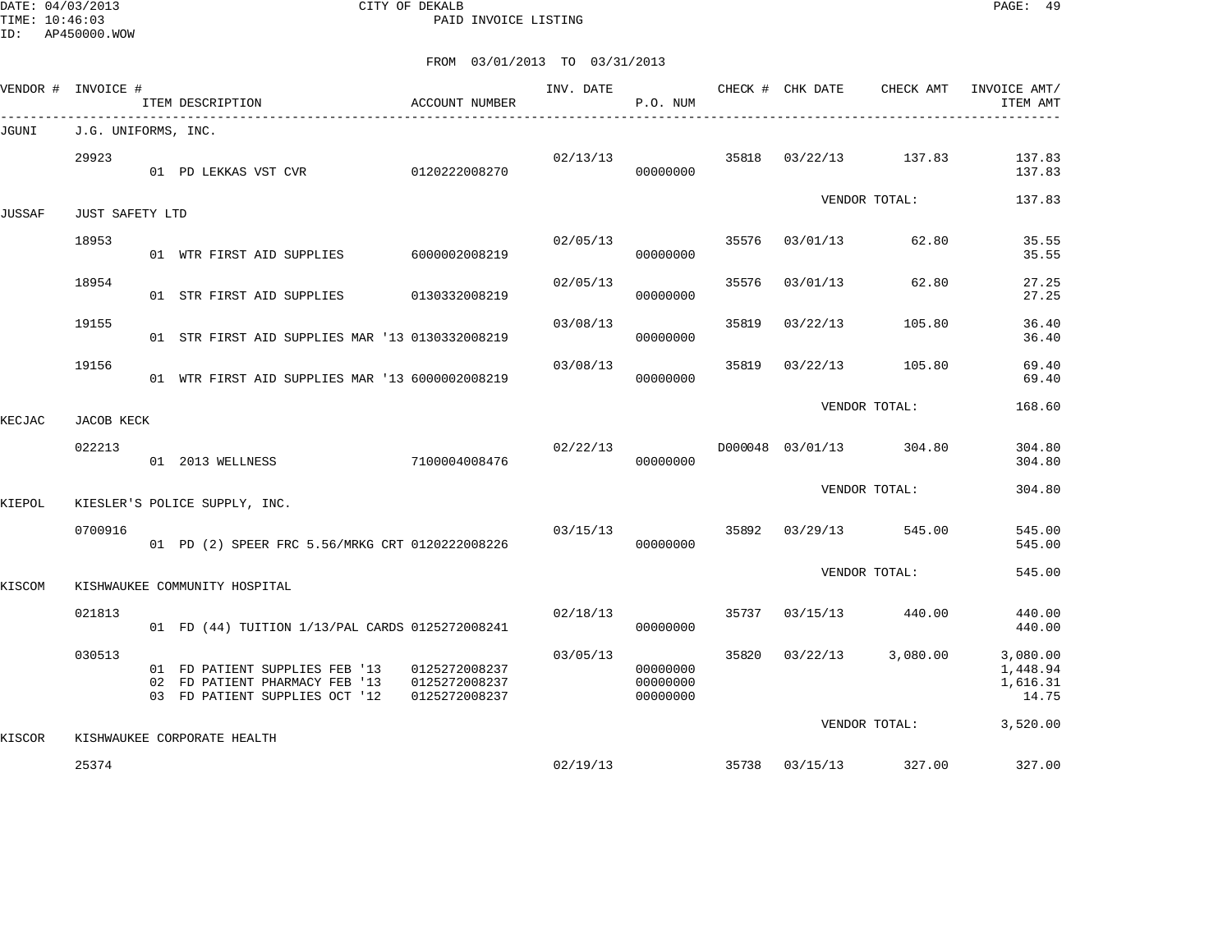CITY OF DEKALB
PAID INVOICE LISTING

FROM 03/01/2013 TO 03/31/2013

| VENDOR # | INVOICE # | ITEM DESCRIPTION | ACCOUNT NUMBER | INV. DATE | P.O. NUM | CHECK # | CHK DATE | CHECK AMT | INVOICE AMT/ ITEM AMT |
|---|---|---|---|---|---|---|---|---|---|
| JGUNI | J.G. UNIFORMS, INC. | | | | | | | | |
| | 29923 | | | 02/13/13 | | 35818 | 03/22/13 | 137.83 | 137.83 |
| | | 01 PD LEKKAS VST CVR | 0120222008270 | | 00000000 | | | | 137.83 |
| | | | | | | | | VENDOR TOTAL: | 137.83 |
| JUSSAF | JUST SAFETY LTD | | | | | | | | |
| | 18953 | | | 02/05/13 | | 35576 | 03/01/13 | 62.80 | 35.55 |
| | | 01 WTR FIRST AID SUPPLIES | 6000002008219 | | 00000000 | | | | 35.55 |
| | 18954 | | | 02/05/13 | | 35576 | 03/01/13 | 62.80 | 27.25 |
| | | 01 STR FIRST AID SUPPLIES | 0130332008219 | | 00000000 | | | | 27.25 |
| | 19155 | | | 03/08/13 | | 35819 | 03/22/13 | 105.80 | 36.40 |
| | | 01 STR FIRST AID SUPPLIES MAR '13 | 0130332008219 | | 00000000 | | | | 36.40 |
| | 19156 | | | 03/08/13 | | 35819 | 03/22/13 | 105.80 | 69.40 |
| | | 01 WTR FIRST AID SUPPLIES MAR '13 | 6000002008219 | | 00000000 | | | | 69.40 |
| | | | | | | | | VENDOR TOTAL: | 168.60 |
| KECJAC | JACOB KECK | | | | | | | | |
| | 022213 | | | 02/22/13 | | D000048 | 03/01/13 | 304.80 | 304.80 |
| | | 01 2013 WELLNESS | 7100004008476 | | 00000000 | | | | 304.80 |
| | | | | | | | | VENDOR TOTAL: | 304.80 |
| KIEPOL | KIESLER'S POLICE SUPPLY, INC. | | | | | | | | |
| | 0700916 | | | 03/15/13 | | 35892 | 03/29/13 | 545.00 | 545.00 |
| | | 01 PD (2) SPEER FRC 5.56/MRKG CRT | 0120222008226 | | 00000000 | | | | 545.00 |
| | | | | | | | | VENDOR TOTAL: | 545.00 |
| KISCOM | KISHWAUKEE COMMUNITY HOSPITAL | | | | | | | | |
| | 021813 | | | 02/18/13 | | 35737 | 03/15/13 | 440.00 | 440.00 |
| | | 01 FD (44) TUITION 1/13/PAL CARDS | 0125272008241 | | 00000000 | | | | 440.00 |
| | 030513 | | | 03/05/13 | | 35820 | 03/22/13 | 3,080.00 | 3,080.00 |
| | | 01 FD PATIENT SUPPLIES FEB '13 | 0125272008237 | | 00000000 | | | | 1,448.94 |
| | | 02 FD PATIENT PHARMACY FEB '13 | 0125272008237 | | 00000000 | | | | 1,616.31 |
| | | 03 FD PATIENT SUPPLIES OCT '12 | 0125272008237 | | 00000000 | | | | 14.75 |
| | | | | | | | | VENDOR TOTAL: | 3,520.00 |
| KISCOR | KISHWAUKEE CORPORATE HEALTH | | | | | | | | |
| | 25374 | | | 02/19/13 | | 35738 | 03/15/13 | 327.00 | 327.00 |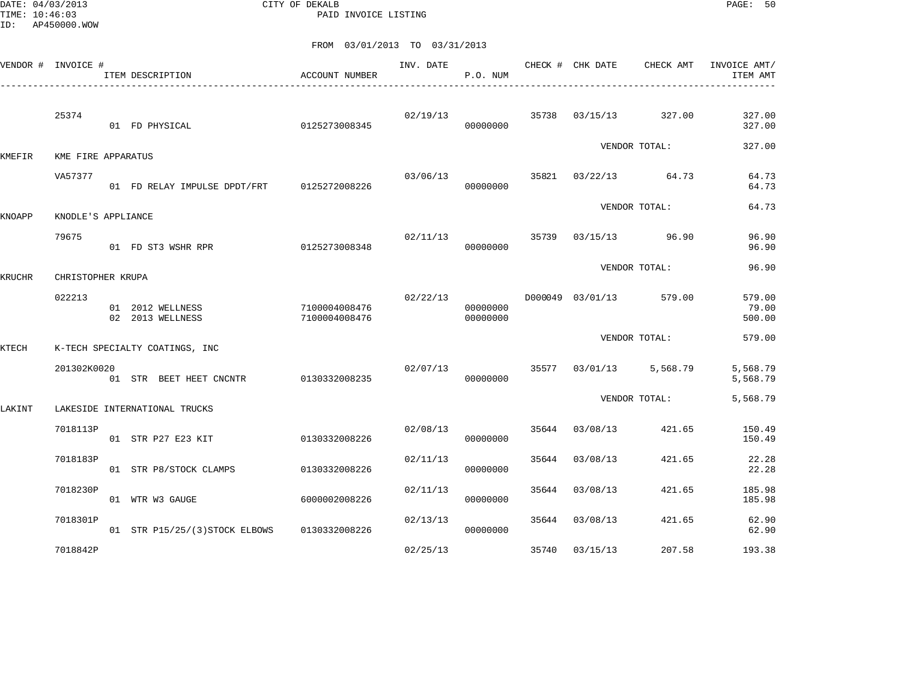CITY OF DEKALB
PAID INVOICE LISTING

FROM 03/01/2013 TO 03/31/2013

| VENDOR # | INVOICE # | ITEM DESCRIPTION | ACCOUNT NUMBER | INV. DATE | P.O. NUM | CHECK # | CHK DATE | CHECK AMT | INVOICE AMT/ ITEM AMT |
|---|---|---|---|---|---|---|---|---|---|
| | 25374 | | | 02/19/13 | | 35738 | 03/15/13 | 327.00 | 327.00 |
| | | 01 FD PHYSICAL | 0125273008345 | | 00000000 | | | | 327.00 |
| | | | | | | | | VENDOR TOTAL: | 327.00 |
| KMEFIR | KME FIRE APPARATUS | | | | | | | | |
| | VA57377 | | | 03/06/13 | | 35821 | 03/22/13 | 64.73 | 64.73 |
| | | 01 FD RELAY IMPULSE DPDT/FRT | 0125272008226 | | 00000000 | | | | 64.73 |
| | | | | | | | | VENDOR TOTAL: | 64.73 |
| KNOAPP | KNODLE'S APPLIANCE | | | | | | | | |
| | 79675 | | | 02/11/13 | | 35739 | 03/15/13 | 96.90 | 96.90 |
| | | 01 FD ST3 WSHR RPR | 0125273008348 | | 00000000 | | | | 96.90 |
| | | | | | | | | VENDOR TOTAL: | 96.90 |
| KRUCHR | CHRISTOPHER KRUPA | | | | | | | | |
| | 022213 | | | 02/22/13 | | D000049 | 03/01/13 | 579.00 | 579.00 |
| | | 01 2012 WELLNESS | 7100004008476 | | 00000000 | | | | 79.00 |
| | | 02 2013 WELLNESS | 7100004008476 | | 00000000 | | | | 500.00 |
| | | | | | | | | VENDOR TOTAL: | 579.00 |
| KTECH | K-TECH SPECIALTY COATINGS, INC | | | | | | | | |
| | 201302K0020 | | | 02/07/13 | | 35577 | 03/01/13 | 5,568.79 | 5,568.79 |
| | | 01 STR BEET HEET CNCNTR | 0130332008235 | | 00000000 | | | | 5,568.79 |
| | | | | | | | | VENDOR TOTAL: | 5,568.79 |
| LAKINT | LAKESIDE INTERNATIONAL TRUCKS | | | | | | | | |
| | 7018113P | | | 02/08/13 | | 35644 | 03/08/13 | 421.65 | 150.49 |
| | | 01 STR P27 E23 KIT | 0130332008226 | | 00000000 | | | | 150.49 |
| | 7018183P | | | 02/11/13 | | 35644 | 03/08/13 | 421.65 | 22.28 |
| | | 01 STR P8/STOCK CLAMPS | 0130332008226 | | 00000000 | | | | 22.28 |
| | 7018230P | | | 02/11/13 | | 35644 | 03/08/13 | 421.65 | 185.98 |
| | | 01 WTR W3 GAUGE | 6000002008226 | | 00000000 | | | | 185.98 |
| | 7018301P | | | 02/13/13 | | 35644 | 03/08/13 | 421.65 | 62.90 |
| | | 01 STR P15/25/(3)STOCK ELBOWS | 0130332008226 | | 00000000 | | | | 62.90 |
| | 7018842P | | | 02/25/13 | | 35740 | 03/15/13 | 207.58 | 193.38 |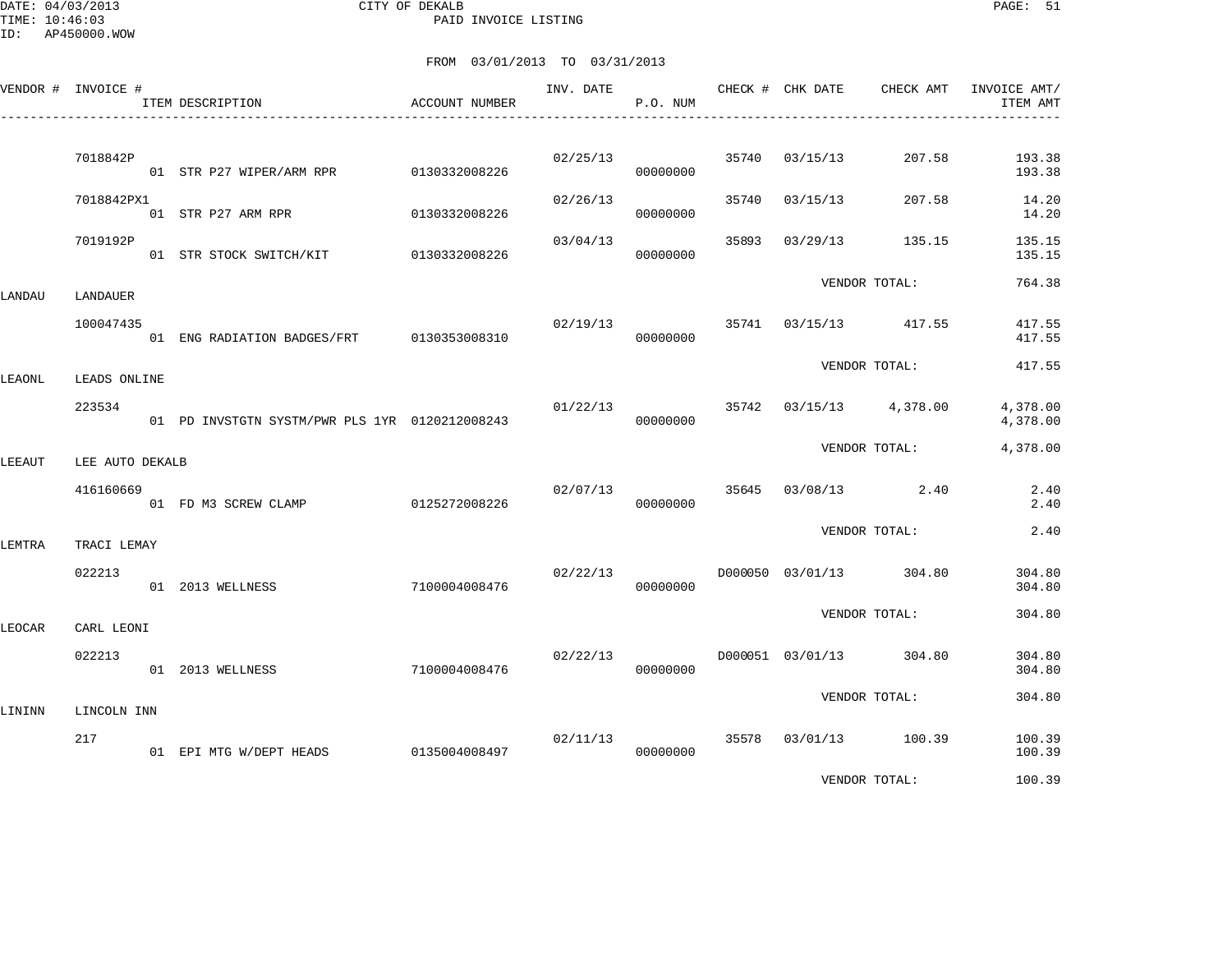CITY OF DEKALB

PAID INVOICE LISTING

FROM 03/01/2013 TO 03/31/2013

| VENDOR # | INVOICE # | ITEM DESCRIPTION | ACCOUNT NUMBER | INV. DATE | P.O. NUM | CHECK # | CHK DATE | CHECK AMT | INVOICE AMT/ ITEM AMT |
|---|---|---|---|---|---|---|---|---|---|
| | 7018842P | | | 02/25/13 | | 35740 | 03/15/13 | 207.58 | 193.38 |
| | | 01 STR P27 WIPER/ARM RPR | 0130332008226 | | 00000000 | | | | 193.38 |
| | 7018842PX1 | | | 02/26/13 | | 35740 | 03/15/13 | 207.58 | 14.20 |
| | | 01 STR P27 ARM RPR | 0130332008226 | | 00000000 | | | | 14.20 |
| | 7019192P | | | 03/04/13 | | 35893 | 03/29/13 | 135.15 | 135.15 |
| | | 01 STR STOCK SWITCH/KIT | 0130332008226 | | 00000000 | | | | 135.15 |
| | | | | | | | VENDOR TOTAL: | | 764.38 |
| LANDAU | LANDAUER | | | | | | | | |
| | 100047435 | | | 02/19/13 | | 35741 | 03/15/13 | 417.55 | 417.55 |
| | | 01 ENG RADIATION BADGES/FRT | 0130353008310 | | 00000000 | | | | 417.55 |
| | | | | | | | VENDOR TOTAL: | | 417.55 |
| LEAONL | LEADS ONLINE | | | | | | | | |
| | 223534 | | | 01/22/13 | | 35742 | 03/15/13 | 4,378.00 | 4,378.00 |
| | | 01 PD INVSTGTN SYSTM/PWR PLS 1YR | 0120212008243 | | 00000000 | | | | 4,378.00 |
| | | | | | | | VENDOR TOTAL: | | 4,378.00 |
| LEEAUT | LEE AUTO DEKALB | | | | | | | | |
| | 416160669 | | | 02/07/13 | | 35645 | 03/08/13 | 2.40 | 2.40 |
| | | 01 FD M3 SCREW CLAMP | 0125272008226 | | 00000000 | | | | 2.40 |
| | | | | | | | VENDOR TOTAL: | | 2.40 |
| LEMTRA | TRACI LEMAY | | | | | | | | |
| | 022213 | | | 02/22/13 | | D000050 | 03/01/13 | 304.80 | 304.80 |
| | | 01 2013 WELLNESS | 7100004008476 | | 00000000 | | | | 304.80 |
| | | | | | | | VENDOR TOTAL: | | 304.80 |
| LEOCAR | CARL LEONI | | | | | | | | |
| | 022213 | | | 02/22/13 | | D000051 | 03/01/13 | 304.80 | 304.80 |
| | | 01 2013 WELLNESS | 7100004008476 | | 00000000 | | | | 304.80 |
| | | | | | | | VENDOR TOTAL: | | 304.80 |
| LININN | LINCOLN INN | | | | | | | | |
| | 217 | | | 02/11/13 | | 35578 | 03/01/13 | 100.39 | 100.39 |
| | | 01 EPI MTG W/DEPT HEADS | 0135004008497 | | 00000000 | | | | 100.39 |
| | | | | | | | VENDOR TOTAL: | | 100.39 |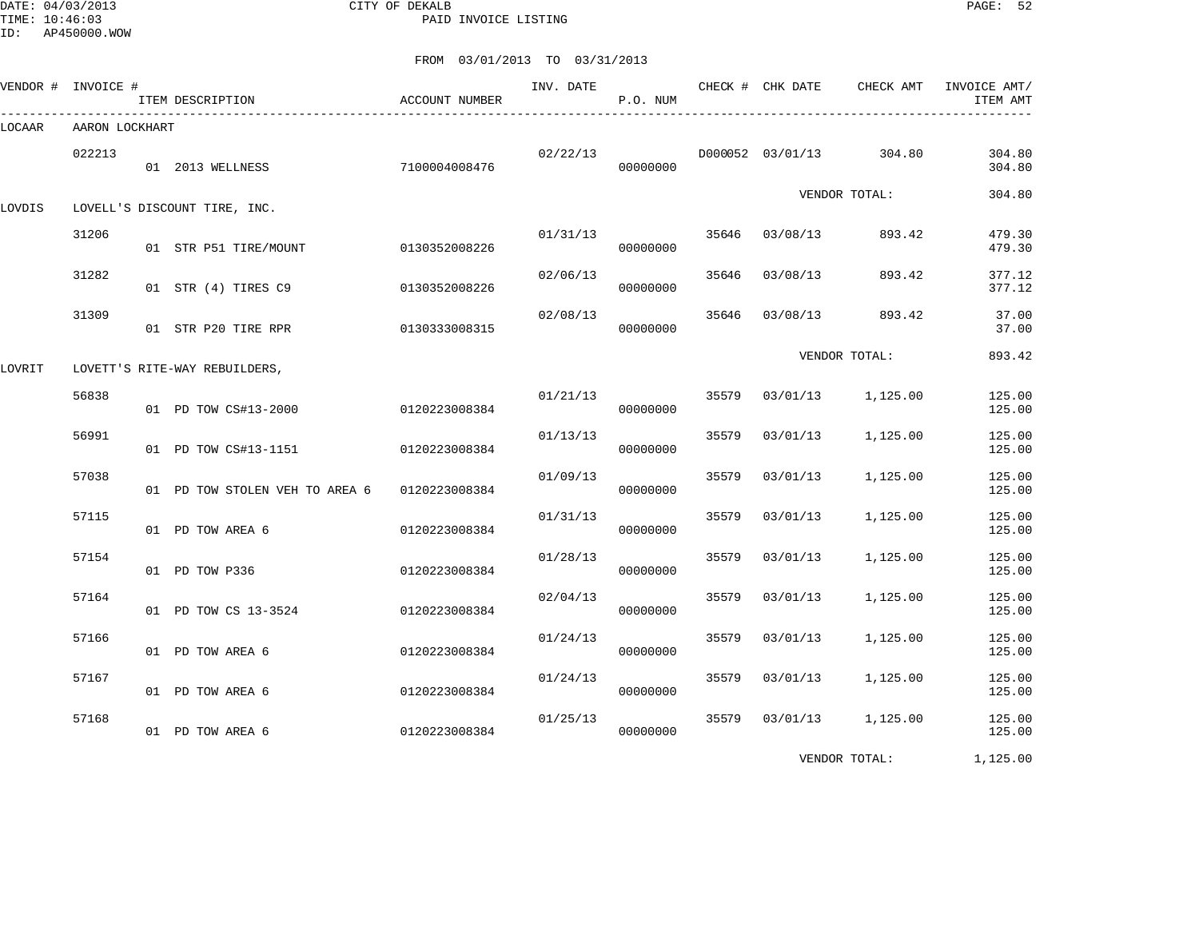CITY OF DEKALB
PAID INVOICE LISTING

FROM 03/01/2013 TO 03/31/2013

| VENDOR # | INVOICE # | ITEM DESCRIPTION | ACCOUNT NUMBER | INV. DATE | P.O. NUM | CHECK # | CHK DATE | CHECK AMT | INVOICE AMT/ ITEM AMT |
|---|---|---|---|---|---|---|---|---|---|
| LOCAAR | AARON LOCKHART | | | | | | | | |
| | 022213 | | | 02/22/13 | | D000052 | 03/01/13 | 304.80 | 304.80 |
| | | 01 2013 WELLNESS | 7100004008476 | | 00000000 | | | | 304.80 |
| | | | | | | | | VENDOR TOTAL: | 304.80 |
| LOVDIS | LOVELL'S DISCOUNT TIRE, INC. | | | | | | | | |
| | 31206 | | | 01/31/13 | | 35646 | 03/08/13 | 893.42 | 479.30 |
| | | 01 STR P51 TIRE/MOUNT | 0130352008226 | | 00000000 | | | | 479.30 |
| | 31282 | | | 02/06/13 | | 35646 | 03/08/13 | 893.42 | 377.12 |
| | | 01 STR (4) TIRES C9 | 0130352008226 | | 00000000 | | | | 377.12 |
| | 31309 | | | 02/08/13 | | 35646 | 03/08/13 | 893.42 | 37.00 |
| | | 01 STR P20 TIRE RPR | 0130333008315 | | 00000000 | | | | 37.00 |
| | | | | | | | | VENDOR TOTAL: | 893.42 |
| LOVRIT | LOVETT'S RITE-WAY REBUILDERS, | | | | | | | | |
| | 56838 | | | 01/21/13 | | 35579 | 03/01/13 | 1,125.00 | 125.00 |
| | | 01 PD TOW CS#13-2000 | 0120223008384 | | 00000000 | | | | 125.00 |
| | 56991 | | | 01/13/13 | | 35579 | 03/01/13 | 1,125.00 | 125.00 |
| | | 01 PD TOW CS#13-1151 | 0120223008384 | | 00000000 | | | | 125.00 |
| | 57038 | | | 01/09/13 | | 35579 | 03/01/13 | 1,125.00 | 125.00 |
| | | 01 PD TOW STOLEN VEH TO AREA 6 | 0120223008384 | | 00000000 | | | | 125.00 |
| | 57115 | | | 01/31/13 | | 35579 | 03/01/13 | 1,125.00 | 125.00 |
| | | 01 PD TOW AREA 6 | 0120223008384 | | 00000000 | | | | 125.00 |
| | 57154 | | | 01/28/13 | | 35579 | 03/01/13 | 1,125.00 | 125.00 |
| | | 01 PD TOW P336 | 0120223008384 | | 00000000 | | | | 125.00 |
| | 57164 | | | 02/04/13 | | 35579 | 03/01/13 | 1,125.00 | 125.00 |
| | | 01 PD TOW CS 13-3524 | 0120223008384 | | 00000000 | | | | 125.00 |
| | 57166 | | | 01/24/13 | | 35579 | 03/01/13 | 1,125.00 | 125.00 |
| | | 01 PD TOW AREA 6 | 0120223008384 | | 00000000 | | | | 125.00 |
| | 57167 | | | 01/24/13 | | 35579 | 03/01/13 | 1,125.00 | 125.00 |
| | | 01 PD TOW AREA 6 | 0120223008384 | | 00000000 | | | | 125.00 |
| | 57168 | | | 01/25/13 | | 35579 | 03/01/13 | 1,125.00 | 125.00 |
| | | 01 PD TOW AREA 6 | 0120223008384 | | 00000000 | | | | 125.00 |
| | | | | | | | | VENDOR TOTAL: | 1,125.00 |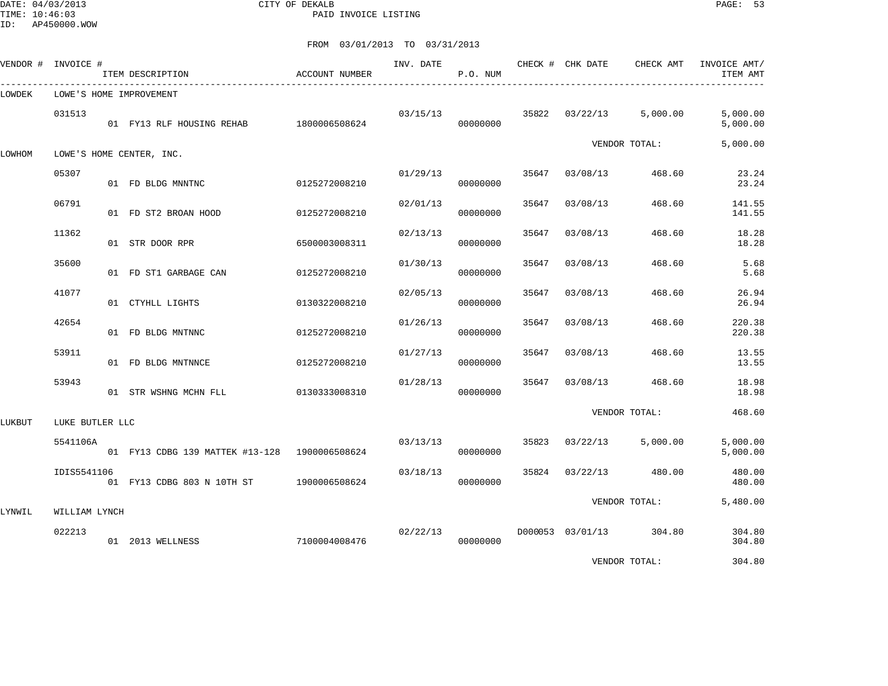CITY OF DEKALB
PAID INVOICE LISTING

DATE: 04/03/2013
TIME: 10:46:03
ID: AP450000.WOW

FROM 03/01/2013 TO 03/31/2013

| VENDOR # | INVOICE # | ITEM DESCRIPTION | ACCOUNT NUMBER | INV. DATE | P.O. NUM | CHECK # | CHK DATE | CHECK AMT | INVOICE AMT/ ITEM AMT |
|---|---|---|---|---|---|---|---|---|---|
| LOWDEK | LOWE'S HOME IMPROVEMENT | | | | | | | | |
| | 031513 | | | 03/15/13 | | 35822 | 03/22/13 | 5,000.00 | 5,000.00 |
| | | 01 FY13 RLF HOUSING REHAB | 1800006508624 | | 00000000 | | | | 5,000.00 |
| | | | | | | | VENDOR TOTAL: | | 5,000.00 |
| LOWHOM | LOWE'S HOME CENTER, INC. | | | | | | | | |
| | 05307 | | | 01/29/13 | | 35647 | 03/08/13 | 468.60 | 23.24 |
| | | 01 FD BLDG MNNTNC | 0125272008210 | | 00000000 | | | | 23.24 |
| | 06791 | | | 02/01/13 | | 35647 | 03/08/13 | 468.60 | 141.55 |
| | | 01 FD ST2 BROAN HOOD | 0125272008210 | | 00000000 | | | | 141.55 |
| | 11362 | | | 02/13/13 | | 35647 | 03/08/13 | 468.60 | 18.28 |
| | | 01 STR DOOR RPR | 6500003008311 | | 00000000 | | | | 18.28 |
| | 35600 | | | 01/30/13 | | 35647 | 03/08/13 | 468.60 | 5.68 |
| | | 01 FD ST1 GARBAGE CAN | 0125272008210 | | 00000000 | | | | 5.68 |
| | 41077 | | | 02/05/13 | | 35647 | 03/08/13 | 468.60 | 26.94 |
| | | 01 CTYHLL LIGHTS | 0130322008210 | | 00000000 | | | | 26.94 |
| | 42654 | | | 01/26/13 | | 35647 | 03/08/13 | 468.60 | 220.38 |
| | | 01 FD BLDG MNTNNC | 0125272008210 | | 00000000 | | | | 220.38 |
| | 53911 | | | 01/27/13 | | 35647 | 03/08/13 | 468.60 | 13.55 |
| | | 01 FD BLDG MNTNNCE | 0125272008210 | | 00000000 | | | | 13.55 |
| | 53943 | | | 01/28/13 | | 35647 | 03/08/13 | 468.60 | 18.98 |
| | | 01 STR WSHNG MCHN FLL | 0130333008310 | | 00000000 | | | | 18.98 |
| | | | | | | | VENDOR TOTAL: | | 468.60 |
| LUKBUT | LUKE BUTLER LLC | | | | | | | | |
| | 5541106A | | | 03/13/13 | | 35823 | 03/22/13 | 5,000.00 | 5,000.00 |
| | | 01 FY13 CDBG 139 MATTEK #13-128 | 1900006508624 | | 00000000 | | | | 5,000.00 |
| | IDIS5541106 | | | 03/18/13 | | 35824 | 03/22/13 | 480.00 | 480.00 |
| | | 01 FY13 CDBG 803 N 10TH ST | 1900006508624 | | 00000000 | | | | 480.00 |
| | | | | | | | VENDOR TOTAL: | | 5,480.00 |
| LYNWIL | WILLIAM LYNCH | | | | | | | | |
| | 022213 | | | 02/22/13 | | D000053 | 03/01/13 | 304.80 | 304.80 |
| | | 01 2013 WELLNESS | 7100004008476 | | 00000000 | | | | 304.80 |
| | | | | | | | VENDOR TOTAL: | | 304.80 |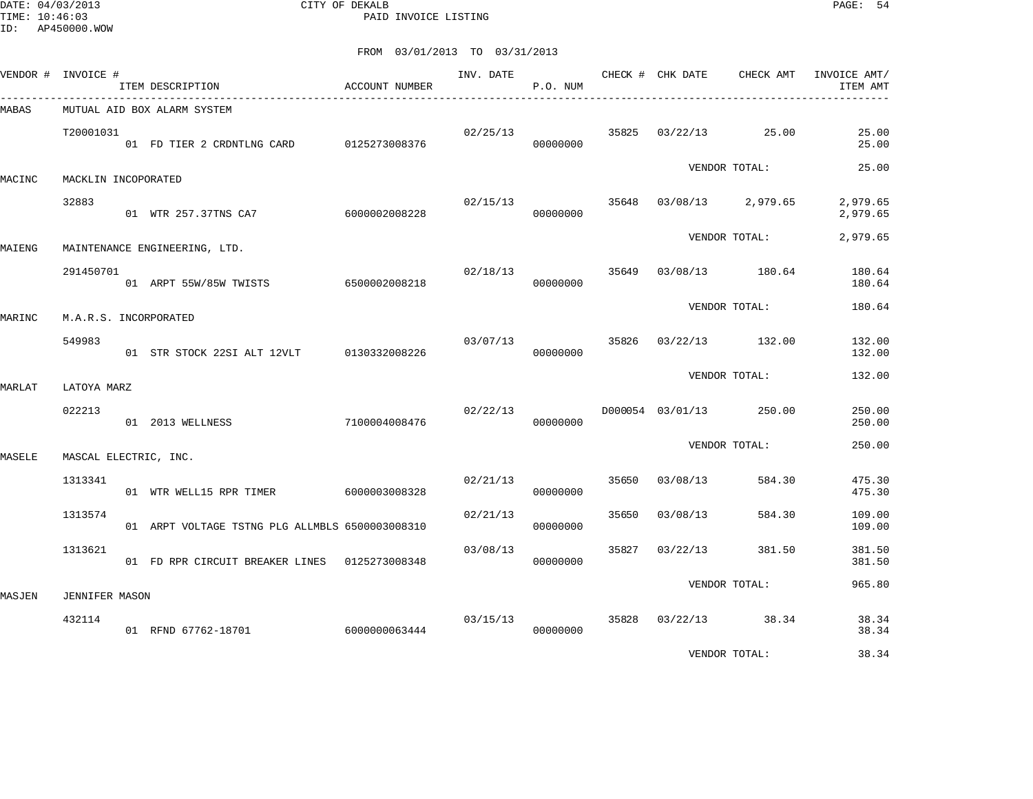CITY OF DEKALB
PAID INVOICE LISTING

FROM 03/01/2013 TO 03/31/2013

| VENDOR # | INVOICE # / ITEM DESCRIPTION | ACCOUNT NUMBER | INV. DATE | P.O. NUM | CHECK # | CHK DATE | CHECK AMT | INVOICE AMT/ ITEM AMT |
|---|---|---|---|---|---|---|---|---|
| MABAS | MUTUAL AID BOX ALARM SYSTEM | | | | | | | |
| | T20001031 | | 02/25/13 | | 35825 | 03/22/13 | 25.00 | 25.00 |
| | 01 FD TIER 2 CRDNTLNG CARD | 0125273008376 | | 00000000 | | | | 25.00 |
| | | | | | | VENDOR TOTAL: | | 25.00 |
| MACINC | MACKLIN INCOPORATED | | | | | | | |
| | 32883 | | 02/15/13 | | 35648 | 03/08/13 | 2,979.65 | 2,979.65 |
| | 01 WTR 257.37TNS CA7 | 6000002008228 | | 00000000 | | | | 2,979.65 |
| | | | | | | VENDOR TOTAL: | | 2,979.65 |
| MAIENG | MAINTENANCE ENGINEERING, LTD. | | | | | | | |
| | 291450701 | | 02/18/13 | | 35649 | 03/08/13 | 180.64 | 180.64 |
| | 01 ARPT 55W/85W TWISTS | 6500002008218 | | 00000000 | | | | 180.64 |
| | | | | | | VENDOR TOTAL: | | 180.64 |
| MARINC | M.A.R.S. INCORPORATED | | | | | | | |
| | 549983 | | 03/07/13 | | 35826 | 03/22/13 | 132.00 | 132.00 |
| | 01 STR STOCK 22SI ALT 12VLT | 0130332008226 | | 00000000 | | | | 132.00 |
| | | | | | | VENDOR TOTAL: | | 132.00 |
| MARLAT | LATOYA MARZ | | | | | | | |
| | 022213 | | 02/22/13 | | D000054 | 03/01/13 | 250.00 | 250.00 |
| | 01 2013 WELLNESS | 7100004008476 | | 00000000 | | | | 250.00 |
| | | | | | | VENDOR TOTAL: | | 250.00 |
| MASELE | MASCAL ELECTRIC, INC. | | | | | | | |
| | 1313341 | | 02/21/13 | | 35650 | 03/08/13 | 584.30 | 475.30 |
| | 01 WTR WELL15 RPR TIMER | 6000003008328 | | 00000000 | | | | 475.30 |
| | 1313574 | | 02/21/13 | | 35650 | 03/08/13 | 584.30 | 109.00 |
| | 01 ARPT VOLTAGE TSTNG PLG ALLMBLS | 6500003008310 | | 00000000 | | | | 109.00 |
| | 1313621 | | 03/08/13 | | 35827 | 03/22/13 | 381.50 | 381.50 |
| | 01 FD RPR CIRCUIT BREAKER LINES | 0125273008348 | | 00000000 | | | | 381.50 |
| | | | | | | VENDOR TOTAL: | | 965.80 |
| MASJEN | JENNIFER MASON | | | | | | | |
| | 432114 | | 03/15/13 | | 35828 | 03/22/13 | 38.34 | 38.34 |
| | 01 RFND 67762-18701 | 6000000063444 | | 00000000 | | | | 38.34 |
| | | | | | | VENDOR TOTAL: | | 38.34 |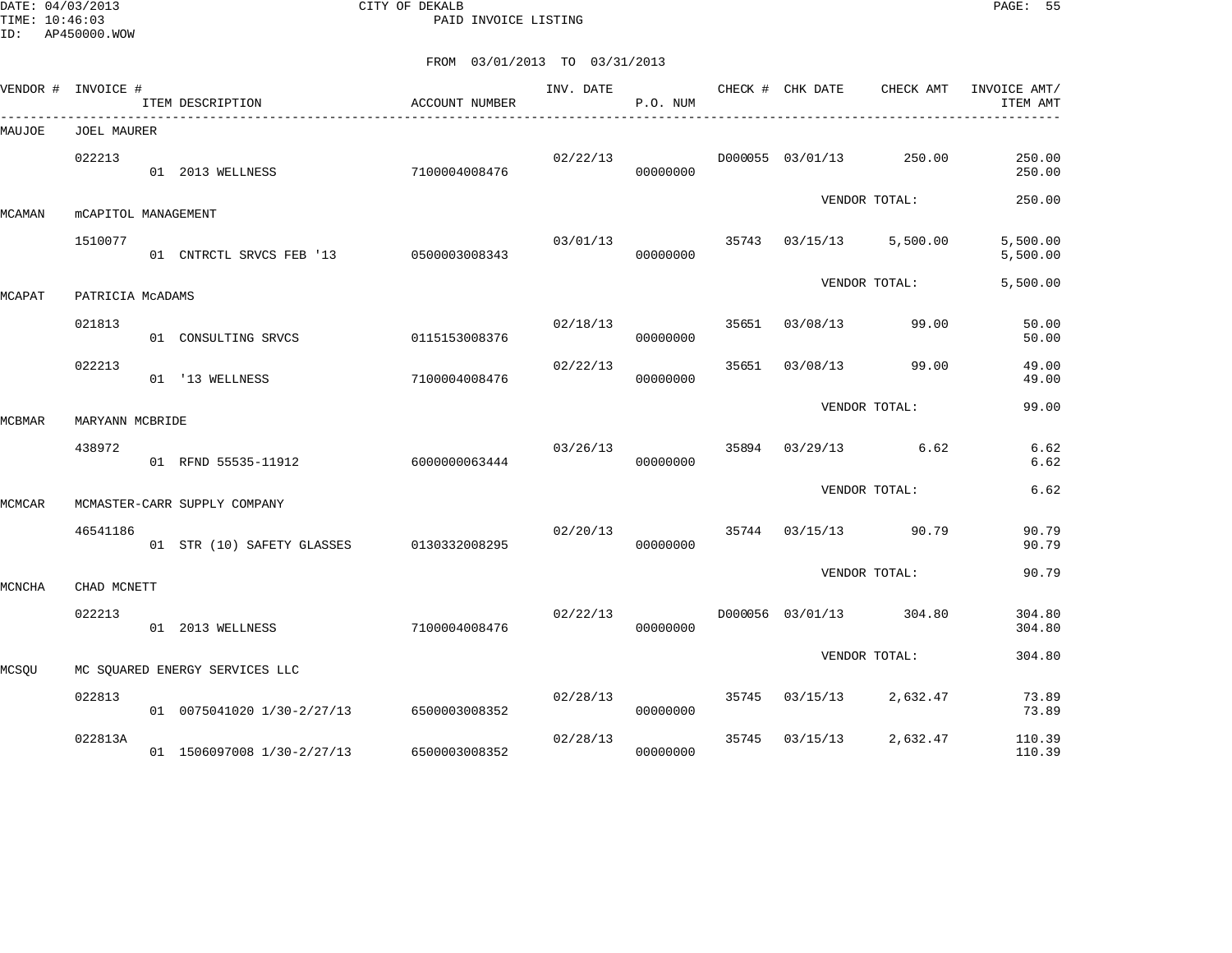CITY OF DEKALB
PAID INVOICE LISTING

DATE: 04/03/2013
TIME: 10:46:03
ID: AP450000.WOW

FROM 03/01/2013 TO 03/31/2013

| VENDOR # | INVOICE # | ITEM DESCRIPTION | ACCOUNT NUMBER | INV. DATE | P.O. NUM | CHECK # | CHK DATE | CHECK AMT | INVOICE AMT/ ITEM AMT |
|---|---|---|---|---|---|---|---|---|---|
| MAUJOE | JOEL MAURER | | | | | | | | |
| | 022213 | | | 02/22/13 | | D000055 | 03/01/13 | 250.00 | 250.00 |
| | | 01 2013 WELLNESS | 7100004008476 | | 00000000 | | | | 250.00 |
| | | | | | | | | VENDOR TOTAL: | 250.00 |
| MCAMAN | mCAPITOL MANAGEMENT | | | | | | | | |
| | 1510077 | | | 03/01/13 | | 35743 | 03/15/13 | 5,500.00 | 5,500.00 |
| | | 01 CNTRCTL SRVCS FEB '13 | 0500003008343 | | 00000000 | | | | 5,500.00 |
| | | | | | | | | VENDOR TOTAL: | 5,500.00 |
| MCAPAT | PATRICIA McADAMS | | | | | | | | |
| | 021813 | | | 02/18/13 | | 35651 | 03/08/13 | 99.00 | 50.00 |
| | | 01 CONSULTING SRVCS | 0115153008376 | | 00000000 | | | | 50.00 |
| | 022213 | | | 02/22/13 | | 35651 | 03/08/13 | 99.00 | 49.00 |
| | | 01 '13 WELLNESS | 7100004008476 | | 00000000 | | | | 49.00 |
| | | | | | | | | VENDOR TOTAL: | 99.00 |
| MCBMAR | MARYANN MCBRIDE | | | | | | | | |
| | 438972 | | | 03/26/13 | | 35894 | 03/29/13 | 6.62 | 6.62 |
| | | 01 RFND 55535-11912 | 6000000063444 | | 00000000 | | | | 6.62 |
| | | | | | | | | VENDOR TOTAL: | 6.62 |
| MCMCAR | MCMASTER-CARR SUPPLY COMPANY | | | | | | | | |
| | 46541186 | | | 02/20/13 | | 35744 | 03/15/13 | 90.79 | 90.79 |
| | | 01 STR (10) SAFETY GLASSES | 0130332008295 | | 00000000 | | | | 90.79 |
| | | | | | | | | VENDOR TOTAL: | 90.79 |
| MCNCHA | CHAD MCNETT | | | | | | | | |
| | 022213 | | | 02/22/13 | | D000056 | 03/01/13 | 304.80 | 304.80 |
| | | 01 2013 WELLNESS | 7100004008476 | | 00000000 | | | | 304.80 |
| | | | | | | | | VENDOR TOTAL: | 304.80 |
| MCSQU | MC SQUARED ENERGY SERVICES LLC | | | | | | | | |
| | 022813 | | | 02/28/13 | | 35745 | 03/15/13 | 2,632.47 | 73.89 |
| | | 01 0075041020 1/30-2/27/13 | 6500003008352 | | 00000000 | | | | 73.89 |
| | 022813A | | | 02/28/13 | | 35745 | 03/15/13 | 2,632.47 | 110.39 |
| | | 01 1506097008 1/30-2/27/13 | 6500003008352 | | 00000000 | | | | 110.39 |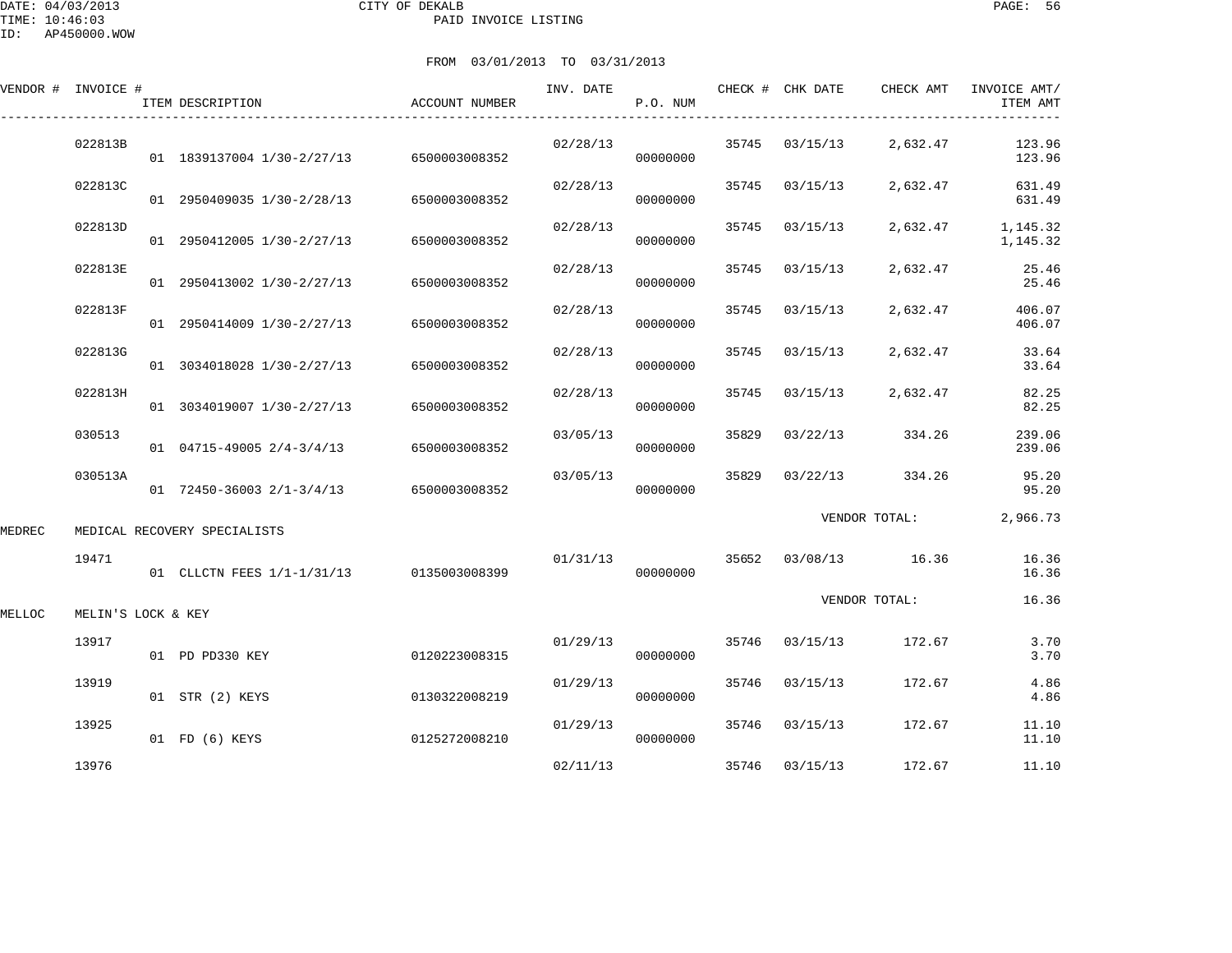CITY OF DEKALB
PAID INVOICE LISTING

DATE: 04/03/2013
TIME: 10:46:03
ID: AP450000.WOW

FROM 03/01/2013 TO 03/31/2013

| VENDOR # | INVOICE # | ITEM DESCRIPTION | ACCOUNT NUMBER | INV. DATE | P.O. NUM | CHECK # | CHK DATE | CHECK AMT | INVOICE AMT/ ITEM AMT |
|---|---|---|---|---|---|---|---|---|---|
| | 022813B | | | 02/28/13 | | 35745 | 03/15/13 | 2,632.47 | 123.96 |
| | | 01 1839137004 1/30-2/27/13 | 6500003008352 | | 00000000 | | | | 123.96 |
| | 022813C | | | 02/28/13 | | 35745 | 03/15/13 | 2,632.47 | 631.49 |
| | | 01 2950409035 1/30-2/28/13 | 6500003008352 | | 00000000 | | | | 631.49 |
| | 022813D | | | 02/28/13 | | 35745 | 03/15/13 | 2,632.47 | 1,145.32 |
| | | 01 2950412005 1/30-2/27/13 | 6500003008352 | | 00000000 | | | | 1,145.32 |
| | 022813E | | | 02/28/13 | | 35745 | 03/15/13 | 2,632.47 | 25.46 |
| | | 01 2950413002 1/30-2/27/13 | 6500003008352 | | 00000000 | | | | 25.46 |
| | 022813F | | | 02/28/13 | | 35745 | 03/15/13 | 2,632.47 | 406.07 |
| | | 01 2950414009 1/30-2/27/13 | 6500003008352 | | 00000000 | | | | 406.07 |
| | 022813G | | | 02/28/13 | | 35745 | 03/15/13 | 2,632.47 | 33.64 |
| | | 01 3034018028 1/30-2/27/13 | 6500003008352 | | 00000000 | | | | 33.64 |
| | 022813H | | | 02/28/13 | | 35745 | 03/15/13 | 2,632.47 | 82.25 |
| | | 01 3034019007 1/30-2/27/13 | 6500003008352 | | 00000000 | | | | 82.25 |
| | 030513 | | | 03/05/13 | | 35829 | 03/22/13 | 334.26 | 239.06 |
| | | 01 04715-49005 2/4-3/4/13 | 6500003008352 | | 00000000 | | | | 239.06 |
| | 030513A | | | 03/05/13 | | 35829 | 03/22/13 | 334.26 | 95.20 |
| | | 01 72450-36003 2/1-3/4/13 | 6500003008352 | | 00000000 | | | | 95.20 |
| | | | | | | | VENDOR TOTAL: | | 2,966.73 |
| MEDREC | MEDICAL RECOVERY SPECIALISTS | | | | | | | | |
| | 19471 | | | 01/31/13 | | 35652 | 03/08/13 | 16.36 | 16.36 |
| | | 01 CLLCTN FEES 1/1-1/31/13 | 0135003008399 | | 00000000 | | | | 16.36 |
| | | | | | | | VENDOR TOTAL: | | 16.36 |
| MELLOC | MELIN'S LOCK & KEY | | | | | | | | |
| | 13917 | | | 01/29/13 | | 35746 | 03/15/13 | 172.67 | 3.70 |
| | | 01 PD PD330 KEY | 0120223008315 | | 00000000 | | | | 3.70 |
| | 13919 | | | 01/29/13 | | 35746 | 03/15/13 | 172.67 | 4.86 |
| | | 01 STR (2) KEYS | 0130322008219 | | 00000000 | | | | 4.86 |
| | 13925 | | | 01/29/13 | | 35746 | 03/15/13 | 172.67 | 11.10 |
| | | 01 FD (6) KEYS | 0125272008210 | | 00000000 | | | | 11.10 |
| | 13976 | | | 02/11/13 | | 35746 | 03/15/13 | 172.67 | 11.10 |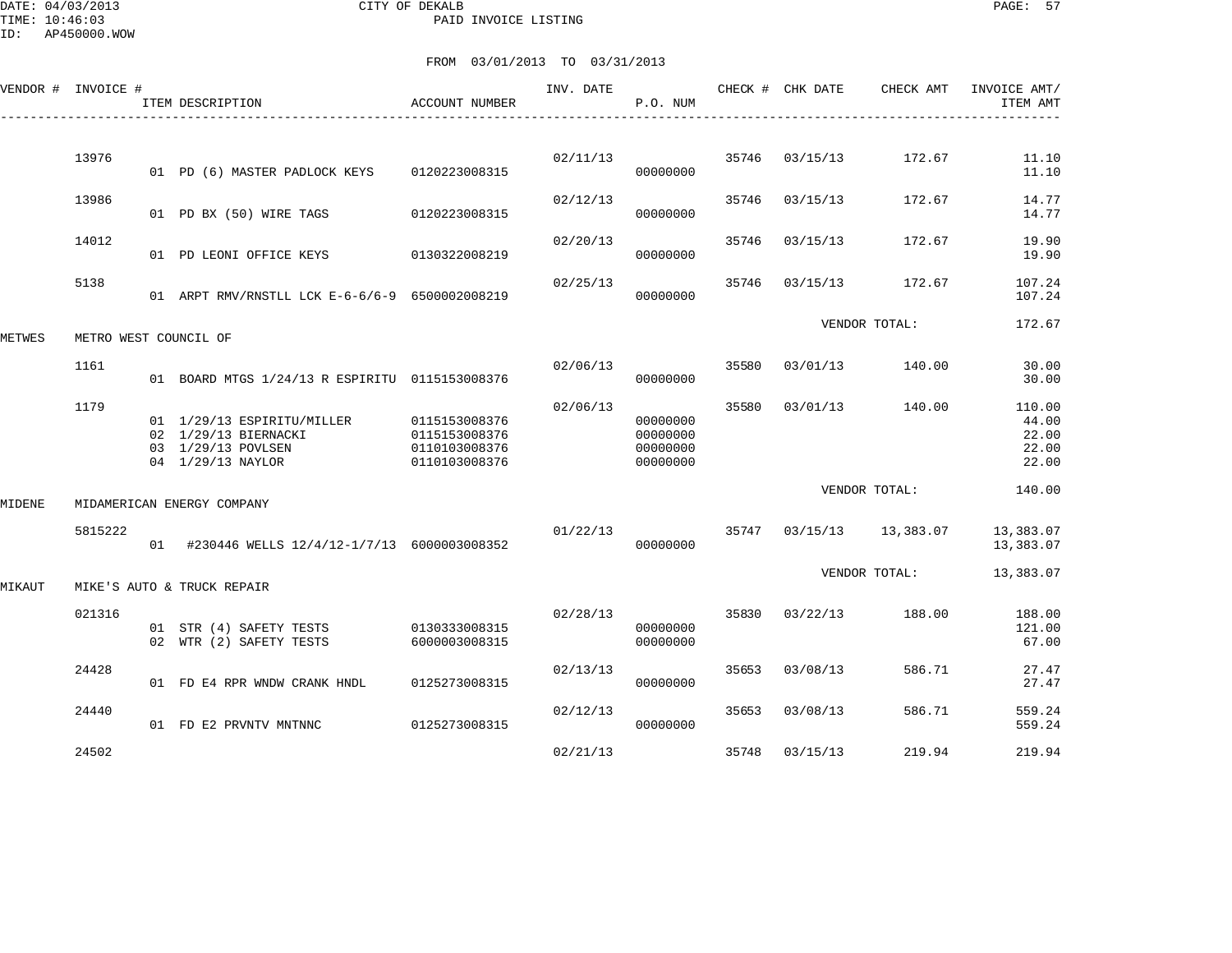CITY OF DEKALB
PAID INVOICE LISTING

DATE: 04/03/2013
TIME: 10:46:03
ID: AP450000.WOW

FROM 03/01/2013 TO 03/31/2013

| VENDOR # | INVOICE # | ITEM DESCRIPTION | ACCOUNT NUMBER | INV. DATE | P.O. NUM | CHECK # | CHK DATE | CHECK AMT | INVOICE AMT/ ITEM AMT |
|---|---|---|---|---|---|---|---|---|---|
| | 13976 | | | 02/11/13 | | 35746 | 03/15/13 | 172.67 | 11.10 |
| | | 01 PD (6) MASTER PADLOCK KEYS | 0120223008315 | | 00000000 | | | | 11.10 |
| | 13986 | | | 02/12/13 | | 35746 | 03/15/13 | 172.67 | 14.77 |
| | | 01 PD BX (50) WIRE TAGS | 0120223008315 | | 00000000 | | | | 14.77 |
| | 14012 | | | 02/20/13 | | 35746 | 03/15/13 | 172.67 | 19.90 |
| | | 01 PD LEONI OFFICE KEYS | 0130322008219 | | 00000000 | | | | 19.90 |
| | 5138 | | | 02/25/13 | | 35746 | 03/15/13 | 172.67 | 107.24 |
| | | 01 ARPT RMV/RNSTLL LCK E-6-6/6-9 | 6500002008219 | | 00000000 | | | | 107.24 |
| | | | | | | | VENDOR TOTAL: | | 172.67 |
| METWES | METRO WEST COUNCIL OF | | | | | | | | |
| | 1161 | | | 02/06/13 | | 35580 | 03/01/13 | 140.00 | 30.00 |
| | | 01 BOARD MTGS 1/24/13 R ESPIRITU | 0115153008376 | | 00000000 | | | | 30.00 |
| | 1179 | | | 02/06/13 | | 35580 | 03/01/13 | 140.00 | 110.00 |
| | | 01 1/29/13 ESPIRITU/MILLER | 0115153008376 | | 00000000 | | | | 44.00 |
| | | 02 1/29/13 BIERNACKI | 0115153008376 | | 00000000 | | | | 22.00 |
| | | 03 1/29/13 POVLSEN | 0110103008376 | | 00000000 | | | | 22.00 |
| | | 04 1/29/13 NAYLOR | 0110103008376 | | 00000000 | | | | 22.00 |
| | | | | | | | VENDOR TOTAL: | | 140.00 |
| MIDENE | MIDAMERICAN ENERGY COMPANY | | | | | | | | |
| | 5815222 | | | 01/22/13 | | 35747 | 03/15/13 | 13,383.07 | 13,383.07 |
| | | 01 #230446 WELLS 12/4/12-1/7/13 | 6000003008352 | | 00000000 | | | | 13,383.07 |
| | | | | | | | VENDOR TOTAL: | | 13,383.07 |
| MIKAUT | MIKE'S AUTO & TRUCK REPAIR | | | | | | | | |
| | 021316 | | | 02/28/13 | | 35830 | 03/22/13 | 188.00 | 188.00 |
| | | 01 STR (4) SAFETY TESTS | 0130333008315 | | 00000000 | | | | 121.00 |
| | | 02 WTR (2) SAFETY TESTS | 6000003008315 | | 00000000 | | | | 67.00 |
| | 24428 | | | 02/13/13 | | 35653 | 03/08/13 | 586.71 | 27.47 |
| | | 01 FD E4 RPR WNDW CRANK HNDL | 0125273008315 | | 00000000 | | | | 27.47 |
| | 24440 | | | 02/12/13 | | 35653 | 03/08/13 | 586.71 | 559.24 |
| | | 01 FD E2 PRVNTV MNTNNC | 0125273008315 | | 00000000 | | | | 559.24 |
| | 24502 | | | 02/21/13 | | 35748 | 03/15/13 | 219.94 | 219.94 |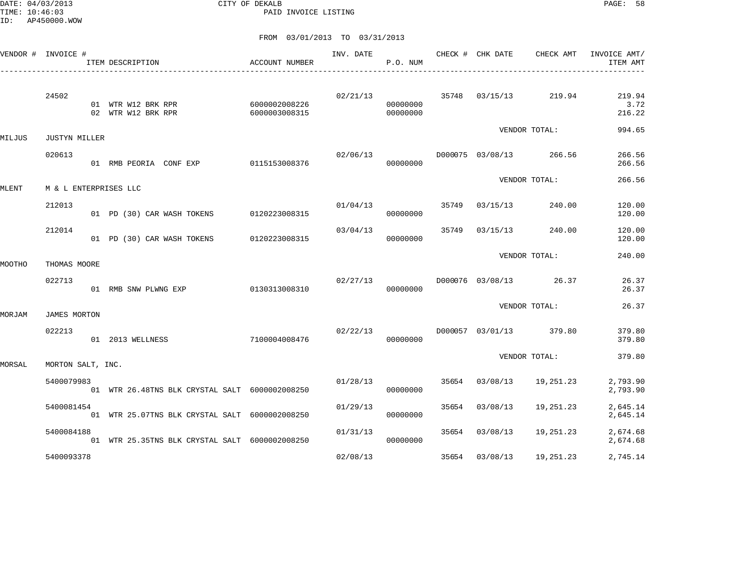CITY OF DEKALB
PAID INVOICE LISTING

DATE: 04/03/2013
TIME: 10:46:03
ID: AP450000.WOW

FROM 03/01/2013 TO 03/31/2013

| VENDOR # | INVOICE # | ITEM DESCRIPTION | ACCOUNT NUMBER | INV. DATE | P.O. NUM | CHECK # | CHK DATE | CHECK AMT | INVOICE AMT/ ITEM AMT |
|---|---|---|---|---|---|---|---|---|---|
| | 24502 | | | 02/21/13 | | 35748 | 03/15/13 | 219.94 | 219.94 |
| | | 01 WTR W12 BRK RPR | 6000002008226 | | 00000000 | | | | 3.72 |
| | | 02 WTR W12 BRK RPR | 6000003008315 | | 00000000 | | | | 216.22 |
| | | | | | | | VENDOR TOTAL: | | 994.65 |
| MILJUS | JUSTYN MILLER | | | | | | | | |
| | 020613 | | | 02/06/13 | | D000075 | 03/08/13 | 266.56 | 266.56 |
| | | 01 RMB PEORIA CONF EXP | 0115153008376 | | 00000000 | | | | 266.56 |
| | | | | | | | VENDOR TOTAL: | | 266.56 |
| MLENT | M & L ENTERPRISES LLC | | | | | | | | |
| | 212013 | | | 01/04/13 | | 35749 | 03/15/13 | 240.00 | 120.00 |
| | | 01 PD (30) CAR WASH TOKENS | 0120223008315 | | 00000000 | | | | 120.00 |
| | 212014 | | | 03/04/13 | | 35749 | 03/15/13 | 240.00 | 120.00 |
| | | 01 PD (30) CAR WASH TOKENS | 0120223008315 | | 00000000 | | | | 120.00 |
| | | | | | | | VENDOR TOTAL: | | 240.00 |
| MOOTHO | THOMAS MOORE | | | | | | | | |
| | 022713 | | | 02/27/13 | | D000076 | 03/08/13 | 26.37 | 26.37 |
| | | 01 RMB SNW PLWNG EXP | 0130313008310 | | 00000000 | | | | 26.37 |
| | | | | | | | VENDOR TOTAL: | | 26.37 |
| MORJAM | JAMES MORTON | | | | | | | | |
| | 022213 | | | 02/22/13 | | D000057 | 03/01/13 | 379.80 | 379.80 |
| | | 01 2013 WELLNESS | 7100004008476 | | 00000000 | | | | 379.80 |
| | | | | | | | VENDOR TOTAL: | | 379.80 |
| MORSAL | MORTON SALT, INC. | | | | | | | | |
| | 5400079983 | | | 01/28/13 | | 35654 | 03/08/13 | 19,251.23 | 2,793.90 |
| | | 01 WTR 26.48TNS BLK CRYSTAL SALT | 6000002008250 | | 00000000 | | | | 2,793.90 |
| | 5400081454 | | | 01/29/13 | | 35654 | 03/08/13 | 19,251.23 | 2,645.14 |
| | | 01 WTR 25.07TNS BLK CRYSTAL SALT | 6000002008250 | | 00000000 | | | | 2,645.14 |
| | 5400084188 | | | 01/31/13 | | 35654 | 03/08/13 | 19,251.23 | 2,674.68 |
| | | 01 WTR 25.35TNS BLK CRYSTAL SALT | 6000002008250 | | 00000000 | | | | 2,674.68 |
| | 5400093378 | | | 02/08/13 | | 35654 | 03/08/13 | 19,251.23 | 2,745.14 |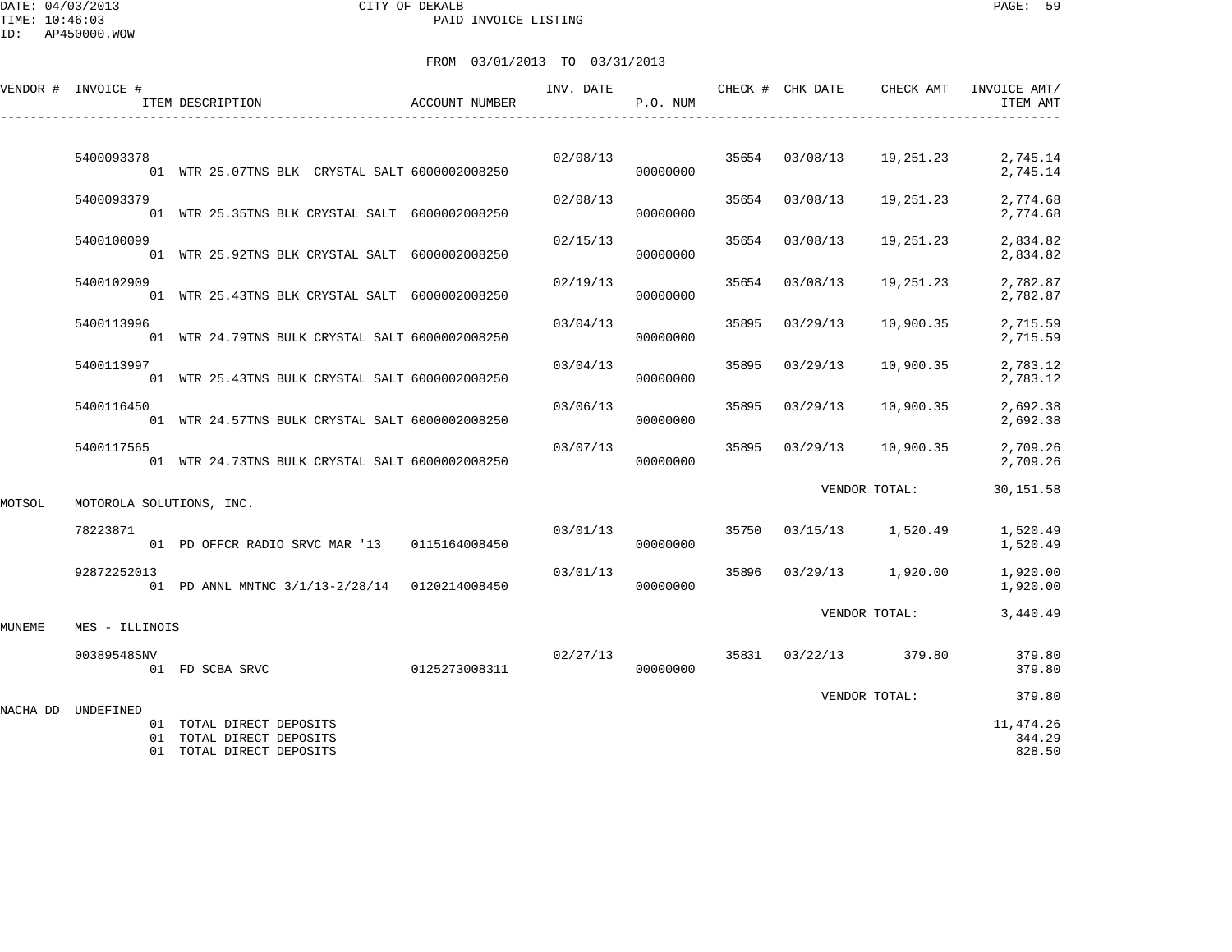FROM 03/01/2013 TO 03/31/2013

| VENDOR # | INVOICE # / ITEM DESCRIPTION | ACCOUNT NUMBER | INV. DATE | P.O. NUM | CHECK # | CHK DATE | CHECK AMT | INVOICE AMT/ ITEM AMT |
|---|---|---|---|---|---|---|---|---|
| | 5400093378 | | 02/08/13 | | 35654 | 03/08/13 | 19,251.23 | 2,745.14 |
| | 01 WTR 25.07TNS BLK CRYSTAL SALT | 6000002008250 | | 00000000 | | | | 2,745.14 |
| | 5400093379 | | 02/08/13 | | 35654 | 03/08/13 | 19,251.23 | 2,774.68 |
| | 01 WTR 25.35TNS BLK CRYSTAL SALT | 6000002008250 | | 00000000 | | | | 2,774.68 |
| | 5400100099 | | 02/15/13 | | 35654 | 03/08/13 | 19,251.23 | 2,834.82 |
| | 01 WTR 25.92TNS BLK CRYSTAL SALT | 6000002008250 | | 00000000 | | | | 2,834.82 |
| | 5400102909 | | 02/19/13 | | 35654 | 03/08/13 | 19,251.23 | 2,782.87 |
| | 01 WTR 25.43TNS BLK CRYSTAL SALT | 6000002008250 | | 00000000 | | | | 2,782.87 |
| | 5400113996 | | 03/04/13 | | 35895 | 03/29/13 | 10,900.35 | 2,715.59 |
| | 01 WTR 24.79TNS BULK CRYSTAL SALT | 6000002008250 | | 00000000 | | | | 2,715.59 |
| | 5400113997 | | 03/04/13 | | 35895 | 03/29/13 | 10,900.35 | 2,783.12 |
| | 01 WTR 25.43TNS BULK CRYSTAL SALT | 6000002008250 | | 00000000 | | | | 2,783.12 |
| | 5400116450 | | 03/06/13 | | 35895 | 03/29/13 | 10,900.35 | 2,692.38 |
| | 01 WTR 24.57TNS BULK CRYSTAL SALT | 6000002008250 | | 00000000 | | | | 2,692.38 |
| | 5400117565 | | 03/07/13 | | 35895 | 03/29/13 | 10,900.35 | 2,709.26 |
| | 01 WTR 24.73TNS BULK CRYSTAL SALT | 6000002008250 | | 00000000 | | | | 2,709.26 |
| | | | | | | VENDOR TOTAL: | | 30,151.58 |
| MOTSOL | MOTOROLA SOLUTIONS, INC. | | | | | | | |
| | 78223871 | | 03/01/13 | | 35750 | 03/15/13 | 1,520.49 | 1,520.49 |
| | 01 PD OFFCR RADIO SRVC MAR '13 | 0115164008450 | | 00000000 | | | | 1,520.49 |
| | 92872252013 | | 03/01/13 | | 35896 | 03/29/13 | 1,920.00 | 1,920.00 |
| | 01 PD ANNL MNTNC 3/1/13-2/28/14 | 0120214008450 | | 00000000 | | | | 1,920.00 |
| | | | | | | VENDOR TOTAL: | | 3,440.49 |
| MUNEME | MES - ILLINOIS | | | | | | | |
| | 00389548SNV | | 02/27/13 | | 35831 | 03/22/13 | 379.80 | 379.80 |
| | 01 FD SCBA SRVC | 0125273008311 | | 00000000 | | | | 379.80 |
| | | | | | | VENDOR TOTAL: | | 379.80 |
| NACHA DD | UNDEFINED | | | | | | | |
| | 01 TOTAL DIRECT DEPOSITS | | | | | | | 11,474.26 |
| | 01 TOTAL DIRECT DEPOSITS | | | | | | | 344.29 |
| | 01 TOTAL DIRECT DEPOSITS | | | | | | | 828.50 |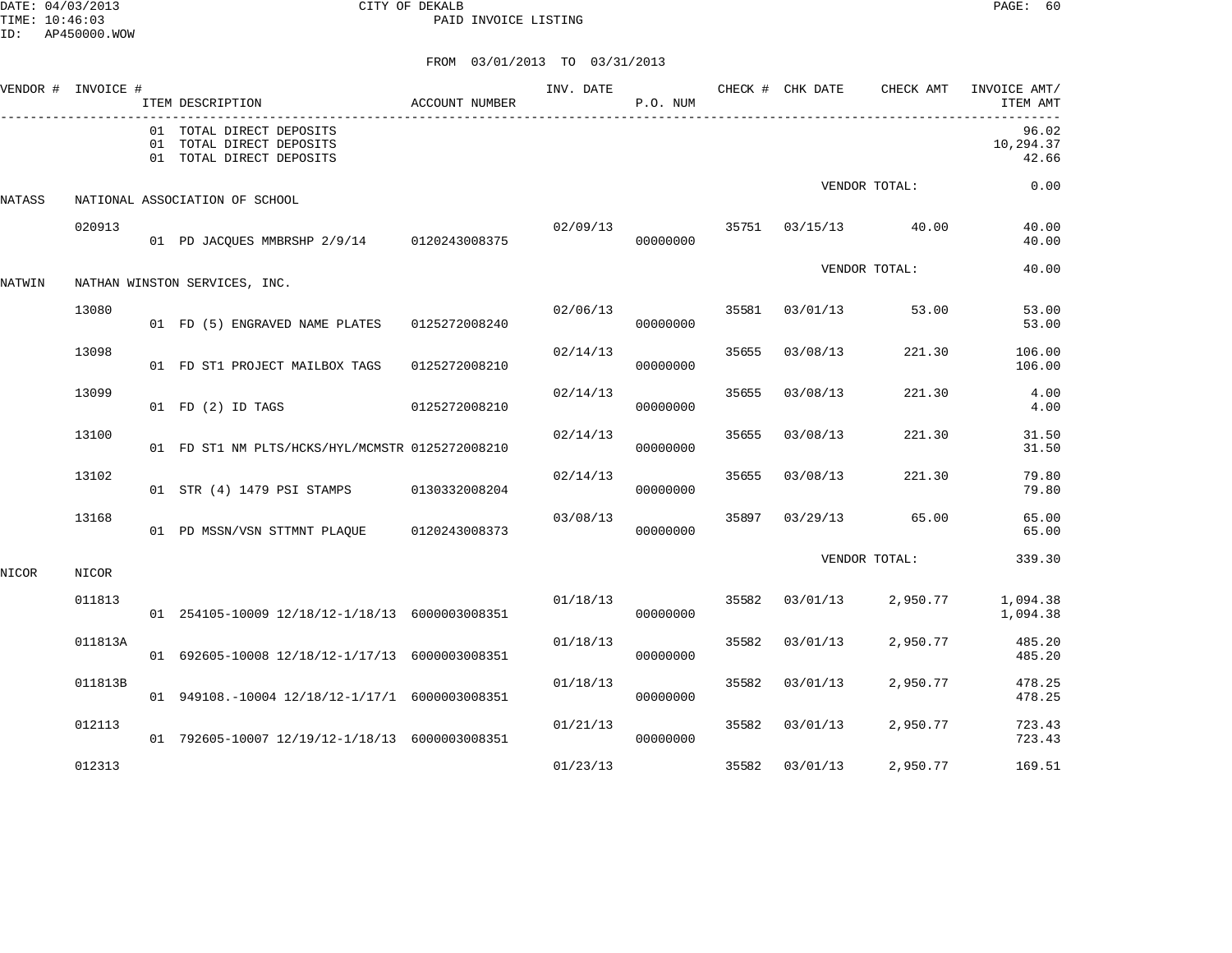CITY OF DEKALB

PAID INVOICE LISTING

DATE: 04/03/2013
TIME: 10:46:03
ID: AP450000.WOW

FROM 03/01/2013 TO 03/31/2013

| VENDOR # | INVOICE # | ITEM DESCRIPTION | ACCOUNT NUMBER | INV. DATE | P.O. NUM | CHECK # | CHK DATE | CHECK AMT | INVOICE AMT/ ITEM AMT |
|---|---|---|---|---|---|---|---|---|---|
| | | 01 TOTAL DIRECT DEPOSITS | | | | | | | 96.02 |
| | | 01 TOTAL DIRECT DEPOSITS | | | | | | | 10,294.37 |
| | | 01 TOTAL DIRECT DEPOSITS | | | | | | | 42.66 |
| | | | | | | | | VENDOR TOTAL: | 0.00 |
| NATASS | NATIONAL ASSOCIATION OF SCHOOL | | | | | | | | |
| | 020913 | | | 02/09/13 | | 35751 | 03/15/13 | 40.00 | 40.00 |
| | | 01 PD JACQUES MMBRSHP 2/9/14 | 0120243008375 | | 00000000 | | | | 40.00 |
| | | | | | | | | VENDOR TOTAL: | 40.00 |
| NATWIN | NATHAN WINSTON SERVICES, INC. | | | | | | | | |
| | 13080 | | | 02/06/13 | | 35581 | 03/01/13 | 53.00 | 53.00 |
| | | 01 FD (5) ENGRAVED NAME PLATES | 0125272008240 | | 00000000 | | | | 53.00 |
| | 13098 | | | 02/14/13 | | 35655 | 03/08/13 | 221.30 | 106.00 |
| | | 01 FD ST1 PROJECT MAILBOX TAGS | 0125272008210 | | 00000000 | | | | 106.00 |
| | 13099 | | | 02/14/13 | | 35655 | 03/08/13 | 221.30 | 4.00 |
| | | 01 FD (2) ID TAGS | 0125272008210 | | 00000000 | | | | 4.00 |
| | 13100 | | | 02/14/13 | | 35655 | 03/08/13 | 221.30 | 31.50 |
| | | 01 FD ST1 NM PLTS/HCKS/HYL/MCMSTR | 0125272008210 | | 00000000 | | | | 31.50 |
| | 13102 | | | 02/14/13 | | 35655 | 03/08/13 | 221.30 | 79.80 |
| | | 01 STR (4) 1479 PSI STAMPS | 0130332008204 | | 00000000 | | | | 79.80 |
| | 13168 | | | 03/08/13 | | 35897 | 03/29/13 | 65.00 | 65.00 |
| | | 01 PD MSSN/VSN STTMNT PLAQUE | 0120243008373 | | 00000000 | | | | 65.00 |
| | | | | | | | | VENDOR TOTAL: | 339.30 |
| NICOR | NICOR | | | | | | | | |
| | 011813 | | | 01/18/13 | | 35582 | 03/01/13 | 2,950.77 | 1,094.38 |
| | | 01 254105-10009 12/18/12-1/18/13 | 6000003008351 | | 00000000 | | | | 1,094.38 |
| | 011813A | | | 01/18/13 | | 35582 | 03/01/13 | 2,950.77 | 485.20 |
| | | 01 692605-10008 12/18/12-1/17/13 | 6000003008351 | | 00000000 | | | | 485.20 |
| | 011813B | | | 01/18/13 | | 35582 | 03/01/13 | 2,950.77 | 478.25 |
| | | 01 949108.-10004 12/18/12-1/17/1 | 6000003008351 | | 00000000 | | | | 478.25 |
| | 012113 | | | 01/21/13 | | 35582 | 03/01/13 | 2,950.77 | 723.43 |
| | | 01 792605-10007 12/19/12-1/18/13 | 6000003008351 | | 00000000 | | | | 723.43 |
| | 012313 | | | 01/23/13 | | 35582 | 03/01/13 | 2,950.77 | 169.51 |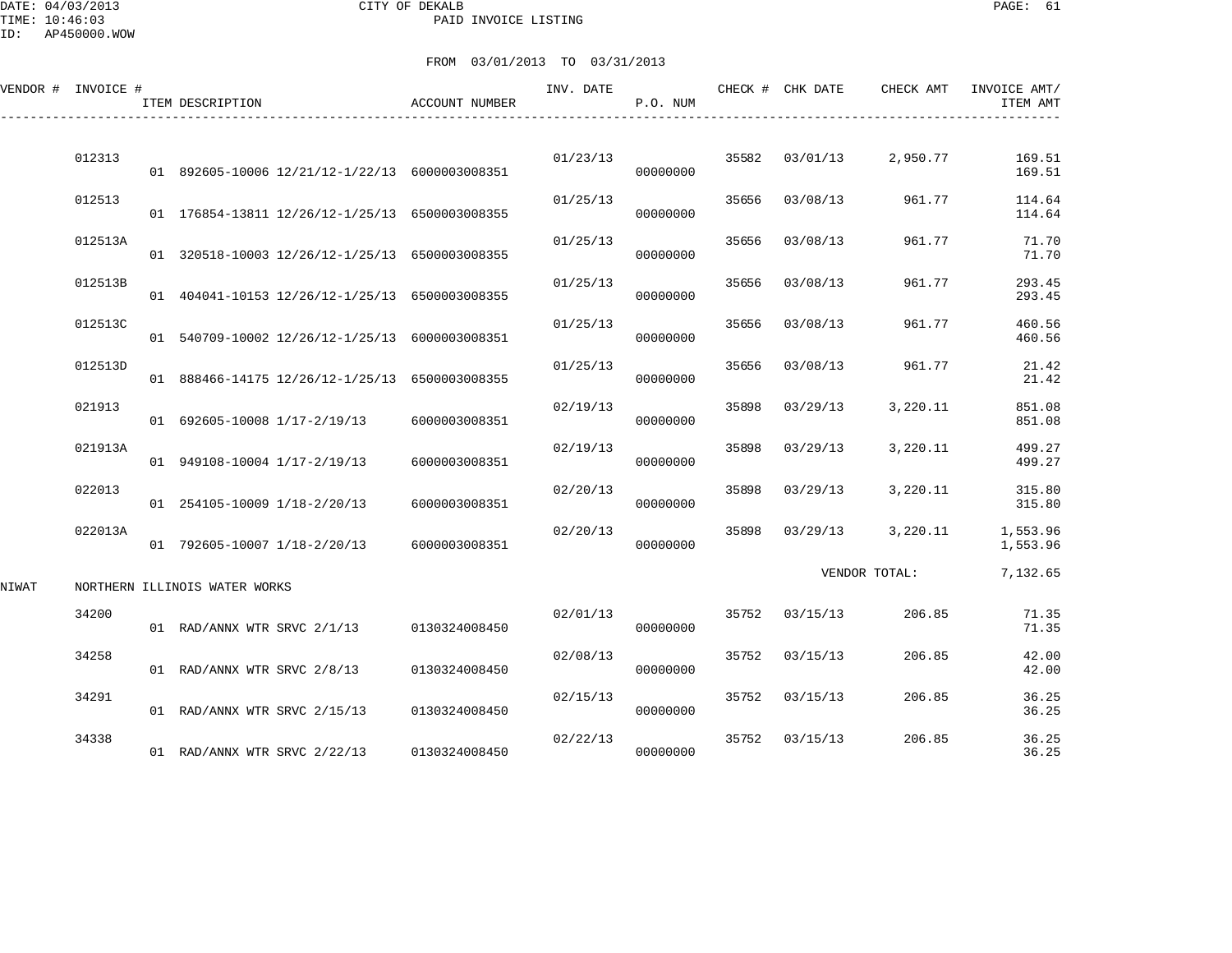CITY OF DEKALB
PAID INVOICE LISTING

DATE: 04/03/2013
TIME: 10:46:03
ID: AP450000.WOW

FROM 03/01/2013 TO 03/31/2013

| VENDOR # | INVOICE # | ITEM DESCRIPTION | ACCOUNT NUMBER | INV. DATE | P.O. NUM | CHECK # | CHK DATE | CHECK AMT | INVOICE AMT/ ITEM AMT |
|---|---|---|---|---|---|---|---|---|---|
| | 012313 | | | 01/23/13 | | 35582 | 03/01/13 | 2,950.77 | 169.51 |
| | | 01 892605-10006 12/21/12-1/22/13 | 6000003008351 | | 00000000 | | | | 169.51 |
| | 012513 | | | 01/25/13 | | 35656 | 03/08/13 | 961.77 | 114.64 |
| | | 01 176854-13811 12/26/12-1/25/13 | 6500003008355 | | 00000000 | | | | 114.64 |
| | 012513A | | | 01/25/13 | | 35656 | 03/08/13 | 961.77 | 71.70 |
| | | 01 320518-10003 12/26/12-1/25/13 | 6500003008355 | | 00000000 | | | | 71.70 |
| | 012513B | | | 01/25/13 | | 35656 | 03/08/13 | 961.77 | 293.45 |
| | | 01 404041-10153 12/26/12-1/25/13 | 6500003008355 | | 00000000 | | | | 293.45 |
| | 012513C | | | 01/25/13 | | 35656 | 03/08/13 | 961.77 | 460.56 |
| | | 01 540709-10002 12/26/12-1/25/13 | 6000003008351 | | 00000000 | | | | 460.56 |
| | 012513D | | | 01/25/13 | | 35656 | 03/08/13 | 961.77 | 21.42 |
| | | 01 888466-14175 12/26/12-1/25/13 | 6500003008355 | | 00000000 | | | | 21.42 |
| | 021913 | | | 02/19/13 | | 35898 | 03/29/13 | 3,220.11 | 851.08 |
| | | 01 692605-10008 1/17-2/19/13 | 6000003008351 | | 00000000 | | | | 851.08 |
| | 021913A | | | 02/19/13 | | 35898 | 03/29/13 | 3,220.11 | 499.27 |
| | | 01 949108-10004 1/17-2/19/13 | 6000003008351 | | 00000000 | | | | 499.27 |
| | 022013 | | | 02/20/13 | | 35898 | 03/29/13 | 3,220.11 | 315.80 |
| | | 01 254105-10009 1/18-2/20/13 | 6000003008351 | | 00000000 | | | | 315.80 |
| | 022013A | | | 02/20/13 | | 35898 | 03/29/13 | 3,220.11 | 1,553.96 |
| | | 01 792605-10007 1/18-2/20/13 | 6000003008351 | | 00000000 | | | | 1,553.96 |
| | | | | | | | | VENDOR TOTAL: | 7,132.65 |
| NIWAT | NORTHERN ILLINOIS WATER WORKS | | | | | | | | |
| | 34200 | | | 02/01/13 | | 35752 | 03/15/13 | 206.85 | 71.35 |
| | | 01 RAD/ANNX WTR SRVC 2/1/13 | 0130324008450 | | 00000000 | | | | 71.35 |
| | 34258 | | | 02/08/13 | | 35752 | 03/15/13 | 206.85 | 42.00 |
| | | 01 RAD/ANNX WTR SRVC 2/8/13 | 0130324008450 | | 00000000 | | | | 42.00 |
| | 34291 | | | 02/15/13 | | 35752 | 03/15/13 | 206.85 | 36.25 |
| | | 01 RAD/ANNX WTR SRVC 2/15/13 | 0130324008450 | | 00000000 | | | | 36.25 |
| | 34338 | | | 02/22/13 | | 35752 | 03/15/13 | 206.85 | 36.25 |
| | | 01 RAD/ANNX WTR SRVC 2/22/13 | 0130324008450 | | 00000000 | | | | 36.25 |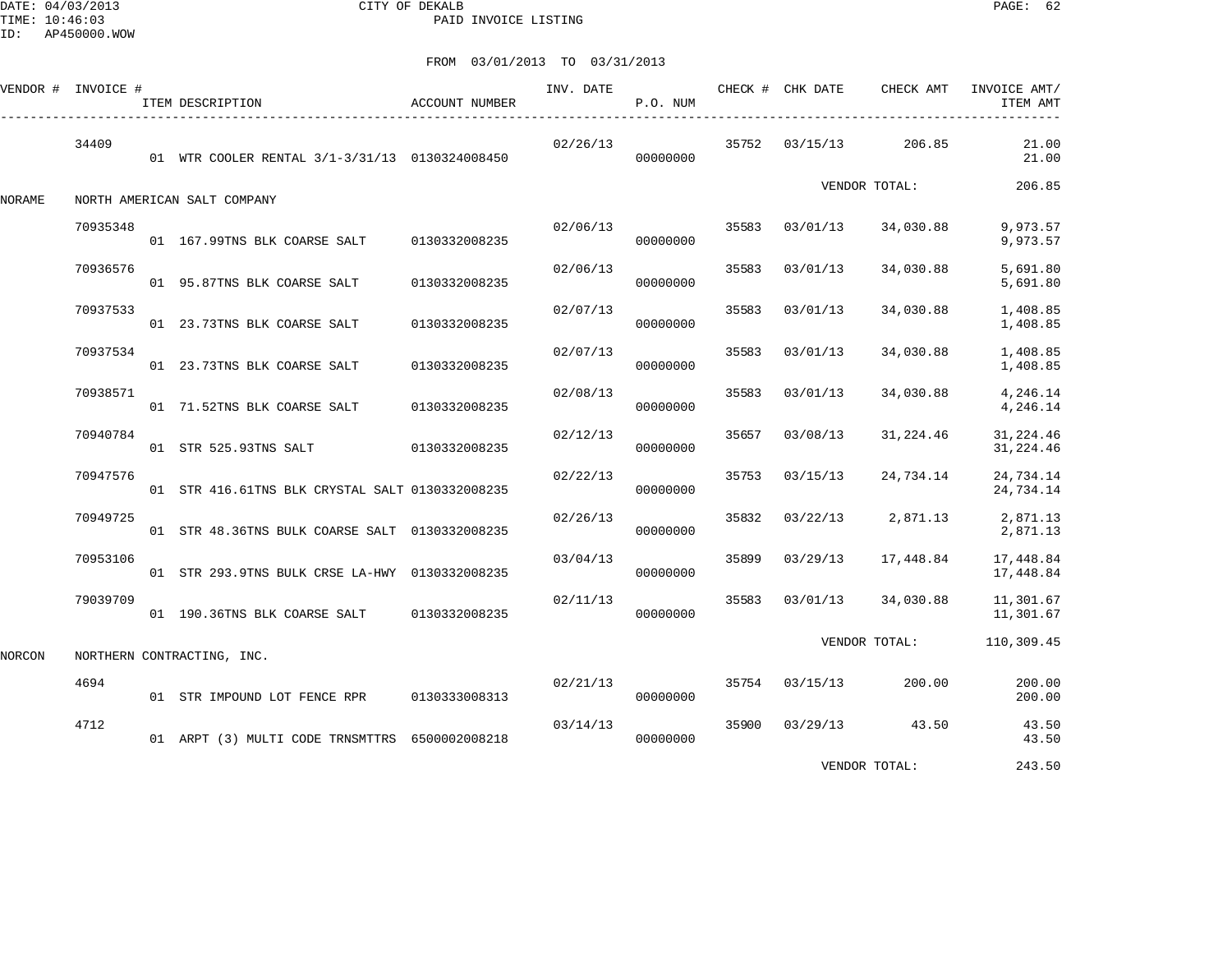DATE: 04/03/2013
TIME: 10:46:03
ID: AP450000.WOW

CITY OF DEKALB
PAID INVOICE LISTING

FROM 03/01/2013 TO 03/31/2013

| VENDOR # | INVOICE # | ITEM DESCRIPTION | ACCOUNT NUMBER | INV. DATE | P.O. NUM | CHECK # | CHK DATE | CHECK AMT | INVOICE AMT/ ITEM AMT |
|---|---|---|---|---|---|---|---|---|---|
| | 34409 | | | 02/26/13 | | 35752 | 03/15/13 | 206.85 | 21.00 |
| | | 01 WTR COOLER RENTAL 3/1-3/31/13 | 0130324008450 | | 00000000 | | | | 21.00 |
| | | | | | | | | VENDOR TOTAL: | 206.85 |
| NORAME | NORTH AMERICAN SALT COMPANY | | | | | | | | |
| | 70935348 | | | 02/06/13 | | 35583 | 03/01/13 | 34,030.88 | 9,973.57 |
| | | 01 167.99TNS BLK COARSE SALT | 0130332008235 | | 00000000 | | | | 9,973.57 |
| | 70936576 | | | 02/06/13 | | 35583 | 03/01/13 | 34,030.88 | 5,691.80 |
| | | 01 95.87TNS BLK COARSE SALT | 0130332008235 | | 00000000 | | | | 5,691.80 |
| | 70937533 | | | 02/07/13 | | 35583 | 03/01/13 | 34,030.88 | 1,408.85 |
| | | 01 23.73TNS BLK COARSE SALT | 0130332008235 | | 00000000 | | | | 1,408.85 |
| | 70937534 | | | 02/07/13 | | 35583 | 03/01/13 | 34,030.88 | 1,408.85 |
| | | 01 23.73TNS BLK COARSE SALT | 0130332008235 | | 00000000 | | | | 1,408.85 |
| | 70938571 | | | 02/08/13 | | 35583 | 03/01/13 | 34,030.88 | 4,246.14 |
| | | 01 71.52TNS BLK COARSE SALT | 0130332008235 | | 00000000 | | | | 4,246.14 |
| | 70940784 | | | 02/12/13 | | 35657 | 03/08/13 | 31,224.46 | 31,224.46 |
| | | 01 STR 525.93TNS SALT | 0130332008235 | | 00000000 | | | | 31,224.46 |
| | 70947576 | | | 02/22/13 | | 35753 | 03/15/13 | 24,734.14 | 24,734.14 |
| | | 01 STR 416.61TNS BLK CRYSTAL SALT | 0130332008235 | | 00000000 | | | | 24,734.14 |
| | 70949725 | | | 02/26/13 | | 35832 | 03/22/13 | 2,871.13 | 2,871.13 |
| | | 01 STR 48.36TNS BULK COARSE SALT | 0130332008235 | | 00000000 | | | | 2,871.13 |
| | 70953106 | | | 03/04/13 | | 35899 | 03/29/13 | 17,448.84 | 17,448.84 |
| | | 01 STR 293.9TNS BULK CRSE LA-HWY | 0130332008235 | | 00000000 | | | | 17,448.84 |
| | 79039709 | | | 02/11/13 | | 35583 | 03/01/13 | 34,030.88 | 11,301.67 |
| | | 01 190.36TNS BLK COARSE SALT | 0130332008235 | | 00000000 | | | | 11,301.67 |
| | | | | | | | | VENDOR TOTAL: | 110,309.45 |
| NORCON | NORTHERN CONTRACTING, INC. | | | | | | | | |
| | 4694 | | | 02/21/13 | | 35754 | 03/15/13 | 200.00 | 200.00 |
| | | 01 STR IMPOUND LOT FENCE RPR | 0130333008313 | | 00000000 | | | | 200.00 |
| | 4712 | | | 03/14/13 | | 35900 | 03/29/13 | 43.50 | 43.50 |
| | | 01 ARPT (3) MULTI CODE TRNSMTTRS | 6500002008218 | | 00000000 | | | | 43.50 |
| | | | | | | | | VENDOR TOTAL: | 243.50 |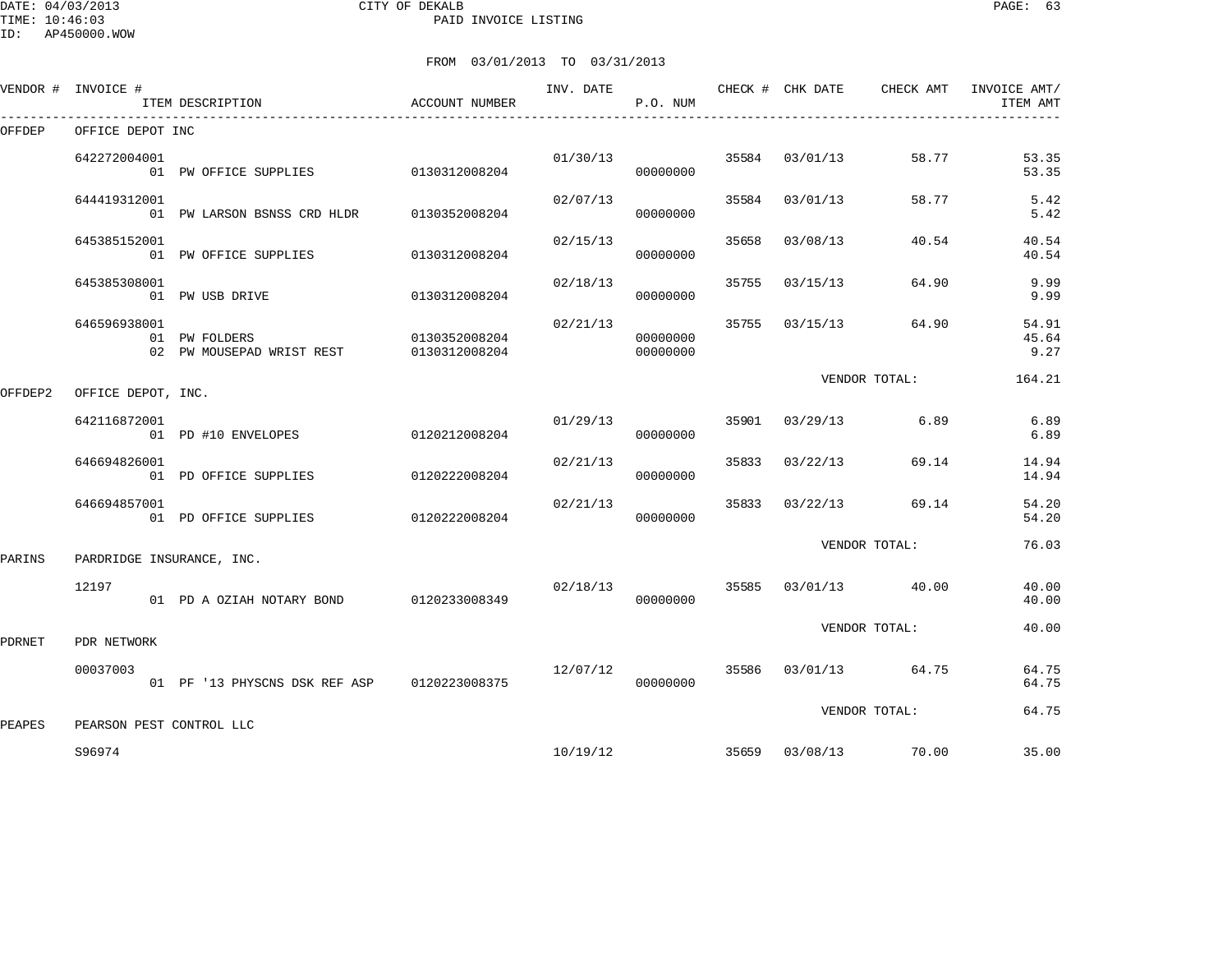DATE: 04/03/2013 CITY OF DEKALB
TIME: 10:46:03 PAID INVOICE LISTING
ID: AP450000.WOW

FROM 03/01/2013 TO 03/31/2013

| VENDOR # | INVOICE # | ITEM DESCRIPTION | ACCOUNT NUMBER | INV. DATE | P.O. NUM | CHECK # | CHK DATE | CHECK AMT | INVOICE AMT/ ITEM AMT |
|---|---|---|---|---|---|---|---|---|---|
| OFFDEP | OFFICE DEPOT INC | | | | | | | | |
| | 642272004001 | | | 01/30/13 | | 35584 | 03/01/13 | 58.77 | 53.35 |
| | | 01 PW OFFICE SUPPLIES | 0130312008204 | | 00000000 | | | | 53.35 |
| | 644419312001 | | | 02/07/13 | | 35584 | 03/01/13 | 58.77 | 5.42 |
| | | 01 PW LARSON BSNSS CRD HLDR | 0130352008204 | | 00000000 | | | | 5.42 |
| | 645385152001 | | | 02/15/13 | | 35658 | 03/08/13 | 40.54 | 40.54 |
| | | 01 PW OFFICE SUPPLIES | 0130312008204 | | 00000000 | | | | 40.54 |
| | 645385308001 | | | 02/18/13 | | 35755 | 03/15/13 | 64.90 | 9.99 |
| | | 01 PW USB DRIVE | 0130312008204 | | 00000000 | | | | 9.99 |
| | 646596938001 | | | 02/21/13 | | 35755 | 03/15/13 | 64.90 | 54.91 |
| | | 01 PW FOLDERS | 0130352008204 | | 00000000 | | | | 45.64 |
| | | 02 PW MOUSEPAD WRIST REST | 0130312008204 | | 00000000 | | | | 9.27 |
| | | | | | | | VENDOR TOTAL: | | 164.21 |
| OFFDEP2 | OFFICE DEPOT, INC. | | | | | | | | |
| | 642116872001 | | | 01/29/13 | | 35901 | 03/29/13 | 6.89 | 6.89 |
| | | 01 PD #10 ENVELOPES | 0120212008204 | | 00000000 | | | | 6.89 |
| | 646694826001 | | | 02/21/13 | | 35833 | 03/22/13 | 69.14 | 14.94 |
| | | 01 PD OFFICE SUPPLIES | 0120222008204 | | 00000000 | | | | 14.94 |
| | 646694857001 | | | 02/21/13 | | 35833 | 03/22/13 | 69.14 | 54.20 |
| | | 01 PD OFFICE SUPPLIES | 0120222008204 | | 00000000 | | | | 54.20 |
| | | | | | | | VENDOR TOTAL: | | 76.03 |
| PARINS | PARDRIDGE INSURANCE, INC. | | | | | | | | |
| | 12197 | | | 02/18/13 | | 35585 | 03/01/13 | 40.00 | 40.00 |
| | | 01 PD A OZIAH NOTARY BOND | 0120233008349 | | 00000000 | | | | 40.00 |
| | | | | | | | VENDOR TOTAL: | | 40.00 |
| PDRNET | PDR NETWORK | | | | | | | | |
| | 00037003 | | | 12/07/12 | | 35586 | 03/01/13 | 64.75 | 64.75 |
| | | 01 PF '13 PHYSCNS DSK REF ASP | 0120223008375 | | 00000000 | | | | 64.75 |
| | | | | | | | VENDOR TOTAL: | | 64.75 |
| PEAPES | PEARSON PEST CONTROL LLC | | | | | | | | |
| | S96974 | | | 10/19/12 | | 35659 | 03/08/13 | 70.00 | 35.00 |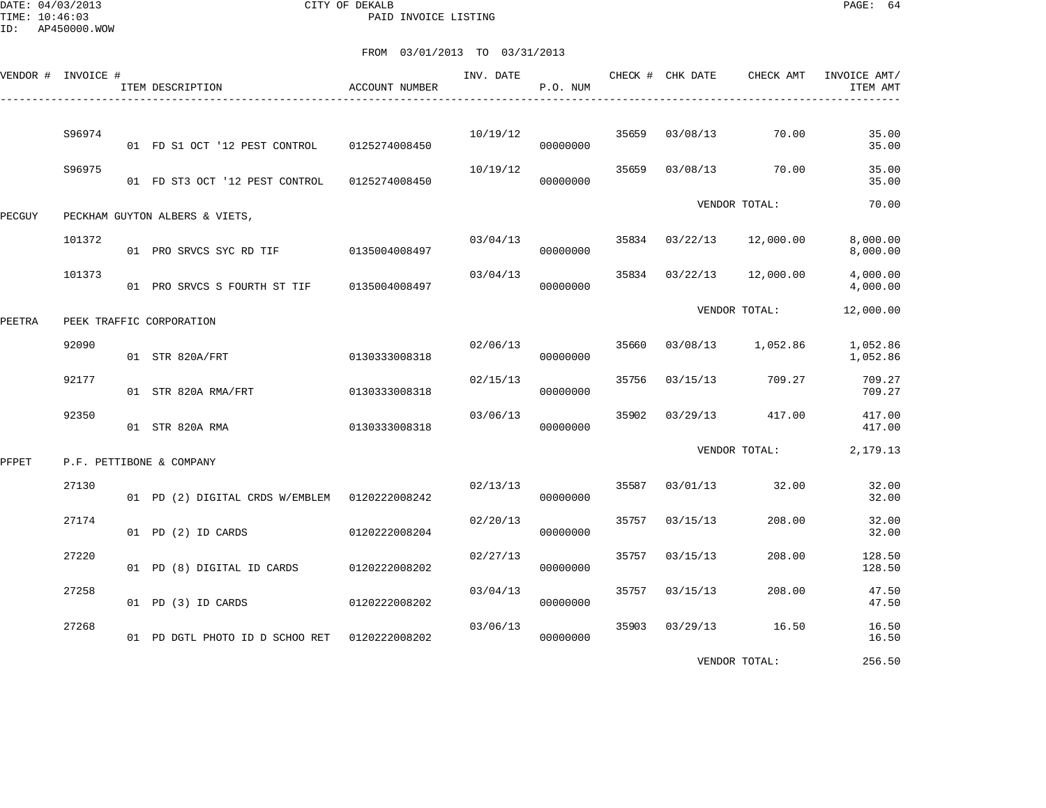CITY OF DEKALB
PAID INVOICE LISTING

FROM 03/01/2013 TO 03/31/2013

| VENDOR # | INVOICE # | ITEM DESCRIPTION | ACCOUNT NUMBER | INV. DATE | P.O. NUM | CHECK # | CHK DATE | CHECK AMT | INVOICE AMT/ ITEM AMT |
|---|---|---|---|---|---|---|---|---|---|
| | S96974 | | | 10/19/12 | | 35659 | 03/08/13 | 70.00 | 35.00 |
| | | 01 FD S1 OCT '12 PEST CONTROL | 0125274008450 | | 00000000 | | | | 35.00 |
| | S96975 | | | 10/19/12 | | 35659 | 03/08/13 | 70.00 | 35.00 |
| | | 01 FD ST3 OCT '12 PEST CONTROL | 0125274008450 | | 00000000 | | | | 35.00 |
| | | | | | | | VENDOR TOTAL: | | 70.00 |
| PECGUY | PECKHAM GUYTON ALBERS & VIETS, | | | | | | | | |
| | 101372 | | | 03/04/13 | | 35834 | 03/22/13 | 12,000.00 | 8,000.00 |
| | | 01 PRO SRVCS SYC RD TIF | 0135004008497 | | 00000000 | | | | 8,000.00 |
| | 101373 | | | 03/04/13 | | 35834 | 03/22/13 | 12,000.00 | 4,000.00 |
| | | 01 PRO SRVCS S FOURTH ST TIF | 0135004008497 | | 00000000 | | | | 4,000.00 |
| | | | | | | | VENDOR TOTAL: | | 12,000.00 |
| PEETRA | PEEK TRAFFIC CORPORATION | | | | | | | | |
| | 92090 | | | 02/06/13 | | 35660 | 03/08/13 | 1,052.86 | 1,052.86 |
| | | 01 STR 820A/FRT | 0130333008318 | | 00000000 | | | | 1,052.86 |
| | 92177 | | | 02/15/13 | | 35756 | 03/15/13 | 709.27 | 709.27 |
| | | 01 STR 820A RMA/FRT | 0130333008318 | | 00000000 | | | | 709.27 |
| | 92350 | | | 03/06/13 | | 35902 | 03/29/13 | 417.00 | 417.00 |
| | | 01 STR 820A RMA | 0130333008318 | | 00000000 | | | | 417.00 |
| | | | | | | | VENDOR TOTAL: | | 2,179.13 |
| PFPET | P.F. PETTIBONE & COMPANY | | | | | | | | |
| | 27130 | | | 02/13/13 | | 35587 | 03/01/13 | 32.00 | 32.00 |
| | | 01 PD (2) DIGITAL CRDS W/EMBLEM | 0120222008242 | | 00000000 | | | | 32.00 |
| | 27174 | | | 02/20/13 | | 35757 | 03/15/13 | 208.00 | 32.00 |
| | | 01 PD (2) ID CARDS | 0120222008204 | | 00000000 | | | | 32.00 |
| | 27220 | | | 02/27/13 | | 35757 | 03/15/13 | 208.00 | 128.50 |
| | | 01 PD (8) DIGITAL ID CARDS | 0120222008202 | | 00000000 | | | | 128.50 |
| | 27258 | | | 03/04/13 | | 35757 | 03/15/13 | 208.00 | 47.50 |
| | | 01 PD (3) ID CARDS | 0120222008202 | | 00000000 | | | | 47.50 |
| | 27268 | | | 03/06/13 | | 35903 | 03/29/13 | 16.50 | 16.50 |
| | | 01 PD DGTL PHOTO ID D SCHOO RET | 0120222008202 | | 00000000 | | | | 16.50 |
| | | | | | | | VENDOR TOTAL: | | 256.50 |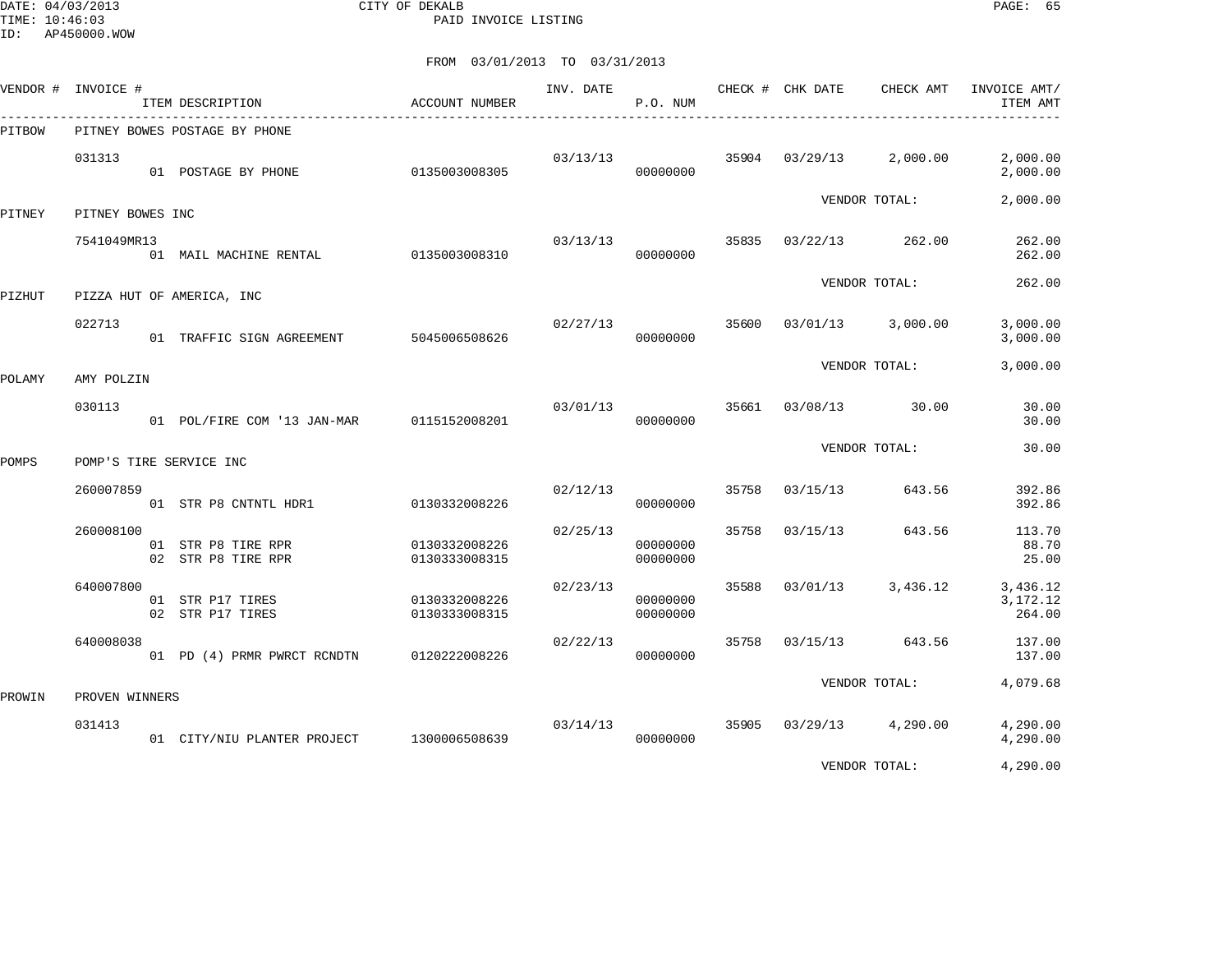CITY OF DEKALB
PAID INVOICE LISTING

DATE: 04/03/2013
TIME: 10:46:03
ID: AP450000.WOW

FROM 03/01/2013 TO 03/31/2013

| VENDOR # | INVOICE # | ITEM DESCRIPTION | ACCOUNT NUMBER | INV. DATE | P.O. NUM | CHECK # | CHK DATE | CHECK AMT | INVOICE AMT/ ITEM AMT |
|---|---|---|---|---|---|---|---|---|---|
| PITBOW | PITNEY BOWES POSTAGE BY PHONE | | | | | | | | |
| | 031313 | | | 03/13/13 | | 35904 | 03/29/13 | 2,000.00 | 2,000.00 |
| | | 01 POSTAGE BY PHONE | 0135003008305 | | 00000000 | | | | 2,000.00 |
| | | | | | | | | VENDOR TOTAL: | 2,000.00 |
| PITNEY | PITNEY BOWES INC | | | | | | | | |
| | 7541049MR13 | | | 03/13/13 | | 35835 | 03/22/13 | 262.00 | 262.00 |
| | | 01 MAIL MACHINE RENTAL | 0135003008310 | | 00000000 | | | | 262.00 |
| | | | | | | | | VENDOR TOTAL: | 262.00 |
| PIZHUT | PIZZA HUT OF AMERICA, INC | | | | | | | | |
| | 022713 | | | 02/27/13 | | 35600 | 03/01/13 | 3,000.00 | 3,000.00 |
| | | 01 TRAFFIC SIGN AGREEMENT | 5045006508626 | | 00000000 | | | | 3,000.00 |
| | | | | | | | | VENDOR TOTAL: | 3,000.00 |
| POLAMY | AMY POLZIN | | | | | | | | |
| | 030113 | | | 03/01/13 | | 35661 | 03/08/13 | 30.00 | 30.00 |
| | | 01 POL/FIRE COM '13 JAN-MAR | 0115152008201 | | 00000000 | | | | 30.00 |
| | | | | | | | | VENDOR TOTAL: | 30.00 |
| POMPS | POMP'S TIRE SERVICE INC | | | | | | | | |
| | 260007859 | | | 02/12/13 | | 35758 | 03/15/13 | 643.56 | 392.86 |
| | | 01 STR P8 CNTNTL HDR1 | 0130332008226 | | 00000000 | | | | 392.86 |
| | 260008100 | | | 02/25/13 | | 35758 | 03/15/13 | 643.56 | 113.70 |
| | | 01 STR P8 TIRE RPR | 0130332008226 | | 00000000 | | | | 88.70 |
| | | 02 STR P8 TIRE RPR | 0130333008315 | | 00000000 | | | | 25.00 |
| | 640007800 | | | 02/23/13 | | 35588 | 03/01/13 | 3,436.12 | 3,436.12 |
| | | 01 STR P17 TIRES | 0130332008226 | | 00000000 | | | | 3,172.12 |
| | | 02 STR P17 TIRES | 0130333008315 | | 00000000 | | | | 264.00 |
| | 640008038 | | | 02/22/13 | | 35758 | 03/15/13 | 643.56 | 137.00 |
| | | 01 PD (4) PRMR PWRCT RCNDTN | 0120222008226 | | 00000000 | | | | 137.00 |
| | | | | | | | | VENDOR TOTAL: | 4,079.68 |
| PROWIN | PROVEN WINNERS | | | | | | | | |
| | 031413 | | | 03/14/13 | | 35905 | 03/29/13 | 4,290.00 | 4,290.00 |
| | | 01 CITY/NIU PLANTER PROJECT | 1300006508639 | | 00000000 | | | | 4,290.00 |
| | | | | | | | | VENDOR TOTAL: | 4,290.00 |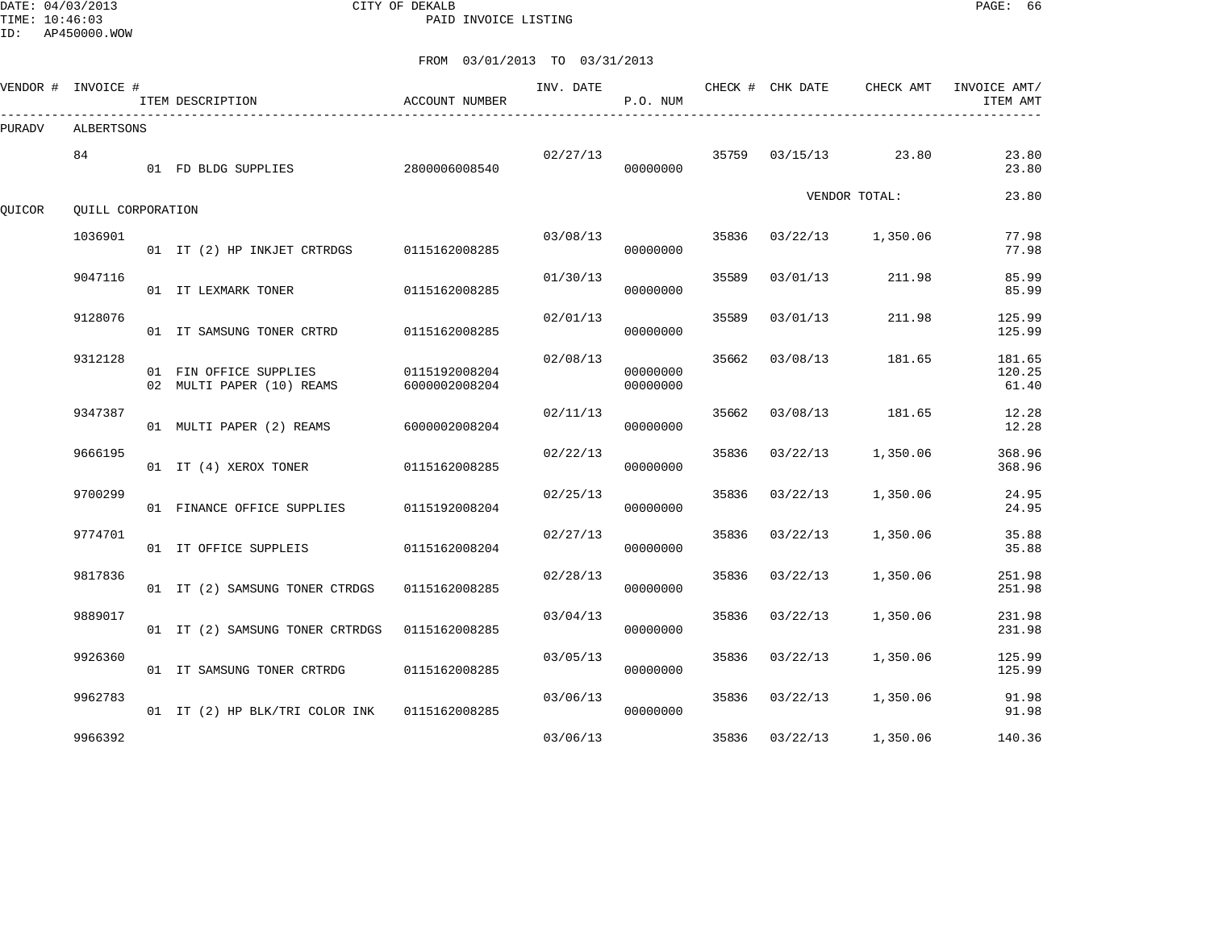CITY OF DEKALB

PAID INVOICE LISTING

DATE: 04/03/2013
TIME: 10:46:03
ID: AP450000.WOW

FROM 03/01/2013 TO 03/31/2013

| VENDOR # | INVOICE # | ITEM DESCRIPTION | ACCOUNT NUMBER | INV. DATE | P.O. NUM | CHECK # | CHK DATE | CHECK AMT | INVOICE AMT/ ITEM AMT |
|---|---|---|---|---|---|---|---|---|---|
| PURADV | ALBERTSONS | | | | | | | | |
| | 84 | | | 02/27/13 | | 35759 | 03/15/13 | 23.80 | 23.80 |
| | | 01 FD BLDG SUPPLIES | 2800006008540 | | 00000000 | | | | 23.80 |
| | | | | | | | | VENDOR TOTAL: | 23.80 |
| QUICOR | QUILL CORPORATION | | | | | | | | |
| | 1036901 | | | 03/08/13 | | 35836 | 03/22/13 | 1,350.06 | 77.98 |
| | | 01 IT (2) HP INKJET CRTRDGS | 0115162008285 | | 00000000 | | | | 77.98 |
| | 9047116 | | | 01/30/13 | | 35589 | 03/01/13 | 211.98 | 85.99 |
| | | 01 IT LEXMARK TONER | 0115162008285 | | 00000000 | | | | 85.99 |
| | 9128076 | | | 02/01/13 | | 35589 | 03/01/13 | 211.98 | 125.99 |
| | | 01 IT SAMSUNG TONER CRTRD | 0115162008285 | | 00000000 | | | | 125.99 |
| | 9312128 | | | 02/08/13 | | 35662 | 03/08/13 | 181.65 | 181.65 |
| | | 01 FIN OFFICE SUPPLIES | 0115192008204 | | 00000000 | | | | 120.25 |
| | | 02 MULTI PAPER (10) REAMS | 6000002008204 | | 00000000 | | | | 61.40 |
| | 9347387 | | | 02/11/13 | | 35662 | 03/08/13 | 181.65 | 12.28 |
| | | 01 MULTI PAPER (2) REAMS | 6000002008204 | | 00000000 | | | | 12.28 |
| | 9666195 | | | 02/22/13 | | 35836 | 03/22/13 | 1,350.06 | 368.96 |
| | | 01 IT (4) XEROX TONER | 0115162008285 | | 00000000 | | | | 368.96 |
| | 9700299 | | | 02/25/13 | | 35836 | 03/22/13 | 1,350.06 | 24.95 |
| | | 01 FINANCE OFFICE SUPPLIES | 0115192008204 | | 00000000 | | | | 24.95 |
| | 9774701 | | | 02/27/13 | | 35836 | 03/22/13 | 1,350.06 | 35.88 |
| | | 01 IT OFFICE SUPPLEIS | 0115162008204 | | 00000000 | | | | 35.88 |
| | 9817836 | | | 02/28/13 | | 35836 | 03/22/13 | 1,350.06 | 251.98 |
| | | 01 IT (2) SAMSUNG TONER CTRDGS | 0115162008285 | | 00000000 | | | | 251.98 |
| | 9889017 | | | 03/04/13 | | 35836 | 03/22/13 | 1,350.06 | 231.98 |
| | | 01 IT (2) SAMSUNG TONER CRTRDGS | 0115162008285 | | 00000000 | | | | 231.98 |
| | 9926360 | | | 03/05/13 | | 35836 | 03/22/13 | 1,350.06 | 125.99 |
| | | 01 IT SAMSUNG TONER CRTRDG | 0115162008285 | | 00000000 | | | | 125.99 |
| | 9962783 | | | 03/06/13 | | 35836 | 03/22/13 | 1,350.06 | 91.98 |
| | | 01 IT (2) HP BLK/TRI COLOR INK | 0115162008285 | | 00000000 | | | | 91.98 |
| | 9966392 | | | 03/06/13 | | 35836 | 03/22/13 | 1,350.06 | 140.36 |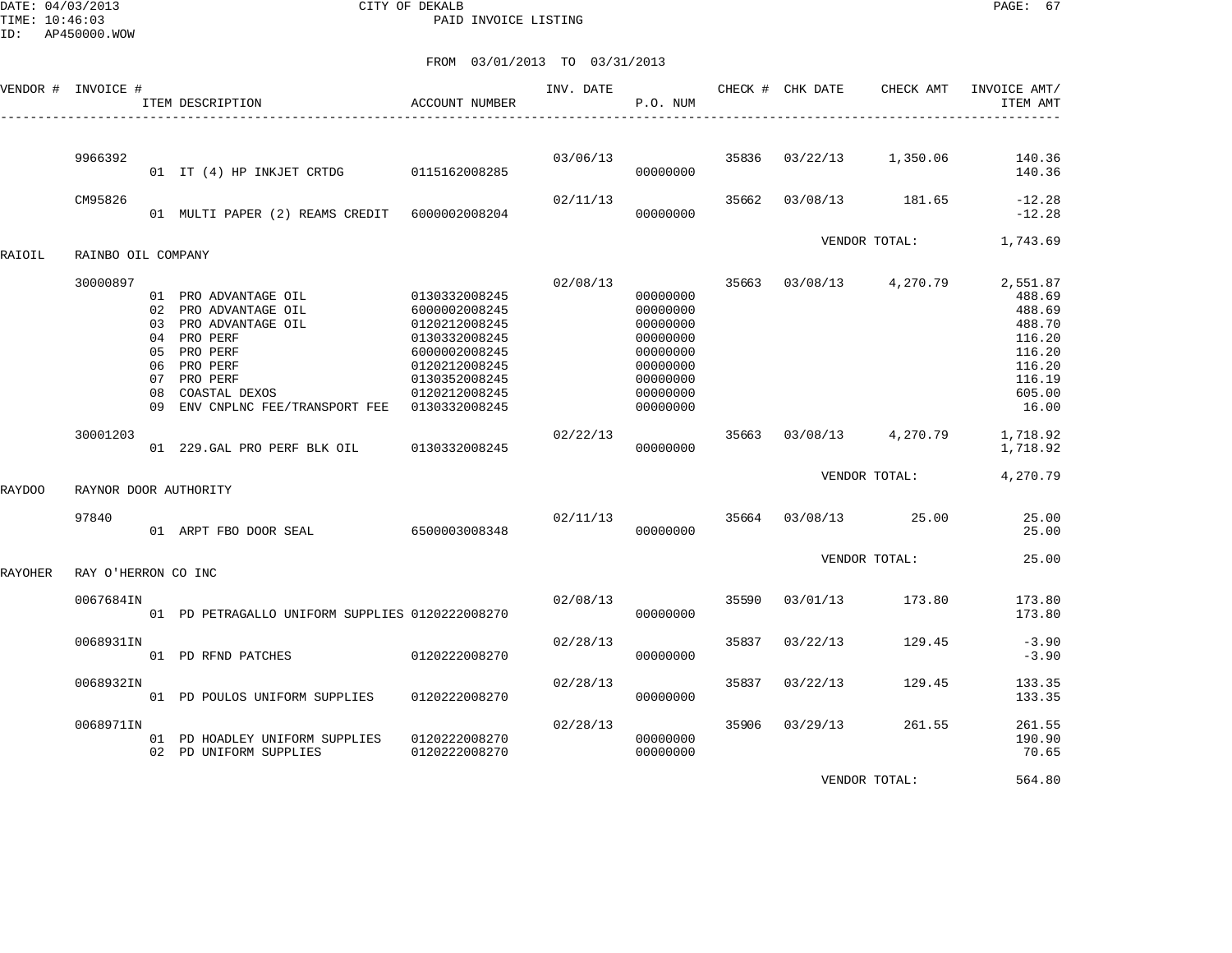DATE: 04/03/2013
TIME: 10:46:03
ID: AP450000.WOW

CITY OF DEKALB
PAID INVOICE LISTING

FROM 03/01/2013 TO 03/31/2013

| VENDOR # | INVOICE # | ITEM DESCRIPTION | ACCOUNT NUMBER | INV. DATE | P.O. NUM | CHECK # | CHK DATE | CHECK AMT | INVOICE AMT/ ITEM AMT |
|---|---|---|---|---|---|---|---|---|---|
| | 9966392 | | | 03/06/13 | | 35836 | 03/22/13 | 1,350.06 | 140.36 |
| | | 01 IT (4) HP INKJET CRTDG | 0115162008285 | | 00000000 | | | | 140.36 |
| | CM95826 | | | 02/11/13 | | 35662 | 03/08/13 | 181.65 | -12.28 |
| | | 01 MULTI PAPER (2) REAMS CREDIT | 6000002008204 | | 00000000 | | | | -12.28 |
| | | | | | | | VENDOR TOTAL: | | 1,743.69 |
| RAIOIL | RAINBO OIL COMPANY | | | | | | | | |
| | 30000897 | | | 02/08/13 | | 35663 | 03/08/13 | 4,270.79 | 2,551.87 |
| | | 01 PRO ADVANTAGE OIL | 0130332008245 | | 00000000 | | | | 488.69 |
| | | 02 PRO ADVANTAGE OIL | 6000002008245 | | 00000000 | | | | 488.69 |
| | | 03 PRO ADVANTAGE OIL | 0120212008245 | | 00000000 | | | | 488.70 |
| | | 04 PRO PERF | 0130332008245 | | 00000000 | | | | 116.20 |
| | | 05 PRO PERF | 6000002008245 | | 00000000 | | | | 116.20 |
| | | 06 PRO PERF | 0120212008245 | | 00000000 | | | | 116.20 |
| | | 07 PRO PERF | 0130352008245 | | 00000000 | | | | 116.19 |
| | | 08 COASTAL DEXOS | 0120212008245 | | 00000000 | | | | 605.00 |
| | | 09 ENV CNPLNC FEE/TRANSPORT FEE | 0130332008245 | | 00000000 | | | | 16.00 |
| | 30001203 | | | 02/22/13 | | 35663 | 03/08/13 | 4,270.79 | 1,718.92 |
| | | 01 229.GAL PRO PERF BLK OIL | 0130332008245 | | 00000000 | | | | 1,718.92 |
| | | | | | | | VENDOR TOTAL: | | 4,270.79 |
| RAYDOO | RAYNOR DOOR AUTHORITY | | | | | | | | |
| | 97840 | | | 02/11/13 | | 35664 | 03/08/13 | 25.00 | 25.00 |
| | | 01 ARPT FBO DOOR SEAL | 6500003008348 | | 00000000 | | | | 25.00 |
| | | | | | | | VENDOR TOTAL: | | 25.00 |
| RAYOHER | RAY O'HERRON CO INC | | | | | | | | |
| | 0067684IN | | | 02/08/13 | | 35590 | 03/01/13 | 173.80 | 173.80 |
| | | 01 PD PETRAGALLO UNIFORM SUPPLIES | 0120222008270 | | 00000000 | | | | 173.80 |
| | 0068931IN | | | 02/28/13 | | 35837 | 03/22/13 | 129.45 | -3.90 |
| | | 01 PD RFND PATCHES | 0120222008270 | | 00000000 | | | | -3.90 |
| | 0068932IN | | | 02/28/13 | | 35837 | 03/22/13 | 129.45 | 133.35 |
| | | 01 PD POULOS UNIFORM SUPPLIES | 0120222008270 | | 00000000 | | | | 133.35 |
| | 0068971IN | | | 02/28/13 | | 35906 | 03/29/13 | 261.55 | 261.55 |
| | | 01 PD HOADLEY UNIFORM SUPPLIES | 0120222008270 | | 00000000 | | | | 190.90 |
| | | 02 PD UNIFORM SUPPLIES | 0120222008270 | | 00000000 | | | | 70.65 |
| | | | | | | | VENDOR TOTAL: | | 564.80 |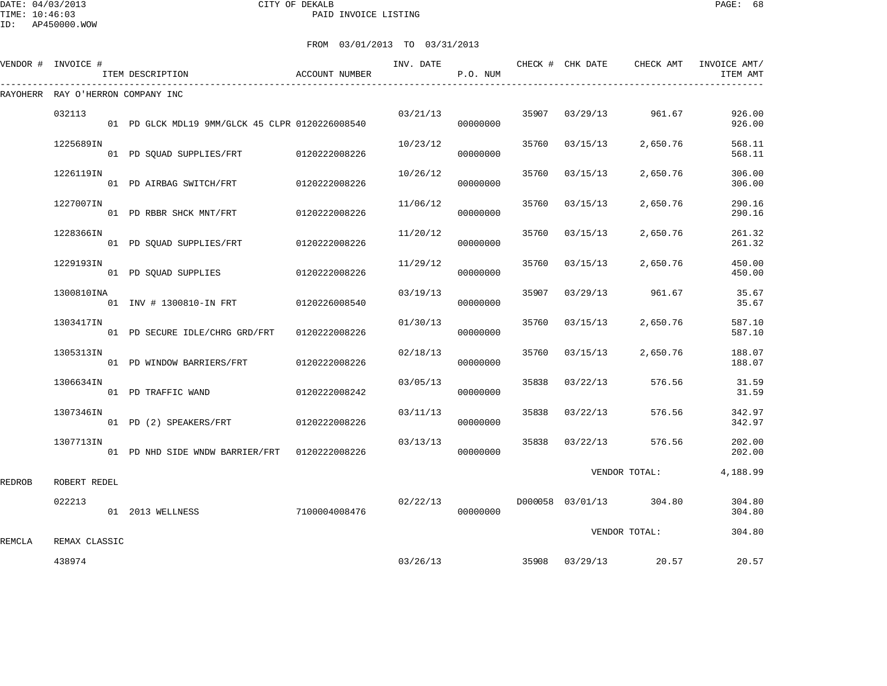CITY OF DEKALB
PAID INVOICE LISTING

DATE: 04/03/2013
TIME: 10:46:03
ID: AP450000.WOW

FROM 03/01/2013 TO 03/31/2013

| VENDOR # | INVOICE # | ITEM DESCRIPTION | ACCOUNT NUMBER | INV. DATE | P.O. NUM | CHECK # | CHK DATE | CHECK AMT | INVOICE AMT/ ITEM AMT |
|---|---|---|---|---|---|---|---|---|---|
| RAYOHERR | RAY O'HERRON COMPANY INC | | | | | | | | |
| | 032113 | | | 03/21/13 | | 35907 | 03/29/13 | 961.67 | 926.00 |
| | | 01 PD GLCK MDL19 9MM/GLCK 45 CLPR | 0120226008540 | | 00000000 | | | | 926.00 |
| | 1225689IN | | | 10/23/12 | | 35760 | 03/15/13 | 2,650.76 | 568.11 |
| | | 01 PD SQUAD SUPPLIES/FRT | 0120222008226 | | 00000000 | | | | 568.11 |
| | 1226119IN | | | 10/26/12 | | 35760 | 03/15/13 | 2,650.76 | 306.00 |
| | | 01 PD AIRBAG SWITCH/FRT | 0120222008226 | | 00000000 | | | | 306.00 |
| | 1227007IN | | | 11/06/12 | | 35760 | 03/15/13 | 2,650.76 | 290.16 |
| | | 01 PD RBBR SHCK MNT/FRT | 0120222008226 | | 00000000 | | | | 290.16 |
| | 1228366IN | | | 11/20/12 | | 35760 | 03/15/13 | 2,650.76 | 261.32 |
| | | 01 PD SQUAD SUPPLIES/FRT | 0120222008226 | | 00000000 | | | | 261.32 |
| | 1229193IN | | | 11/29/12 | | 35760 | 03/15/13 | 2,650.76 | 450.00 |
| | | 01 PD SQUAD SUPPLIES | 0120222008226 | | 00000000 | | | | 450.00 |
| | 1300810INA | | | 03/19/13 | | 35907 | 03/29/13 | 961.67 | 35.67 |
| | | 01 INV # 1300810-IN FRT | 0120226008540 | | 00000000 | | | | 35.67 |
| | 1303417IN | | | 01/30/13 | | 35760 | 03/15/13 | 2,650.76 | 587.10 |
| | | 01 PD SECURE IDLE/CHRG GRD/FRT | 0120222008226 | | 00000000 | | | | 587.10 |
| | 1305313IN | | | 02/18/13 | | 35760 | 03/15/13 | 2,650.76 | 188.07 |
| | | 01 PD WINDOW BARRIERS/FRT | 0120222008226 | | 00000000 | | | | 188.07 |
| | 1306634IN | | | 03/05/13 | | 35838 | 03/22/13 | 576.56 | 31.59 |
| | | 01 PD TRAFFIC WAND | 0120222008242 | | 00000000 | | | | 31.59 |
| | 1307346IN | | | 03/11/13 | | 35838 | 03/22/13 | 576.56 | 342.97 |
| | | 01 PD (2) SPEAKERS/FRT | 0120222008226 | | 00000000 | | | | 342.97 |
| | 1307713IN | | | 03/13/13 | | 35838 | 03/22/13 | 576.56 | 202.00 |
| | | 01 PD NHD SIDE WNDW BARRIER/FRT | 0120222008226 | | 00000000 | | | | 202.00 |
| | | | | | | | | VENDOR TOTAL: | 4,188.99 |
| REDROB | ROBERT REDEL | | | | | | | | |
| | 022213 | | | 02/22/13 | | D000058 | 03/01/13 | 304.80 | 304.80 |
| | | 01 2013 WELLNESS | 7100004008476 | | 00000000 | | | | 304.80 |
| | | | | | | | | VENDOR TOTAL: | 304.80 |
| REMCLA | REMAX CLASSIC | | | | | | | | |
| | 438974 | | | 03/26/13 | | 35908 | 03/29/13 | 20.57 | 20.57 |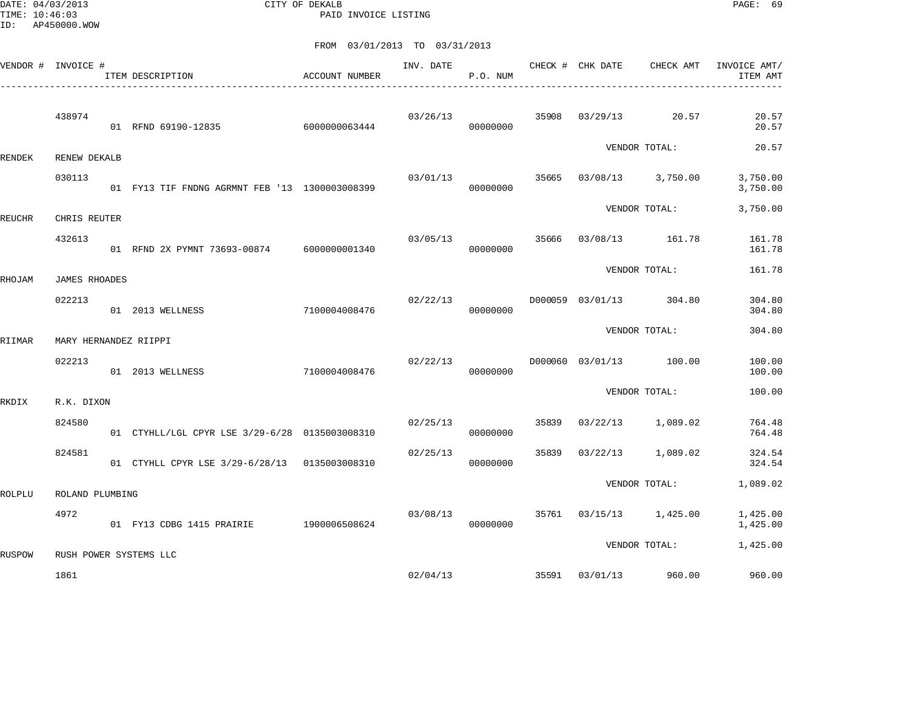DATE: 04/03/2013 CITY OF DEKALB
TIME: 10:46:03 PAID INVOICE LISTING
ID: AP450000.WOW

FROM 03/01/2013 TO 03/31/2013

| VENDOR # | INVOICE # | ITEM DESCRIPTION | ACCOUNT NUMBER | INV. DATE | P.O. NUM | CHECK # | CHK DATE | CHECK AMT | INVOICE AMT/ ITEM AMT |
|---|---|---|---|---|---|---|---|---|---|
| | 438974 | | | 03/26/13 | | 35908 | 03/29/13 | 20.57 | 20.57 |
| | | 01 RFND 69190-12835 | 6000000063444 | | 00000000 | | | | 20.57 |
| | | | | | | | | VENDOR TOTAL: | 20.57 |
| RENDEK | RENEW DEKALB | | | | | | | | |
| | 030113 | | | 03/01/13 | | 35665 | 03/08/13 | 3,750.00 | 3,750.00 |
| | | 01 FY13 TIF FNDNG AGRMNT FEB '13 | 1300003008399 | | 00000000 | | | | 3,750.00 |
| | | | | | | | | VENDOR TOTAL: | 3,750.00 |
| REUCHR | CHRIS REUTER | | | | | | | | |
| | 432613 | | | 03/05/13 | | 35666 | 03/08/13 | 161.78 | 161.78 |
| | | 01 RFND 2X PYMNT 73693-00874 | 6000000001340 | | 00000000 | | | | 161.78 |
| | | | | | | | | VENDOR TOTAL: | 161.78 |
| RHOJAM | JAMES RHOADES | | | | | | | | |
| | 022213 | | | 02/22/13 | | D000059 | 03/01/13 | 304.80 | 304.80 |
| | | 01 2013 WELLNESS | 7100004008476 | | 00000000 | | | | 304.80 |
| | | | | | | | | VENDOR TOTAL: | 304.80 |
| RIIMAR | MARY HERNANDEZ RIIPPI | | | | | | | | |
| | 022213 | | | 02/22/13 | | D000060 | 03/01/13 | 100.00 | 100.00 |
| | | 01 2013 WELLNESS | 7100004008476 | | 00000000 | | | | 100.00 |
| | | | | | | | | VENDOR TOTAL: | 100.00 |
| RKDIX | R.K. DIXON | | | | | | | | |
| | 824580 | | | 02/25/13 | | 35839 | 03/22/13 | 1,089.02 | 764.48 |
| | | 01 CTYHLL/LGL CPYR LSE 3/29-6/28 | 0135003008310 | | 00000000 | | | | 764.48 |
| | 824581 | | | 02/25/13 | | 35839 | 03/22/13 | 1,089.02 | 324.54 |
| | | 01 CTYHLL CPYR LSE 3/29-6/28/13 | 0135003008310 | | 00000000 | | | | 324.54 |
| | | | | | | | | VENDOR TOTAL: | 1,089.02 |
| ROLPLU | ROLAND PLUMBING | | | | | | | | |
| | 4972 | | | 03/08/13 | | 35761 | 03/15/13 | 1,425.00 | 1,425.00 |
| | | 01 FY13 CDBG 1415 PRAIRIE | 1900006508624 | | 00000000 | | | | 1,425.00 |
| | | | | | | | | VENDOR TOTAL: | 1,425.00 |
| RUSPOW | RUSH POWER SYSTEMS LLC | | | | | | | | |
| | 1861 | | | 02/04/13 | | 35591 | 03/01/13 | 960.00 | 960.00 |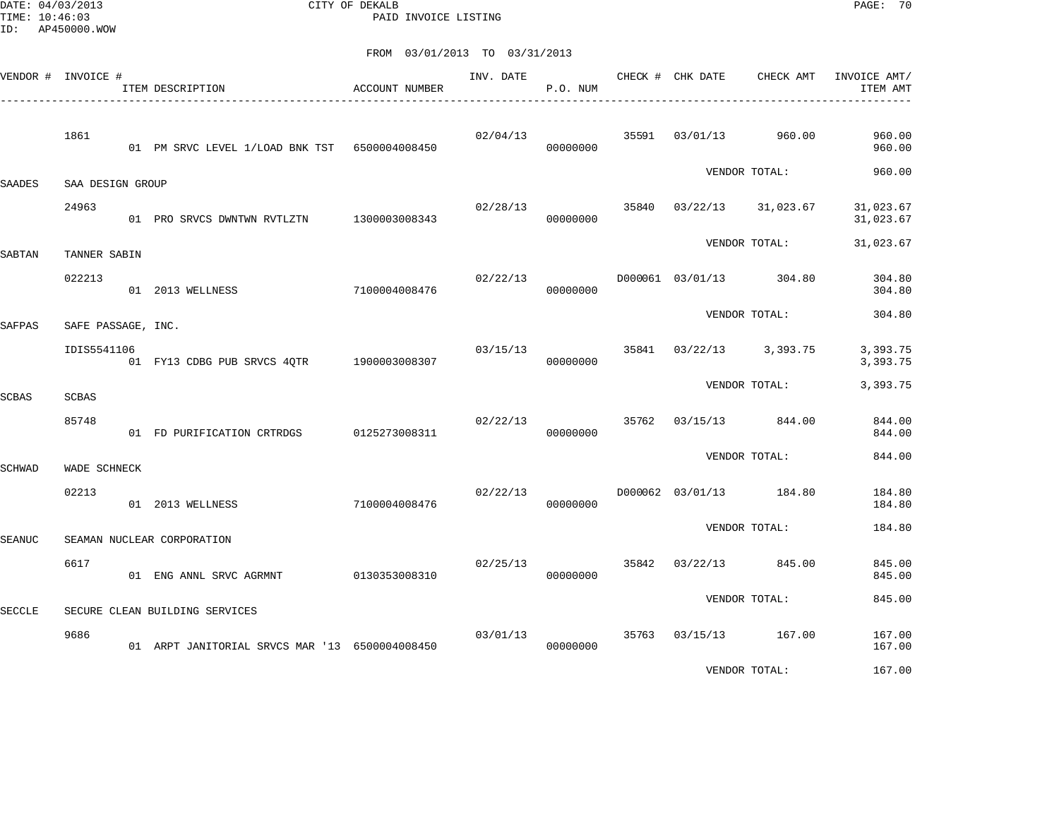DATE: 04/03/2013 CITY OF DEKALB
TIME: 10:46:03 PAID INVOICE LISTING
ID: AP450000.WOW

FROM 03/01/2013 TO 03/31/2013

| VENDOR # | INVOICE # | ITEM DESCRIPTION | ACCOUNT NUMBER | INV. DATE | P.O. NUM | CHECK # | CHK DATE | CHECK AMT | INVOICE AMT/ ITEM AMT |
|---|---|---|---|---|---|---|---|---|---|
| | 1861 | | | 02/04/13 | | 35591 | 03/01/13 | 960.00 | 960.00 |
| | | 01 PM SRVC LEVEL 1/LOAD BNK TST | 6500004008450 | | 00000000 | | | | 960.00 |
| | | | | | | | | VENDOR TOTAL: | 960.00 |
| SAADES | SAA DESIGN GROUP | | | | | | | | |
| | 24963 | | | 02/28/13 | | 35840 | 03/22/13 | 31,023.67 | 31,023.67 |
| | | 01 PRO SRVCS DWNTWN RVTLZTN | 1300003008343 | | 00000000 | | | | 31,023.67 |
| | | | | | | | | VENDOR TOTAL: | 31,023.67 |
| SABTAN | TANNER SABIN | | | | | | | | |
| | 022213 | | | 02/22/13 | | D000061 | 03/01/13 | 304.80 | 304.80 |
| | | 01 2013 WELLNESS | 7100004008476 | | 00000000 | | | | 304.80 |
| | | | | | | | | VENDOR TOTAL: | 304.80 |
| SAFPAS | SAFE PASSAGE, INC. | | | | | | | | |
| | IDIS5541106 | | | 03/15/13 | | 35841 | 03/22/13 | 3,393.75 | 3,393.75 |
| | | 01 FY13 CDBG PUB SRVCS 4QTR | 1900003008307 | | 00000000 | | | | 3,393.75 |
| | | | | | | | | VENDOR TOTAL: | 3,393.75 |
| SCBAS | SCBAS | | | | | | | | |
| | 85748 | | | 02/22/13 | | 35762 | 03/15/13 | 844.00 | 844.00 |
| | | 01 FD PURIFICATION CRTRDGS | 0125273008311 | | 00000000 | | | | 844.00 |
| | | | | | | | | VENDOR TOTAL: | 844.00 |
| SCHWAD | WADE SCHNECK | | | | | | | | |
| | 02213 | | | 02/22/13 | | D000062 | 03/01/13 | 184.80 | 184.80 |
| | | 01 2013 WELLNESS | 7100004008476 | | 00000000 | | | | 184.80 |
| | | | | | | | | VENDOR TOTAL: | 184.80 |
| SEANUC | SEAMAN NUCLEAR CORPORATION | | | | | | | | |
| | 6617 | | | 02/25/13 | | 35842 | 03/22/13 | 845.00 | 845.00 |
| | | 01 ENG ANNL SRVC AGRMNT | 0130353008310 | | 00000000 | | | | 845.00 |
| | | | | | | | | VENDOR TOTAL: | 845.00 |
| SECCLE | SECURE CLEAN BUILDING SERVICES | | | | | | | | |
| | 9686 | | | 03/01/13 | | 35763 | 03/15/13 | 167.00 | 167.00 |
| | | 01 ARPT JANITORIAL SRVCS MAR '13 | 6500004008450 | | 00000000 | | | | 167.00 |
| | | | | | | | | VENDOR TOTAL: | 167.00 |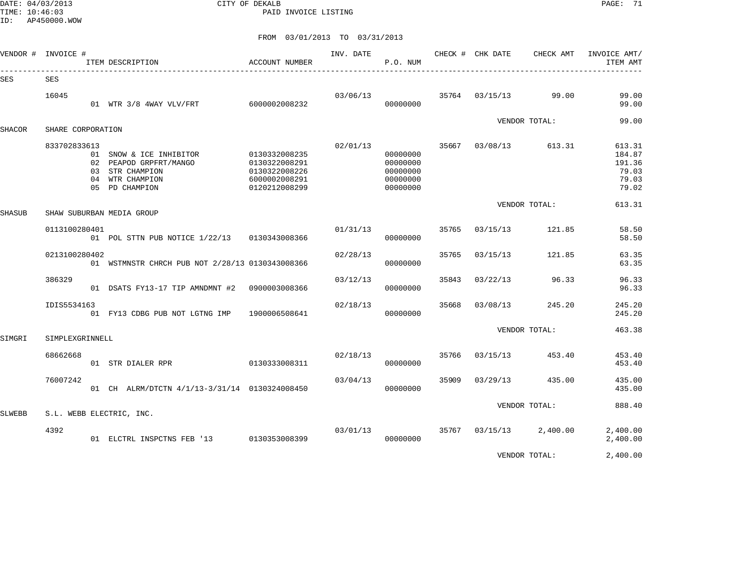CITY OF DEKALB
PAID INVOICE LISTING

DATE: 04/03/2013
TIME: 10:46:03
ID: AP450000.WOW

FROM 03/01/2013 TO 03/31/2013

| VENDOR # | INVOICE # | ITEM DESCRIPTION | ACCOUNT NUMBER | INV. DATE | P.O. NUM | CHECK # | CHK DATE | CHECK AMT | INVOICE AMT/ ITEM AMT |
|---|---|---|---|---|---|---|---|---|---|
| SES | SES | | | | | | | | |
| | 16045 | | | 03/06/13 | | 35764 | 03/15/13 | 99.00 | 99.00 |
| | | 01 WTR 3/8 4WAY VLV/FRT | 6000002008232 | | 00000000 | | | | 99.00 |
| | | | | | | | VENDOR TOTAL: | | 99.00 |
| SHACOR | SHARE CORPORATION | | | | | | | | |
| | 833702833613 | | | 02/01/13 | | 35667 | 03/08/13 | 613.31 | 613.31 |
| | | 01 SNOW & ICE INHIBITOR | 0130332008235 | | 00000000 | | | | 184.87 |
| | | 02 PEAPOD GRPFRT/MANGO | 0130322008291 | | 00000000 | | | | 191.36 |
| | | 03 STR CHAMPION | 0130322008226 | | 00000000 | | | | 79.03 |
| | | 04 WTR CHAMPION | 6000002008291 | | 00000000 | | | | 79.03 |
| | | 05 PD CHAMPION | 0120212008299 | | 00000000 | | | | 79.02 |
| | | | | | | | VENDOR TOTAL: | | 613.31 |
| SHASUB | SHAW SUBURBAN MEDIA GROUP | | | | | | | | |
| | 0113100280401 | | | 01/31/13 | | 35765 | 03/15/13 | 121.85 | 58.50 |
| | | 01 POL STTN PUB NOTICE 1/22/13 | 0130343008366 | | 00000000 | | | | 58.50 |
| | 0213100280402 | | | 02/28/13 | | 35765 | 03/15/13 | 121.85 | 63.35 |
| | | 01 WSTMNSTR CHRCH PUB NOT 2/28/13 | 0130343008366 | | 00000000 | | | | 63.35 |
| | 386329 | | | 03/12/13 | | 35843 | 03/22/13 | 96.33 | 96.33 |
| | | 01 DSATS FY13-17 TIP AMNDMNT #2 | 0900003008366 | | 00000000 | | | | 96.33 |
| | IDIS5534163 | | | 02/18/13 | | 35668 | 03/08/13 | 245.20 | 245.20 |
| | | 01 FY13 CDBG PUB NOT LGTNG IMP | 1900006508641 | | 00000000 | | | | 245.20 |
| | | | | | | | VENDOR TOTAL: | | 463.38 |
| SIMGRI | SIMPLEXGRINNELL | | | | | | | | |
| | 68662668 | | | 02/18/13 | | 35766 | 03/15/13 | 453.40 | 453.40 |
| | | 01 STR DIALER RPR | 0130333008311 | | 00000000 | | | | 453.40 |
| | 76007242 | | | 03/04/13 | | 35909 | 03/29/13 | 435.00 | 435.00 |
| | | 01 CH ALRM/DTCTN 4/1/13-3/31/14 | 0130324008450 | | 00000000 | | | | 435.00 |
| | | | | | | | VENDOR TOTAL: | | 888.40 |
| SLWEBB | S.L. WEBB ELECTRIC, INC. | | | | | | | | |
| | 4392 | | | 03/01/13 | | 35767 | 03/15/13 | 2,400.00 | 2,400.00 |
| | | 01 ELCTRL INSPCTNS FEB '13 | 0130353008399 | | 00000000 | | | | 2,400.00 |
| | | | | | | | VENDOR TOTAL: | | 2,400.00 |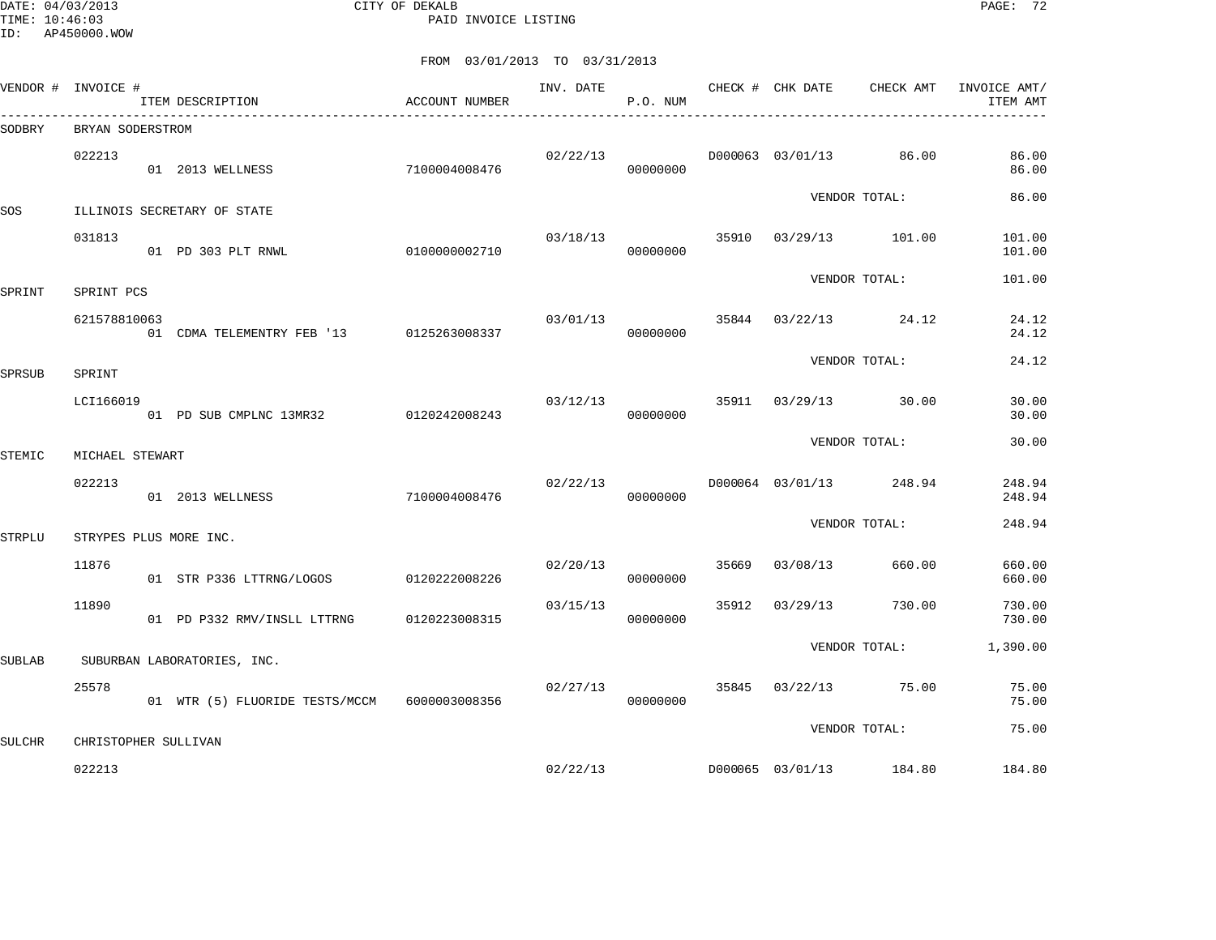CITY OF DEKALB
PAID INVOICE LISTING

DATE: 04/03/2013
TIME: 10:46:03
ID: AP450000.WOW

FROM 03/01/2013 TO 03/31/2013

| VENDOR # | INVOICE # | ITEM DESCRIPTION | ACCOUNT NUMBER | INV. DATE | P.O. NUM | CHECK # | CHK DATE | CHECK AMT | INVOICE AMT/ ITEM AMT |
|---|---|---|---|---|---|---|---|---|---|
| SODBRY | BRYAN SODERSTROM | | | | | | | | |
| | 022213 | | | 02/22/13 | | D000063 | 03/01/13 | 86.00 | 86.00 |
| | | 01 2013 WELLNESS | 7100004008476 | | 00000000 | | | | 86.00 |
| | | | | | | | | VENDOR TOTAL: | 86.00 |
| SOS | ILLINOIS SECRETARY OF STATE | | | | | | | | |
| | 031813 | | | 03/18/13 | | 35910 | 03/29/13 | 101.00 | 101.00 |
| | | 01 PD 303 PLT RNWL | 0100000002710 | | 00000000 | | | | 101.00 |
| | | | | | | | | VENDOR TOTAL: | 101.00 |
| SPRINT | SPRINT PCS | | | | | | | | |
| | 621578810063 | | | 03/01/13 | | 35844 | 03/22/13 | 24.12 | 24.12 |
| | | 01 CDMA TELEMENTRY FEB '13 | 0125263008337 | | 00000000 | | | | 24.12 |
| | | | | | | | | VENDOR TOTAL: | 24.12 |
| SPRSUB | SPRINT | | | | | | | | |
| | LCI166019 | | | 03/12/13 | | 35911 | 03/29/13 | 30.00 | 30.00 |
| | | 01 PD SUB CMPLNC 13MR32 | 0120242008243 | | 00000000 | | | | 30.00 |
| | | | | | | | | VENDOR TOTAL: | 30.00 |
| STEMIC | MICHAEL STEWART | | | | | | | | |
| | 022213 | | | 02/22/13 | | D000064 | 03/01/13 | 248.94 | 248.94 |
| | | 01 2013 WELLNESS | 7100004008476 | | 00000000 | | | | 248.94 |
| | | | | | | | | VENDOR TOTAL: | 248.94 |
| STRPLU | STRYPES PLUS MORE INC. | | | | | | | | |
| | 11876 | | | 02/20/13 | | 35669 | 03/08/13 | 660.00 | 660.00 |
| | | 01 STR P336 LTTRNG/LOGOS | 0120222008226 | | 00000000 | | | | 660.00 |
| | 11890 | | | 03/15/13 | | 35912 | 03/29/13 | 730.00 | 730.00 |
| | | 01 PD P332 RMV/INSLL LTTRNG | 0120223008315 | | 00000000 | | | | 730.00 |
| | | | | | | | | VENDOR TOTAL: | 1,390.00 |
| SUBLAB | SUBURBAN LABORATORIES, INC. | | | | | | | | |
| | 25578 | | | 02/27/13 | | 35845 | 03/22/13 | 75.00 | 75.00 |
| | | 01 WTR (5) FLUORIDE TESTS/MCCM | 6000003008356 | | 00000000 | | | | 75.00 |
| | | | | | | | | VENDOR TOTAL: | 75.00 |
| SULCHR | CHRISTOPHER SULLIVAN | | | | | | | | |
| | 022213 | | | 02/22/13 | | D000065 | 03/01/13 | 184.80 | 184.80 |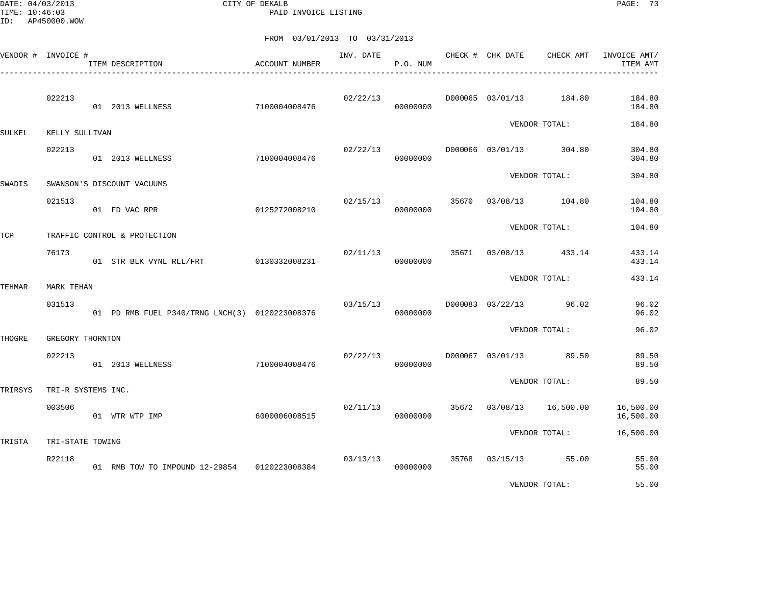CITY OF DEKALB
PAID INVOICE LISTING

DATE: 04/03/2013
TIME: 10:46:03
ID: AP450000.WOW

FROM 03/01/2013 TO 03/31/2013

| VENDOR # | INVOICE # | ITEM DESCRIPTION | ACCOUNT NUMBER | INV. DATE | P.O. NUM | CHECK # | CHK DATE | CHECK AMT | INVOICE AMT/ ITEM AMT |
|---|---|---|---|---|---|---|---|---|---|
| | 022213 | | | 02/22/13 | | D000065 | 03/01/13 | 184.80 | 184.80 |
| | | 01 2013 WELLNESS | 7100004008476 | | 00000000 | | | | 184.80 |
| | | | | | | | | VENDOR TOTAL: | 184.80 |
| SULKEL | KELLY SULLIVAN | | | | | | | | |
| | 022213 | | | 02/22/13 | | D000066 | 03/01/13 | 304.80 | 304.80 |
| | | 01 2013 WELLNESS | 7100004008476 | | 00000000 | | | | 304.80 |
| | | | | | | | | VENDOR TOTAL: | 304.80 |
| SWADIS | SWANSON'S DISCOUNT VACUUMS | | | | | | | | |
| | 021513 | | | 02/15/13 | | 35670 | 03/08/13 | 104.80 | 104.80 |
| | | 01 FD VAC RPR | 0125272008210 | | 00000000 | | | | 104.80 |
| | | | | | | | | VENDOR TOTAL: | 104.80 |
| TCP | TRAFFIC CONTROL & PROTECTION | | | | | | | | |
| | 76173 | | | 02/11/13 | | 35671 | 03/08/13 | 433.14 | 433.14 |
| | | 01 STR BLK VYNL RLL/FRT | 0130332008231 | | 00000000 | | | | 433.14 |
| | | | | | | | | VENDOR TOTAL: | 433.14 |
| TEHMAR | MARK TEHAN | | | | | | | | |
| | 031513 | | | 03/15/13 | | D000083 | 03/22/13 | 96.02 | 96.02 |
| | | 01 PD RMB FUEL P340/TRNG LNCH(3) | 0120223008376 | | 00000000 | | | | 96.02 |
| | | | | | | | | VENDOR TOTAL: | 96.02 |
| THOGRE | GREGORY THORNTON | | | | | | | | |
| | 022213 | | | 02/22/13 | | D000067 | 03/01/13 | 89.50 | 89.50 |
| | | 01 2013 WELLNESS | 7100004008476 | | 00000000 | | | | 89.50 |
| | | | | | | | | VENDOR TOTAL: | 89.50 |
| TRIRSYS | TRI-R SYSTEMS INC. | | | | | | | | |
| | 003506 | | | 02/11/13 | | 35672 | 03/08/13 | 16,500.00 | 16,500.00 |
| | | 01 WTR WTP IMP | 6000006008515 | | 00000000 | | | | 16,500.00 |
| | | | | | | | | VENDOR TOTAL: | 16,500.00 |
| TRISTA | TRI-STATE TOWING | | | | | | | | |
| | R22118 | | | 03/13/13 | | 35768 | 03/15/13 | 55.00 | 55.00 |
| | | 01 RMB TOW TO IMPOUND 12-29854 | 0120223008384 | | 00000000 | | | | 55.00 |
| | | | | | | | | VENDOR TOTAL: | 55.00 |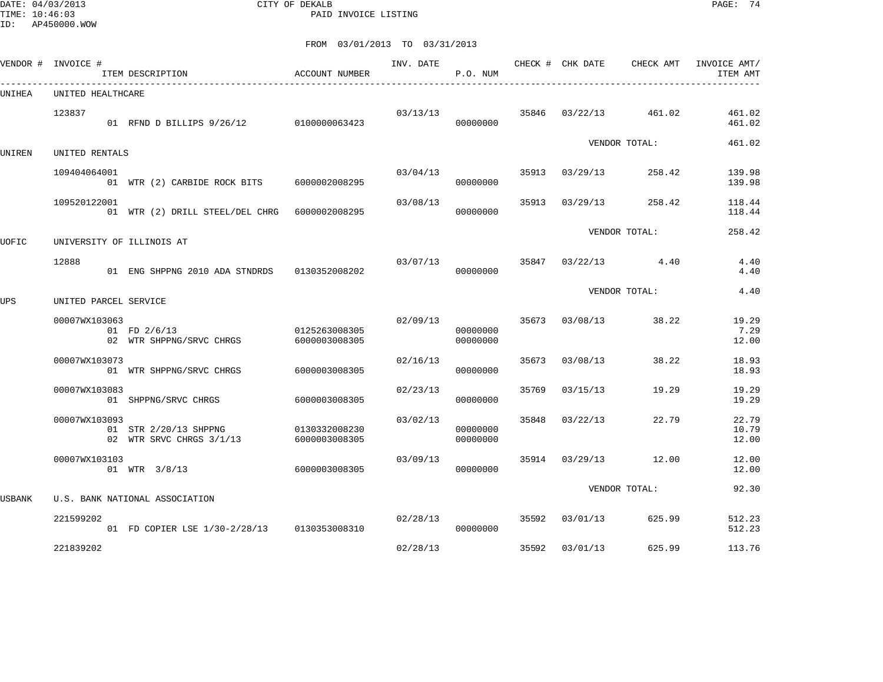CITY OF DEKALB
PAID INVOICE LISTING

FROM 03/01/2013 TO 03/31/2013

| VENDOR # | INVOICE # | ITEM DESCRIPTION | ACCOUNT NUMBER | INV. DATE | P.O. NUM | CHECK # | CHK DATE | CHECK AMT | INVOICE AMT/ ITEM AMT |
|---|---|---|---|---|---|---|---|---|---|
| UNIHEA | UNITED HEALTHCARE | | | | | | | | |
| | 123837 | | | 03/13/13 | | 35846 | 03/22/13 | 461.02 | 461.02 |
| | | 01 RFND D BILLIPS 9/26/12 | 0100000063423 | | 00000000 | | | | 461.02 |
| | | | | | | | VENDOR TOTAL: | | 461.02 |
| UNIREN | UNITED RENTALS | | | | | | | | |
| | 109404064001 | | | 03/04/13 | | 35913 | 03/29/13 | 258.42 | 139.98 |
| | | 01 WTR (2) CARBIDE ROCK BITS | 6000002008295 | | 00000000 | | | | 139.98 |
| | 109520122001 | | | 03/08/13 | | 35913 | 03/29/13 | 258.42 | 118.44 |
| | | 01 WTR (2) DRILL STEEL/DEL CHRG | 6000002008295 | | 00000000 | | | | 118.44 |
| | | | | | | | VENDOR TOTAL: | | 258.42 |
| UOFIC | UNIVERSITY OF ILLINOIS AT | | | | | | | | |
| | 12888 | | | 03/07/13 | | 35847 | 03/22/13 | 4.40 | 4.40 |
| | | 01 ENG SHPPNG 2010 ADA STNDRDS | 0130352008202 | | 00000000 | | | | 4.40 |
| | | | | | | | VENDOR TOTAL: | | 4.40 |
| UPS | UNITED PARCEL SERVICE | | | | | | | | |
| | 00007WX103063 | | | 02/09/13 | | 35673 | 03/08/13 | 38.22 | 19.29 |
| | | 01 FD 2/6/13 | 0125263008305 | | 00000000 | | | | 7.29 |
| | | 02 WTR SHPPNG/SRVC CHRGS | 6000003008305 | | 00000000 | | | | 12.00 |
| | 00007WX103073 | | | 02/16/13 | | 35673 | 03/08/13 | 38.22 | 18.93 |
| | | 01 WTR SHPPNG/SRVC CHRGS | 6000003008305 | | 00000000 | | | | 18.93 |
| | 00007WX103083 | | | 02/23/13 | | 35769 | 03/15/13 | 19.29 | 19.29 |
| | | 01 SHPPNG/SRVC CHRGS | 6000003008305 | | 00000000 | | | | 19.29 |
| | 00007WX103093 | | | 03/02/13 | | 35848 | 03/22/13 | 22.79 | 22.79 |
| | | 01 STR 2/20/13 SHPPNG | 0130332008230 | | 00000000 | | | | 10.79 |
| | | 02 WTR SRVC CHRGS 3/1/13 | 6000003008305 | | 00000000 | | | | 12.00 |
| | 00007WX103103 | | | 03/09/13 | | 35914 | 03/29/13 | 12.00 | 12.00 |
| | | 01 WTR 3/8/13 | 6000003008305 | | 00000000 | | | | 12.00 |
| | | | | | | | VENDOR TOTAL: | | 92.30 |
| USBANK | U.S. BANK NATIONAL ASSOCIATION | | | | | | | | |
| | 221599202 | | | 02/28/13 | | 35592 | 03/01/13 | 625.99 | 512.23 |
| | | 01 FD COPIER LSE 1/30-2/28/13 | 0130353008310 | | 00000000 | | | | 512.23 |
| | 221839202 | | | 02/28/13 | | 35592 | 03/01/13 | 625.99 | 113.76 |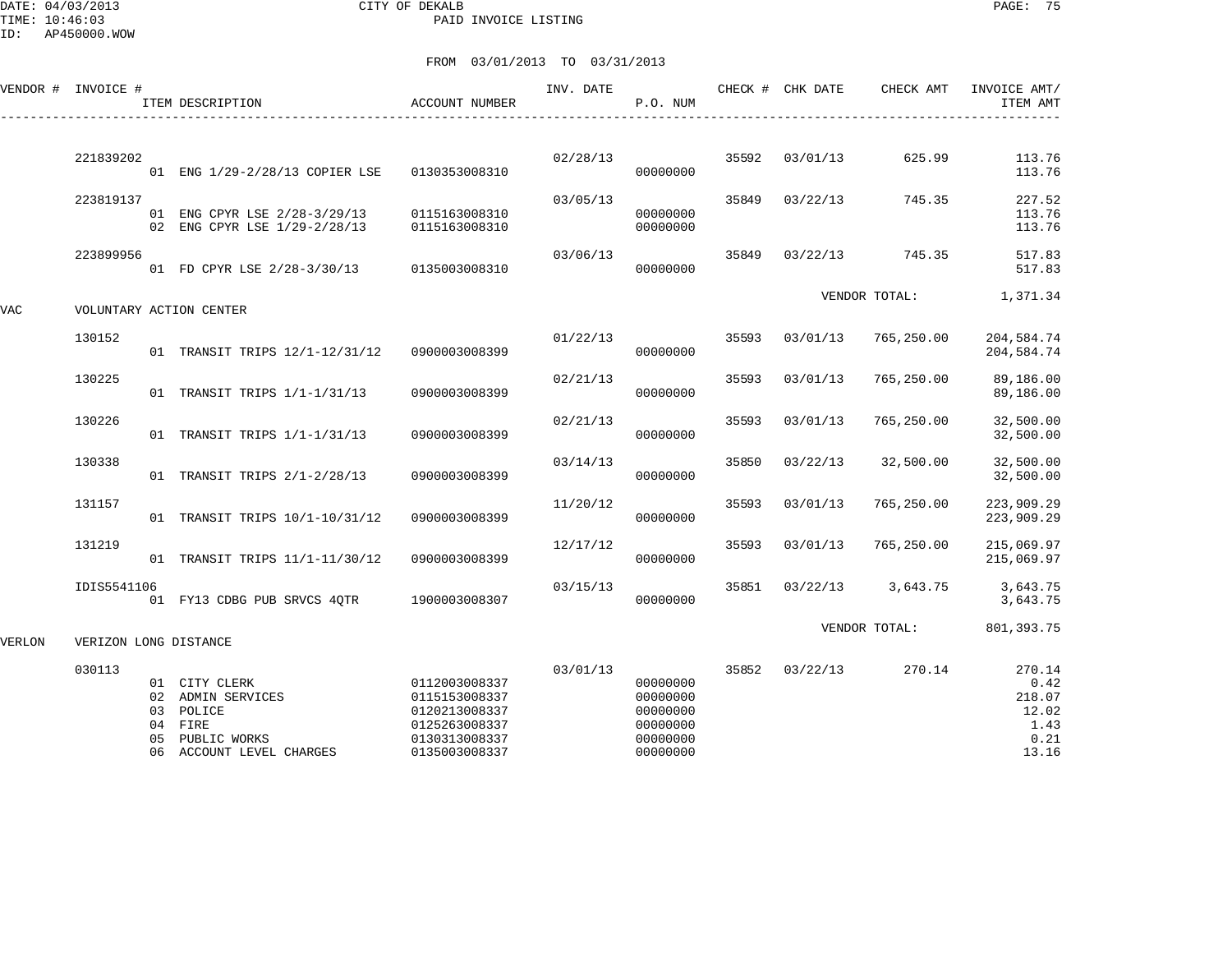CITY OF DEKALB
PAID INVOICE LISTING

DATE: 04/03/2013
TIME: 10:46:03
ID: AP450000.WOW

FROM 03/01/2013 TO 03/31/2013

| VENDOR # | INVOICE # | ITEM DESCRIPTION | ACCOUNT NUMBER | INV. DATE | P.O. NUM | CHECK # | CHK DATE | CHECK AMT | INVOICE AMT/ ITEM AMT |
|---|---|---|---|---|---|---|---|---|---|
| | 221839202 | | | 02/28/13 | | 35592 | 03/01/13 | 625.99 | 113.76 |
| | | 01 ENG 1/29-2/28/13 COPIER LSE | 0130353008310 | | 00000000 | | | | 113.76 |
| | 223819137 | | | 03/05/13 | | 35849 | 03/22/13 | 745.35 | 227.52 |
| | | 01 ENG CPYR LSE 2/28-3/29/13 | 0115163008310 | | 00000000 | | | | 113.76 |
| | | 02 ENG CPYR LSE 1/29-2/28/13 | 0115163008310 | | 00000000 | | | | 113.76 |
| | 223899956 | | | 03/06/13 | | 35849 | 03/22/13 | 745.35 | 517.83 |
| | | 01 FD CPYR LSE 2/28-3/30/13 | 0135003008310 | | 00000000 | | | | 517.83 |
| | | | | | | | | VENDOR TOTAL: | 1,371.34 |
| VAC | VOLUNTARY ACTION CENTER | | | | | | | | |
| | 130152 | | | 01/22/13 | | 35593 | 03/01/13 | 765,250.00 | 204,584.74 |
| | | 01 TRANSIT TRIPS 12/1-12/31/12 | 0900003008399 | | 00000000 | | | | 204,584.74 |
| | 130225 | | | 02/21/13 | | 35593 | 03/01/13 | 765,250.00 | 89,186.00 |
| | | 01 TRANSIT TRIPS 1/1-1/31/13 | 0900003008399 | | 00000000 | | | | 89,186.00 |
| | 130226 | | | 02/21/13 | | 35593 | 03/01/13 | 765,250.00 | 32,500.00 |
| | | 01 TRANSIT TRIPS 1/1-1/31/13 | 0900003008399 | | 00000000 | | | | 32,500.00 |
| | 130338 | | | 03/14/13 | | 35850 | 03/22/13 | 32,500.00 | 32,500.00 |
| | | 01 TRANSIT TRIPS 2/1-2/28/13 | 0900003008399 | | 00000000 | | | | 32,500.00 |
| | 131157 | | | 11/20/12 | | 35593 | 03/01/13 | 765,250.00 | 223,909.29 |
| | | 01 TRANSIT TRIPS 10/1-10/31/12 | 0900003008399 | | 00000000 | | | | 223,909.29 |
| | 131219 | | | 12/17/12 | | 35593 | 03/01/13 | 765,250.00 | 215,069.97 |
| | | 01 TRANSIT TRIPS 11/1-11/30/12 | 0900003008399 | | 00000000 | | | | 215,069.97 |
| | IDIS5541106 | | | 03/15/13 | | 35851 | 03/22/13 | 3,643.75 | 3,643.75 |
| | | 01 FY13 CDBG PUB SRVCS 4QTR | 1900003008307 | | 00000000 | | | | 3,643.75 |
| | | | | | | | | VENDOR TOTAL: | 801,393.75 |
| VERLON | VERIZON LONG DISTANCE | | | | | | | | |
| | 030113 | | | 03/01/13 | | 35852 | 03/22/13 | 270.14 | 270.14 |
| | | 01 CITY CLERK | 0112003008337 | | 00000000 | | | | 0.42 |
| | | 02 ADMIN SERVICES | 0115153008337 | | 00000000 | | | | 218.07 |
| | | 03 POLICE | 0120213008337 | | 00000000 | | | | 12.02 |
| | | 04 FIRE | 0125263008337 | | 00000000 | | | | 1.43 |
| | | 05 PUBLIC WORKS | 0130313008337 | | 00000000 | | | | 0.21 |
| | | 06 ACCOUNT LEVEL CHARGES | 0135003008337 | | 00000000 | | | | 13.16 |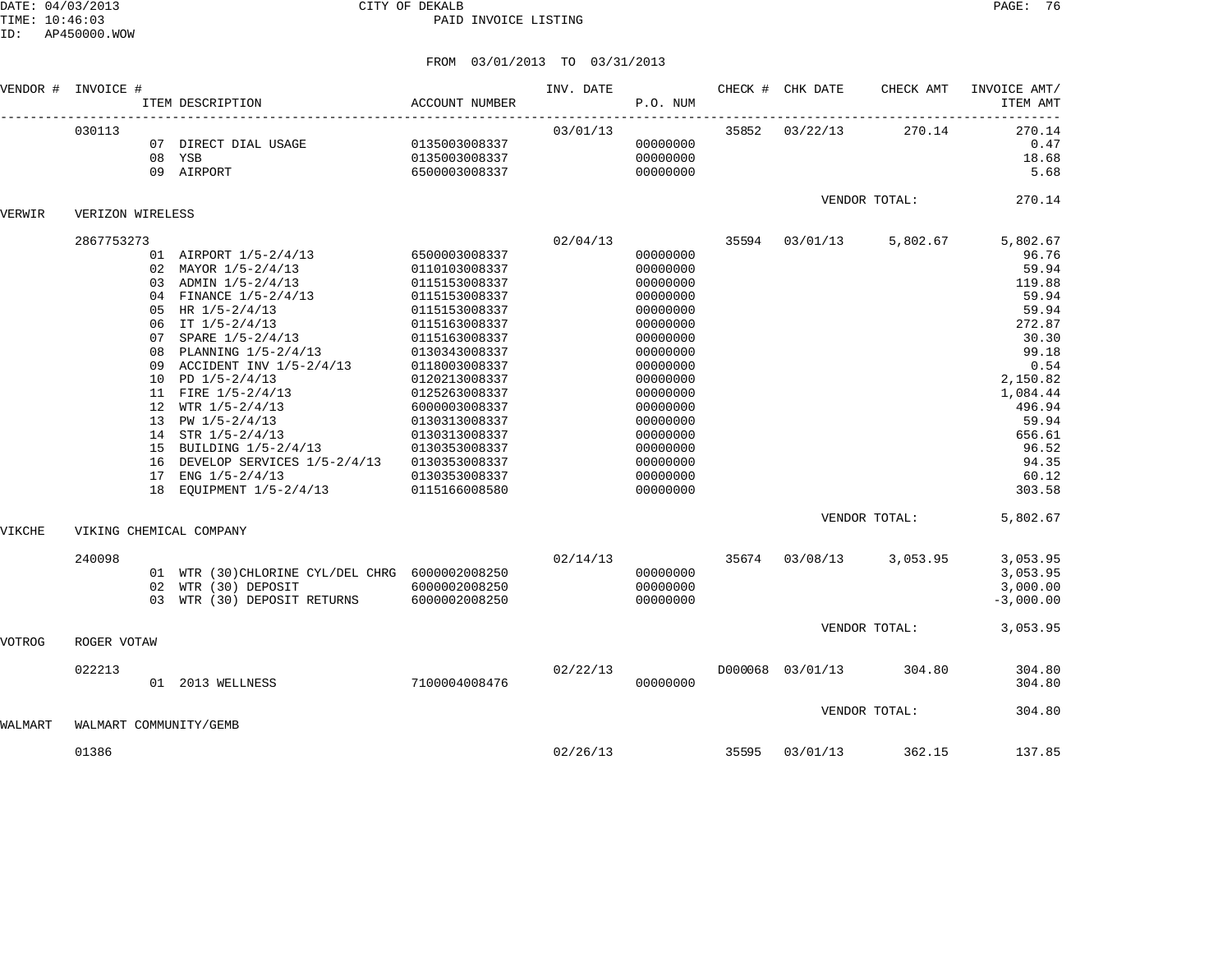CITY OF DEKALB
PAID INVOICE LISTING

DATE: 04/03/2013
TIME: 10:46:03
ID: AP450000.WOW

FROM 03/01/2013 TO 03/31/2013

| VENDOR # | INVOICE # | ITEM DESCRIPTION | ACCOUNT NUMBER | INV. DATE | P.O. NUM | CHECK # | CHK DATE | CHECK AMT | INVOICE AMT/ ITEM AMT |
|---|---|---|---|---|---|---|---|---|---|
| | 030113 | | | 03/01/13 | | 35852 | 03/22/13 | 270.14 | 270.14 |
| | | 07 DIRECT DIAL USAGE | 0135003008337 | | 00000000 | | | | 0.47 |
| | | 08 YSB | 0135003008337 | | 00000000 | | | | 18.68 |
| | | 09 AIRPORT | 6500003008337 | | 00000000 | | | | 5.68 |
| | | | | | | | VENDOR TOTAL: | | 270.14 |
| VERWIR | VERIZON WIRELESS | | | | | | | | |
| | 2867753273 | | | 02/04/13 | | 35594 | 03/01/13 | 5,802.67 | 5,802.67 |
| | | 01 AIRPORT 1/5-2/4/13 | 6500003008337 | | 00000000 | | | | 96.76 |
| | | 02 MAYOR 1/5-2/4/13 | 0110103008337 | | 00000000 | | | | 59.94 |
| | | 03 ADMIN 1/5-2/4/13 | 0115153008337 | | 00000000 | | | | 119.88 |
| | | 04 FINANCE 1/5-2/4/13 | 0115153008337 | | 00000000 | | | | 59.94 |
| | | 05 HR 1/5-2/4/13 | 0115153008337 | | 00000000 | | | | 59.94 |
| | | 06 IT 1/5-2/4/13 | 0115163008337 | | 00000000 | | | | 272.87 |
| | | 07 SPARE 1/5-2/4/13 | 0115163008337 | | 00000000 | | | | 30.30 |
| | | 08 PLANNING 1/5-2/4/13 | 0130343008337 | | 00000000 | | | | 99.18 |
| | | 09 ACCIDENT INV 1/5-2/4/13 | 0118003008337 | | 00000000 | | | | 0.54 |
| | | 10 PD 1/5-2/4/13 | 0120213008337 | | 00000000 | | | | 2,150.82 |
| | | 11 FIRE 1/5-2/4/13 | 0125263008337 | | 00000000 | | | | 1,084.44 |
| | | 12 WTR 1/5-2/4/13 | 6000003008337 | | 00000000 | | | | 496.94 |
| | | 13 PW 1/5-2/4/13 | 0130313008337 | | 00000000 | | | | 59.94 |
| | | 14 STR 1/5-2/4/13 | 0130313008337 | | 00000000 | | | | 656.61 |
| | | 15 BUILDING 1/5-2/4/13 | 0130353008337 | | 00000000 | | | | 96.52 |
| | | 16 DEVELOP SERVICES 1/5-2/4/13 | 0130353008337 | | 00000000 | | | | 94.35 |
| | | 17 ENG 1/5-2/4/13 | 0130353008337 | | 00000000 | | | | 60.12 |
| | | 18 EQUIPMENT 1/5-2/4/13 | 0115166008580 | | 00000000 | | | | 303.58 |
| | | | | | | | VENDOR TOTAL: | | 5,802.67 |
| VIKCHE | VIKING CHEMICAL COMPANY | | | | | | | | |
| | 240098 | | | 02/14/13 | | 35674 | 03/08/13 | 3,053.95 | 3,053.95 |
| | | 01 WTR (30)CHLORINE CYL/DEL CHRG | 6000002008250 | | 00000000 | | | | 3,053.95 |
| | | 02 WTR (30) DEPOSIT | 6000002008250 | | 00000000 | | | | 3,000.00 |
| | | 03 WTR (30) DEPOSIT RETURNS | 6000002008250 | | 00000000 | | | | -3,000.00 |
| | | | | | | | VENDOR TOTAL: | | 3,053.95 |
| VOTROG | ROGER VOTAW | | | | | | | | |
| | 022213 | | | 02/22/13 | | D000068 | 03/01/13 | 304.80 | 304.80 |
| | | 01 2013 WELLNESS | 7100004008476 | | 00000000 | | | | 304.80 |
| | | | | | | | VENDOR TOTAL: | | 304.80 |
| WALMART | WALMART COMMUNITY/GEMB | | | | | | | | |
| | 01386 | | | 02/26/13 | | 35595 | 03/01/13 | 362.15 | 137.85 |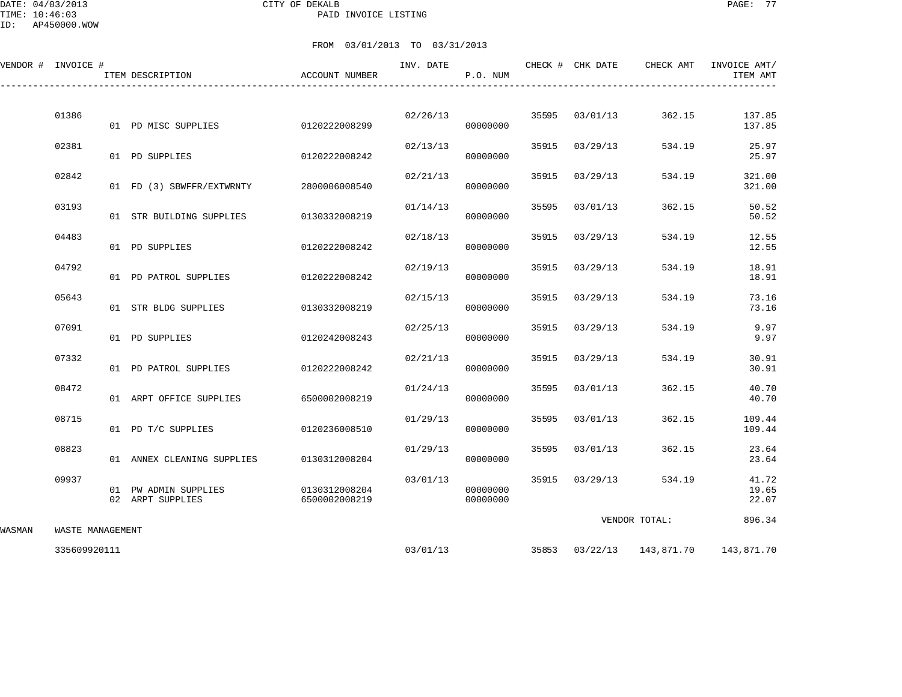CITY OF DEKALB

PAID INVOICE LISTING

DATE: 04/03/2013
TIME: 10:46:03
ID: AP450000.WOW

FROM 03/01/2013 TO 03/31/2013

| VENDOR # | INVOICE # | ITEM DESCRIPTION | ACCOUNT NUMBER | INV. DATE | P.O. NUM | CHECK # | CHK DATE | CHECK AMT | INVOICE AMT/ ITEM AMT |
|---|---|---|---|---|---|---|---|---|---|
| | 01386 | | | 02/26/13 | | 35595 | 03/01/13 | 362.15 | 137.85 |
| | | 01 PD MISC SUPPLIES | 0120222008299 | | 00000000 | | | | 137.85 |
| | 02381 | | | 02/13/13 | | 35915 | 03/29/13 | 534.19 | 25.97 |
| | | 01 PD SUPPLIES | 0120222008242 | | 00000000 | | | | 25.97 |
| | 02842 | | | 02/21/13 | | 35915 | 03/29/13 | 534.19 | 321.00 |
| | | 01 FD (3) SBWFFR/EXTWRNTY | 2800006008540 | | 00000000 | | | | 321.00 |
| | 03193 | | | 01/14/13 | | 35595 | 03/01/13 | 362.15 | 50.52 |
| | | 01 STR BUILDING SUPPLIES | 0130332008219 | | 00000000 | | | | 50.52 |
| | 04483 | | | 02/18/13 | | 35915 | 03/29/13 | 534.19 | 12.55 |
| | | 01 PD SUPPLIES | 0120222008242 | | 00000000 | | | | 12.55 |
| | 04792 | | | 02/19/13 | | 35915 | 03/29/13 | 534.19 | 18.91 |
| | | 01 PD PATROL SUPPLIES | 0120222008242 | | 00000000 | | | | 18.91 |
| | 05643 | | | 02/15/13 | | 35915 | 03/29/13 | 534.19 | 73.16 |
| | | 01 STR BLDG SUPPLIES | 0130332008219 | | 00000000 | | | | 73.16 |
| | 07091 | | | 02/25/13 | | 35915 | 03/29/13 | 534.19 | 9.97 |
| | | 01 PD SUPPLIES | 0120242008243 | | 00000000 | | | | 9.97 |
| | 07332 | | | 02/21/13 | | 35915 | 03/29/13 | 534.19 | 30.91 |
| | | 01 PD PATROL SUPPLIES | 0120222008242 | | 00000000 | | | | 30.91 |
| | 08472 | | | 01/24/13 | | 35595 | 03/01/13 | 362.15 | 40.70 |
| | | 01 ARPT OFFICE SUPPLIES | 6500002008219 | | 00000000 | | | | 40.70 |
| | 08715 | | | 01/29/13 | | 35595 | 03/01/13 | 362.15 | 109.44 |
| | | 01 PD T/C SUPPLIES | 0120236008510 | | 00000000 | | | | 109.44 |
| | 08823 | | | 01/29/13 | | 35595 | 03/01/13 | 362.15 | 23.64 |
| | | 01 ANNEX CLEANING SUPPLIES | 0130312008204 | | 00000000 | | | | 23.64 |
| | 09937 | | | 03/01/13 | | 35915 | 03/29/13 | 534.19 | 41.72 |
| | | 01 PW ADMIN SUPPLIES | 0130312008204 | | 00000000 | | | | 19.65 |
| | | 02 ARPT SUPPLIES | 6500002008219 | | 00000000 | | | | 22.07 |
| | | | | | | | | VENDOR TOTAL: | 896.34 |
| WASMAN | WASTE MANAGEMENT | | | | | | | | |
| | 335609920111 | | | 03/01/13 | | 35853 | 03/22/13 | 143,871.70 | 143,871.70 |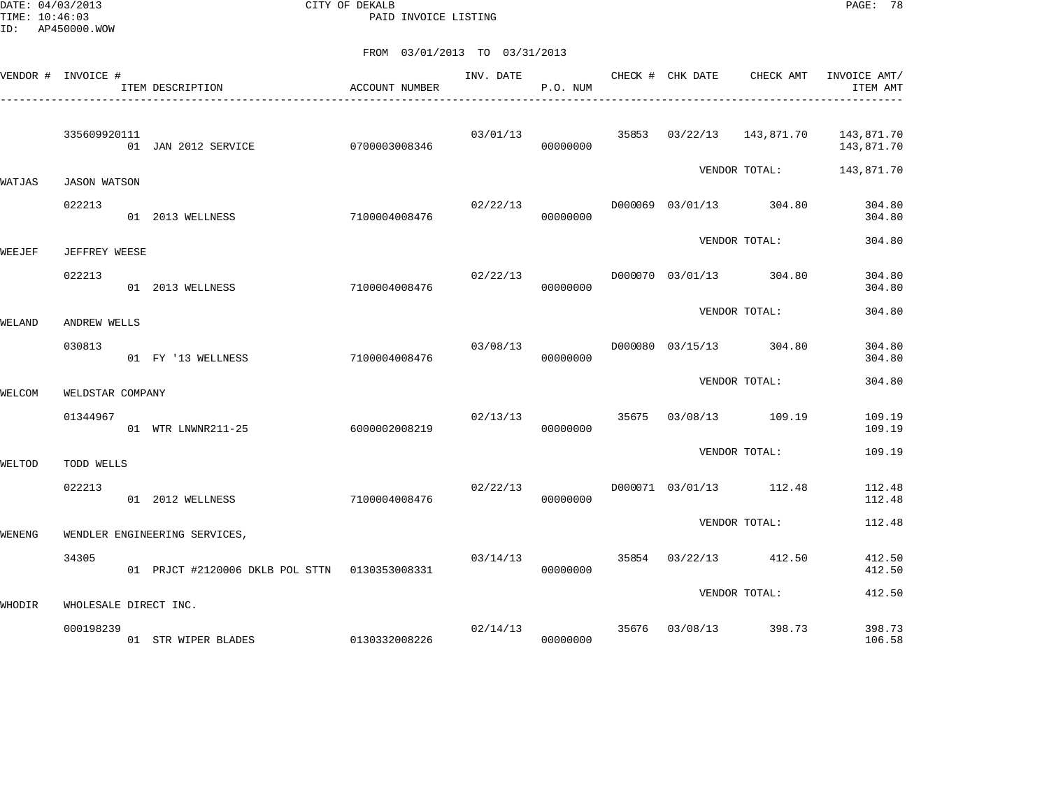CITY OF DEKALB
PAID INVOICE LISTING

DATE: 04/03/2013
TIME: 10:46:03
ID: AP450000.WOW

FROM 03/01/2013 TO 03/31/2013

| VENDOR # | INVOICE # | ITEM DESCRIPTION | ACCOUNT NUMBER | INV. DATE | P.O. NUM | CHECK # | CHK DATE | CHECK AMT | INVOICE AMT/ ITEM AMT |
|---|---|---|---|---|---|---|---|---|---|
| | 335609920111 | | | 03/01/13 | | 35853 | 03/22/13 | 143,871.70 | 143,871.70 |
| | | 01 JAN 2012 SERVICE | 0700003008346 | | 00000000 | | | | 143,871.70 |
| | | | | | | | | VENDOR TOTAL: | 143,871.70 |
| WATJAS | JASON WATSON | | | | | | | | |
| | 022213 | | | 02/22/13 | | D000069 | 03/01/13 | 304.80 | 304.80 |
| | | 01 2013 WELLNESS | 7100004008476 | | 00000000 | | | | 304.80 |
| | | | | | | | | VENDOR TOTAL: | 304.80 |
| WEEJEF | JEFFREY WEESE | | | | | | | | |
| | 022213 | | | 02/22/13 | | D000070 | 03/01/13 | 304.80 | 304.80 |
| | | 01 2013 WELLNESS | 7100004008476 | | 00000000 | | | | 304.80 |
| | | | | | | | | VENDOR TOTAL: | 304.80 |
| WELAND | ANDREW WELLS | | | | | | | | |
| | 030813 | | | 03/08/13 | | D000080 | 03/15/13 | 304.80 | 304.80 |
| | | 01 FY '13 WELLNESS | 7100004008476 | | 00000000 | | | | 304.80 |
| | | | | | | | | VENDOR TOTAL: | 304.80 |
| WELCOM | WELDSTAR COMPANY | | | | | | | | |
| | 01344967 | | | 02/13/13 | | 35675 | 03/08/13 | 109.19 | 109.19 |
| | | 01 WTR LNWNR211-25 | 6000002008219 | | 00000000 | | | | 109.19 |
| | | | | | | | | VENDOR TOTAL: | 109.19 |
| WELTOD | TODD WELLS | | | | | | | | |
| | 022213 | | | 02/22/13 | | D000071 | 03/01/13 | 112.48 | 112.48 |
| | | 01 2012 WELLNESS | 7100004008476 | | 00000000 | | | | 112.48 |
| | | | | | | | | VENDOR TOTAL: | 112.48 |
| WENENG | WENDLER ENGINEERING SERVICES, | | | | | | | | |
| | 34305 | | | 03/14/13 | | 35854 | 03/22/13 | 412.50 | 412.50 |
| | | 01 PRJCT #2120006 DKLB POL STTN | 0130353008331 | | 00000000 | | | | 412.50 |
| | | | | | | | | VENDOR TOTAL: | 412.50 |
| WHODIR | WHOLESALE DIRECT INC. | | | | | | | | |
| | 000198239 | | | 02/14/13 | | 35676 | 03/08/13 | 398.73 | 398.73 |
| | | 01 STR WIPER BLADES | 0130332008226 | | 00000000 | | | | 106.58 |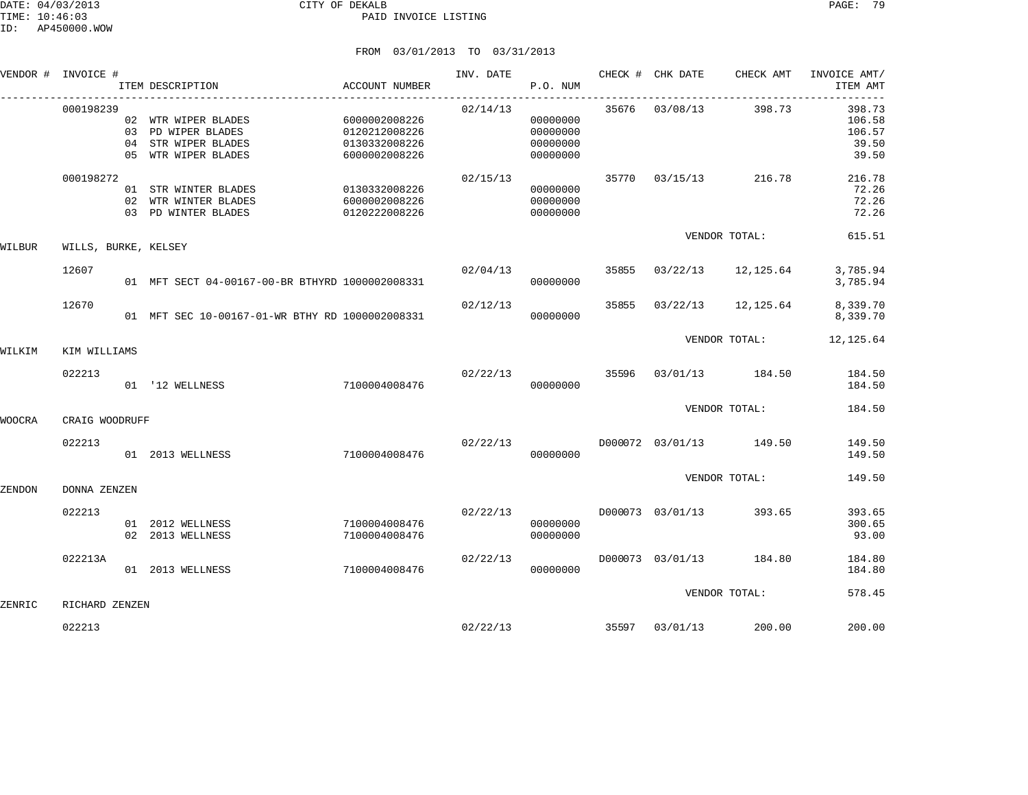DATE: 04/03/2013 CITY OF DEKALB
TIME: 10:46:03 PAID INVOICE LISTING
ID: AP450000.WOW

FROM 03/01/2013 TO 03/31/2013

| VENDOR # | INVOICE # | ITEM DESCRIPTION | ACCOUNT NUMBER | INV. DATE | P.O. NUM | CHECK # | CHK DATE | CHECK AMT | INVOICE AMT/ ITEM AMT |
|---|---|---|---|---|---|---|---|---|---|
| | 000198239 | | | 02/14/13 | | 35676 | 03/08/13 | 398.73 | 398.73 |
| | | 02 WTR WIPER BLADES | 6000002008226 | | 00000000 | | | | 106.58 |
| | | 03 PD WIPER BLADES | 0120212008226 | | 00000000 | | | | 106.57 |
| | | 04 STR WIPER BLADES | 0130332008226 | | 00000000 | | | | 39.50 |
| | | 05 WTR WIPER BLADES | 6000002008226 | | 00000000 | | | | 39.50 |
| | 000198272 | | | 02/15/13 | | 35770 | 03/15/13 | 216.78 | 216.78 |
| | | 01 STR WINTER BLADES | 0130332008226 | | 00000000 | | | | 72.26 |
| | | 02 WTR WINTER BLADES | 6000002008226 | | 00000000 | | | | 72.26 |
| | | 03 PD WINTER BLADES | 0120222008226 | | 00000000 | | | | 72.26 |
| | | | | | | | VENDOR TOTAL: | | 615.51 |
| WILBUR | WILLS, BURKE, KELSEY | | | | | | | | |
| | 12607 | | | 02/04/13 | | 35855 | 03/22/13 | 12,125.64 | 3,785.94 |
| | | 01 MFT SECT 04-00167-00-BR BTHYRD | 1000002008331 | | 00000000 | | | | 3,785.94 |
| | 12670 | | | 02/12/13 | | 35855 | 03/22/13 | 12,125.64 | 8,339.70 |
| | | 01 MFT SEC 10-00167-01-WR BTHY RD | 1000002008331 | | 00000000 | | | | 8,339.70 |
| | | | | | | | VENDOR TOTAL: | | 12,125.64 |
| WILKIM | KIM WILLIAMS | | | | | | | | |
| | 022213 | | | 02/22/13 | | 35596 | 03/01/13 | 184.50 | 184.50 |
| | | 01 '12 WELLNESS | 7100004008476 | | 00000000 | | | | 184.50 |
| | | | | | | | VENDOR TOTAL: | | 184.50 |
| WOOCRA | CRAIG WOODRUFF | | | | | | | | |
| | 022213 | | | 02/22/13 | | D000072 | 03/01/13 | 149.50 | 149.50 |
| | | 01 2013 WELLNESS | 7100004008476 | | 00000000 | | | | 149.50 |
| | | | | | | | VENDOR TOTAL: | | 149.50 |
| ZENDON | DONNA ZENZEN | | | | | | | | |
| | 022213 | | | 02/22/13 | | D000073 | 03/01/13 | 393.65 | 393.65 |
| | | 01 2012 WELLNESS | 7100004008476 | | 00000000 | | | | 300.65 |
| | | 02 2013 WELLNESS | 7100004008476 | | 00000000 | | | | 93.00 |
| | 022213A | | | 02/22/13 | | D000073 | 03/01/13 | 184.80 | 184.80 |
| | | 01 2013 WELLNESS | 7100004008476 | | 00000000 | | | | 184.80 |
| | | | | | | | VENDOR TOTAL: | | 578.45 |
| ZENRIC | RICHARD ZENZEN | | | | | | | | |
| | 022213 | | | 02/22/13 | | 35597 | 03/01/13 | 200.00 | 200.00 |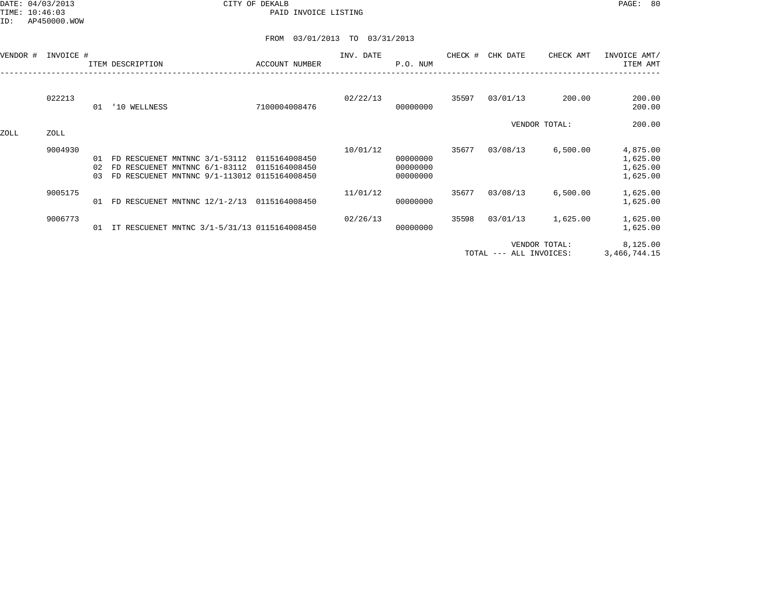CITY OF DEKALB

PAID INVOICE LISTING

DATE: 04/03/2013
TIME: 10:46:03
ID: AP450000.WOW

FROM 03/01/2013 TO 03/31/2013

| VENDOR # | INVOICE # | ITEM DESCRIPTION | ACCOUNT NUMBER | INV. DATE | P.O. NUM | CHECK # | CHK DATE | CHECK AMT | INVOICE AMT/ ITEM AMT |
|---|---|---|---|---|---|---|---|---|---|
| | 022213 | | | 02/22/13 | | 35597 | 03/01/13 | 200.00 | 200.00 |
| | | 01 '10 WELLNESS | 7100004008476 | | 00000000 | | | | 200.00 |
| | | | | | | | | VENDOR TOTAL: | 200.00 |
| ZOLL | ZOLL | | | | | | | | |
| | 9004930 | | | 10/01/12 | | 35677 | 03/08/13 | 6,500.00 | 4,875.00 |
| | | 01 FD RESCUENET MNTNNC 3/1-53112 | 0115164008450 | | 00000000 | | | | 1,625.00 |
| | | 02 FD RESCUENET MNTNNC 6/1-83112 | 0115164008450 | | 00000000 | | | | 1,625.00 |
| | | 03 FD RESCUENET MNTNNC 9/1-113012 | 0115164008450 | | 00000000 | | | | 1,625.00 |
| | 9005175 | | | 11/01/12 | | 35677 | 03/08/13 | 6,500.00 | 1,625.00 |
| | | 01 FD RESCUENET MNTNNC 12/1-2/13 | 0115164008450 | | 00000000 | | | | 1,625.00 |
| | 9006773 | | | 02/26/13 | | 35598 | 03/01/13 | 1,625.00 | 1,625.00 |
| | | 01 IT RESCUENET MNTNC 3/1-5/31/13 | 0115164008450 | | 00000000 | | | | 1,625.00 |
| | | | | | | | | VENDOR TOTAL: | 8,125.00 |
| | | | | | | | TOTAL --- ALL INVOICES: | | 3,466,744.15 |